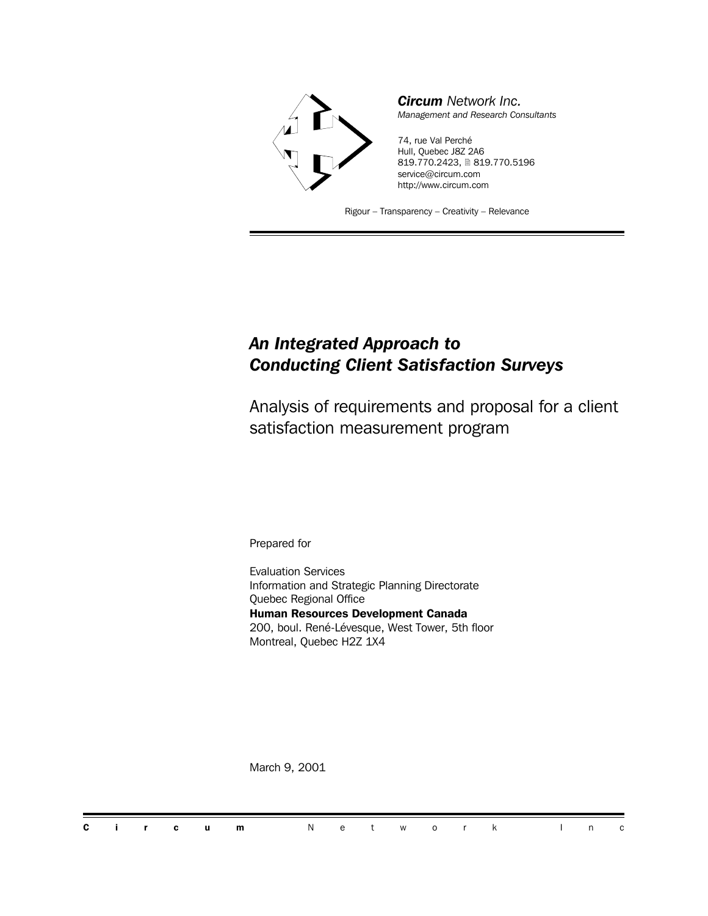***Circum*** *Network Inc.*
*Management and Research Consultants*

74, rue Val Perché
Hull, Quebec J8Z 2A6
819.770.2423, 819.770.5196
service@circum.com
http://www.circum.com

Rigour – Transparency – Creativity – Relevance

# *An Integrated Approach to Conducting Client Satisfaction Surveys*

## Analysis of requirements and proposal for a client satisfaction measurement program

Prepared for

Evaluation Services
Information and Strategic Planning Directorate
Quebec Regional Office
**Human Resources Development Canada**
200, boul. René-Lévesque, West Tower, 5th floor
Montreal, Quebec H2Z 1X4

March 9, 2001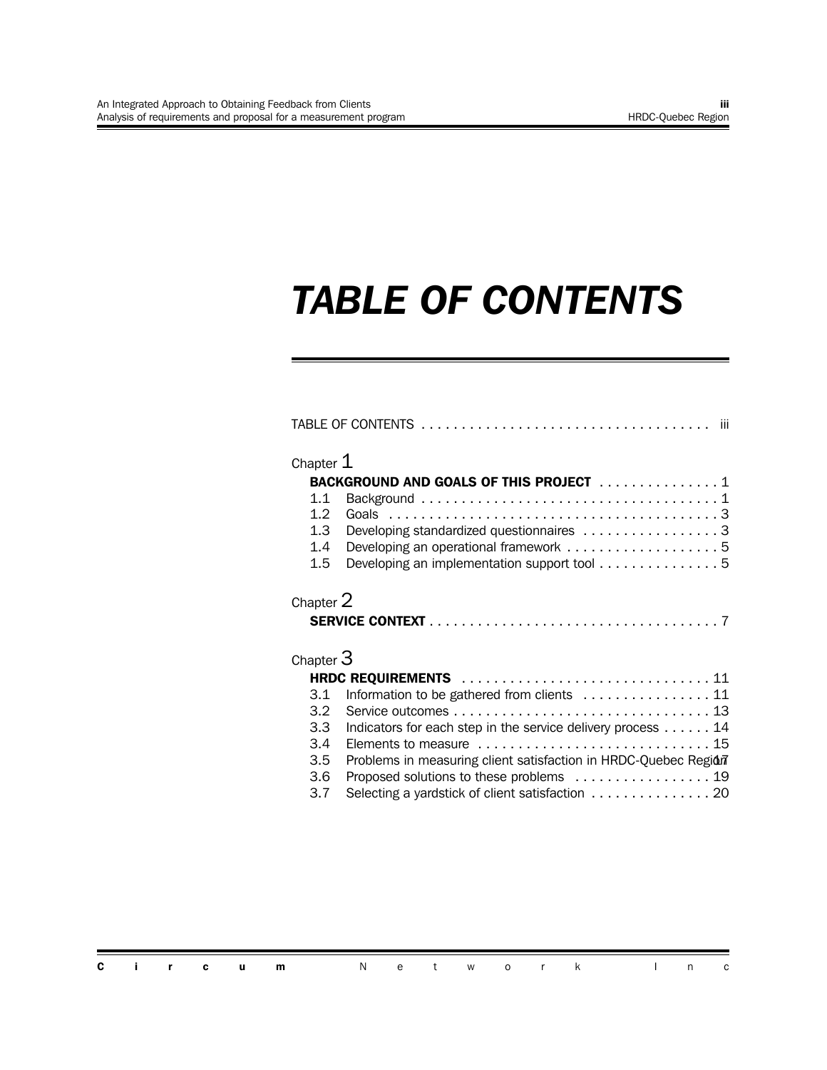# TABLE OF CONTENTS

TABLE OF CONTENTS . . . . . . . . . . . . . . . . . . . . . . . . . . . . . . . . . . . iii

Chapter 1

**BACKGROUND AND GOALS OF THIS PROJECT** . . . . . . . . . . . . . . . 1

- 1.1 Background . . . . . . . . . . . . . . . . . . . . . . . . . . . . . . . . . . . . . 1
- 1.2 Goals . . . . . . . . . . . . . . . . . . . . . . . . . . . . . . . . . . . . . . . . 3
- 1.3 Developing standardized questionnaires . . . . . . . . . . . . . . . . . 3
- 1.4 Developing an operational framework . . . . . . . . . . . . . . . . . . . 5
- 1.5 Developing an implementation support tool . . . . . . . . . . . . . . . 5

Chapter 2

**SERVICE CONTEXT** . . . . . . . . . . . . . . . . . . . . . . . . . . . . . . . . . . . . 7

Chapter 3

**HRDC REQUIREMENTS** . . . . . . . . . . . . . . . . . . . . . . . . . . . . . . . 11

- 3.1 Information to be gathered from clients . . . . . . . . . . . . . . . . 11
- 3.2 Service outcomes . . . . . . . . . . . . . . . . . . . . . . . . . . . . . . . . 13
- 3.3 Indicators for each step in the service delivery process . . . . . . 14
- 3.4 Elements to measure . . . . . . . . . . . . . . . . . . . . . . . . . . . . . 15
- 3.5 Problems in measuring client satisfaction in HRDC-Quebec Region 17
- 3.6 Proposed solutions to these problems . . . . . . . . . . . . . . . . . 19
- 3.7 Selecting a yardstick of client satisfaction . . . . . . . . . . . . . . . 20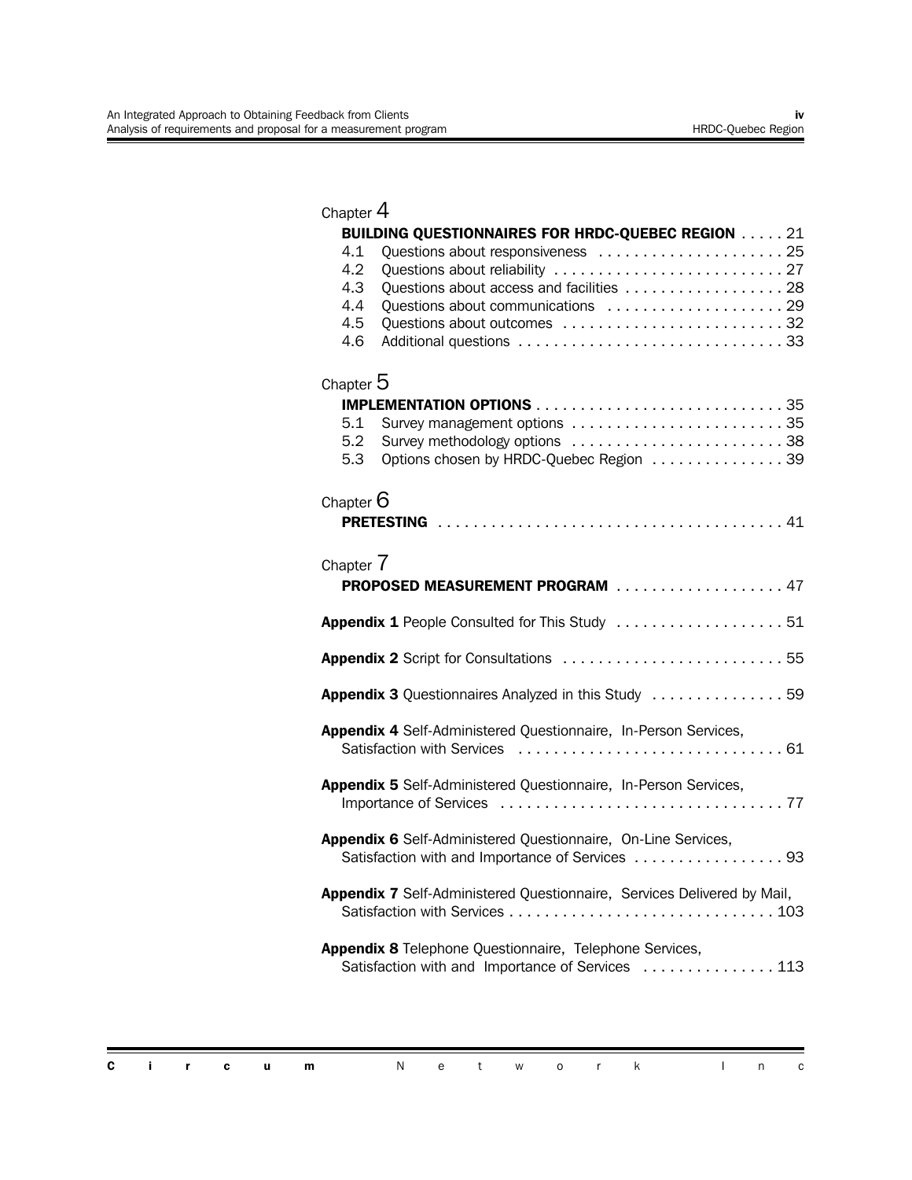Chapter 4

**BUILDING QUESTIONNAIRES FOR HRDC-QUEBEC REGION** . . . . . 21

- 4.1 Questions about responsiveness . . . . . . . . . . . . . . . . . . . . . 25
- 4.2 Questions about reliability . . . . . . . . . . . . . . . . . . . . . . . . . . 27
- 4.3 Questions about access and facilities . . . . . . . . . . . . . . . . . . 28
- 4.4 Questions about communications . . . . . . . . . . . . . . . . . . . . 29
- 4.5 Questions about outcomes . . . . . . . . . . . . . . . . . . . . . . . . . 32
- 4.6 Additional questions . . . . . . . . . . . . . . . . . . . . . . . . . . . . . . 33

Chapter 5

**IMPLEMENTATION OPTIONS** . . . . . . . . . . . . . . . . . . . . . . . . . . . . 35

- 5.1 Survey management options . . . . . . . . . . . . . . . . . . . . . . . . 35
- 5.2 Survey methodology options . . . . . . . . . . . . . . . . . . . . . . . . 38
- 5.3 Options chosen by HRDC-Quebec Region . . . . . . . . . . . . . . . 39

Chapter 6

**PRETESTING** . . . . . . . . . . . . . . . . . . . . . . . . . . . . . . . . . . . . . . 41

Chapter 7

**PROPOSED MEASUREMENT PROGRAM** . . . . . . . . . . . . . . . . . . . 47

**Appendix 1** People Consulted for This Study . . . . . . . . . . . . . . . . . . . 51

**Appendix 2** Script for Consultations . . . . . . . . . . . . . . . . . . . . . . . . . 55

**Appendix 3** Questionnaires Analyzed in this Study . . . . . . . . . . . . . . . 59

**Appendix 4** Self-Administered Questionnaire, In-Person Services, Satisfaction with Services . . . . . . . . . . . . . . . . . . . . . . . . . . . . . . 61

**Appendix 5** Self-Administered Questionnaire, In-Person Services, Importance of Services . . . . . . . . . . . . . . . . . . . . . . . . . . . . . . . . 77

**Appendix 6** Self-Administered Questionnaire, On-Line Services, Satisfaction with and Importance of Services . . . . . . . . . . . . . . . . . 93

**Appendix 7** Self-Administered Questionnaire, Services Delivered by Mail, Satisfaction with Services . . . . . . . . . . . . . . . . . . . . . . . . . . . . . . 103

**Appendix 8** Telephone Questionnaire, Telephone Services, Satisfaction with and Importance of Services . . . . . . . . . . . . . . . 113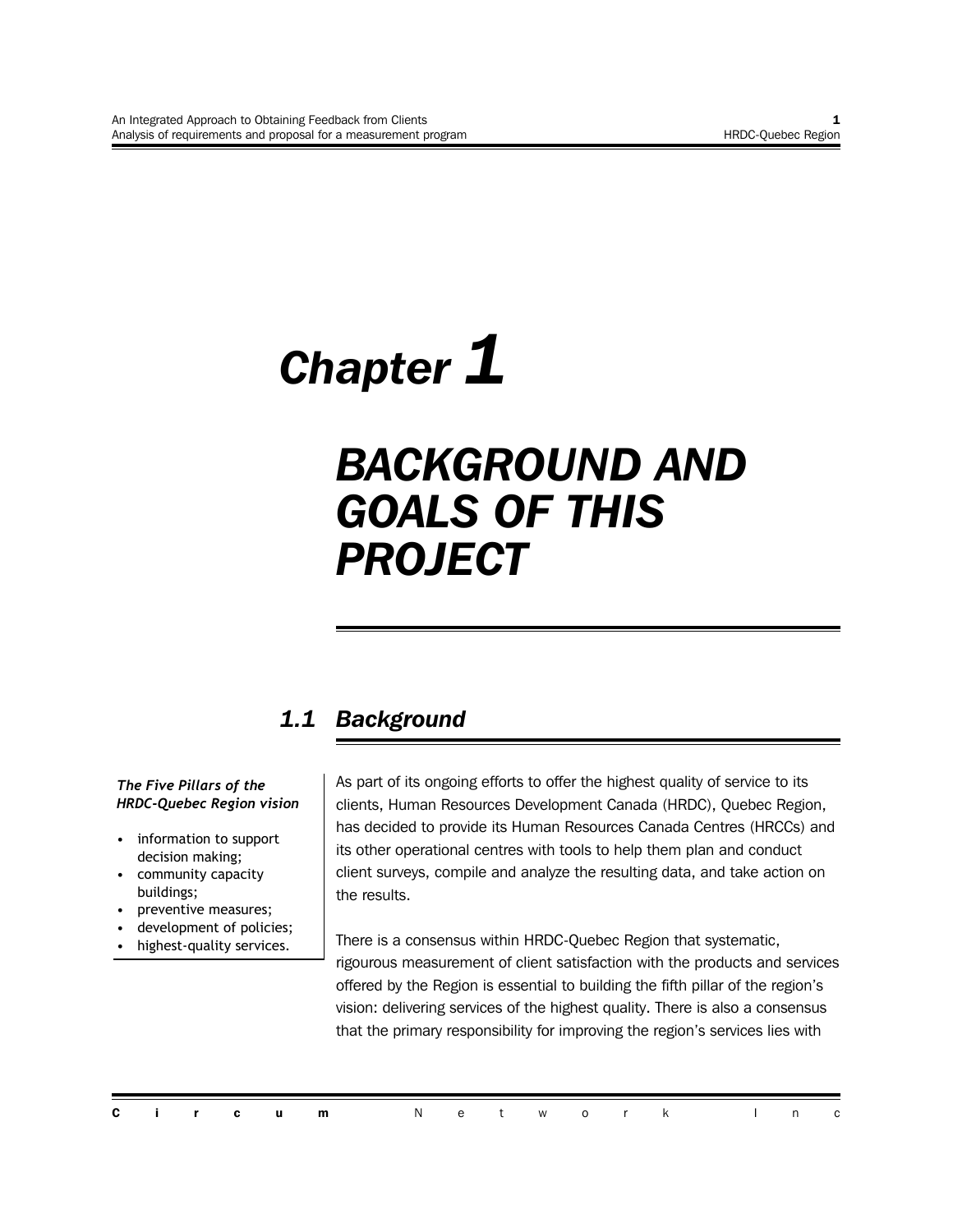# Chapter 1

# BACKGROUND AND GOALS OF THIS PROJECT

## 1.1 Background

***The Five Pillars of the HRDC-Quebec Region vision***

- information to support decision making;
- community capacity buildings;
- preventive measures;
- development of policies;
- highest-quality services.

As part of its ongoing efforts to offer the highest quality of service to its clients, Human Resources Development Canada (HRDC), Quebec Region, has decided to provide its Human Resources Canada Centres (HRCCs) and its other operational centres with tools to help them plan and conduct client surveys, compile and analyze the resulting data, and take action on the results.

There is a consensus within HRDC-Quebec Region that systematic, rigourous measurement of client satisfaction with the products and services offered by the Region is essential to building the fifth pillar of the region's vision: delivering services of the highest quality. There is also a consensus that the primary responsibility for improving the region's services lies with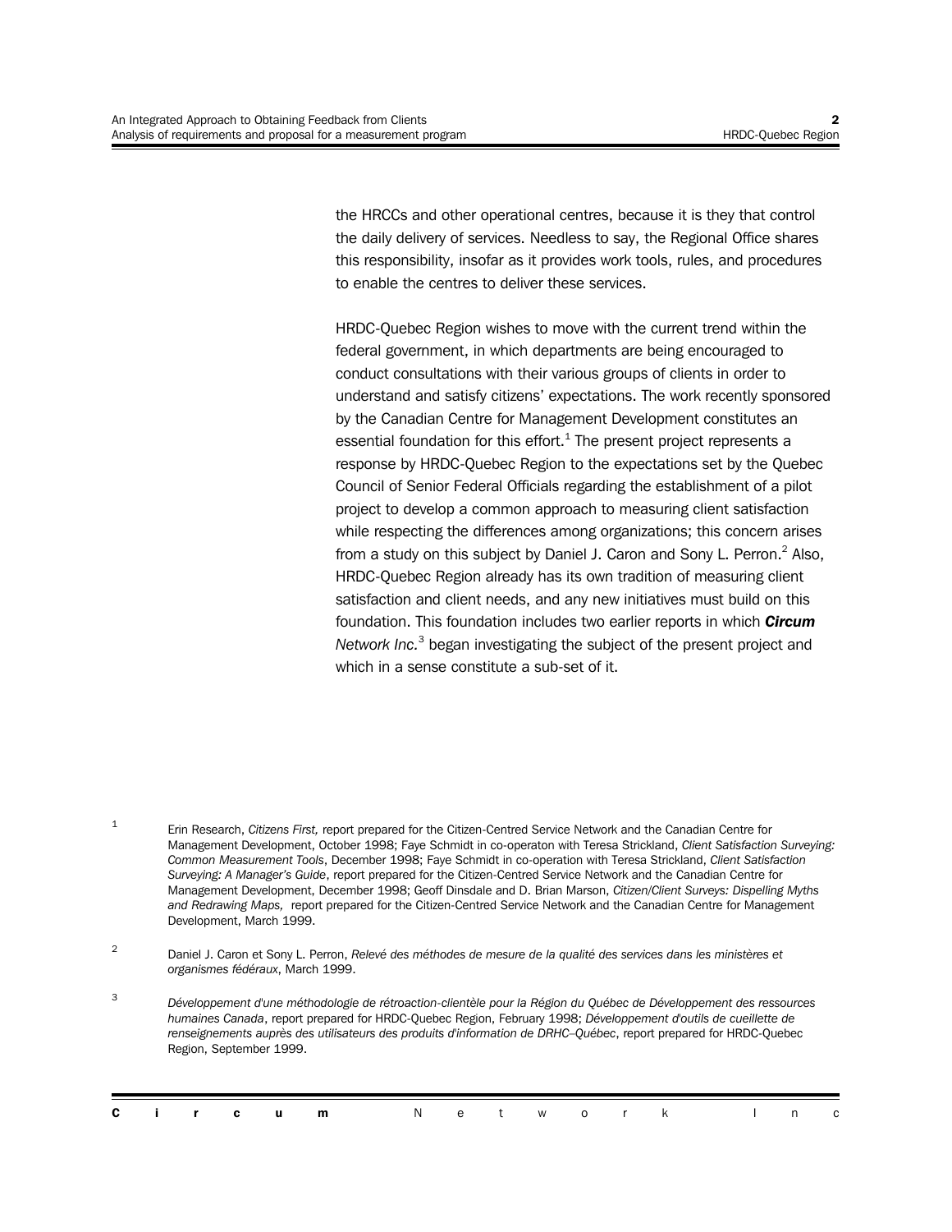the HRCCs and other operational centres, because it is they that control the daily delivery of services. Needless to say, the Regional Office shares this responsibility, insofar as it provides work tools, rules, and procedures to enable the centres to deliver these services.

HRDC-Quebec Region wishes to move with the current trend within the federal government, in which departments are being encouraged to conduct consultations with their various groups of clients in order to understand and satisfy citizens' expectations. The work recently sponsored by the Canadian Centre for Management Development constitutes an essential foundation for this effort.[1] The present project represents a response by HRDC-Quebec Region to the expectations set by the Quebec Council of Senior Federal Officials regarding the establishment of a pilot project to develop a common approach to measuring client satisfaction while respecting the differences among organizations; this concern arises from a study on this subject by Daniel J. Caron and Sony L. Perron.[2] Also, HRDC-Quebec Region already has its own tradition of measuring client satisfaction and client needs, and any new initiatives must build on this foundation. This foundation includes two earlier reports in which ***Circum*** *Network Inc.*[3] began investigating the subject of the present project and which in a sense constitute a sub-set of it.

[1] Erin Research, *Citizens First,* report prepared for the Citizen-Centred Service Network and the Canadian Centre for Management Development, October 1998; Faye Schmidt in co-operaton with Teresa Strickland, *Client Satisfaction Surveying: Common Measurement Tools*, December 1998; Faye Schmidt in co-operation with Teresa Strickland, *Client Satisfaction Surveying: A Manager's Guide*, report prepared for the Citizen-Centred Service Network and the Canadian Centre for Management Development, December 1998; Geoff Dinsdale and D. Brian Marson, *Citizen/Client Surveys: Dispelling Myths and Redrawing Maps,* report prepared for the Citizen-Centred Service Network and the Canadian Centre for Management Development, March 1999.

[2] Daniel J. Caron et Sony L. Perron, *Relevé des méthodes de mesure de la qualité des services dans les ministères et organismes fédéraux*, March 1999.

[3] *Développement d'une méthodologie de rétroaction-clientèle pour la Région du Québec de Développement des ressources humaines Canada*, report prepared for HRDC-Quebec Region, February 1998; *Développement d'outils de cueillette de renseignements auprès des utilisateurs des produits d'information de DRHC–Québec*, report prepared for HRDC-Quebec Region, September 1999.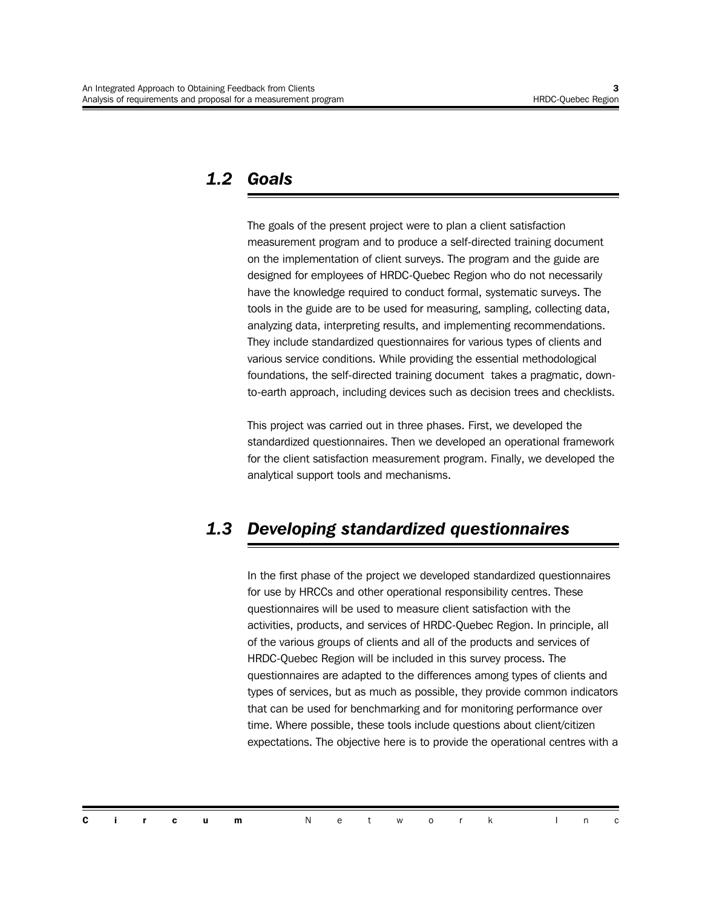## 1.2 Goals

The goals of the present project were to plan a client satisfaction measurement program and to produce a self-directed training document on the implementation of client surveys. The program and the guide are designed for employees of HRDC-Quebec Region who do not necessarily have the knowledge required to conduct formal, systematic surveys. The tools in the guide are to be used for measuring, sampling, collecting data, analyzing data, interpreting results, and implementing recommendations. They include standardized questionnaires for various types of clients and various service conditions. While providing the essential methodological foundations, the self-directed training document takes a pragmatic, down-to-earth approach, including devices such as decision trees and checklists.

This project was carried out in three phases. First, we developed the standardized questionnaires. Then we developed an operational framework for the client satisfaction measurement program. Finally, we developed the analytical support tools and mechanisms.

## 1.3 Developing standardized questionnaires

In the first phase of the project we developed standardized questionnaires for use by HRCCs and other operational responsibility centres. These questionnaires will be used to measure client satisfaction with the activities, products, and services of HRDC-Quebec Region. In principle, all of the various groups of clients and all of the products and services of HRDC-Quebec Region will be included in this survey process. The questionnaires are adapted to the differences among types of clients and types of services, but as much as possible, they provide common indicators that can be used for benchmarking and for monitoring performance over time. Where possible, these tools include questions about client/citizen expectations. The objective here is to provide the operational centres with a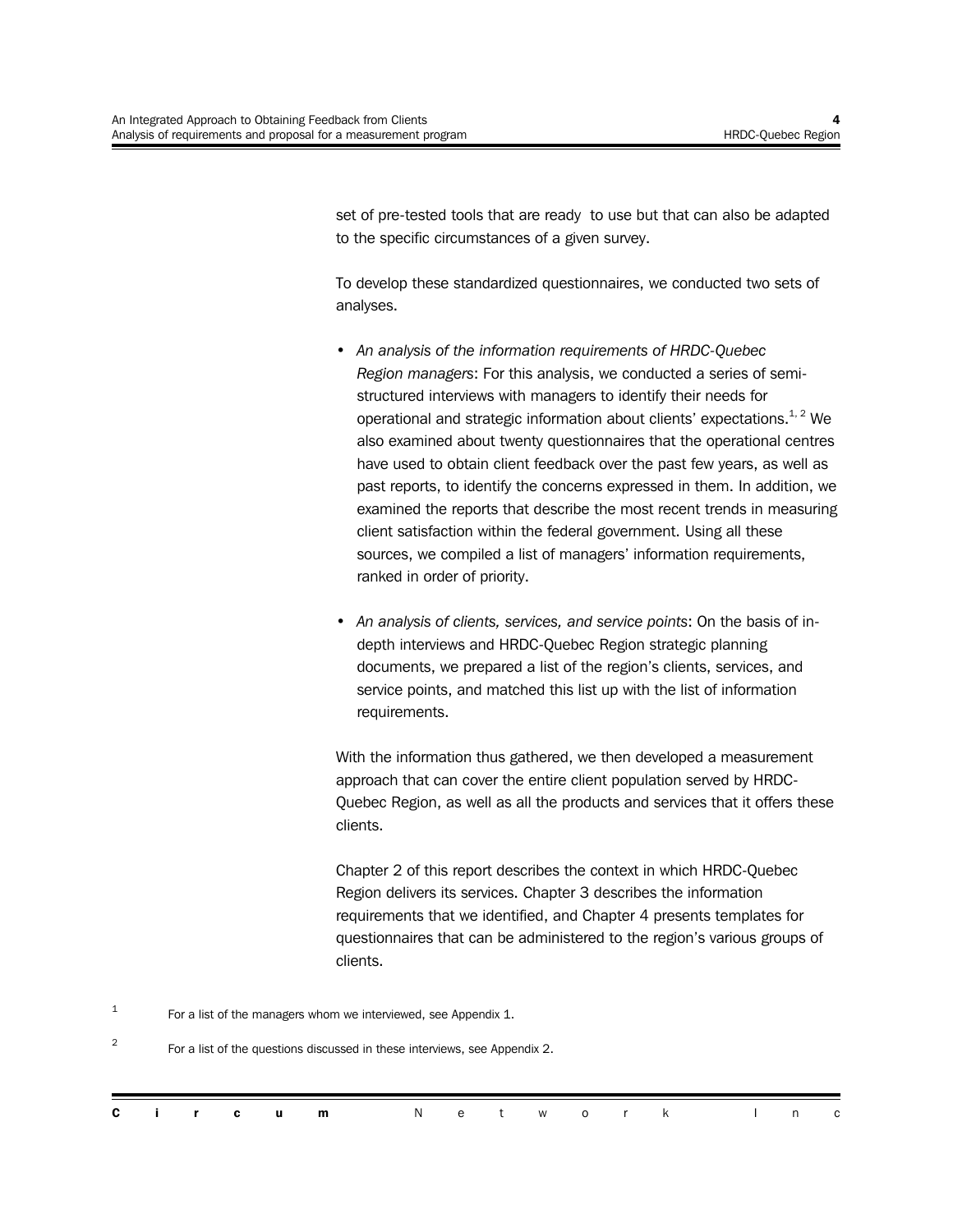set of pre-tested tools that are ready to use but that can also be adapted to the specific circumstances of a given survey.

To develop these standardized questionnaires, we conducted two sets of analyses.

- *An analysis of the information requirements of HRDC-Quebec Region managers*: For this analysis, we conducted a series of semi-structured interviews with managers to identify their needs for operational and strategic information about clients' expectations.[1, 2] We also examined about twenty questionnaires that the operational centres have used to obtain client feedback over the past few years, as well as past reports, to identify the concerns expressed in them. In addition, we examined the reports that describe the most recent trends in measuring client satisfaction within the federal government. Using all these sources, we compiled a list of managers' information requirements, ranked in order of priority.

- *An analysis of clients, services, and service points*: On the basis of in-depth interviews and HRDC-Quebec Region strategic planning documents, we prepared a list of the region's clients, services, and service points, and matched this list up with the list of information requirements.

With the information thus gathered, we then developed a measurement approach that can cover the entire client population served by HRDC-Quebec Region, as well as all the products and services that it offers these clients.

Chapter 2 of this report describes the context in which HRDC-Quebec Region delivers its services. Chapter 3 describes the information requirements that we identified, and Chapter 4 presents templates for questionnaires that can be administered to the region's various groups of clients.

[1] For a list of the managers whom we interviewed, see Appendix 1.

[2] For a list of the questions discussed in these interviews, see Appendix 2.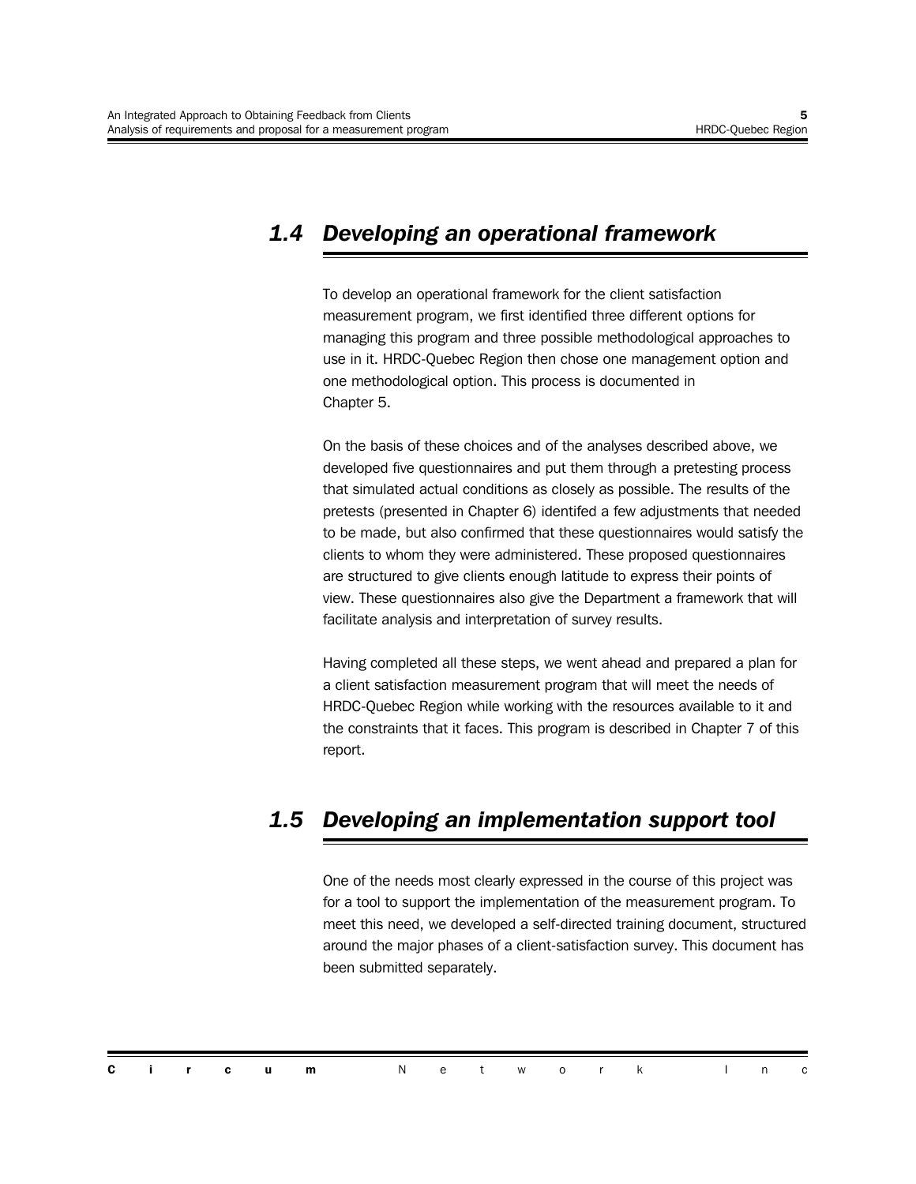## *1.4 Developing an operational framework*

To develop an operational framework for the client satisfaction measurement program, we first identified three different options for managing this program and three possible methodological approaches to use in it. HRDC-Quebec Region then chose one management option and one methodological option. This process is documented in Chapter 5.

On the basis of these choices and of the analyses described above, we developed five questionnaires and put them through a pretesting process that simulated actual conditions as closely as possible. The results of the pretests (presented in Chapter 6) identifed a few adjustments that needed to be made, but also confirmed that these questionnaires would satisfy the clients to whom they were administered. These proposed questionnaires are structured to give clients enough latitude to express their points of view. These questionnaires also give the Department a framework that will facilitate analysis and interpretation of survey results.

Having completed all these steps, we went ahead and prepared a plan for a client satisfaction measurement program that will meet the needs of HRDC-Quebec Region while working with the resources available to it and the constraints that it faces. This program is described in Chapter 7 of this report.

## *1.5 Developing an implementation support tool*

One of the needs most clearly expressed in the course of this project was for a tool to support the implementation of the measurement program. To meet this need, we developed a self-directed training document, structured around the major phases of a client-satisfaction survey. This document has been submitted separately.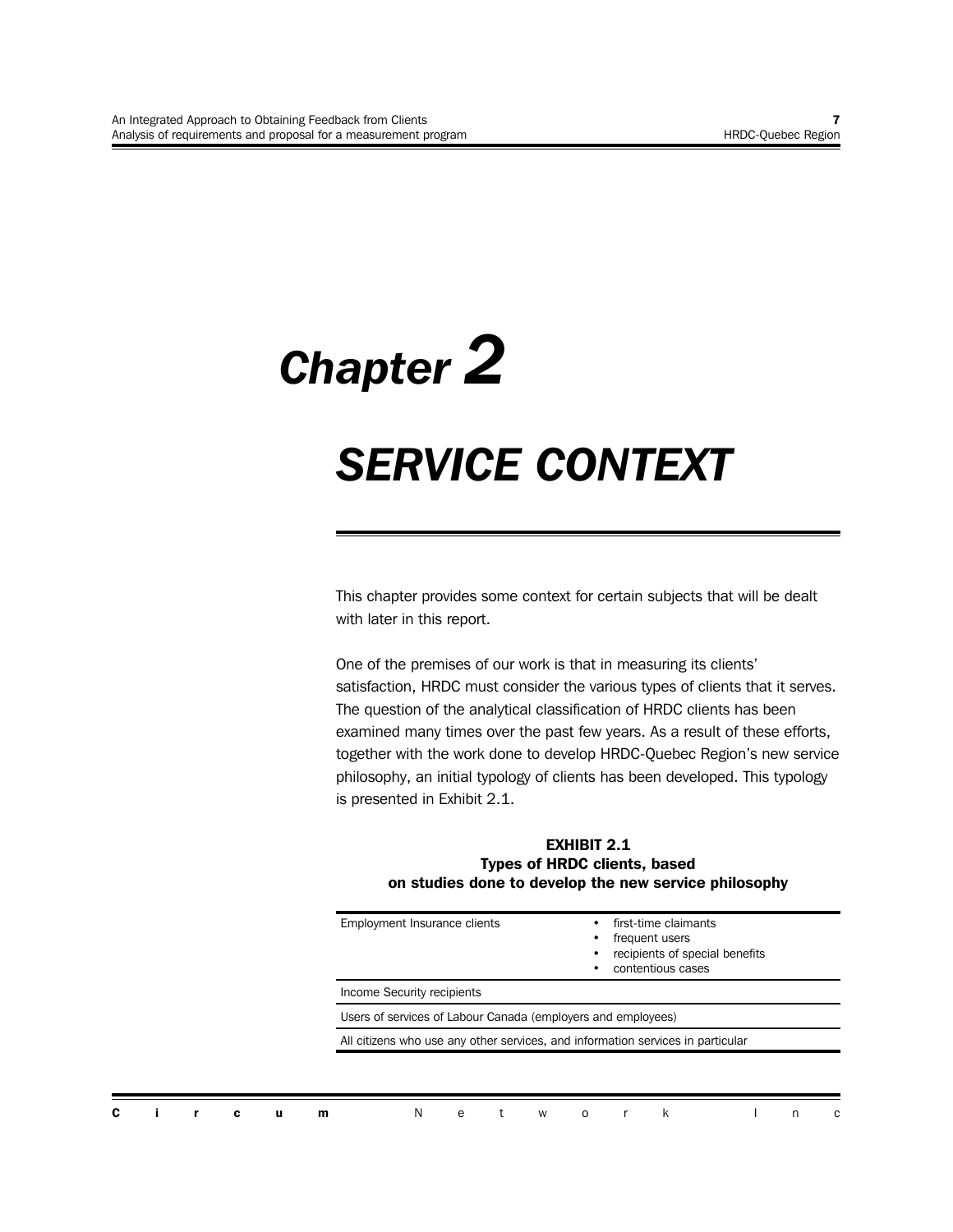# Chapter 2

# SERVICE CONTEXT

This chapter provides some context for certain subjects that will be dealt with later in this report.

One of the premises of our work is that in measuring its clients' satisfaction, HRDC must consider the various types of clients that it serves. The question of the analytical classification of HRDC clients has been examined many times over the past few years. As a result of these efforts, together with the work done to develop HRDC-Quebec Region's new service philosophy, an initial typology of clients has been developed. This typology is presented in Exhibit 2.1.

**EXHIBIT 2.1**
**Types of HRDC clients, based on studies done to develop the new service philosophy**

| | |
|---|---|
| Employment Insurance clients | • first-time claimants<br>• frequent users<br>• recipients of special benefits<br>• contentious cases |
| Income Security recipients | |
| Users of services of Labour Canada (employers and employees) | |
| All citizens who use any other services, and information services in particular | |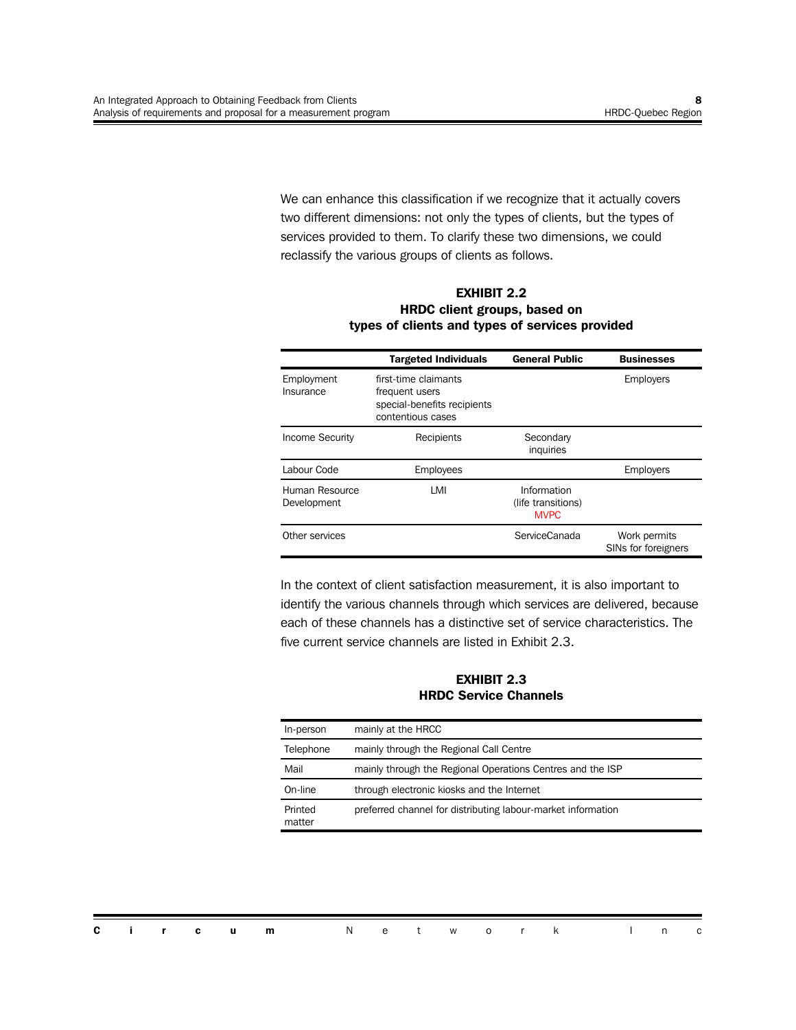We can enhance this classification if we recognize that it actually covers two different dimensions: not only the types of clients, but the types of services provided to them. To clarify these two dimensions, we could reclassify the various groups of clients as follows.

**EXHIBIT 2.2**
**HRDC client groups, based on types of clients and types of services provided**

| | Targeted Individuals | General Public | Businesses |
|---|---|---|---|
| Employment Insurance | first-time claimants<br>frequent users<br>special-benefits recipients<br>contentious cases | | Employers |
| Income Security | Recipients | Secondary inquiries | |
| Labour Code | Employees | | Employers |
| Human Resource Development | LMI | Information (life transitions)<br>MVPC | |
| Other services | | ServiceCanada | Work permits<br>SINs for foreigners |

In the context of client satisfaction measurement, it is also important to identify the various channels through which services are delivered, because each of these channels has a distinctive set of service characteristics. The five current service channels are listed in Exhibit 2.3.

**EXHIBIT 2.3**
**HRDC Service Channels**

| | |
|---|---|
| In-person | mainly at the HRCC |
| Telephone | mainly through the Regional Call Centre |
| Mail | mainly through the Regional Operations Centres and the ISP |
| On-line | through electronic kiosks and the Internet |
| Printed matter | preferred channel for distributing labour-market information |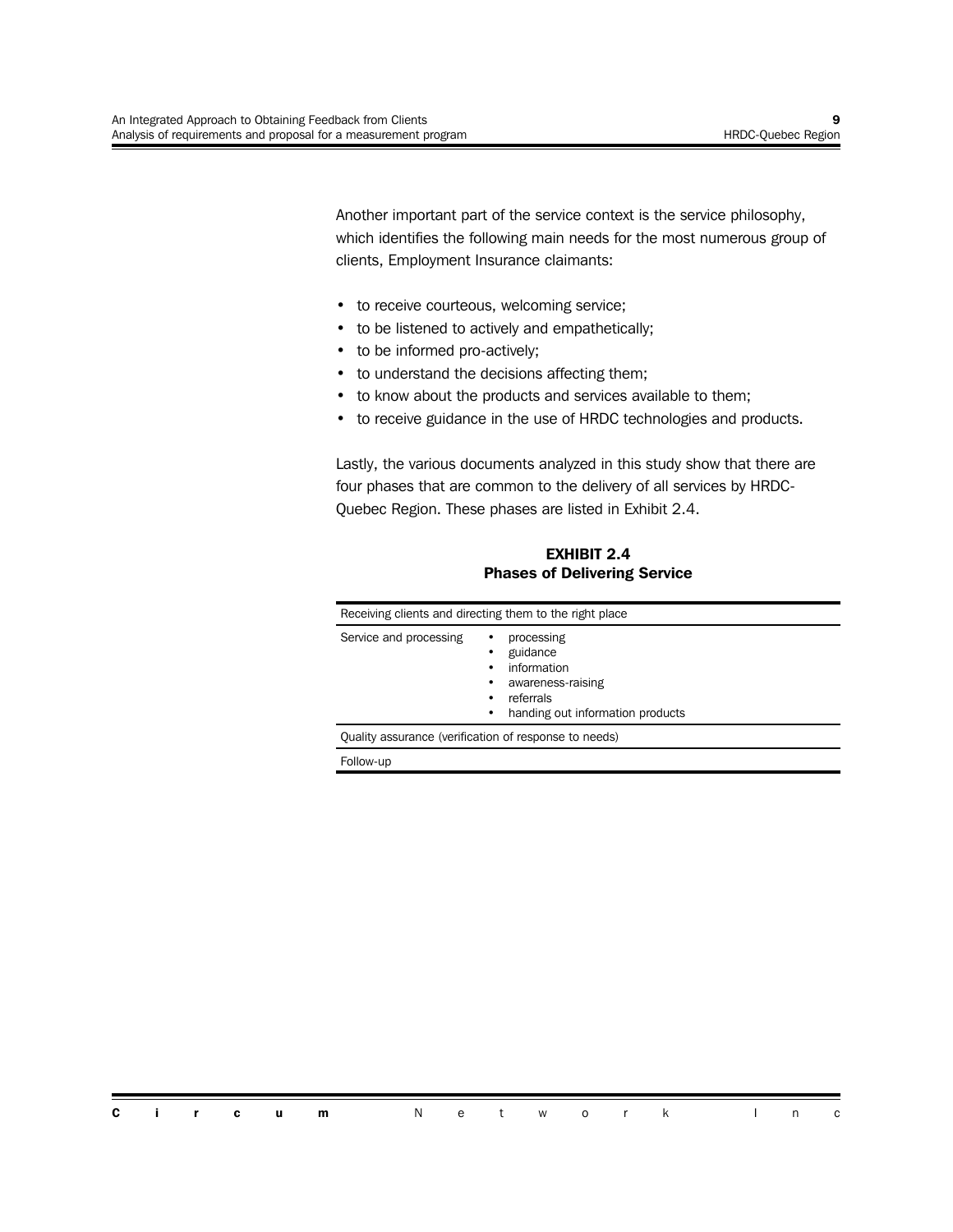Another important part of the service context is the service philosophy, which identifies the following main needs for the most numerous group of clients, Employment Insurance claimants:

- to receive courteous, welcoming service;
- to be listened to actively and empathetically;
- to be informed pro-actively;
- to understand the decisions affecting them;
- to know about the products and services available to them;
- to receive guidance in the use of HRDC technologies and products.

Lastly, the various documents analyzed in this study show that there are four phases that are common to the delivery of all services by HRDC-Quebec Region. These phases are listed in Exhibit 2.4.

**EXHIBIT 2.4**
**Phases of Delivering Service**

| Receiving clients and directing them to the right place | |
|---|---|
| Service and processing | • processing<br>• guidance<br>• information<br>• awareness-raising<br>• referrals<br>• handing out information products |
| Quality assurance (verification of response to needs) | |
| Follow-up | |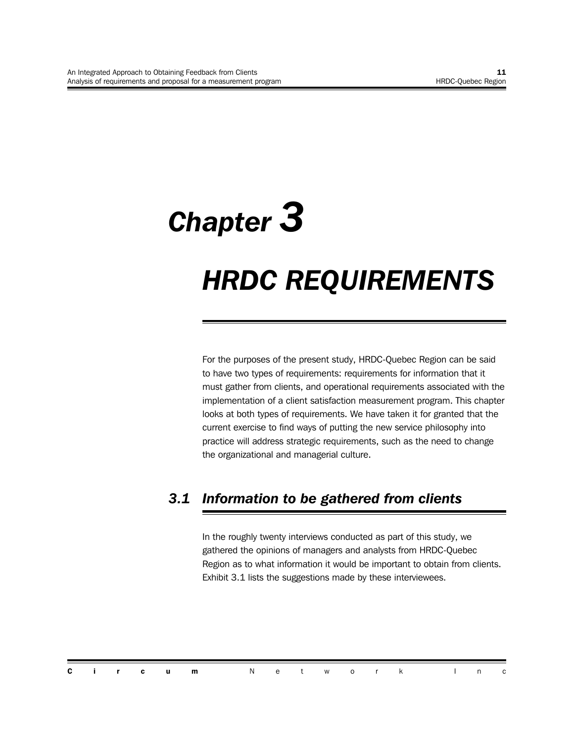# Chapter 3

# HRDC REQUIREMENTS

For the purposes of the present study, HRDC-Quebec Region can be said to have two types of requirements: requirements for information that it must gather from clients, and operational requirements associated with the implementation of a client satisfaction measurement program. This chapter looks at both types of requirements. We have taken it for granted that the current exercise to find ways of putting the new service philosophy into practice will address strategic requirements, such as the need to change the organizational and managerial culture.

## 3.1 Information to be gathered from clients

In the roughly twenty interviews conducted as part of this study, we gathered the opinions of managers and analysts from HRDC-Quebec Region as to what information it would be important to obtain from clients. Exhibit 3.1 lists the suggestions made by these interviewees.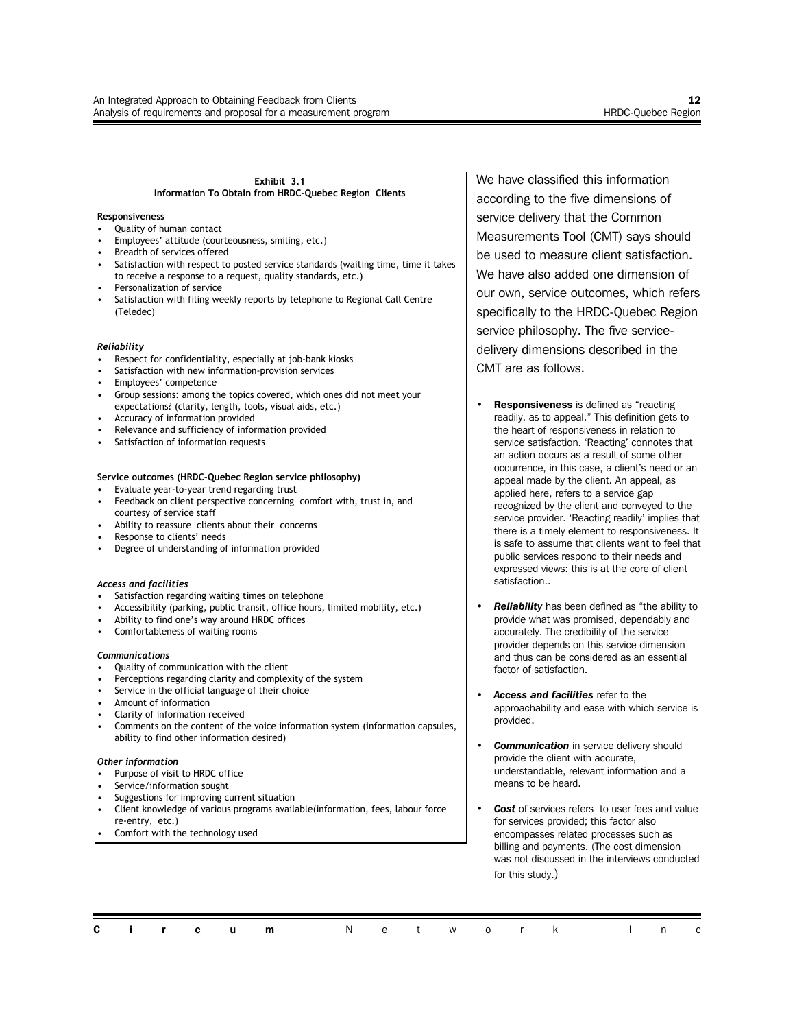**Exhibit 3.1**
**Information To Obtain from HRDC-Quebec Region Clients**

**Responsiveness**

- Quality of human contact
- Employees' attitude (courteousness, smiling, etc.)
- Breadth of services offered
- Satisfaction with respect to posted service standards (waiting time, time it takes to receive a response to a request, quality standards, etc.)
- Personalization of service
- Satisfaction with filing weekly reports by telephone to Regional Call Centre (Teledec)

***Reliability***

- Respect for confidentiality, especially at job-bank kiosks
- Satisfaction with new information-provision services
- Employees' competence
- Group sessions: among the topics covered, which ones did not meet your expectations? (clarity, length, tools, visual aids, etc.)
- Accuracy of information provided
- Relevance and sufficiency of information provided
- Satisfaction of information requests

**Service outcomes (HRDC-Quebec Region service philosophy)**

- Evaluate year-to-year trend regarding trust
- Feedback on client perspective concerning comfort with, trust in, and courtesy of service staff
- Ability to reassure clients about their concerns
- Response to clients' needs
- Degree of understanding of information provided

***Access and facilities***

- Satisfaction regarding waiting times on telephone
- Accessibility (parking, public transit, office hours, limited mobility, etc.)
- Ability to find one's way around HRDC offices
- Comfortableness of waiting rooms

***Communications***

- Quality of communication with the client
- Perceptions regarding clarity and complexity of the system
- Service in the official language of their choice
- Amount of information
- Clarity of information received
- Comments on the content of the voice information system (information capsules, ability to find other information desired)

***Other information***

- Purpose of visit to HRDC office
- Service/information sought
- Suggestions for improving current situation
- Client knowledge of various programs available(information, fees, labour force re-entry, etc.)
- Comfort with the technology used

We have classified this information according to the five dimensions of service delivery that the Common Measurements Tool (CMT) says should be used to measure client satisfaction. We have also added one dimension of our own, service outcomes, which refers specifically to the HRDC-Quebec Region service philosophy. The five service-delivery dimensions described in the CMT are as follows.

- **Responsiveness** is defined as "reacting readily, as to appeal." This definition gets to the heart of responsiveness in relation to service satisfaction. 'Reacting' connotes that an action occurs as a result of some other occurrence, in this case, a client's need or an appeal made by the client. An appeal, as applied here, refers to a service gap recognized by the client and conveyed to the service provider. 'Reacting readily' implies that there is a timely element to responsiveness. It is safe to assume that clients want to feel that public services respond to their needs and expressed views: this is at the core of client satisfaction..

- ***Reliability*** has been defined as "the ability to provide what was promised, dependably and accurately. The credibility of the service provider depends on this service dimension and thus can be considered as an essential factor of satisfaction.

- ***Access and facilities*** refer to the approachability and ease with which service is provided.

- ***Communication*** in service delivery should provide the client with accurate, understandable, relevant information and a means to be heard.

- ***Cost*** of services refers to user fees and value for services provided; this factor also encompasses related processes such as billing and payments. (The cost dimension was not discussed in the interviews conducted for this study.)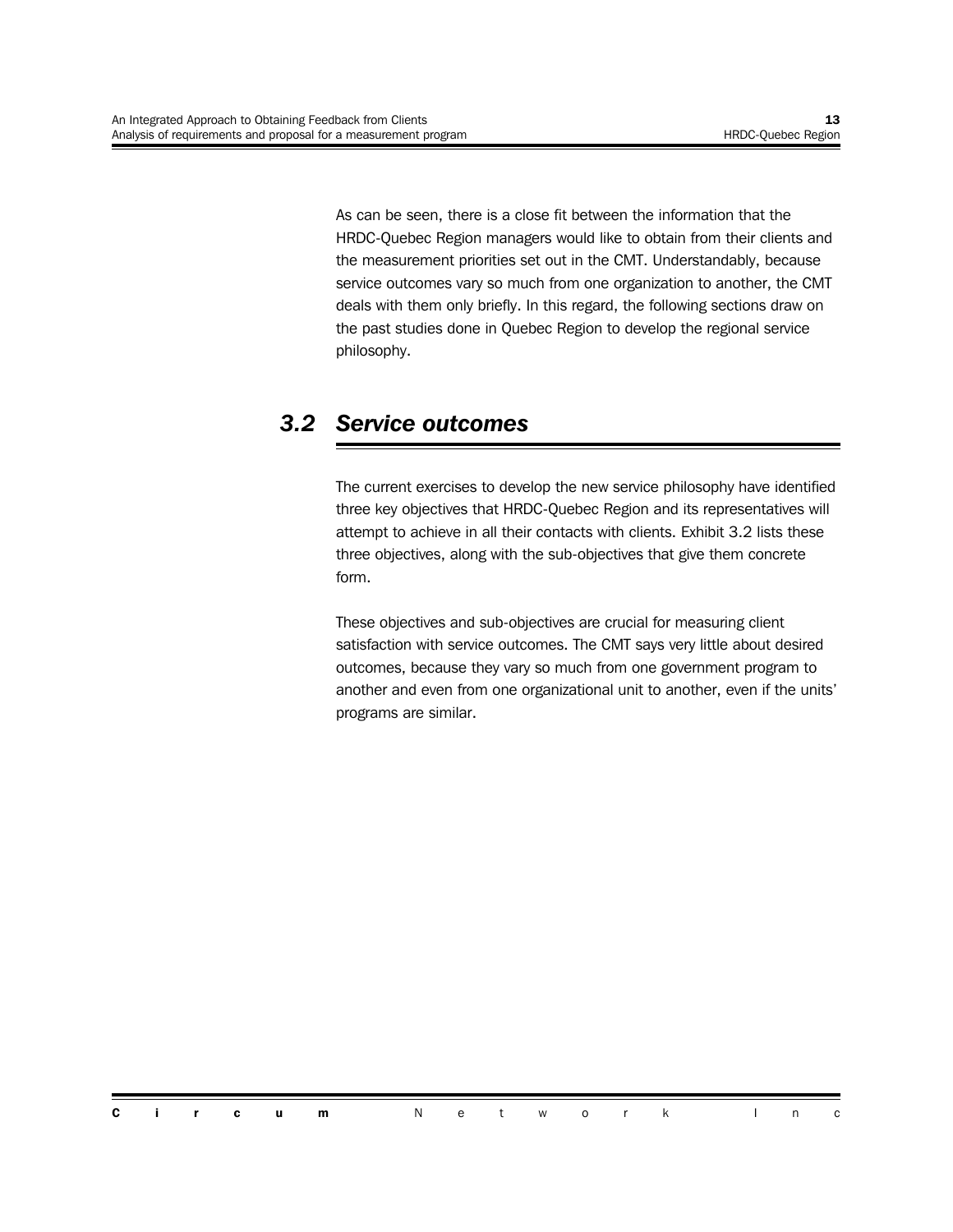As can be seen, there is a close fit between the information that the HRDC-Quebec Region managers would like to obtain from their clients and the measurement priorities set out in the CMT. Understandably, because service outcomes vary so much from one organization to another, the CMT deals with them only briefly. In this regard, the following sections draw on the past studies done in Quebec Region to develop the regional service philosophy.

## *3.2 Service outcomes*

The current exercises to develop the new service philosophy have identified three key objectives that HRDC-Quebec Region and its representatives will attempt to achieve in all their contacts with clients. Exhibit 3.2 lists these three objectives, along with the sub-objectives that give them concrete form.

These objectives and sub-objectives are crucial for measuring client satisfaction with service outcomes. The CMT says very little about desired outcomes, because they vary so much from one government program to another and even from one organizational unit to another, even if the units' programs are similar.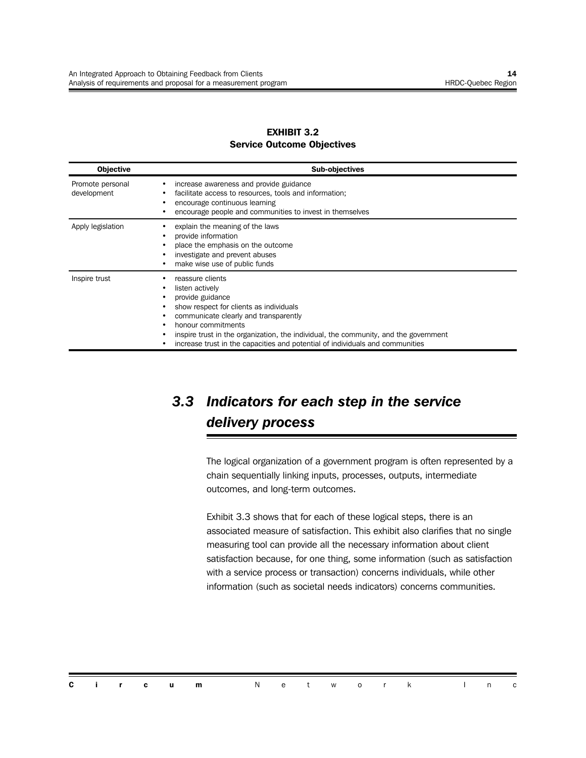**EXHIBIT 3.2**
**Service Outcome Objectives**

| Objective | Sub-objectives |
|---|---|
| Promote personal development | • increase awareness and provide guidance<br>• facilitate access to resources, tools and information;<br>• encourage continuous learning<br>• encourage people and communities to invest in themselves |
| Apply legislation | • explain the meaning of the laws<br>• provide information<br>• place the emphasis on the outcome<br>• investigate and prevent abuses<br>• make wise use of public funds |
| Inspire trust | • reassure clients<br>• listen actively<br>• provide guidance<br>• show respect for clients as individuals<br>• communicate clearly and transparently<br>• honour commitments<br>• inspire trust in the organization, the individual, the community, and the government<br>• increase trust in the capacities and potential of individuals and communities |

## *3.3 Indicators for each step in the service delivery process*

The logical organization of a government program is often represented by a chain sequentially linking inputs, processes, outputs, intermediate outcomes, and long-term outcomes.

Exhibit 3.3 shows that for each of these logical steps, there is an associated measure of satisfaction. This exhibit also clarifies that no single measuring tool can provide all the necessary information about client satisfaction because, for one thing, some information (such as satisfaction with a service process or transaction) concerns individuals, while other information (such as societal needs indicators) concerns communities.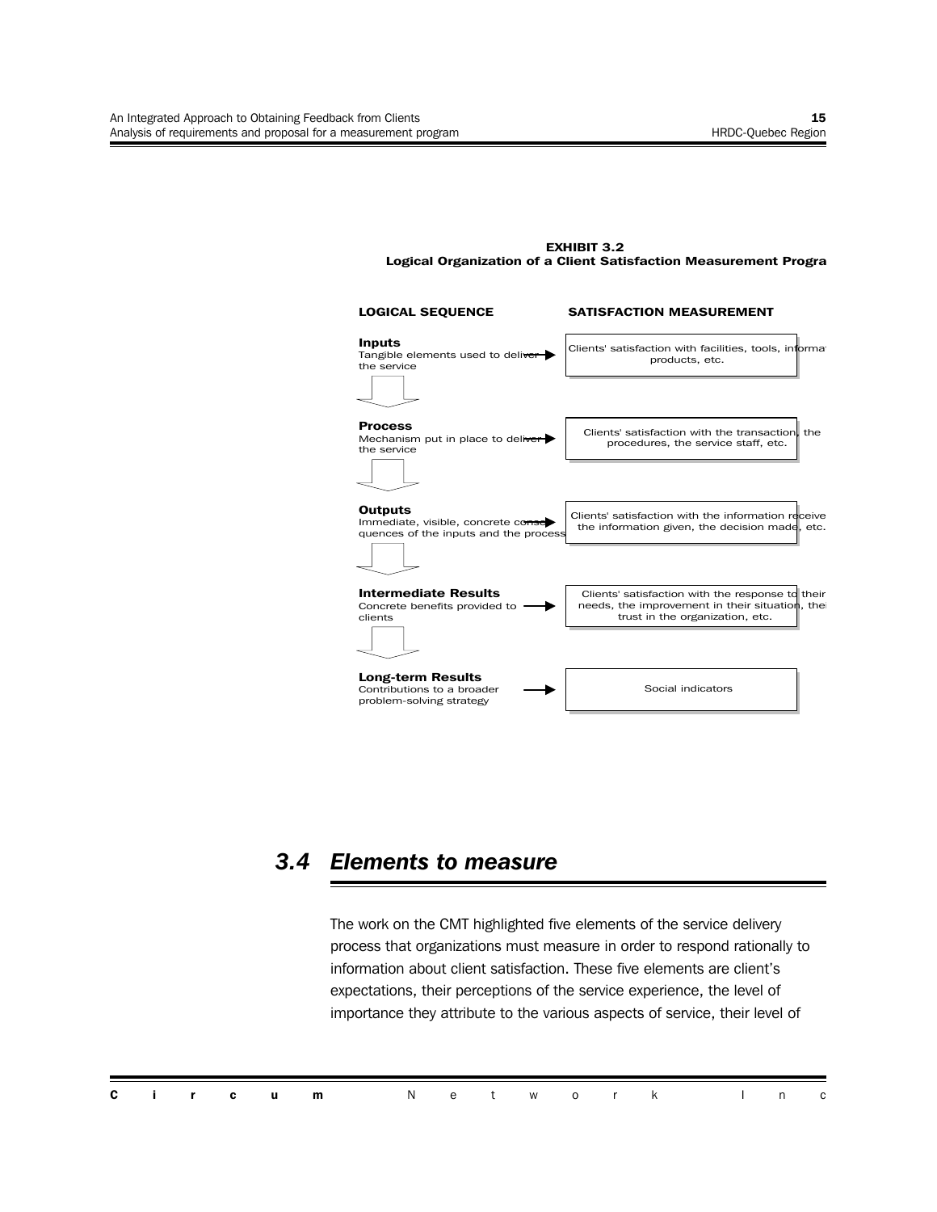**EXHIBIT 3.2**
**Logical Organization of a Client Satisfaction Measurement Progra**

| LOGICAL SEQUENCE | SATISFACTION MEASUREMENT |
|---|---|
| **Inputs** Tangible elements used to deliver the service | Clients' satisfaction with facilities, tools, informa products, etc. |
| **Process** Mechanism put in place to deliver the service | Clients' satisfaction with the transaction, the procedures, the service staff, etc. |
| **Outputs** Immediate, visible, concrete consequences of the inputs and the process | Clients' satisfaction with the information receive the information given, the decision made, etc. |
| **Intermediate Results** Concrete benefits provided to clients | Clients' satisfaction with the response to their needs, the improvement in their situation, thei trust in the organization, etc. |
| **Long-term Results** Contributions to a broader problem-solving strategy | Social indicators |

## 3.4 *Elements to measure*

The work on the CMT highlighted five elements of the service delivery process that organizations must measure in order to respond rationally to information about client satisfaction. These five elements are client's expectations, their perceptions of the service experience, the level of importance they attribute to the various aspects of service, their level of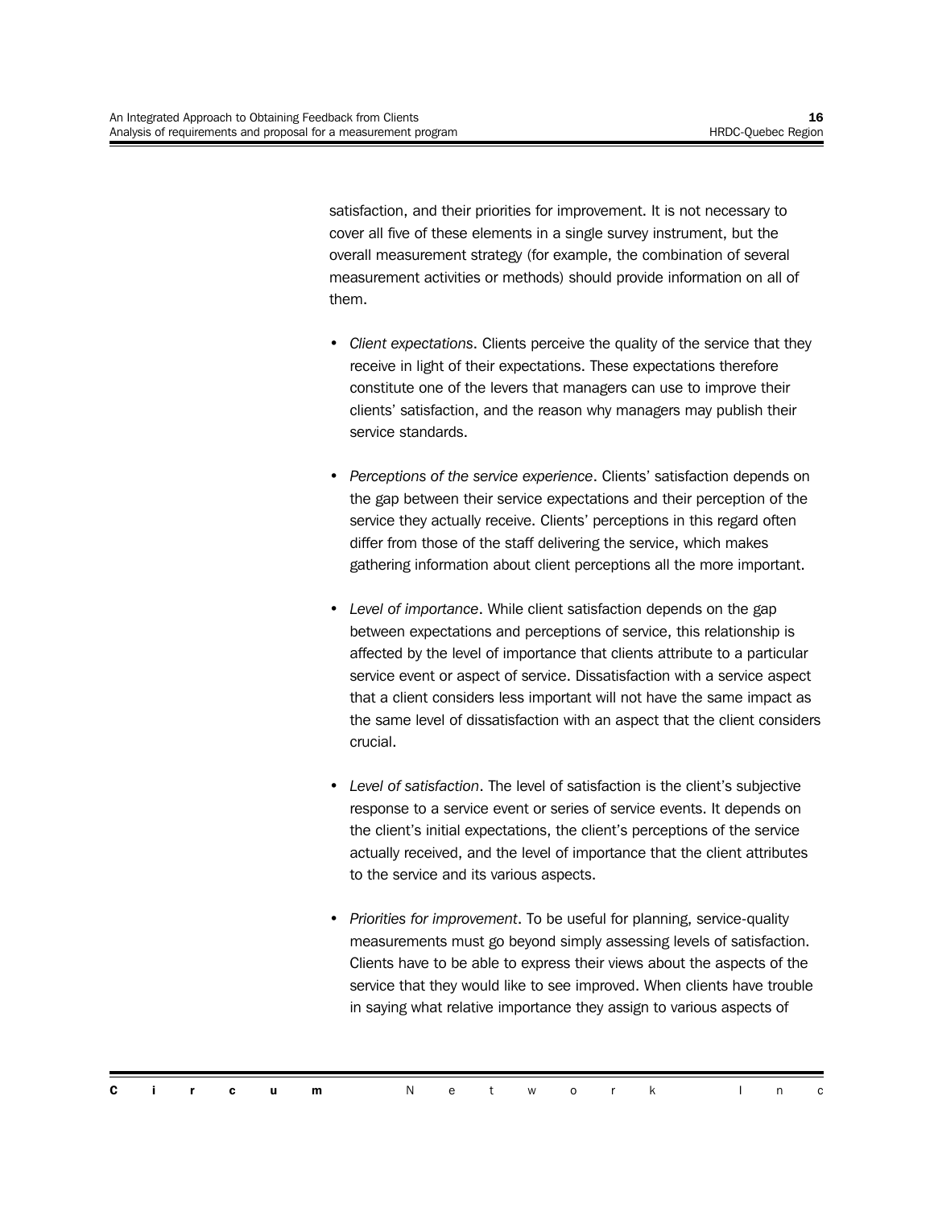satisfaction, and their priorities for improvement. It is not necessary to cover all five of these elements in a single survey instrument, but the overall measurement strategy (for example, the combination of several measurement activities or methods) should provide information on all of them.

- *Client expectations*. Clients perceive the quality of the service that they receive in light of their expectations. These expectations therefore constitute one of the levers that managers can use to improve their clients' satisfaction, and the reason why managers may publish their service standards.

- *Perceptions of the service experience*. Clients' satisfaction depends on the gap between their service expectations and their perception of the service they actually receive. Clients' perceptions in this regard often differ from those of the staff delivering the service, which makes gathering information about client perceptions all the more important.

- *Level of importance*. While client satisfaction depends on the gap between expectations and perceptions of service, this relationship is affected by the level of importance that clients attribute to a particular service event or aspect of service. Dissatisfaction with a service aspect that a client considers less important will not have the same impact as the same level of dissatisfaction with an aspect that the client considers crucial.

- *Level of satisfaction*. The level of satisfaction is the client's subjective response to a service event or series of service events. It depends on the client's initial expectations, the client's perceptions of the service actually received, and the level of importance that the client attributes to the service and its various aspects.

- *Priorities for improvement*. To be useful for planning, service-quality measurements must go beyond simply assessing levels of satisfaction. Clients have to be able to express their views about the aspects of the service that they would like to see improved. When clients have trouble in saying what relative importance they assign to various aspects of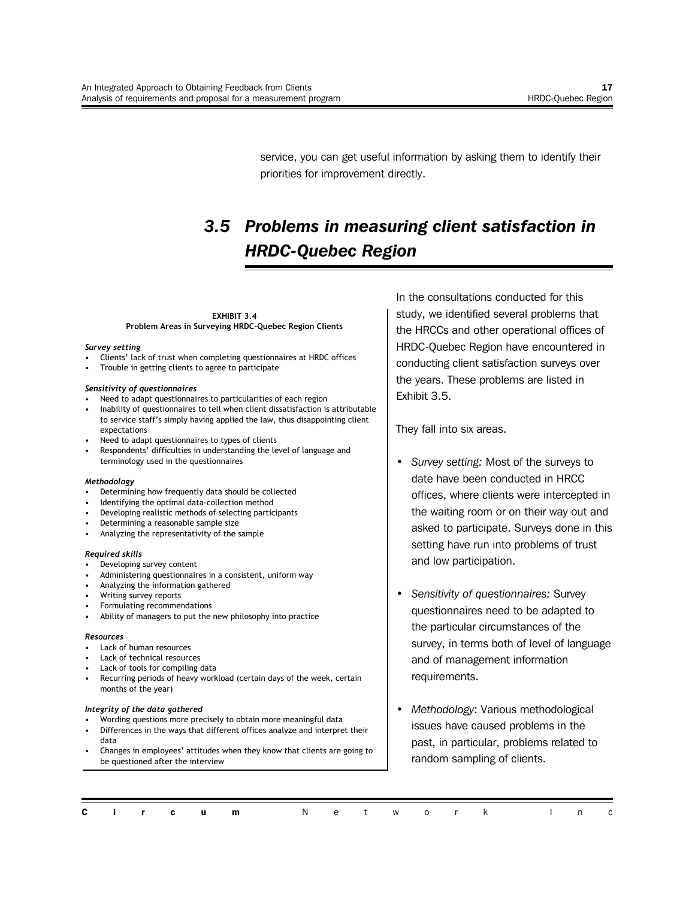service, you can get useful information by asking them to identify their priorities for improvement directly.

## 3.5 Problems in measuring client satisfaction in HRDC-Quebec Region

**EXHIBIT 3.4**
**Problem Areas in Surveying HRDC-Quebec Region Clients**

***Survey setting***

- Clients' lack of trust when completing questionnaires at HRDC offices
- Trouble in getting clients to agree to participate

***Sensitivity of questionnaires***

- Need to adapt questionnaires to particularities of each region
- Inability of questionnaires to tell when client dissatisfaction is attributable to service staff's simply having applied the law, thus disappointing client expectations
- Need to adapt questionnaires to types of clients
- Respondents' difficulties in understanding the level of language and terminology used in the questionnaires

***Methodology***

- Determining how frequently data should be collected
- Identifying the optimal data-collection method
- Developing realistic methods of selecting participants
- Determining a reasonable sample size
- Analyzing the representativity of the sample

***Required skills***

- Developing survey content
- Administering questionnaires in a consistent, uniform way
- Analyzing the information gathered
- Writing survey reports
- Formulating recommendations
- Ability of managers to put the new philosophy into practice

***Resources***

- Lack of human resources
- Lack of technical resources
- Lack of tools for compiling data
- Recurring periods of heavy workload (certain days of the week, certain months of the year)

***Integrity of the data gathered***

- Wording questions more precisely to obtain more meaningful data
- Differences in the ways that different offices analyze and interpret their data
- Changes in employees' attitudes when they know that clients are going to be questioned after the interview

In the consultations conducted for this study, we identified several problems that the HRCCs and other operational offices of HRDC-Quebec Region have encountered in conducting client satisfaction surveys over the years. These problems are listed in Exhibit 3.5.

They fall into six areas.

- *Survey setting:* Most of the surveys to date have been conducted in HRCC offices, where clients were intercepted in the waiting room or on their way out and asked to participate. Surveys done in this setting have run into problems of trust and low participation.
- *Sensitivity of questionnaires:* Survey questionnaires need to be adapted to the particular circumstances of the survey, in terms both of level of language and of management information requirements.
- *Methodology*: Various methodological issues have caused problems in the past, in particular, problems related to random sampling of clients.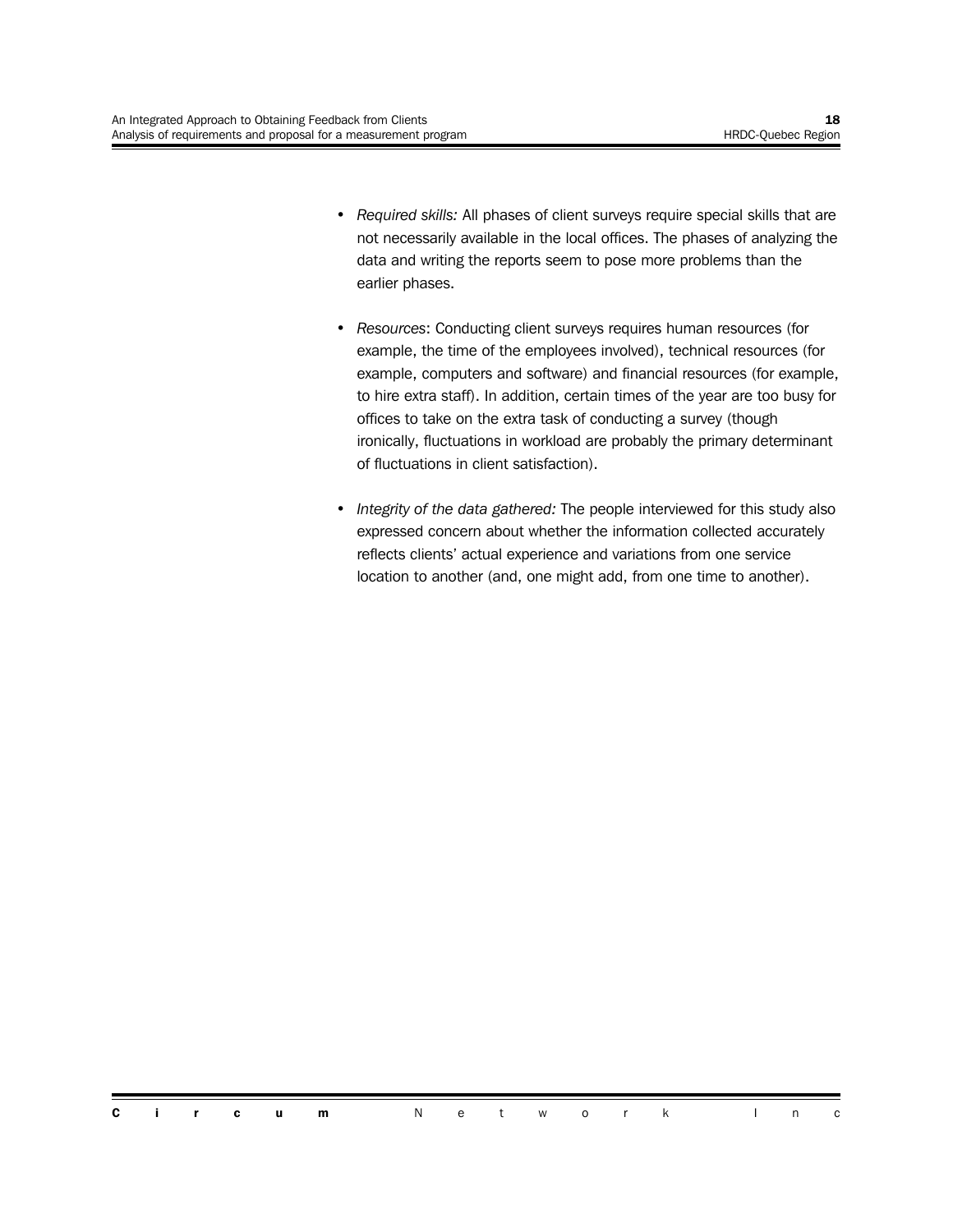- *Required skills:* All phases of client surveys require special skills that are not necessarily available in the local offices. The phases of analyzing the data and writing the reports seem to pose more problems than the earlier phases.

- *Resources*: Conducting client surveys requires human resources (for example, the time of the employees involved), technical resources (for example, computers and software) and financial resources (for example, to hire extra staff). In addition, certain times of the year are too busy for offices to take on the extra task of conducting a survey (though ironically, fluctuations in workload are probably the primary determinant of fluctuations in client satisfaction).

- *Integrity of the data gathered:* The people interviewed for this study also expressed concern about whether the information collected accurately reflects clients' actual experience and variations from one service location to another (and, one might add, from one time to another).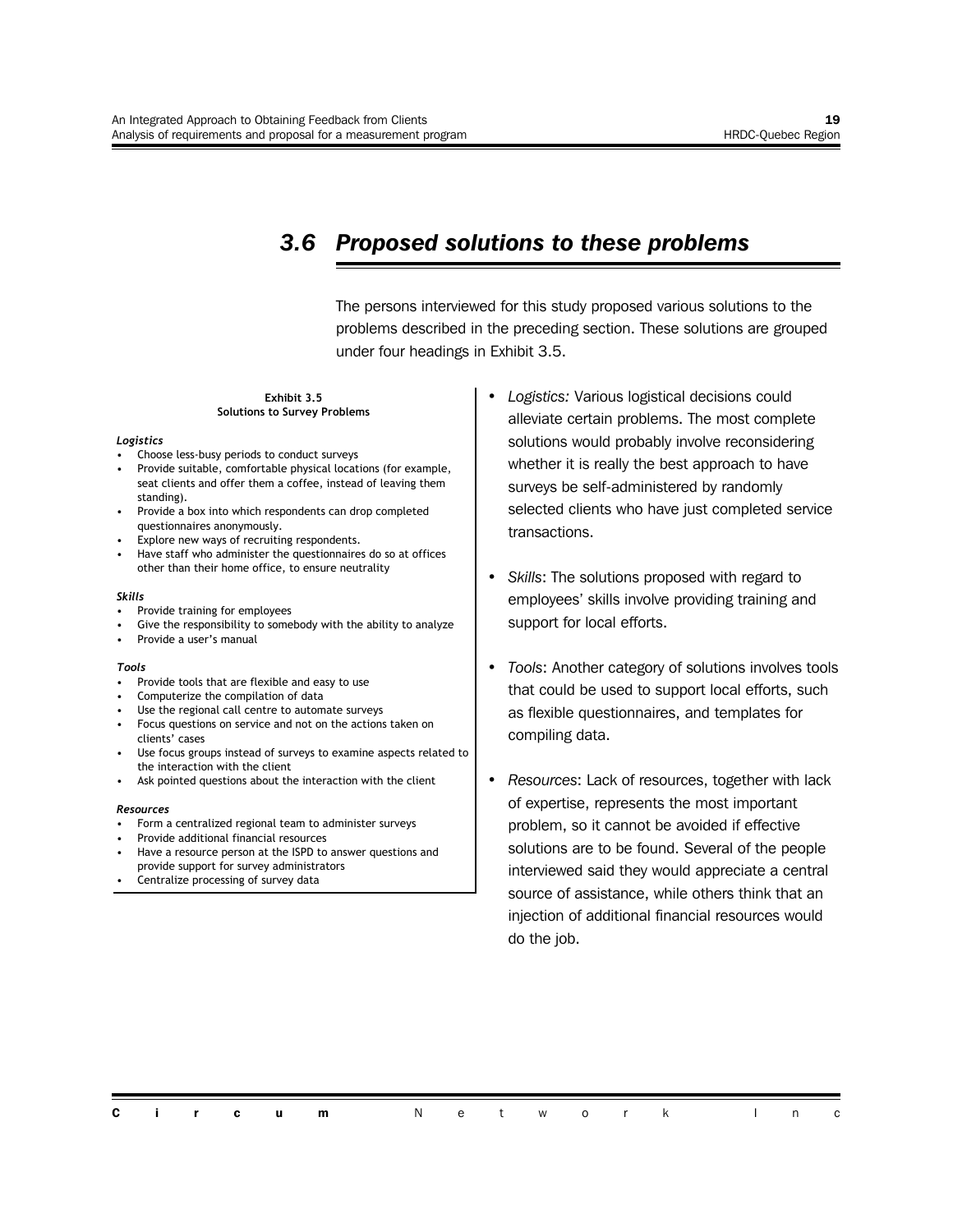## 3.6 *Proposed solutions to these problems*

The persons interviewed for this study proposed various solutions to the problems described in the preceding section. These solutions are grouped under four headings in Exhibit 3.5.

**Exhibit 3.5**
**Solutions to Survey Problems**

***Logistics***

- Choose less-busy periods to conduct surveys
- Provide suitable, comfortable physical locations (for example, seat clients and offer them a coffee, instead of leaving them standing).
- Provide a box into which respondents can drop completed questionnaires anonymously.
- Explore new ways of recruiting respondents.
- Have staff who administer the questionnaires do so at offices other than their home office, to ensure neutrality

***Skills***

- Provide training for employees
- Give the responsibility to somebody with the ability to analyze
- Provide a user's manual

***Tools***

- Provide tools that are flexible and easy to use
- Computerize the compilation of data
- Use the regional call centre to automate surveys
- Focus questions on service and not on the actions taken on clients' cases
- Use focus groups instead of surveys to examine aspects related to the interaction with the client
- Ask pointed questions about the interaction with the client

***Resources***

- Form a centralized regional team to administer surveys
- Provide additional financial resources
- Have a resource person at the ISPD to answer questions and provide support for survey administrators
- Centralize processing of survey data

- *Logistics:* Various logistical decisions could alleviate certain problems. The most complete solutions would probably involve reconsidering whether it is really the best approach to have surveys be self-administered by randomly selected clients who have just completed service transactions.

- *Skills*: The solutions proposed with regard to employees' skills involve providing training and support for local efforts.

- *Tools*: Another category of solutions involves tools that could be used to support local efforts, such as flexible questionnaires, and templates for compiling data.

- *Resources*: Lack of resources, together with lack of expertise, represents the most important problem, so it cannot be avoided if effective solutions are to be found. Several of the people interviewed said they would appreciate a central source of assistance, while others think that an injection of additional financial resources would do the job.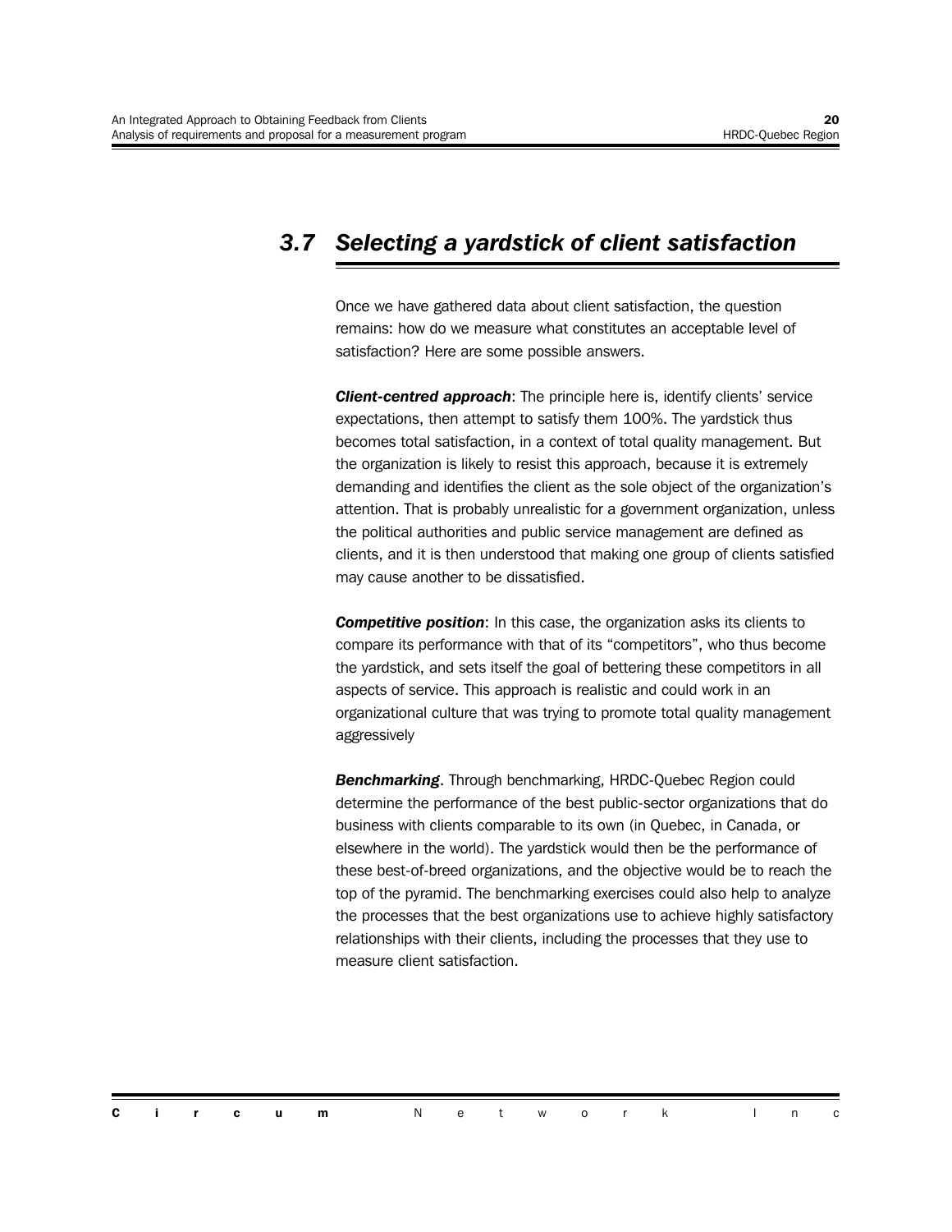## 3.7 *Selecting a yardstick of client satisfaction*

Once we have gathered data about client satisfaction, the question remains: how do we measure what constitutes an acceptable level of satisfaction? Here are some possible answers.

***Client-centred approach***: The principle here is, identify clients' service expectations, then attempt to satisfy them 100%. The yardstick thus becomes total satisfaction, in a context of total quality management. But the organization is likely to resist this approach, because it is extremely demanding and identifies the client as the sole object of the organization's attention. That is probably unrealistic for a government organization, unless the political authorities and public service management are defined as clients, and it is then understood that making one group of clients satisfied may cause another to be dissatisfied.

***Competitive position***: In this case, the organization asks its clients to compare its performance with that of its "competitors", who thus become the yardstick, and sets itself the goal of bettering these competitors in all aspects of service. This approach is realistic and could work in an organizational culture that was trying to promote total quality management aggressively

***Benchmarking***. Through benchmarking, HRDC-Quebec Region could determine the performance of the best public-sector organizations that do business with clients comparable to its own (in Quebec, in Canada, or elsewhere in the world). The yardstick would then be the performance of these best-of-breed organizations, and the objective would be to reach the top of the pyramid. The benchmarking exercises could also help to analyze the processes that the best organizations use to achieve highly satisfactory relationships with their clients, including the processes that they use to measure client satisfaction.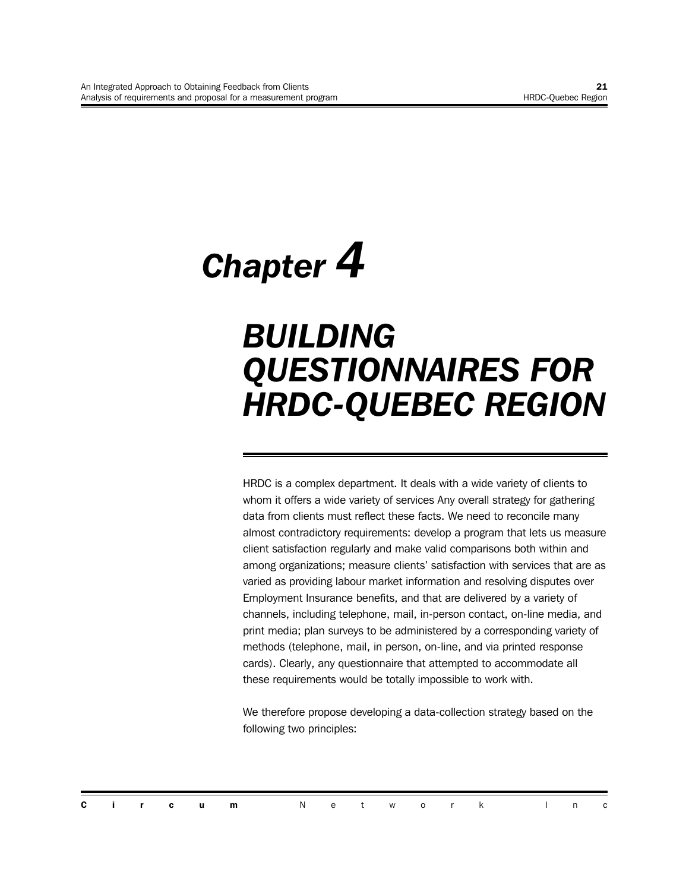# Chapter 4

# BUILDING QUESTIONNAIRES FOR HRDC-QUEBEC REGION

HRDC is a complex department. It deals with a wide variety of clients to whom it offers a wide variety of services Any overall strategy for gathering data from clients must reflect these facts. We need to reconcile many almost contradictory requirements: develop a program that lets us measure client satisfaction regularly and make valid comparisons both within and among organizations; measure clients' satisfaction with services that are as varied as providing labour market information and resolving disputes over Employment Insurance benefits, and that are delivered by a variety of channels, including telephone, mail, in-person contact, on-line media, and print media; plan surveys to be administered by a corresponding variety of methods (telephone, mail, in person, on-line, and via printed response cards). Clearly, any questionnaire that attempted to accommodate all these requirements would be totally impossible to work with.

We therefore propose developing a data-collection strategy based on the following two principles: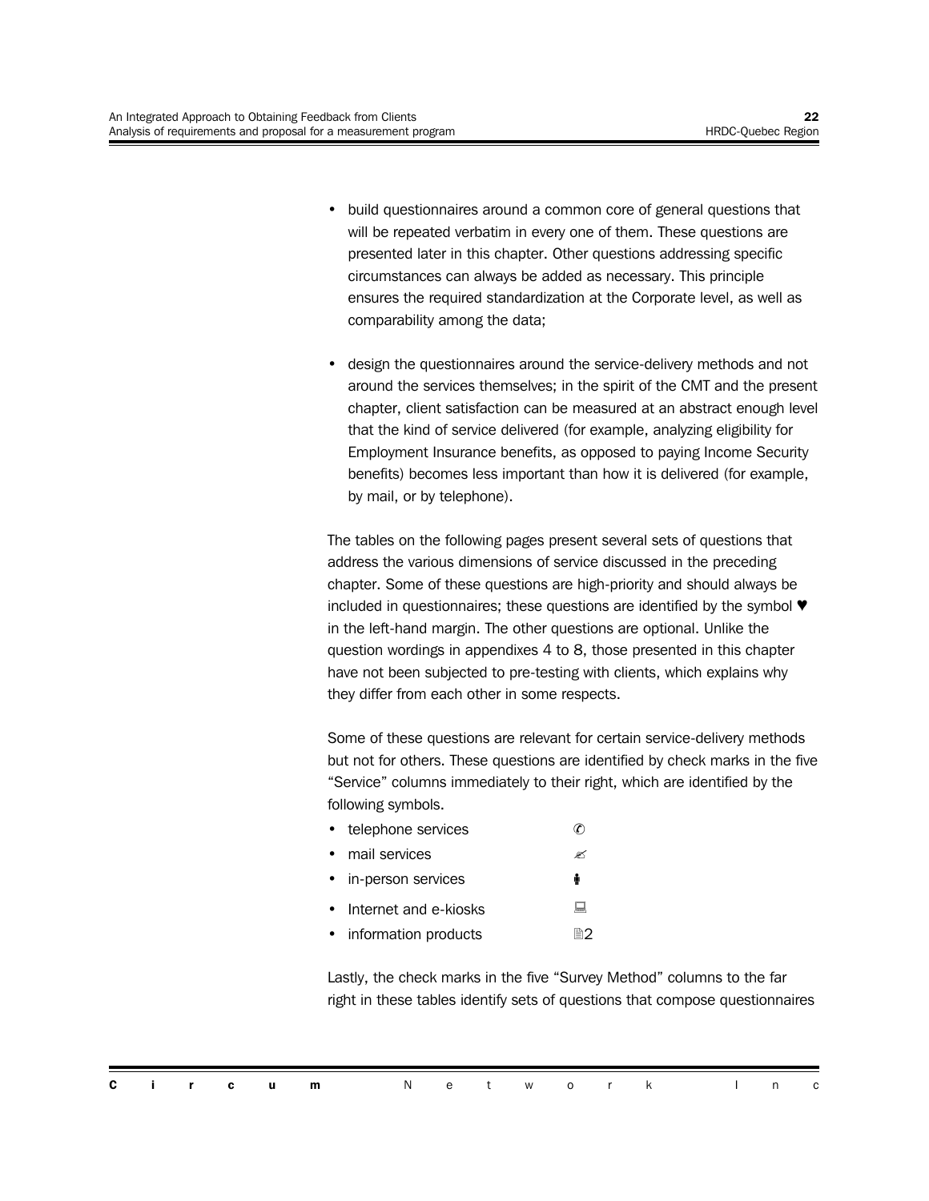- build questionnaires around a common core of general questions that will be repeated verbatim in every one of them. These questions are presented later in this chapter. Other questions addressing specific circumstances can always be added as necessary. This principle ensures the required standardization at the Corporate level, as well as comparability among the data;

- design the questionnaires around the service-delivery methods and not around the services themselves; in the spirit of the CMT and the present chapter, client satisfaction can be measured at an abstract enough level that the kind of service delivered (for example, analyzing eligibility for Employment Insurance benefits, as opposed to paying Income Security benefits) becomes less important than how it is delivered (for example, by mail, or by telephone).

The tables on the following pages present several sets of questions that address the various dimensions of service discussed in the preceding chapter. Some of these questions are high-priority and should always be included in questionnaires; these questions are identified by the symbol ♥ in the left-hand margin. The other questions are optional. Unlike the question wordings in appendixes 4 to 8, those presented in this chapter have not been subjected to pre-testing with clients, which explains why they differ from each other in some respects.

Some of these questions are relevant for certain service-delivery methods but not for others. These questions are identified by check marks in the five "Service" columns immediately to their right, which are identified by the following symbols.

- telephone services ✆
- mail services ✍
- in-person services 🚹
- Internet and e-kiosks 💻
- information products 🖹2

Lastly, the check marks in the five "Survey Method" columns to the far right in these tables identify sets of questions that compose questionnaires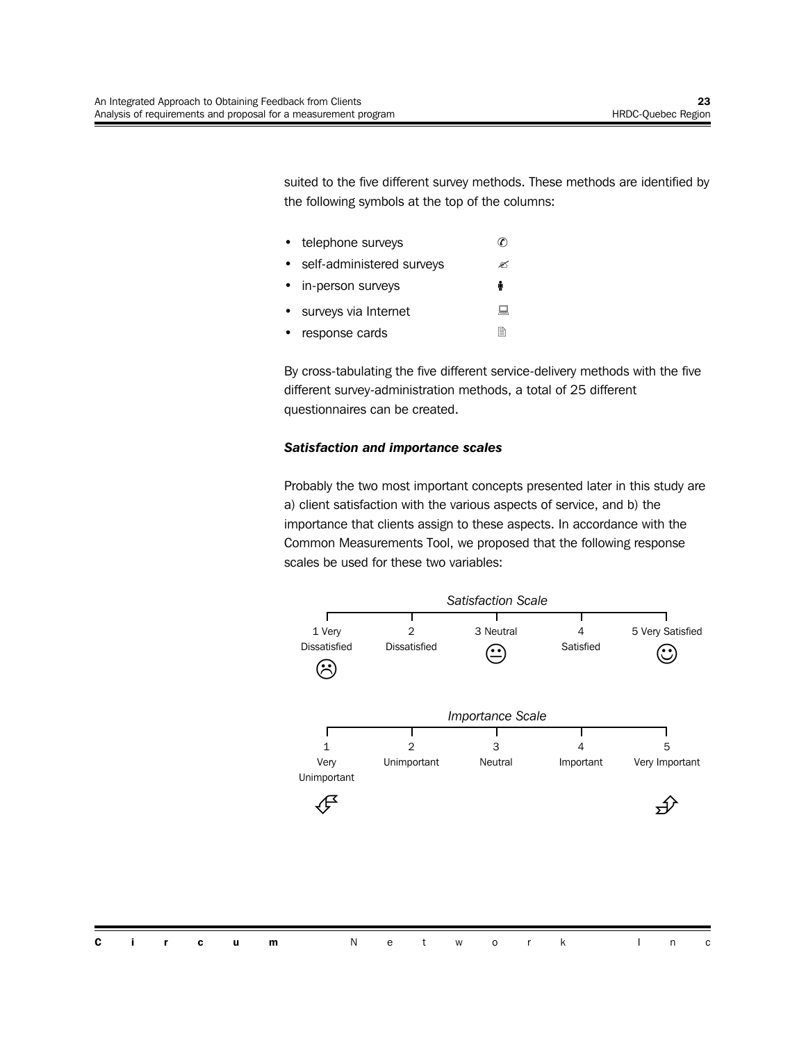suited to the five different survey methods. These methods are identified by the following symbols at the top of the columns:

- telephone surveys ✆
- self-administered surveys ✍
- in-person surveys 🚹
- surveys via Internet 💻
- response cards 🗎

By cross-tabulating the five different service-delivery methods with the five different survey-administration methods, a total of 25 different questionnaires can be created.

***Satisfaction and importance scales***

Probably the two most important concepts presented later in this study are a) client satisfaction with the various aspects of service, and b) the importance that clients assign to these aspects. In accordance with the Common Measurements Tool, we proposed that the following response scales be used for these two variables:

*Satisfaction Scale*

| 1 Very Dissatisfied ☹ | 2 Dissatisfied | 3 Neutral 😐 | 4 Satisfied | 5 Very Satisfied ☺ |
|---|---|---|---|---|

*Importance Scale*

| 1 Very Unimportant | 2 Unimportant | 3 Neutral | 4 Important | 5 Very Important |
|---|---|---|---|---|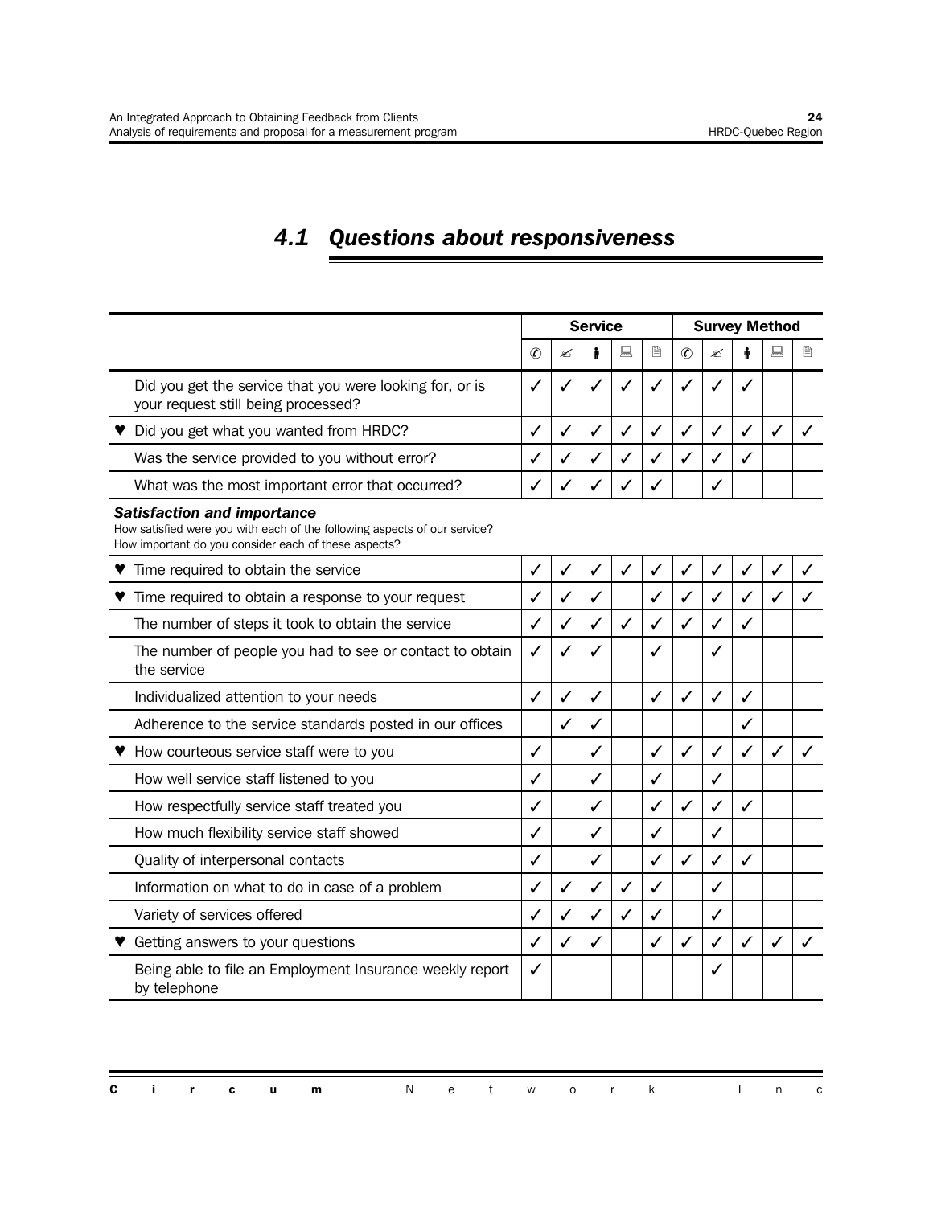## 4.1 Questions about responsiveness

| | Service | | | | | Survey Method | | | | |
|---|---|---|---|---|---|---|---|---|---|---|
| | ✆ | ✍ | 🚶 | 💻 | 🗎 | ✆ | ✍ | 🚶 | 💻 | 🗎 |
| Did you get the service that you were looking for, or is your request still being processed? | ✓ | ✓ | ✓ | ✓ | ✓ | ✓ | ✓ | ✓ | | |
| ♥ Did you get what you wanted from HRDC? | ✓ | ✓ | ✓ | ✓ | ✓ | ✓ | ✓ | ✓ | ✓ | ✓ |
| Was the service provided to you without error? | ✓ | ✓ | ✓ | ✓ | ✓ | ✓ | ✓ | ✓ | | |
| What was the most important error that occurred? | ✓ | ✓ | ✓ | ✓ | ✓ | | ✓ | | | |
| ***Satisfaction and importance*** How satisfied were you with each of the following aspects of our service? How important do you consider each of these aspects? | | | | | | | | | | |
| ♥ Time required to obtain the service | ✓ | ✓ | ✓ | ✓ | ✓ | ✓ | ✓ | ✓ | ✓ | ✓ |
| ♥ Time required to obtain a response to your request | ✓ | ✓ | ✓ | | ✓ | ✓ | ✓ | ✓ | ✓ | ✓ |
| The number of steps it took to obtain the service | ✓ | ✓ | ✓ | ✓ | ✓ | ✓ | ✓ | ✓ | | |
| The number of people you had to see or contact to obtain the service | ✓ | ✓ | ✓ | | ✓ | | ✓ | | | |
| Individualized attention to your needs | ✓ | ✓ | ✓ | | ✓ | ✓ | ✓ | ✓ | | |
| Adherence to the service standards posted in our offices | | ✓ | ✓ | | | | | ✓ | | |
| ♥ How courteous service staff were to you | ✓ | | ✓ | | ✓ | ✓ | ✓ | ✓ | ✓ | ✓ |
| How well service staff listened to you | ✓ | | ✓ | | ✓ | | ✓ | | | |
| How respectfully service staff treated you | ✓ | | ✓ | | ✓ | ✓ | ✓ | ✓ | | |
| How much flexibility service staff showed | ✓ | | ✓ | | ✓ | | ✓ | | | |
| Quality of interpersonal contacts | ✓ | | ✓ | | ✓ | ✓ | ✓ | ✓ | | |
| Information on what to do in case of a problem | ✓ | ✓ | ✓ | ✓ | ✓ | | ✓ | | | |
| Variety of services offered | ✓ | ✓ | ✓ | ✓ | ✓ | | ✓ | | | |
| ♥ Getting answers to your questions | ✓ | ✓ | ✓ | | ✓ | ✓ | ✓ | ✓ | ✓ | ✓ |
| Being able to file an Employment Insurance weekly report by telephone | ✓ | | | | | | ✓ | | | |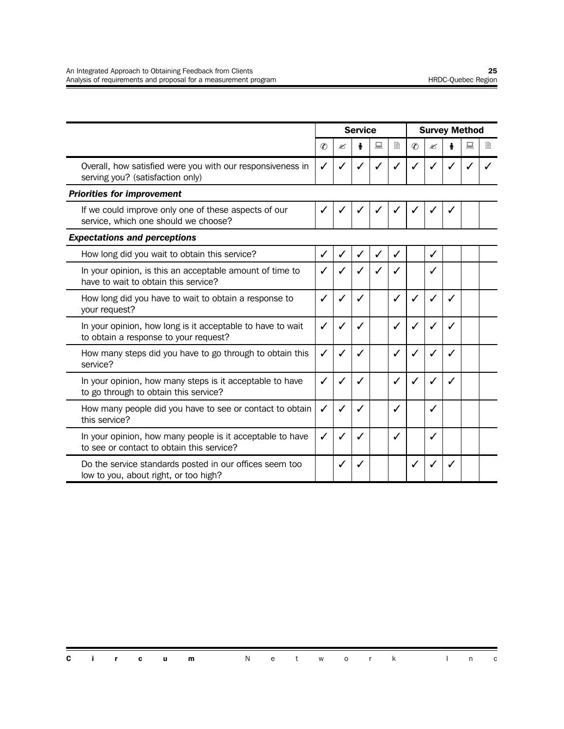| | Service | | | | | Survey Method | | | | |
|---|---|---|---|---|---|---|---|---|---|---|
| | ✆ | ✍ | 🚶 | 💻 | 🗎 | ✆ | ✍ | 🚶 | 💻 | 🗎 |
| Overall, how satisfied were you with our responsiveness in serving you? (satisfaction only) | ✓ | ✓ | ✓ | ✓ | ✓ | ✓ | ✓ | ✓ | ✓ | ✓ |
| ***Priorities for improvement*** | | | | | | | | | | |
| If we could improve only one of these aspects of our service, which one should we choose? | ✓ | ✓ | ✓ | ✓ | ✓ | ✓ | ✓ | ✓ | | |
| ***Expectations and perceptions*** | | | | | | | | | | |
| How long did you wait to obtain this service? | ✓ | ✓ | ✓ | ✓ | ✓ | | ✓ | | | |
| In your opinion, is this an acceptable amount of time to have to wait to obtain this service? | ✓ | ✓ | ✓ | ✓ | ✓ | | ✓ | | | |
| How long did you have to wait to obtain a response to your request? | ✓ | ✓ | ✓ | | ✓ | ✓ | ✓ | ✓ | | |
| In your opinion, how long is it acceptable to have to wait to obtain a response to your request? | ✓ | ✓ | ✓ | | ✓ | ✓ | ✓ | ✓ | | |
| How many steps did you have to go through to obtain this service? | ✓ | ✓ | ✓ | | ✓ | ✓ | ✓ | ✓ | | |
| In your opinion, how many steps is it acceptable to have to go through to obtain this service? | ✓ | ✓ | ✓ | | ✓ | ✓ | ✓ | ✓ | | |
| How many people did you have to see or contact to obtain this service? | ✓ | ✓ | ✓ | | ✓ | | ✓ | | | |
| In your opinion, how many people is it acceptable to have to see or contact to obtain this service? | ✓ | ✓ | ✓ | | ✓ | | ✓ | | | |
| Do the service standards posted in our offices seem too low to you, about right, or too high? | | ✓ | ✓ | | | ✓ | ✓ | ✓ | | |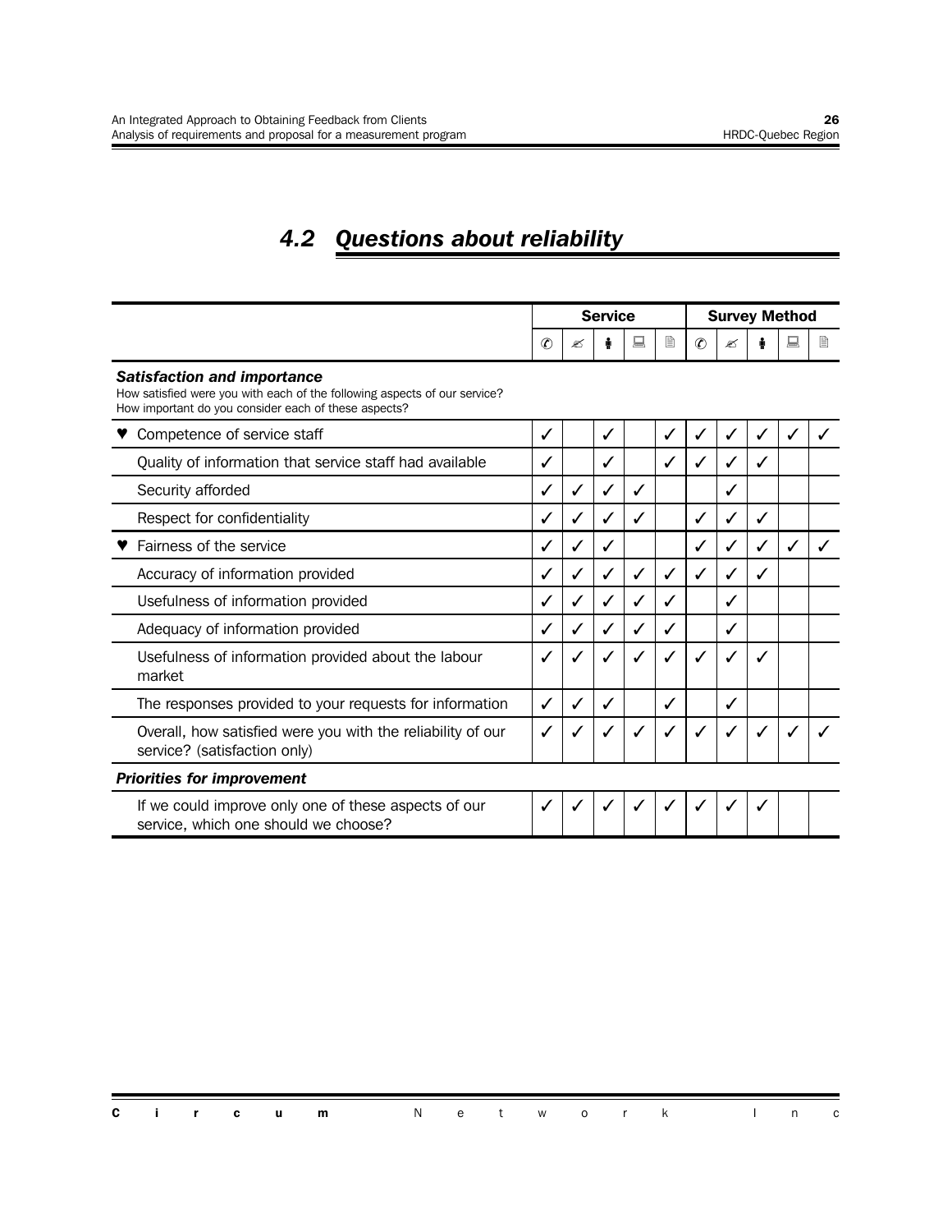## 4.2 Questions about reliability

| | Service | | | | | Survey Method | | | | |
|---|---|---|---|---|---|---|---|---|---|---|
| | ✆ | ✍ | 🚶 | 💻 | 🗎 | ✆ | ✍ | 🚶 | 💻 | 🗎 |
| ***Satisfaction and importance*** How satisfied were you with each of the following aspects of our service? How important do you consider each of these aspects? | | | | | | | | | | |
| ♥ Competence of service staff | ✓ | | ✓ | | ✓ | ✓ | ✓ | ✓ | ✓ | ✓ |
| Quality of information that service staff had available | ✓ | | ✓ | | ✓ | ✓ | ✓ | ✓ | | |
| Security afforded | ✓ | ✓ | ✓ | ✓ | | | ✓ | | | |
| Respect for confidentiality | ✓ | ✓ | ✓ | ✓ | | ✓ | ✓ | ✓ | | |
| ♥ Fairness of the service | ✓ | ✓ | ✓ | | | ✓ | ✓ | ✓ | ✓ | ✓ |
| Accuracy of information provided | ✓ | ✓ | ✓ | ✓ | ✓ | ✓ | ✓ | ✓ | | |
| Usefulness of information provided | ✓ | ✓ | ✓ | ✓ | ✓ | | ✓ | | | |
| Adequacy of information provided | ✓ | ✓ | ✓ | ✓ | ✓ | | ✓ | | | |
| Usefulness of information provided about the labour market | ✓ | ✓ | ✓ | ✓ | ✓ | ✓ | ✓ | ✓ | | |
| The responses provided to your requests for information | ✓ | ✓ | ✓ | | ✓ | | ✓ | | | |
| Overall, how satisfied were you with the reliability of our service? (satisfaction only) | ✓ | ✓ | ✓ | ✓ | ✓ | ✓ | ✓ | ✓ | ✓ | ✓ |
| ***Priorities for improvement*** | | | | | | | | | | |
| If we could improve only one of these aspects of our service, which one should we choose? | ✓ | ✓ | ✓ | ✓ | ✓ | ✓ | ✓ | ✓ | | |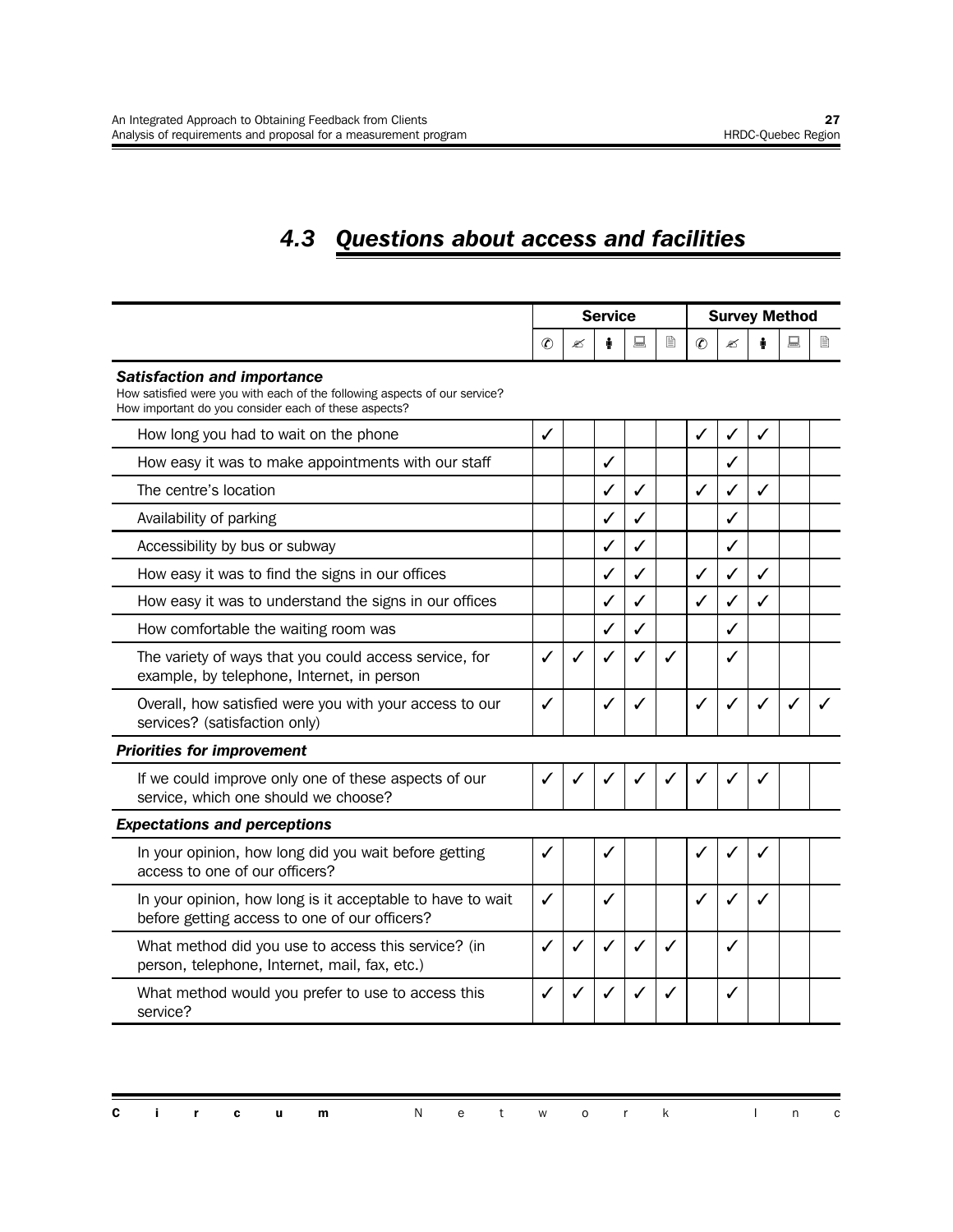# 4.3 Questions about access and facilities

| | Service | | | | | Survey Method | | | | |
|---|---|---|---|---|---|---|---|---|---|---|
| | ✆ | ✍ | 🚶 | 💻 | 🗎 | ✆ | ✍ | 🚶 | 💻 | 🗎 |
| ***Satisfaction and importance*** How satisfied were you with each of the following aspects of our service? How important do you consider each of these aspects? | | | | | | | | | | |
| How long you had to wait on the phone | ✓ | | | | | ✓ | ✓ | ✓ | | |
| How easy it was to make appointments with our staff | | | ✓ | | | | ✓ | | | |
| The centre's location | | | ✓ | ✓ | | ✓ | ✓ | ✓ | | |
| Availability of parking | | | ✓ | ✓ | | | ✓ | | | |
| Accessibility by bus or subway | | | ✓ | ✓ | | | ✓ | | | |
| How easy it was to find the signs in our offices | | | ✓ | ✓ | | ✓ | ✓ | ✓ | | |
| How easy it was to understand the signs in our offices | | | ✓ | ✓ | | ✓ | ✓ | ✓ | | |
| How comfortable the waiting room was | | | ✓ | ✓ | | | ✓ | | | |
| The variety of ways that you could access service, for example, by telephone, Internet, in person | ✓ | ✓ | ✓ | ✓ | ✓ | | ✓ | | | |
| Overall, how satisfied were you with your access to our services? (satisfaction only) | ✓ | | ✓ | ✓ | | ✓ | ✓ | ✓ | ✓ | ✓ |
| ***Priorities for improvement*** | | | | | | | | | | |
| If we could improve only one of these aspects of our service, which one should we choose? | ✓ | ✓ | ✓ | ✓ | ✓ | ✓ | ✓ | ✓ | | |
| ***Expectations and perceptions*** | | | | | | | | | | |
| In your opinion, how long did you wait before getting access to one of our officers? | ✓ | | ✓ | | | ✓ | ✓ | ✓ | | |
| In your opinion, how long is it acceptable to have to wait before getting access to one of our officers? | ✓ | | ✓ | | | ✓ | ✓ | ✓ | | |
| What method did you use to access this service? (in person, telephone, Internet, mail, fax, etc.) | ✓ | ✓ | ✓ | ✓ | ✓ | | ✓ | | | |
| What method would you prefer to use to access this service? | ✓ | ✓ | ✓ | ✓ | ✓ | | ✓ | | | |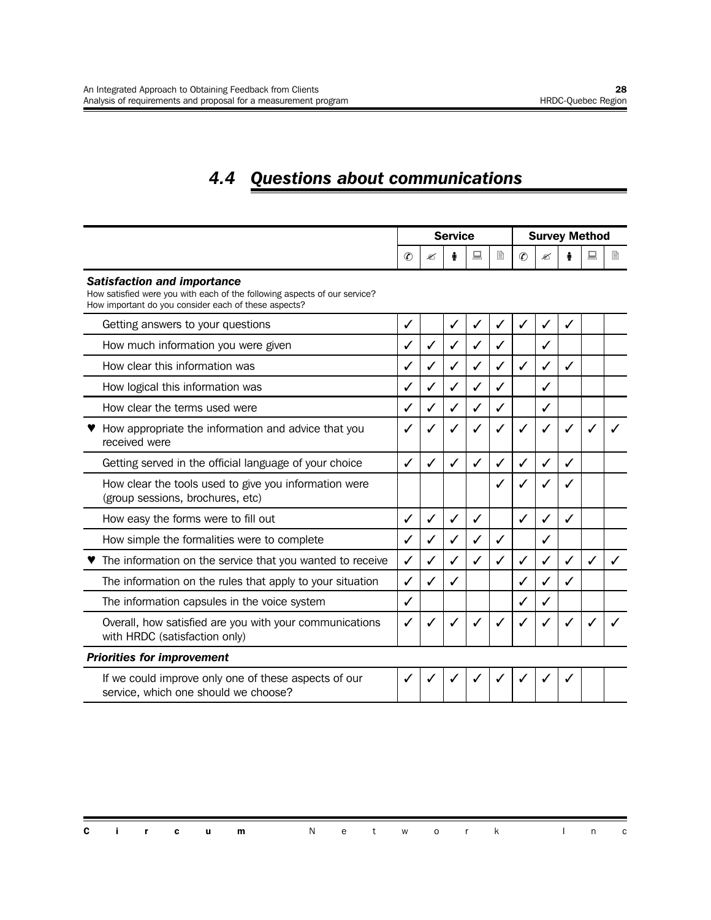## 4.4 Questions about communications

| | Service | | | | | Survey Method | | | | |
|---|---|---|---|---|---|---|---|---|---|---|
| | ✆ | ✍ | 🚶 | 💻 | 🗎 | ✆ | ✍ | 🚶 | 💻 | 🗎 |
| ***Satisfaction and importance*** How satisfied were you with each of the following aspects of our service? How important do you consider each of these aspects? | | | | | | | | | | |
| Getting answers to your questions | ✓ | | ✓ | ✓ | ✓ | ✓ | ✓ | ✓ | | |
| How much information you were given | ✓ | ✓ | ✓ | ✓ | ✓ | | ✓ | | | |
| How clear this information was | ✓ | ✓ | ✓ | ✓ | ✓ | ✓ | ✓ | ✓ | | |
| How logical this information was | ✓ | ✓ | ✓ | ✓ | ✓ | | ✓ | | | |
| How clear the terms used were | ✓ | ✓ | ✓ | ✓ | ✓ | | ✓ | | | |
| ♥ How appropriate the information and advice that you received were | ✓ | ✓ | ✓ | ✓ | ✓ | ✓ | ✓ | ✓ | ✓ | ✓ |
| Getting served in the official language of your choice | ✓ | ✓ | ✓ | ✓ | ✓ | ✓ | ✓ | ✓ | | |
| How clear the tools used to give you information were (group sessions, brochures, etc) | | | | | ✓ | ✓ | ✓ | ✓ | | |
| How easy the forms were to fill out | ✓ | ✓ | ✓ | ✓ | | ✓ | ✓ | ✓ | | |
| How simple the formalities were to complete | ✓ | ✓ | ✓ | ✓ | ✓ | | ✓ | | | |
| ♥ The information on the service that you wanted to receive | ✓ | ✓ | ✓ | ✓ | ✓ | ✓ | ✓ | ✓ | ✓ | ✓ |
| The information on the rules that apply to your situation | ✓ | ✓ | ✓ | | | ✓ | ✓ | ✓ | | |
| The information capsules in the voice system | ✓ | | | | | ✓ | ✓ | | | |
| Overall, how satisfied are you with your communications with HRDC (satisfaction only) | ✓ | ✓ | ✓ | ✓ | ✓ | ✓ | ✓ | ✓ | ✓ | ✓ |
| ***Priorities for improvement*** | | | | | | | | | | |
| If we could improve only one of these aspects of our service, which one should we choose? | ✓ | ✓ | ✓ | ✓ | ✓ | ✓ | ✓ | ✓ | | |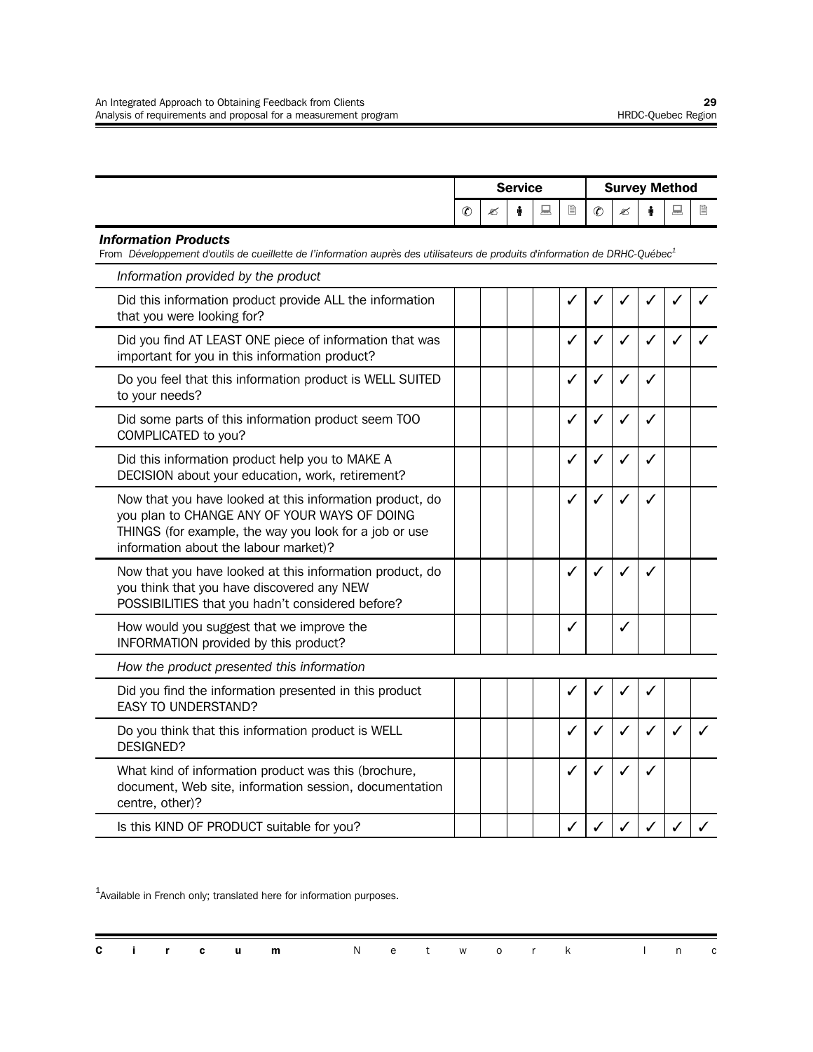| | Service | | | | | Survey Method | | | | |
|---|---|---|---|---|---|---|---|---|---|---|
| | ✆ | ✍ | 🚶 | 💻 | 🖹 | ✆ | ✍ | 🚶 | 💻 | 🖹 |
| ***Information Products*** From *Développement d'outils de cueillette de l'information auprès des utilisateurs de produits d'information de DRHC-Québec*[1] | | | | | | | | | | |
| *Information provided by the product* | | | | | | | | | | |
| Did this information product provide ALL the information that you were looking for? | | | | | ✓ | ✓ | ✓ | ✓ | ✓ | ✓ |
| Did you find AT LEAST ONE piece of information that was important for you in this information product? | | | | | ✓ | ✓ | ✓ | ✓ | ✓ | ✓ |
| Do you feel that this information product is WELL SUITED to your needs? | | | | | ✓ | ✓ | ✓ | ✓ | | |
| Did some parts of this information product seem TOO COMPLICATED to you? | | | | | ✓ | ✓ | ✓ | ✓ | | |
| Did this information product help you to MAKE A DECISION about your education, work, retirement? | | | | | ✓ | ✓ | ✓ | ✓ | | |
| Now that you have looked at this information product, do you plan to CHANGE ANY OF YOUR WAYS OF DOING THINGS (for example, the way you look for a job or use information about the labour market)? | | | | | ✓ | ✓ | ✓ | ✓ | | |
| Now that you have looked at this information product, do you think that you have discovered any NEW POSSIBILITIES that you hadn't considered before? | | | | | ✓ | ✓ | ✓ | ✓ | | |
| How would you suggest that we improve the INFORMATION provided by this product? | | | | | ✓ | | ✓ | | | |
| *How the product presented this information* | | | | | | | | | | |
| Did you find the information presented in this product EASY TO UNDERSTAND? | | | | | ✓ | ✓ | ✓ | ✓ | | |
| Do you think that this information product is WELL DESIGNED? | | | | | ✓ | ✓ | ✓ | ✓ | ✓ | ✓ |
| What kind of information product was this (brochure, document, Web site, information session, documentation centre, other)? | | | | | ✓ | ✓ | ✓ | ✓ | | |
| Is this KIND OF PRODUCT suitable for you? | | | | | ✓ | ✓ | ✓ | ✓ | ✓ | ✓ |

[1]Available in French only; translated here for information purposes.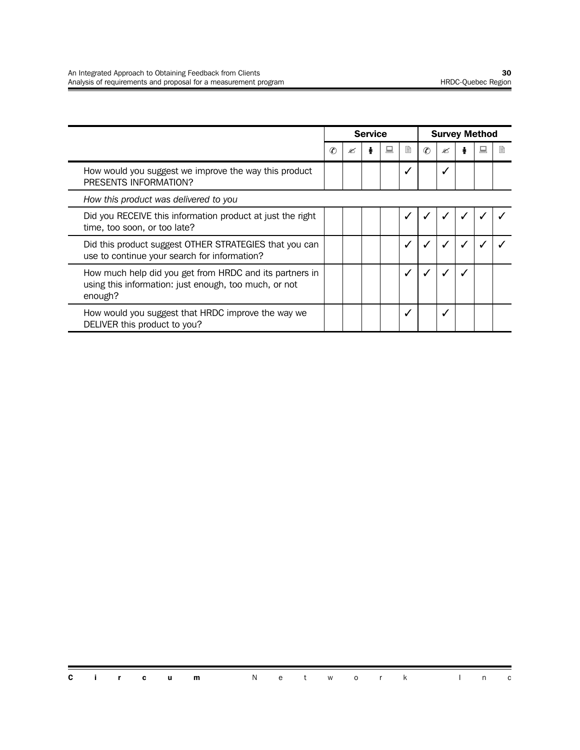| | Service | | | | | Survey Method | | | | |
|---|---|---|---|---|---|---|---|---|---|---|
| | ✆ | ✍ | 👤 | 💻 | 📄 | ✆ | ✍ | 👤 | 💻 | 📄 |
| How would you suggest we improve the way this product PRESENTS INFORMATION? | | | | | ✓ | | ✓ | | | |
| *How this product was delivered to you* | | | | | | | | | | |
| Did you RECEIVE this information product at just the right time, too soon, or too late? | | | | | ✓ | ✓ | ✓ | ✓ | ✓ | ✓ |
| Did this product suggest OTHER STRATEGIES that you can use to continue your search for information? | | | | | ✓ | ✓ | ✓ | ✓ | ✓ | ✓ |
| How much help did you get from HRDC and its partners in using this information: just enough, too much, or not enough? | | | | | ✓ | ✓ | ✓ | ✓ | | |
| How would you suggest that HRDC improve the way we DELIVER this product to you? | | | | | ✓ | | ✓ | | | |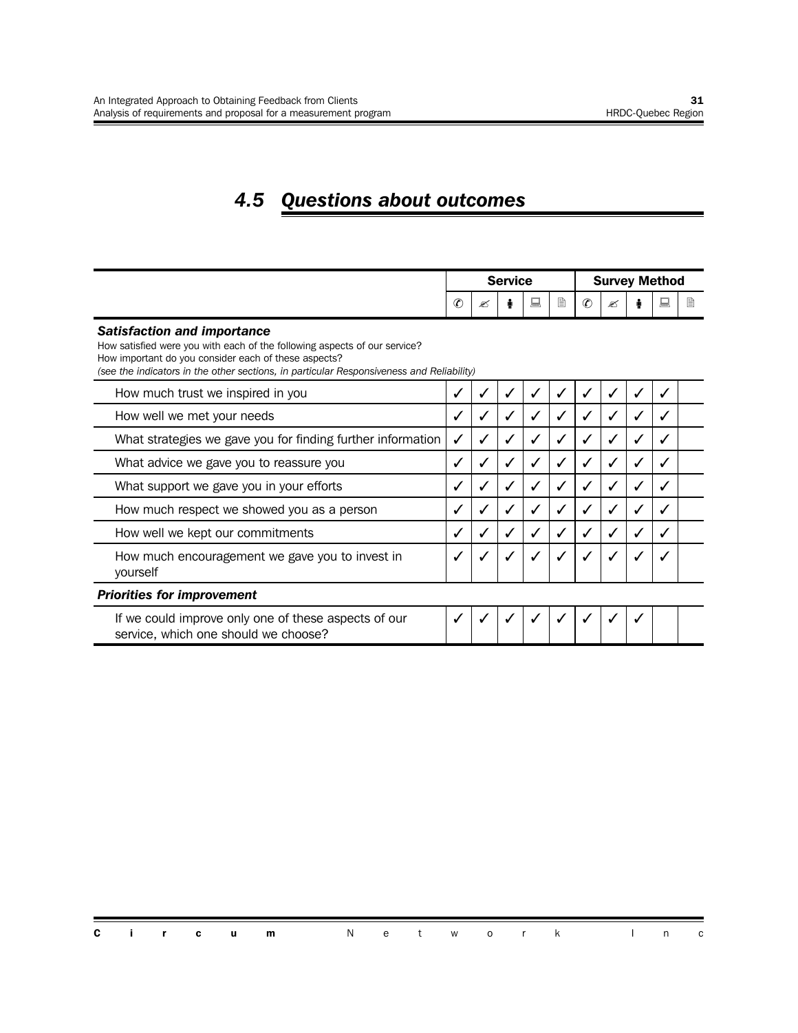## 4.5 Questions about outcomes

| | Service | | | | | Survey Method | | | | |
|---|---|---|---|---|---|---|---|---|---|---|
| | ✆ | ✍ | 🚶 | 💻 | 🗎 | ✆ | ✍ | 🚶 | 💻 | 🗎 |
| ***Satisfaction and importance***<br>How satisfied were you with each of the following aspects of our service?<br>How important do you consider each of these aspects?<br>*(see the indicators in the other sections, in particular Responsiveness and Reliability)* | | | | | | | | | | |
| How much trust we inspired in you | ✓ | ✓ | ✓ | ✓ | ✓ | ✓ | ✓ | ✓ | ✓ | |
| How well we met your needs | ✓ | ✓ | ✓ | ✓ | ✓ | ✓ | ✓ | ✓ | ✓ | |
| What strategies we gave you for finding further information | ✓ | ✓ | ✓ | ✓ | ✓ | ✓ | ✓ | ✓ | ✓ | |
| What advice we gave you to reassure you | ✓ | ✓ | ✓ | ✓ | ✓ | ✓ | ✓ | ✓ | ✓ | |
| What support we gave you in your efforts | ✓ | ✓ | ✓ | ✓ | ✓ | ✓ | ✓ | ✓ | ✓ | |
| How much respect we showed you as a person | ✓ | ✓ | ✓ | ✓ | ✓ | ✓ | ✓ | ✓ | ✓ | |
| How well we kept our commitments | ✓ | ✓ | ✓ | ✓ | ✓ | ✓ | ✓ | ✓ | ✓ | |
| How much encouragement we gave you to invest in yourself | ✓ | ✓ | ✓ | ✓ | ✓ | ✓ | ✓ | ✓ | ✓ | |
| ***Priorities for improvement*** | | | | | | | | | | |
| If we could improve only one of these aspects of our service, which one should we choose? | ✓ | ✓ | ✓ | ✓ | ✓ | ✓ | ✓ | ✓ | | |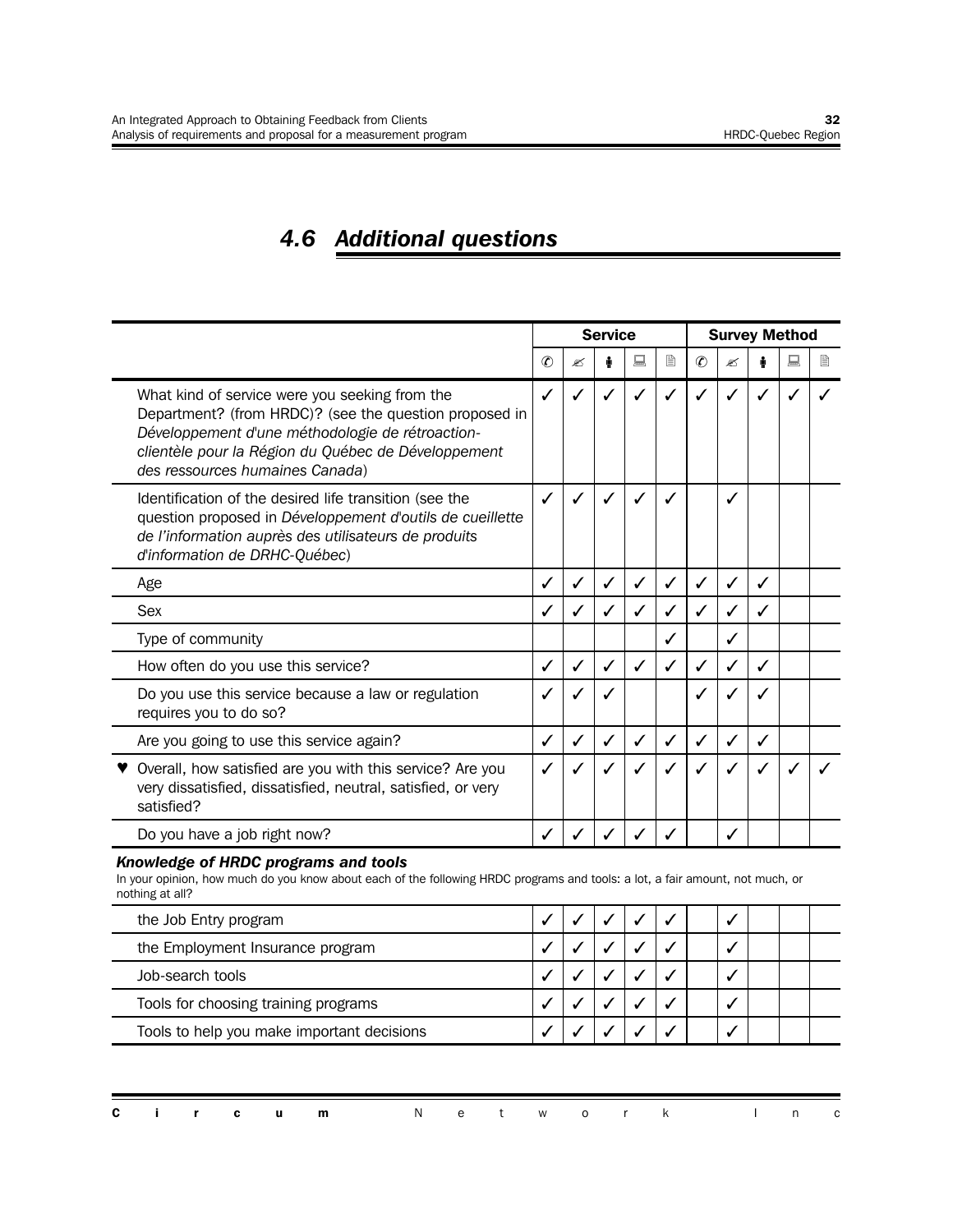## 4.6 Additional questions

| | Service | | | | | Survey Method | | | | |
|---|---|---|---|---|---|---|---|---|---|---|
| | ✆ | ✍ | 🚶 | 💻 | 🗎 | ✆ | ✍ | 🚶 | 💻 | 🗎 |
| What kind of service were you seeking from the Department? (from HRDC)? (see the question proposed in *Développement d'une méthodologie de rétroaction-clientèle pour la Région du Québec de Développement des ressources humaines Canada*) | ✓ | ✓ | ✓ | ✓ | ✓ | ✓ | ✓ | ✓ | ✓ | ✓ |
| Identification of the desired life transition (see the question proposed in *Développement d'outils de cueillette de l'information auprès des utilisateurs de produits d'information de DRHC-Québec*) | ✓ | ✓ | ✓ | ✓ | ✓ | | ✓ | | | |
| Age | ✓ | ✓ | ✓ | ✓ | ✓ | ✓ | ✓ | ✓ | | |
| Sex | ✓ | ✓ | ✓ | ✓ | ✓ | ✓ | ✓ | ✓ | | |
| Type of community | | | | | ✓ | | ✓ | | | |
| How often do you use this service? | ✓ | ✓ | ✓ | ✓ | ✓ | ✓ | ✓ | ✓ | | |
| Do you use this service because a law or regulation requires you to do so? | ✓ | ✓ | ✓ | | | ✓ | ✓ | ✓ | | |
| Are you going to use this service again? | ✓ | ✓ | ✓ | ✓ | ✓ | ✓ | ✓ | ✓ | | |
| ♥ Overall, how satisfied are you with this service? Are you very dissatisfied, dissatisfied, neutral, satisfied, or very satisfied? | ✓ | ✓ | ✓ | ✓ | ✓ | ✓ | ✓ | ✓ | ✓ | ✓ |
| Do you have a job right now? | ✓ | ✓ | ✓ | ✓ | ✓ | | ✓ | | | |
| ***Knowledge of HRDC programs and tools*** In your opinion, how much do you know about each of the following HRDC programs and tools: a lot, a fair amount, not much, or nothing at all? | | | | | | | | | | |
| the Job Entry program | ✓ | ✓ | ✓ | ✓ | ✓ | | ✓ | | | |
| the Employment Insurance program | ✓ | ✓ | ✓ | ✓ | ✓ | | ✓ | | | |
| Job-search tools | ✓ | ✓ | ✓ | ✓ | ✓ | | ✓ | | | |
| Tools for choosing training programs | ✓ | ✓ | ✓ | ✓ | ✓ | | ✓ | | | |
| Tools to help you make important decisions | ✓ | ✓ | ✓ | ✓ | ✓ | | ✓ | | | |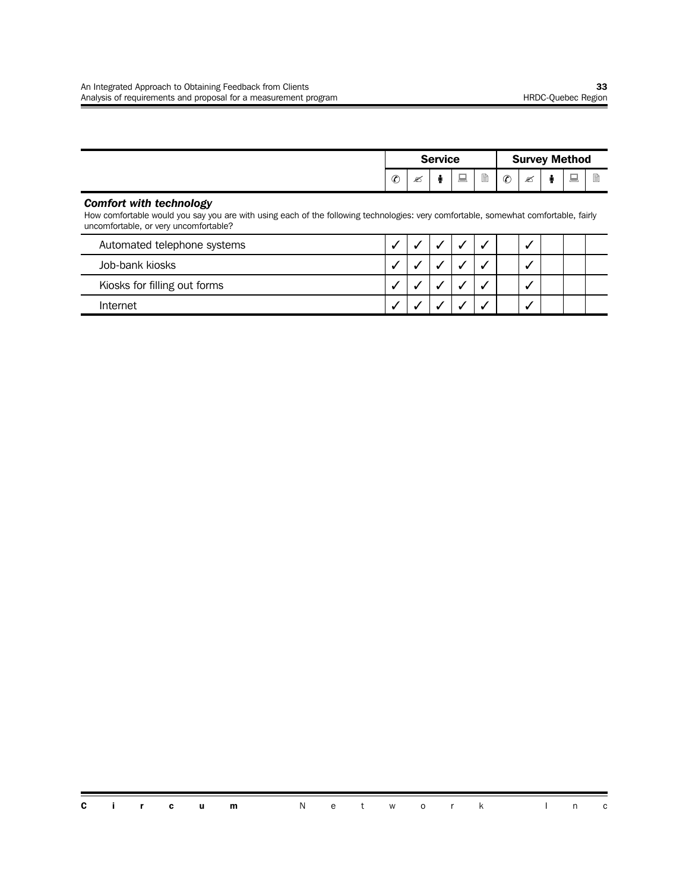| | Service | | | | | Survey Method | | | | |
|---|---|---|---|---|---|---|---|---|---|---|
| | ✆ | ✍ | 🚶 | 💻 | 🗎 | ✆ | ✍ | 🚶 | 💻 | 🗎 |
| ***Comfort with technology*** How comfortable would you say you are with using each of the following technologies: very comfortable, somewhat comfortable, fairly uncomfortable, or very uncomfortable? | | | | | | | | | | |
| Automated telephone systems | ✓ | ✓ | ✓ | ✓ | ✓ | | ✓ | | | |
| Job-bank kiosks | ✓ | ✓ | ✓ | ✓ | ✓ | | ✓ | | | |
| Kiosks for filling out forms | ✓ | ✓ | ✓ | ✓ | ✓ | | ✓ | | | |
| Internet | ✓ | ✓ | ✓ | ✓ | ✓ | | ✓ | | | |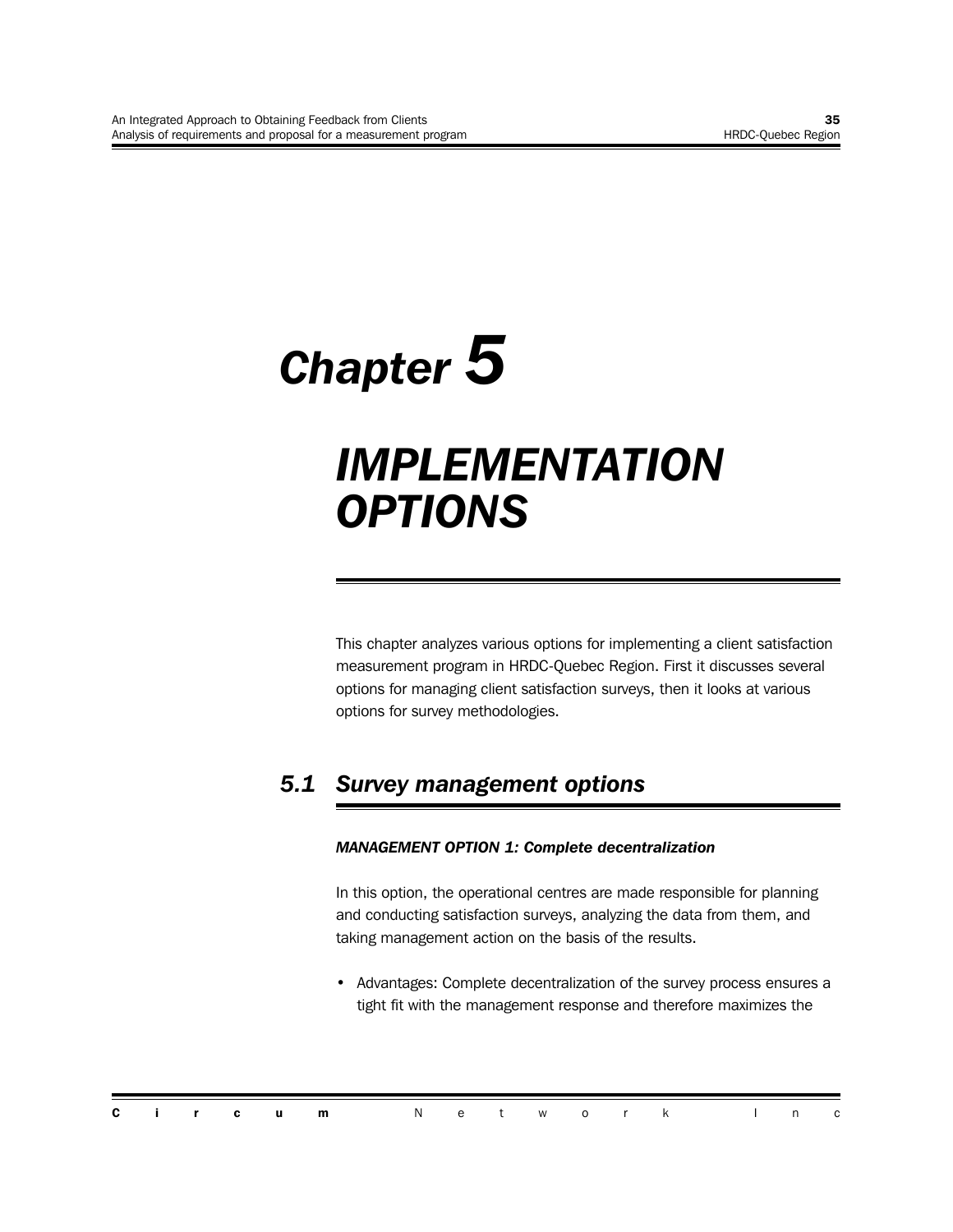# Chapter 5

# IMPLEMENTATION OPTIONS

This chapter analyzes various options for implementing a client satisfaction measurement program in HRDC-Quebec Region. First it discusses several options for managing client satisfaction surveys, then it looks at various options for survey methodologies.

## 5.1 Survey management options

***MANAGEMENT OPTION 1: Complete decentralization***

In this option, the operational centres are made responsible for planning and conducting satisfaction surveys, analyzing the data from them, and taking management action on the basis of the results.

- Advantages: Complete decentralization of the survey process ensures a tight fit with the management response and therefore maximizes the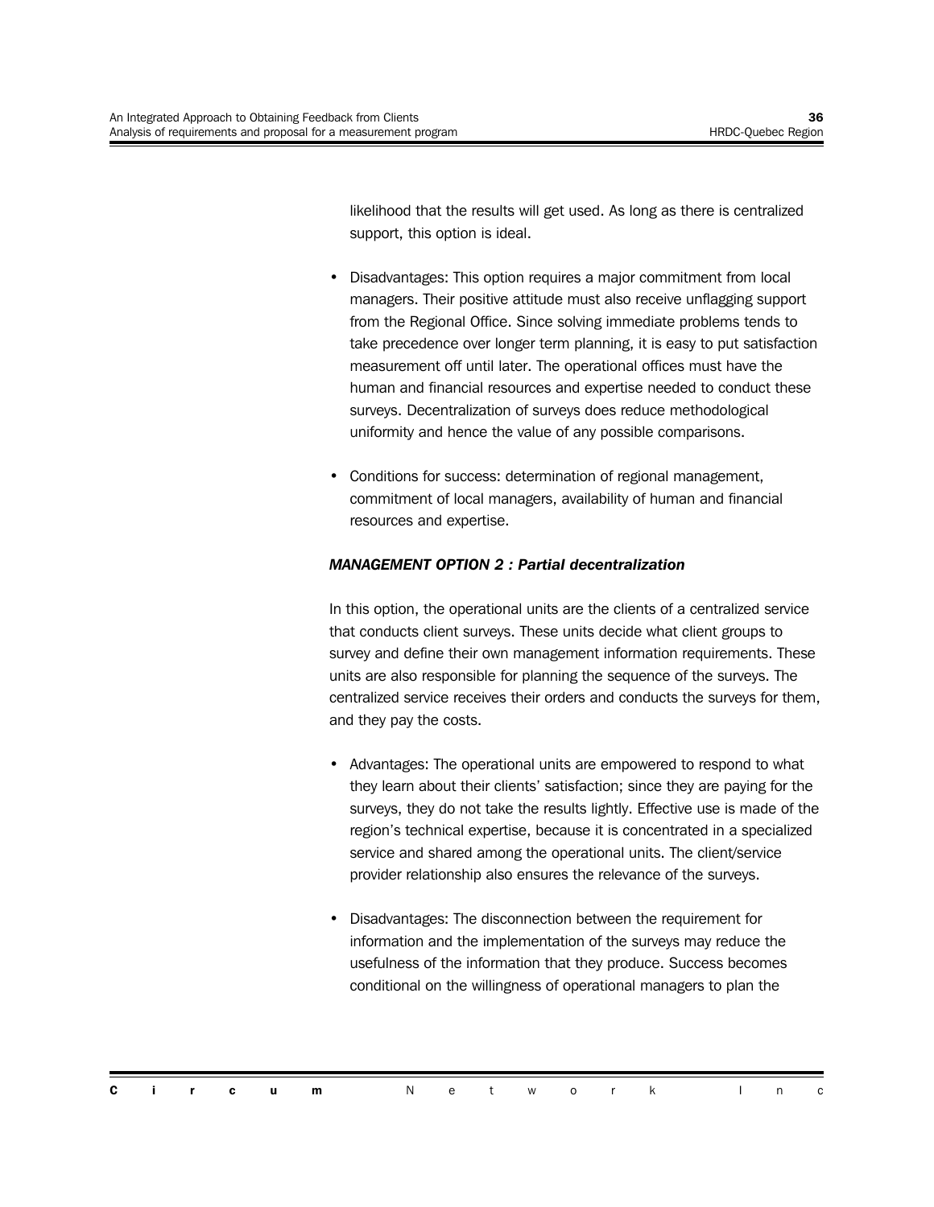likelihood that the results will get used. As long as there is centralized support, this option is ideal.

- Disadvantages: This option requires a major commitment from local managers. Their positive attitude must also receive unflagging support from the Regional Office. Since solving immediate problems tends to take precedence over longer term planning, it is easy to put satisfaction measurement off until later. The operational offices must have the human and financial resources and expertise needed to conduct these surveys. Decentralization of surveys does reduce methodological uniformity and hence the value of any possible comparisons.

- Conditions for success: determination of regional management, commitment of local managers, availability of human and financial resources and expertise.

***MANAGEMENT OPTION 2 : Partial decentralization***

In this option, the operational units are the clients of a centralized service that conducts client surveys. These units decide what client groups to survey and define their own management information requirements. These units are also responsible for planning the sequence of the surveys. The centralized service receives their orders and conducts the surveys for them, and they pay the costs.

- Advantages: The operational units are empowered to respond to what they learn about their clients' satisfaction; since they are paying for the surveys, they do not take the results lightly. Effective use is made of the region's technical expertise, because it is concentrated in a specialized service and shared among the operational units. The client/service provider relationship also ensures the relevance of the surveys.

- Disadvantages: The disconnection between the requirement for information and the implementation of the surveys may reduce the usefulness of the information that they produce. Success becomes conditional on the willingness of operational managers to plan the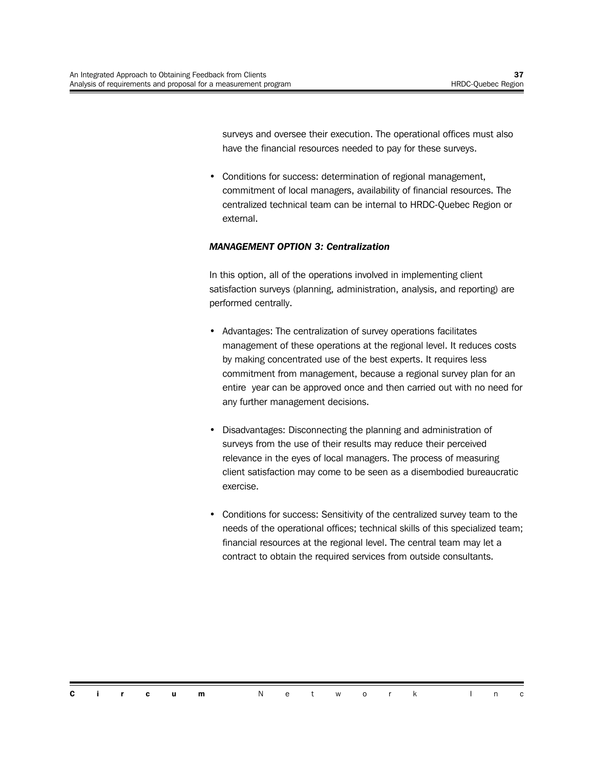surveys and oversee their execution. The operational offices must also have the financial resources needed to pay for these surveys.

- Conditions for success: determination of regional management, commitment of local managers, availability of financial resources. The centralized technical team can be internal to HRDC-Quebec Region or external.

***MANAGEMENT OPTION 3: Centralization***

In this option, all of the operations involved in implementing client satisfaction surveys (planning, administration, analysis, and reporting) are performed centrally.

- Advantages: The centralization of survey operations facilitates management of these operations at the regional level. It reduces costs by making concentrated use of the best experts. It requires less commitment from management, because a regional survey plan for an entire year can be approved once and then carried out with no need for any further management decisions.

- Disadvantages: Disconnecting the planning and administration of surveys from the use of their results may reduce their perceived relevance in the eyes of local managers. The process of measuring client satisfaction may come to be seen as a disembodied bureaucratic exercise.

- Conditions for success: Sensitivity of the centralized survey team to the needs of the operational offices; technical skills of this specialized team; financial resources at the regional level. The central team may let a contract to obtain the required services from outside consultants.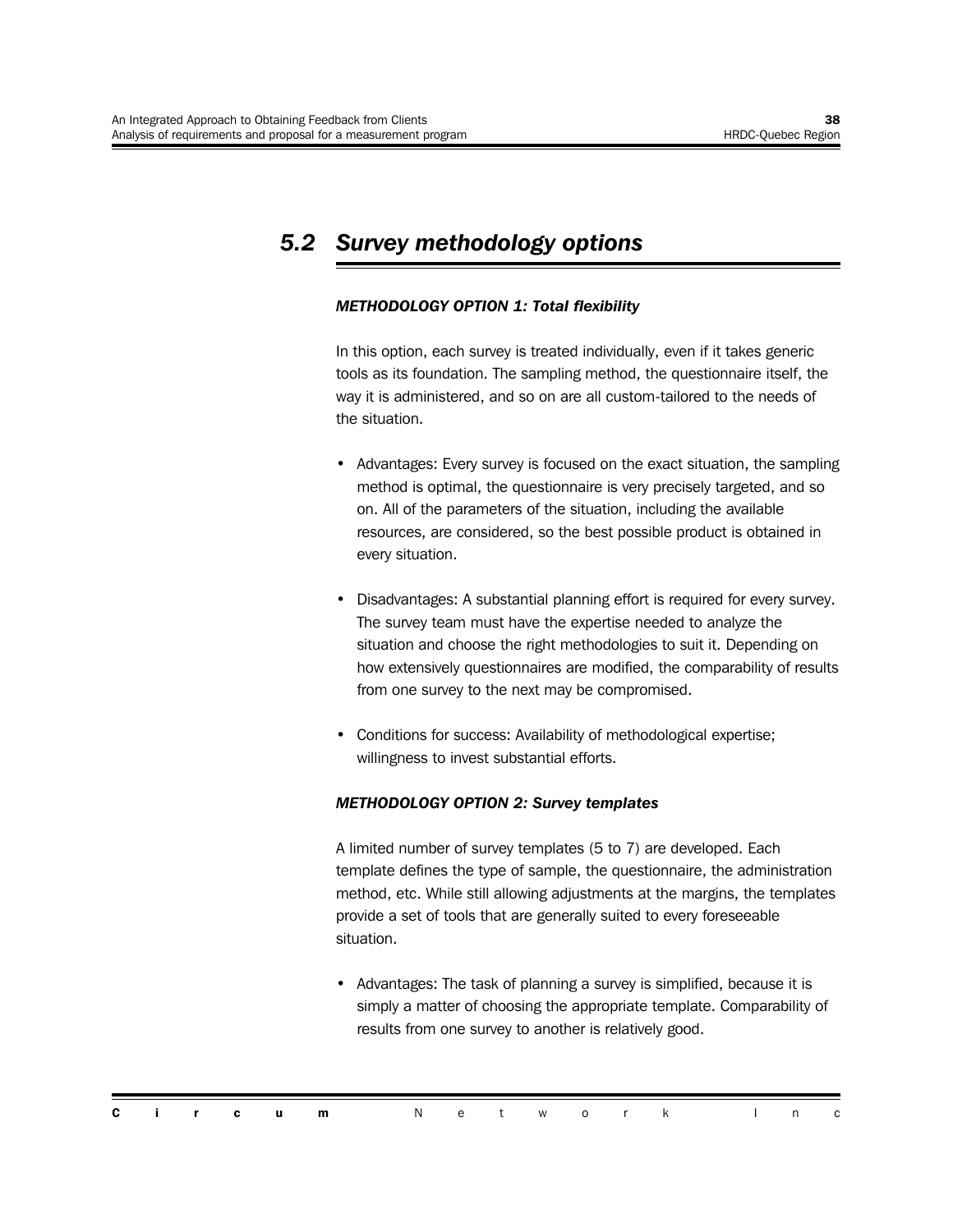## 5.2 Survey methodology options

***METHODOLOGY OPTION 1: Total flexibility***

In this option, each survey is treated individually, even if it takes generic tools as its foundation. The sampling method, the questionnaire itself, the way it is administered, and so on are all custom-tailored to the needs of the situation.

- Advantages: Every survey is focused on the exact situation, the sampling method is optimal, the questionnaire is very precisely targeted, and so on. All of the parameters of the situation, including the available resources, are considered, so the best possible product is obtained in every situation.

- Disadvantages: A substantial planning effort is required for every survey. The survey team must have the expertise needed to analyze the situation and choose the right methodologies to suit it. Depending on how extensively questionnaires are modified, the comparability of results from one survey to the next may be compromised.

- Conditions for success: Availability of methodological expertise; willingness to invest substantial efforts.

***METHODOLOGY OPTION 2: Survey templates***

A limited number of survey templates (5 to 7) are developed. Each template defines the type of sample, the questionnaire, the administration method, etc. While still allowing adjustments at the margins, the templates provide a set of tools that are generally suited to every foreseeable situation.

- Advantages: The task of planning a survey is simplified, because it is simply a matter of choosing the appropriate template. Comparability of results from one survey to another is relatively good.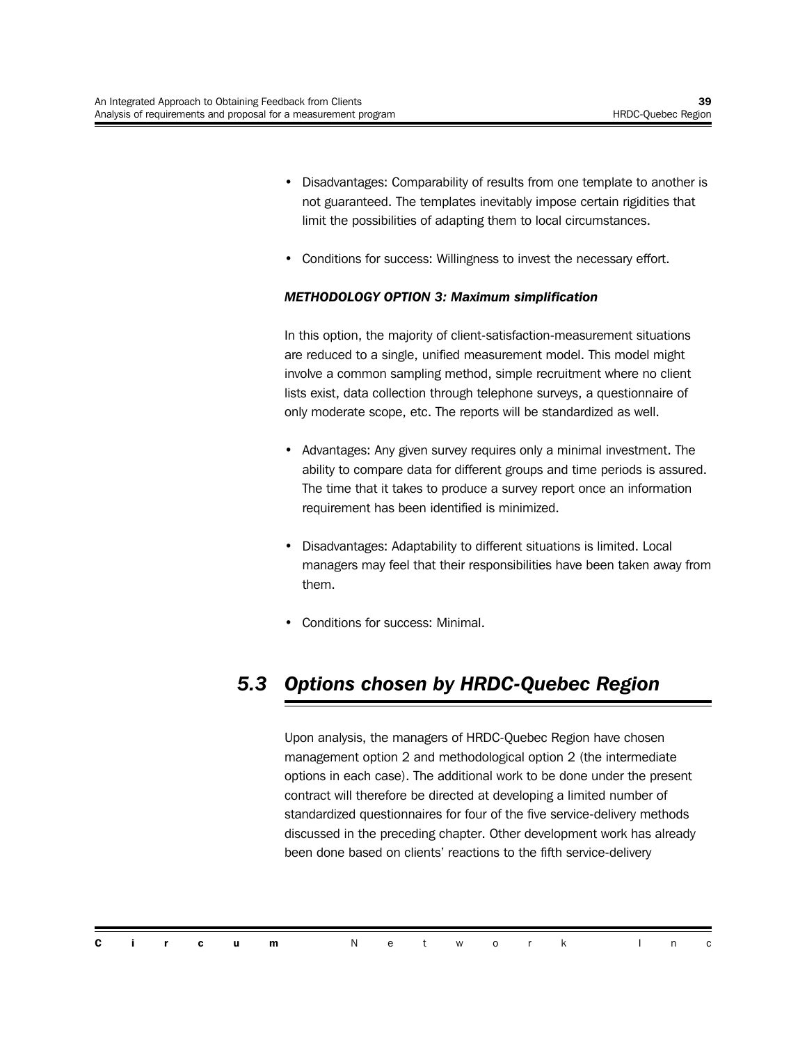- Disadvantages: Comparability of results from one template to another is not guaranteed. The templates inevitably impose certain rigidities that limit the possibilities of adapting them to local circumstances.

- Conditions for success: Willingness to invest the necessary effort.

***METHODOLOGY OPTION 3: Maximum simplification***

In this option, the majority of client-satisfaction-measurement situations are reduced to a single, unified measurement model. This model might involve a common sampling method, simple recruitment where no client lists exist, data collection through telephone surveys, a questionnaire of only moderate scope, etc. The reports will be standardized as well.

- Advantages: Any given survey requires only a minimal investment. The ability to compare data for different groups and time periods is assured. The time that it takes to produce a survey report once an information requirement has been identified is minimized.

- Disadvantages: Adaptability to different situations is limited. Local managers may feel that their responsibilities have been taken away from them.

- Conditions for success: Minimal.

## *5.3 Options chosen by HRDC-Quebec Region*

Upon analysis, the managers of HRDC-Quebec Region have chosen management option 2 and methodological option 2 (the intermediate options in each case). The additional work to be done under the present contract will therefore be directed at developing a limited number of standardized questionnaires for four of the five service-delivery methods discussed in the preceding chapter. Other development work has already been done based on clients' reactions to the fifth service-delivery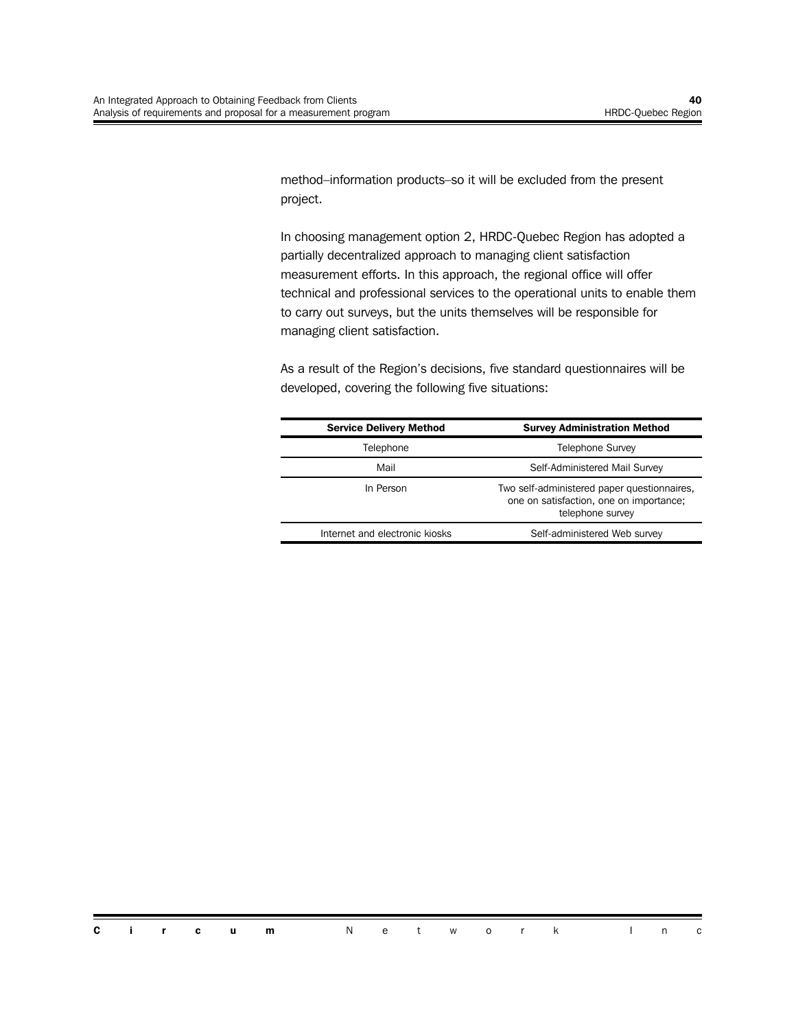method–information products–so it will be excluded from the present project.

In choosing management option 2, HRDC-Quebec Region has adopted a partially decentralized approach to managing client satisfaction measurement efforts. In this approach, the regional office will offer technical and professional services to the operational units to enable them to carry out surveys, but the units themselves will be responsible for managing client satisfaction.

As a result of the Region's decisions, five standard questionnaires will be developed, covering the following five situations:

| Service Delivery Method | Survey Administration Method |
| --- | --- |
| Telephone | Telephone Survey |
| Mail | Self-Administered Mail Survey |
| In Person | Two self-administered paper questionnaires, one on satisfaction, one on importance; telephone survey |
| Internet and electronic kiosks | Self-administered Web survey |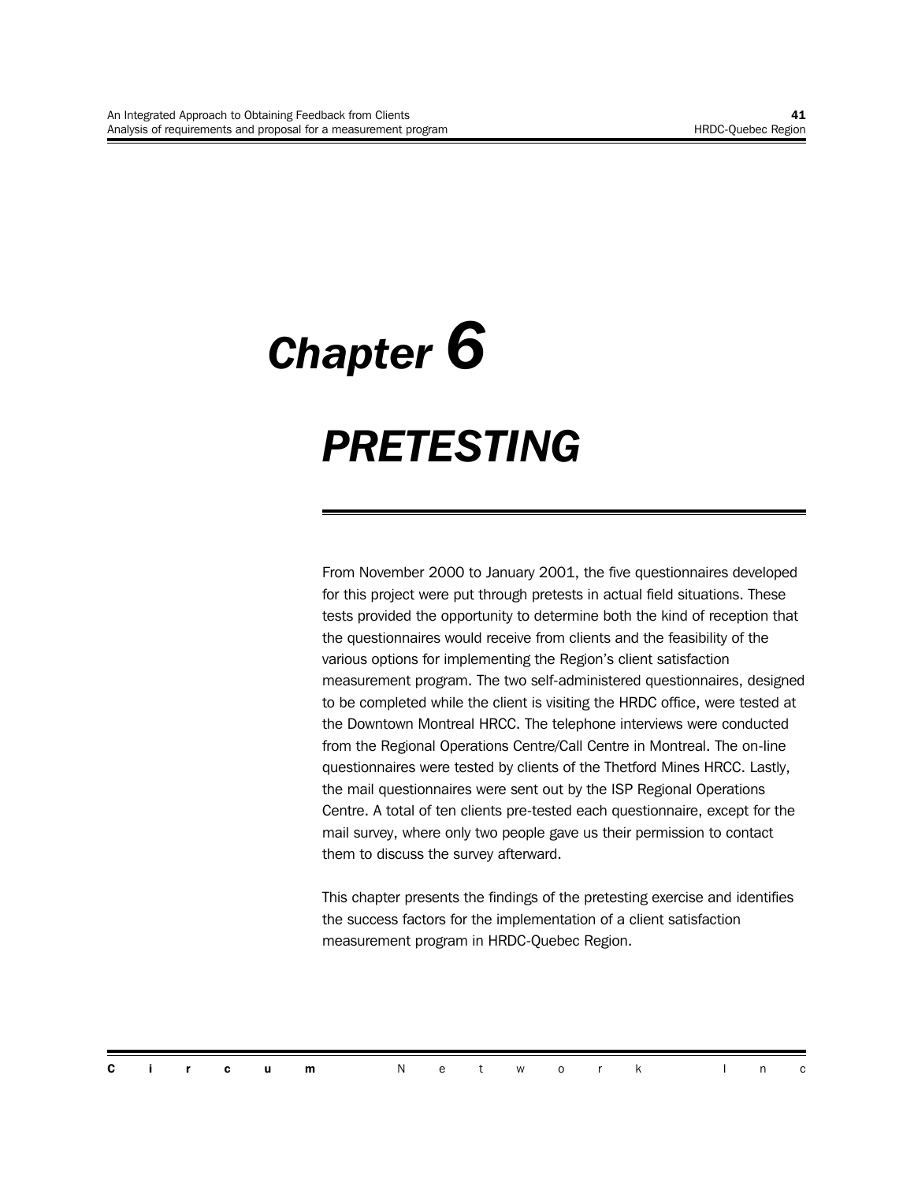# *Chapter 6*

# *PRETESTING*

From November 2000 to January 2001, the five questionnaires developed for this project were put through pretests in actual field situations. These tests provided the opportunity to determine both the kind of reception that the questionnaires would receive from clients and the feasibility of the various options for implementing the Region's client satisfaction measurement program. The two self-administered questionnaires, designed to be completed while the client is visiting the HRDC office, were tested at the Downtown Montreal HRCC. The telephone interviews were conducted from the Regional Operations Centre/Call Centre in Montreal. The on-line questionnaires were tested by clients of the Thetford Mines HRCC. Lastly, the mail questionnaires were sent out by the ISP Regional Operations Centre. A total of ten clients pre-tested each questionnaire, except for the mail survey, where only two people gave us their permission to contact them to discuss the survey afterward.

This chapter presents the findings of the pretesting exercise and identifies the success factors for the implementation of a client satisfaction measurement program in HRDC-Quebec Region.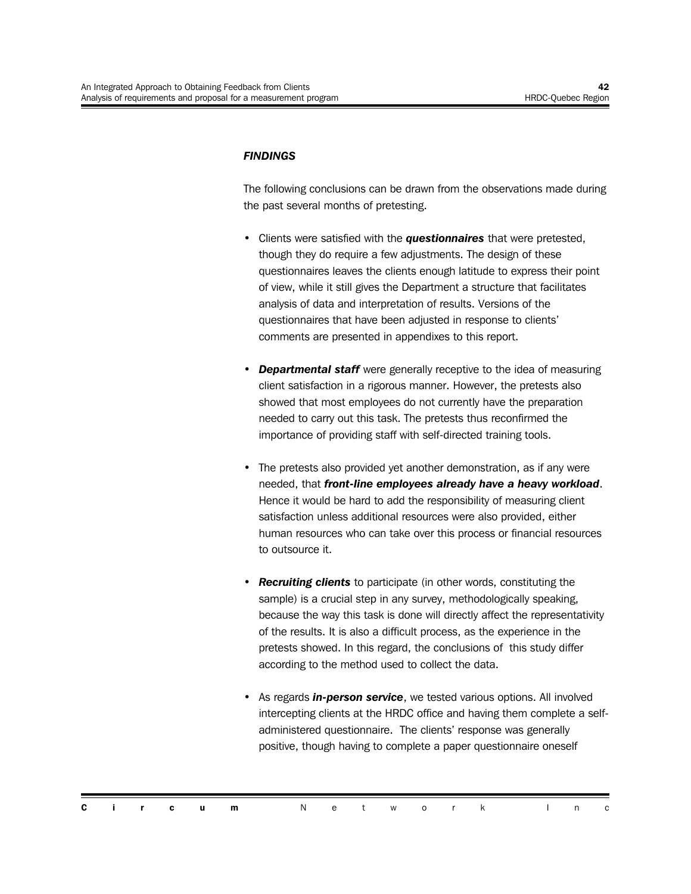***FINDINGS***

The following conclusions can be drawn from the observations made during the past several months of pretesting.

- Clients were satisfied with the ***questionnaires*** that were pretested, though they do require a few adjustments. The design of these questionnaires leaves the clients enough latitude to express their point of view, while it still gives the Department a structure that facilitates analysis of data and interpretation of results. Versions of the questionnaires that have been adjusted in response to clients' comments are presented in appendixes to this report.

- ***Departmental staff*** were generally receptive to the idea of measuring client satisfaction in a rigorous manner. However, the pretests also showed that most employees do not currently have the preparation needed to carry out this task. The pretests thus reconfirmed the importance of providing staff with self-directed training tools.

- The pretests also provided yet another demonstration, as if any were needed, that ***front-line employees already have a heavy workload***. Hence it would be hard to add the responsibility of measuring client satisfaction unless additional resources were also provided, either human resources who can take over this process or financial resources to outsource it.

- ***Recruiting clients*** to participate (in other words, constituting the sample) is a crucial step in any survey, methodologically speaking, because the way this task is done will directly affect the representativity of the results. It is also a difficult process, as the experience in the pretests showed. In this regard, the conclusions of this study differ according to the method used to collect the data.

- As regards ***in-person service***, we tested various options. All involved intercepting clients at the HRDC office and having them complete a self-administered questionnaire. The clients' response was generally positive, though having to complete a paper questionnaire oneself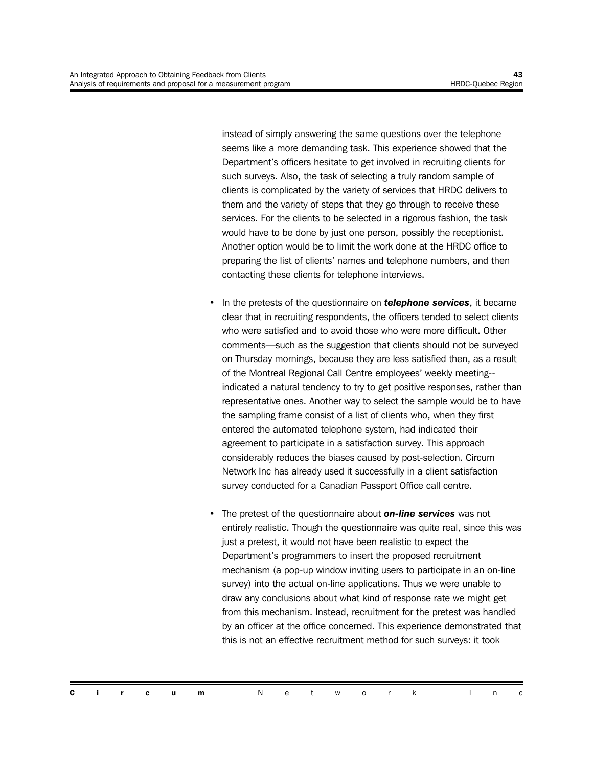instead of simply answering the same questions over the telephone seems like a more demanding task. This experience showed that the Department's officers hesitate to get involved in recruiting clients for such surveys. Also, the task of selecting a truly random sample of clients is complicated by the variety of services that HRDC delivers to them and the variety of steps that they go through to receive these services. For the clients to be selected in a rigorous fashion, the task would have to be done by just one person, possibly the receptionist. Another option would be to limit the work done at the HRDC office to preparing the list of clients' names and telephone numbers, and then contacting these clients for telephone interviews.

- In the pretests of the questionnaire on ***telephone services***, it became clear that in recruiting respondents, the officers tended to select clients who were satisfied and to avoid those who were more difficult. Other comments—such as the suggestion that clients should not be surveyed on Thursday mornings, because they are less satisfied then, as a result of the Montreal Regional Call Centre employees' weekly meeting--indicated a natural tendency to try to get positive responses, rather than representative ones. Another way to select the sample would be to have the sampling frame consist of a list of clients who, when they first entered the automated telephone system, had indicated their agreement to participate in a satisfaction survey. This approach considerably reduces the biases caused by post-selection. Circum Network Inc has already used it successfully in a client satisfaction survey conducted for a Canadian Passport Office call centre.

- The pretest of the questionnaire about ***on-line services*** was not entirely realistic. Though the questionnaire was quite real, since this was just a pretest, it would not have been realistic to expect the Department's programmers to insert the proposed recruitment mechanism (a pop-up window inviting users to participate in an on-line survey) into the actual on-line applications. Thus we were unable to draw any conclusions about what kind of response rate we might get from this mechanism. Instead, recruitment for the pretest was handled by an officer at the office concerned. This experience demonstrated that this is not an effective recruitment method for such surveys: it took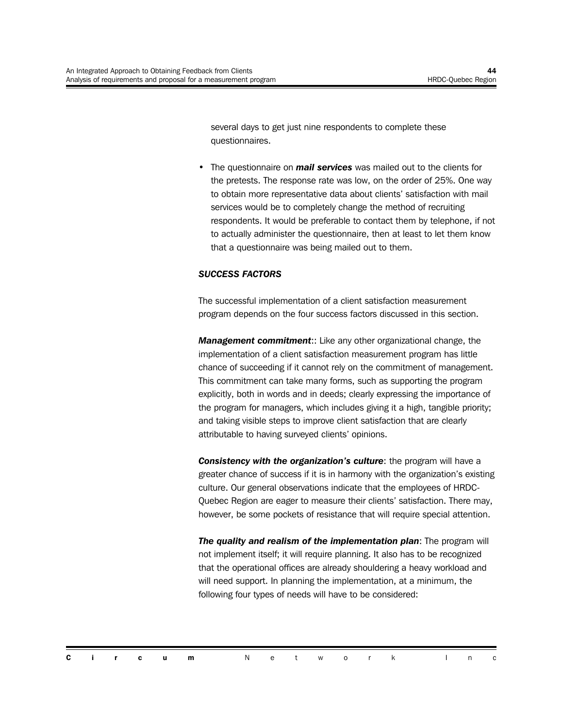several days to get just nine respondents to complete these questionnaires.

- The questionnaire on ***mail services*** was mailed out to the clients for the pretests. The response rate was low, on the order of 25%. One way to obtain more representative data about clients' satisfaction with mail services would be to completely change the method of recruiting respondents. It would be preferable to contact them by telephone, if not to actually administer the questionnaire, then at least to let them know that a questionnaire was being mailed out to them.

### *SUCCESS FACTORS*

The successful implementation of a client satisfaction measurement program depends on the four success factors discussed in this section.

***Management commitment***:: Like any other organizational change, the implementation of a client satisfaction measurement program has little chance of succeeding if it cannot rely on the commitment of management. This commitment can take many forms, such as supporting the program explicitly, both in words and in deeds; clearly expressing the importance of the program for managers, which includes giving it a high, tangible priority; and taking visible steps to improve client satisfaction that are clearly attributable to having surveyed clients' opinions.

***Consistency with the organization's culture***: the program will have a greater chance of success if it is in harmony with the organization's existing culture. Our general observations indicate that the employees of HRDC-Quebec Region are eager to measure their clients' satisfaction. There may, however, be some pockets of resistance that will require special attention.

***The quality and realism of the implementation plan***: The program will not implement itself; it will require planning. It also has to be recognized that the operational offices are already shouldering a heavy workload and will need support. In planning the implementation, at a minimum, the following four types of needs will have to be considered: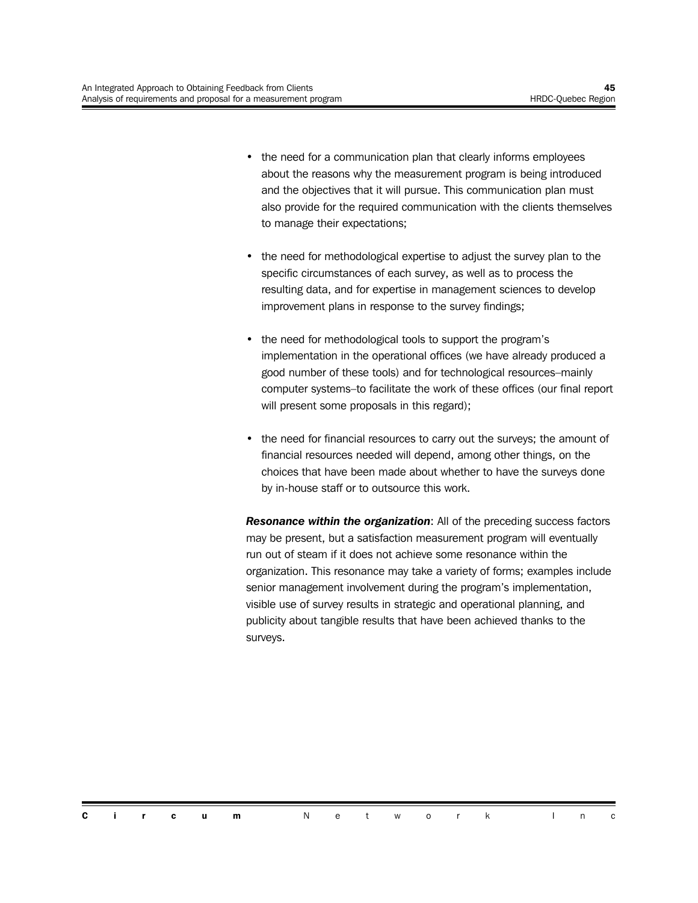- the need for a communication plan that clearly informs employees about the reasons why the measurement program is being introduced and the objectives that it will pursue. This communication plan must also provide for the required communication with the clients themselves to manage their expectations;

- the need for methodological expertise to adjust the survey plan to the specific circumstances of each survey, as well as to process the resulting data, and for expertise in management sciences to develop improvement plans in response to the survey findings;

- the need for methodological tools to support the program's implementation in the operational offices (we have already produced a good number of these tools) and for technological resources–mainly computer systems–to facilitate the work of these offices (our final report will present some proposals in this regard);

- the need for financial resources to carry out the surveys; the amount of financial resources needed will depend, among other things, on the choices that have been made about whether to have the surveys done by in-house staff or to outsource this work.

***Resonance within the organization***: All of the preceding success factors may be present, but a satisfaction measurement program will eventually run out of steam if it does not achieve some resonance within the organization. This resonance may take a variety of forms; examples include senior management involvement during the program's implementation, visible use of survey results in strategic and operational planning, and publicity about tangible results that have been achieved thanks to the surveys.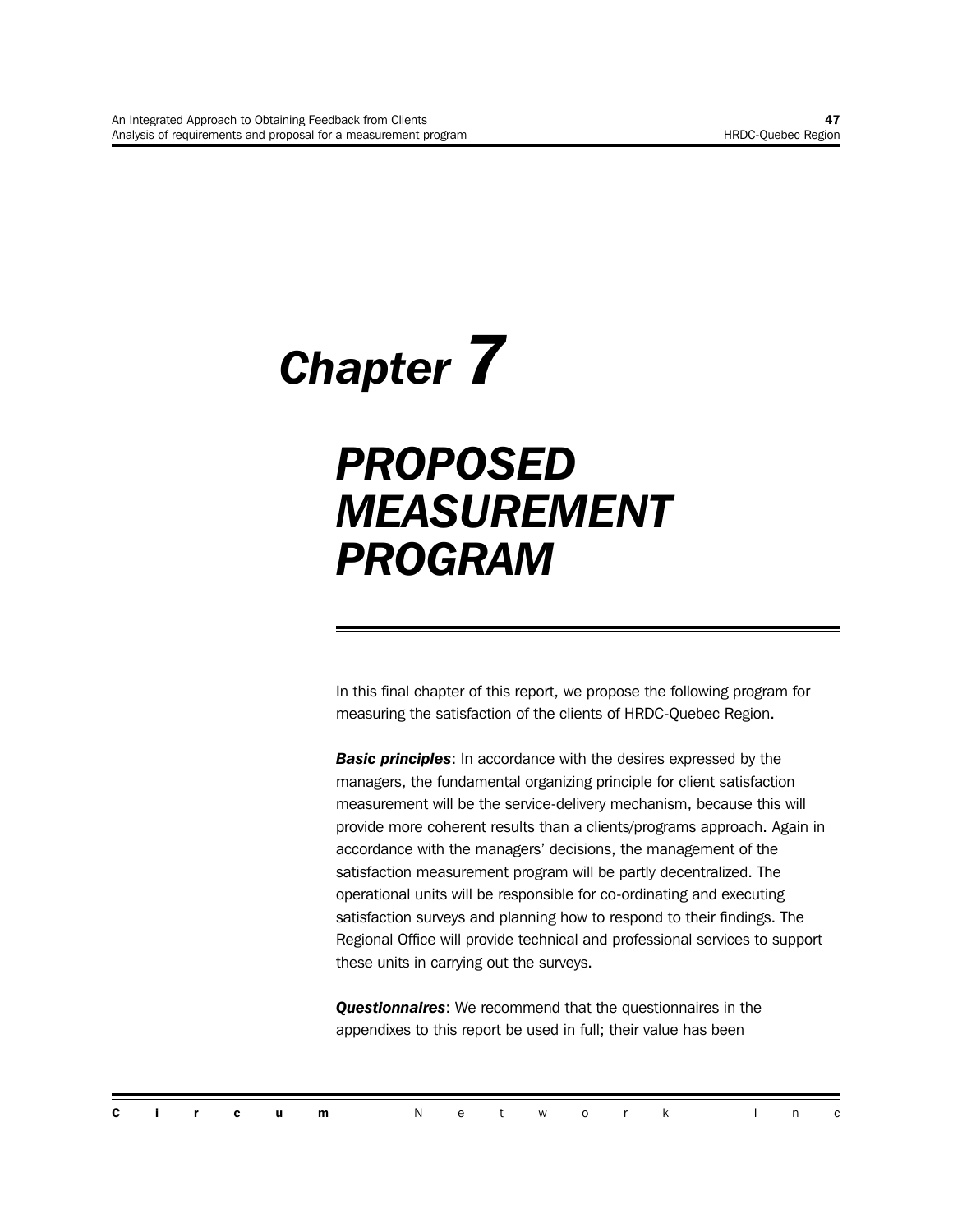# Chapter 7

# PROPOSED MEASUREMENT PROGRAM

In this final chapter of this report, we propose the following program for measuring the satisfaction of the clients of HRDC-Quebec Region.

***Basic principles***: In accordance with the desires expressed by the managers, the fundamental organizing principle for client satisfaction measurement will be the service-delivery mechanism, because this will provide more coherent results than a clients/programs approach. Again in accordance with the managers' decisions, the management of the satisfaction measurement program will be partly decentralized. The operational units will be responsible for co-ordinating and executing satisfaction surveys and planning how to respond to their findings. The Regional Office will provide technical and professional services to support these units in carrying out the surveys.

***Questionnaires***: We recommend that the questionnaires in the appendixes to this report be used in full; their value has been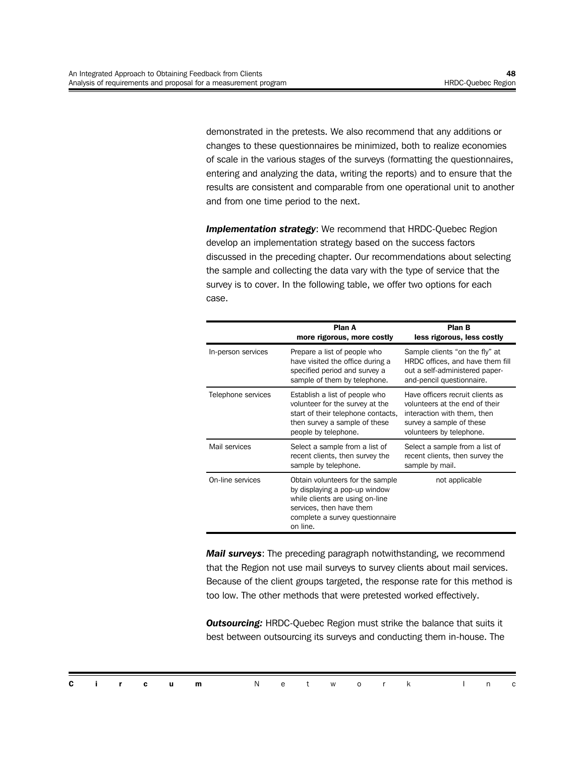demonstrated in the pretests. We also recommend that any additions or changes to these questionnaires be minimized, both to realize economies of scale in the various stages of the surveys (formatting the questionnaires, entering and analyzing the data, writing the reports) and to ensure that the results are consistent and comparable from one operational unit to another and from one time period to the next.

***Implementation strategy***: We recommend that HRDC-Quebec Region develop an implementation strategy based on the success factors discussed in the preceding chapter. Our recommendations about selecting the sample and collecting the data vary with the type of service that the survey is to cover. In the following table, we offer two options for each case.

| | **Plan A**<br>**more rigorous, more costly** | **Plan B**<br>**less rigorous, less costly** |
|---|---|---|
| In-person services | Prepare a list of people who have visited the office during a specified period and survey a sample of them by telephone. | Sample clients "on the fly" at HRDC offices, and have them fill out a self-administered paper-and-pencil questionnaire. |
| Telephone services | Establish a list of people who volunteer for the survey at the start of their telephone contacts, then survey a sample of these people by telephone. | Have officers recruit clients as volunteers at the end of their interaction with them, then survey a sample of these volunteers by telephone. |
| Mail services | Select a sample from a list of recent clients, then survey the sample by telephone. | Select a sample from a list of recent clients, then survey the sample by mail. |
| On-line services | Obtain volunteers for the sample by displaying a pop-up window while clients are using on-line services, then have them complete a survey questionnaire on line. | not applicable |

***Mail surveys***: The preceding paragraph notwithstanding, we recommend that the Region not use mail surveys to survey clients about mail services. Because of the client groups targeted, the response rate for this method is too low. The other methods that were pretested worked effectively.

***Outsourcing:*** HRDC-Quebec Region must strike the balance that suits it best between outsourcing its surveys and conducting them in-house. The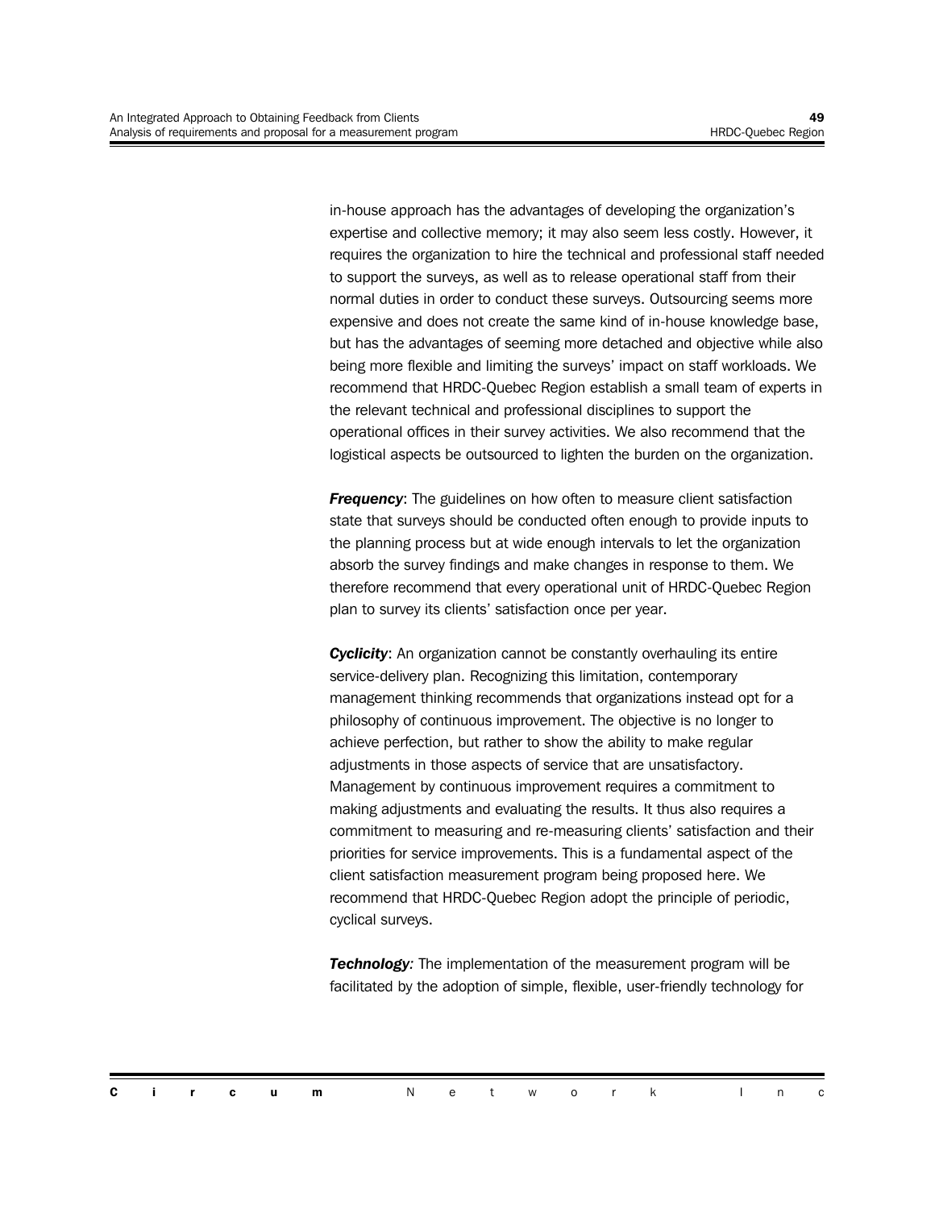in-house approach has the advantages of developing the organization's expertise and collective memory; it may also seem less costly. However, it requires the organization to hire the technical and professional staff needed to support the surveys, as well as to release operational staff from their normal duties in order to conduct these surveys. Outsourcing seems more expensive and does not create the same kind of in-house knowledge base, but has the advantages of seeming more detached and objective while also being more flexible and limiting the surveys' impact on staff workloads. We recommend that HRDC-Quebec Region establish a small team of experts in the relevant technical and professional disciplines to support the operational offices in their survey activities. We also recommend that the logistical aspects be outsourced to lighten the burden on the organization.

***Frequency***: The guidelines on how often to measure client satisfaction state that surveys should be conducted often enough to provide inputs to the planning process but at wide enough intervals to let the organization absorb the survey findings and make changes in response to them. We therefore recommend that every operational unit of HRDC-Quebec Region plan to survey its clients' satisfaction once per year.

***Cyclicity***: An organization cannot be constantly overhauling its entire service-delivery plan. Recognizing this limitation, contemporary management thinking recommends that organizations instead opt for a philosophy of continuous improvement. The objective is no longer to achieve perfection, but rather to show the ability to make regular adjustments in those aspects of service that are unsatisfactory. Management by continuous improvement requires a commitment to making adjustments and evaluating the results. It thus also requires a commitment to measuring and re-measuring clients' satisfaction and their priorities for service improvements. This is a fundamental aspect of the client satisfaction measurement program being proposed here. We recommend that HRDC-Quebec Region adopt the principle of periodic, cyclical surveys.

***Technology:*** The implementation of the measurement program will be facilitated by the adoption of simple, flexible, user-friendly technology for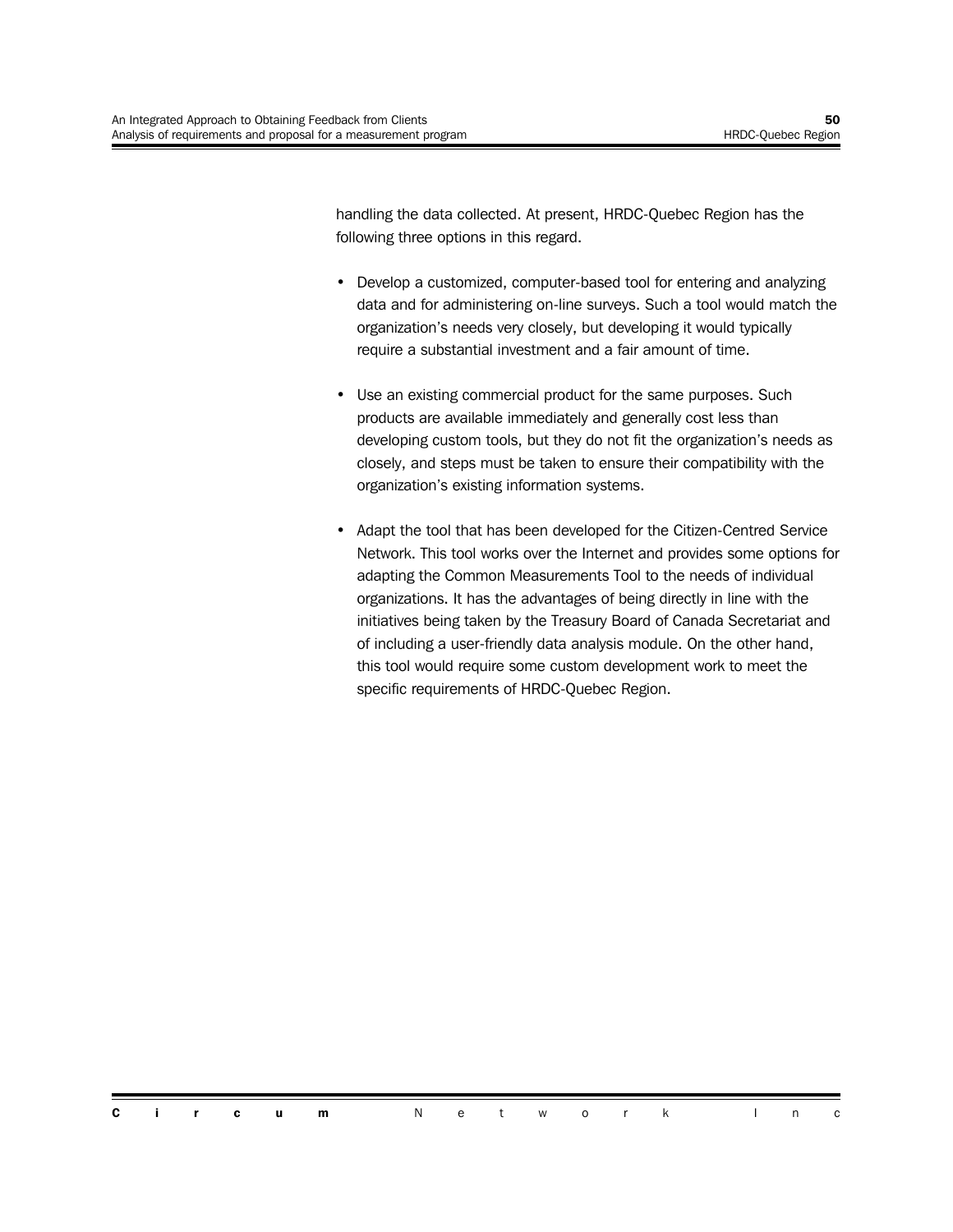handling the data collected. At present, HRDC-Quebec Region has the following three options in this regard.

- Develop a customized, computer-based tool for entering and analyzing data and for administering on-line surveys. Such a tool would match the organization's needs very closely, but developing it would typically require a substantial investment and a fair amount of time.
- Use an existing commercial product for the same purposes. Such products are available immediately and generally cost less than developing custom tools, but they do not fit the organization's needs as closely, and steps must be taken to ensure their compatibility with the organization's existing information systems.
- Adapt the tool that has been developed for the Citizen-Centred Service Network. This tool works over the Internet and provides some options for adapting the Common Measurements Tool to the needs of individual organizations. It has the advantages of being directly in line with the initiatives being taken by the Treasury Board of Canada Secretariat and of including a user-friendly data analysis module. On the other hand, this tool would require some custom development work to meet the specific requirements of HRDC-Quebec Region.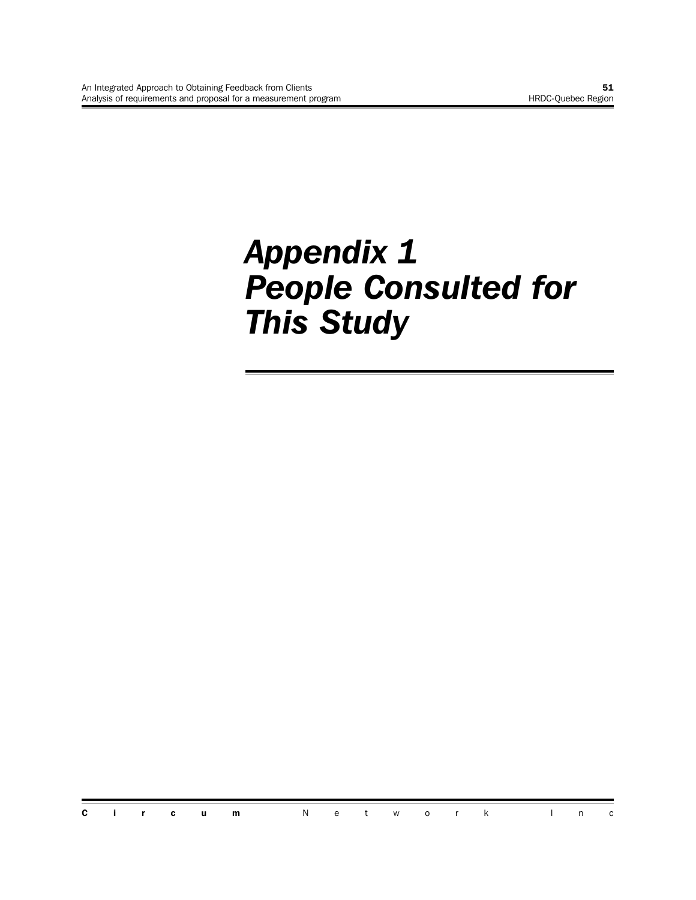# Appendix 1
# People Consulted for This Study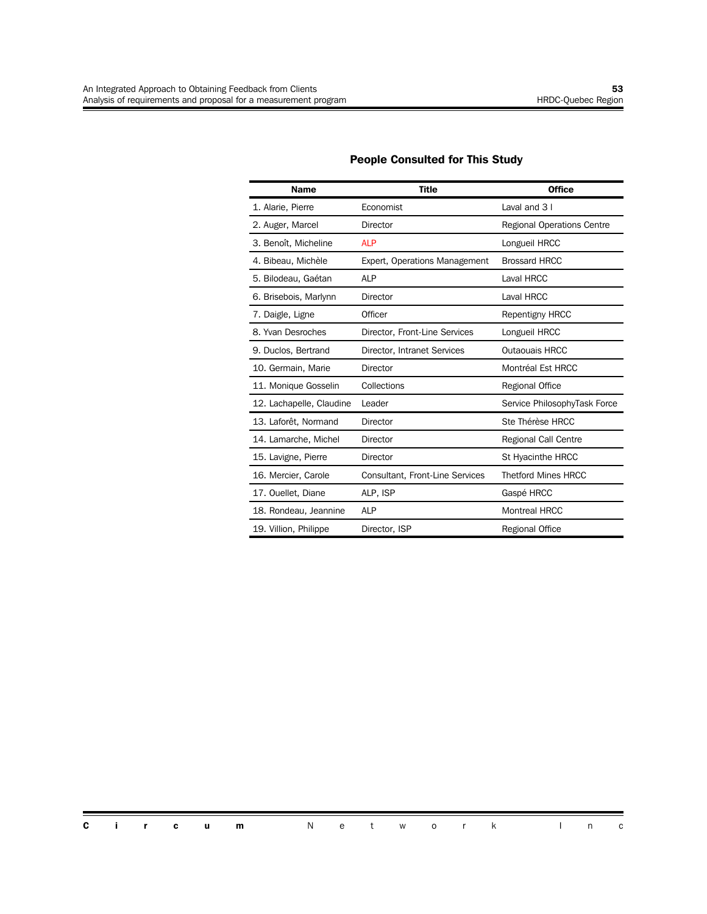## People Consulted for This Study

| Name | Title | Office |
|---|---|---|
| 1. Alarie, Pierre | Economist | Laval and 3 I |
| 2. Auger, Marcel | Director | Regional Operations Centre |
| 3. Benoît, Micheline | ALP | Longueil HRCC |
| 4. Bibeau, Michèle | Expert, Operations Management | Brossard HRCC |
| 5. Bilodeau, Gaétan | ALP | Laval HRCC |
| 6. Brisebois, Marlynn | Director | Laval HRCC |
| 7. Daigle, Ligne | Officer | Repentigny HRCC |
| 8. Yvan Desroches | Director, Front-Line Services | Longueil HRCC |
| 9. Duclos, Bertrand | Director, Intranet Services | Outaouais HRCC |
| 10. Germain, Marie | Director | Montréal Est HRCC |
| 11. Monique Gosselin | Collections | Regional Office |
| 12. Lachapelle, Claudine | Leader | Service PhilosophyTask Force |
| 13. Laforêt, Normand | Director | Ste Thérèse HRCC |
| 14. Lamarche, Michel | Director | Regional Call Centre |
| 15. Lavigne, Pierre | Director | St Hyacinthe HRCC |
| 16. Mercier, Carole | Consultant, Front-Line Services | Thetford Mines HRCC |
| 17. Ouellet, Diane | ALP, ISP | Gaspé HRCC |
| 18. Rondeau, Jeannine | ALP | Montreal HRCC |
| 19. Villion, Philippe | Director, ISP | Regional Office |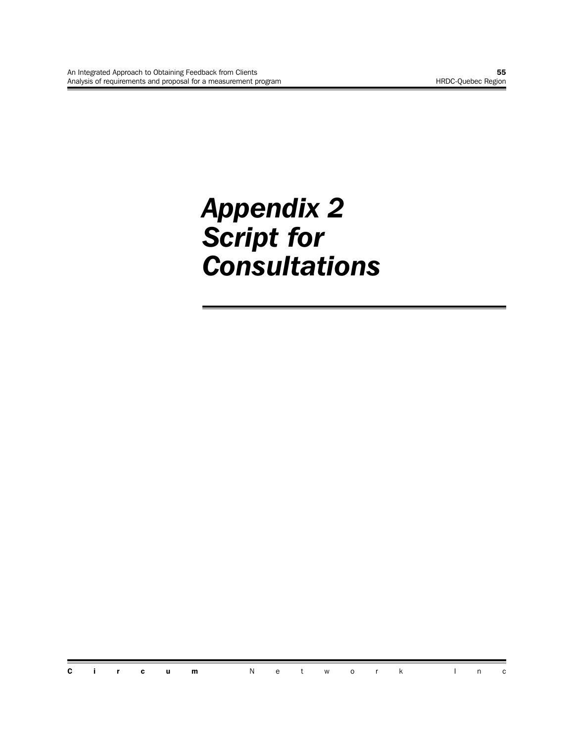# Appendix 2
# Script for Consultations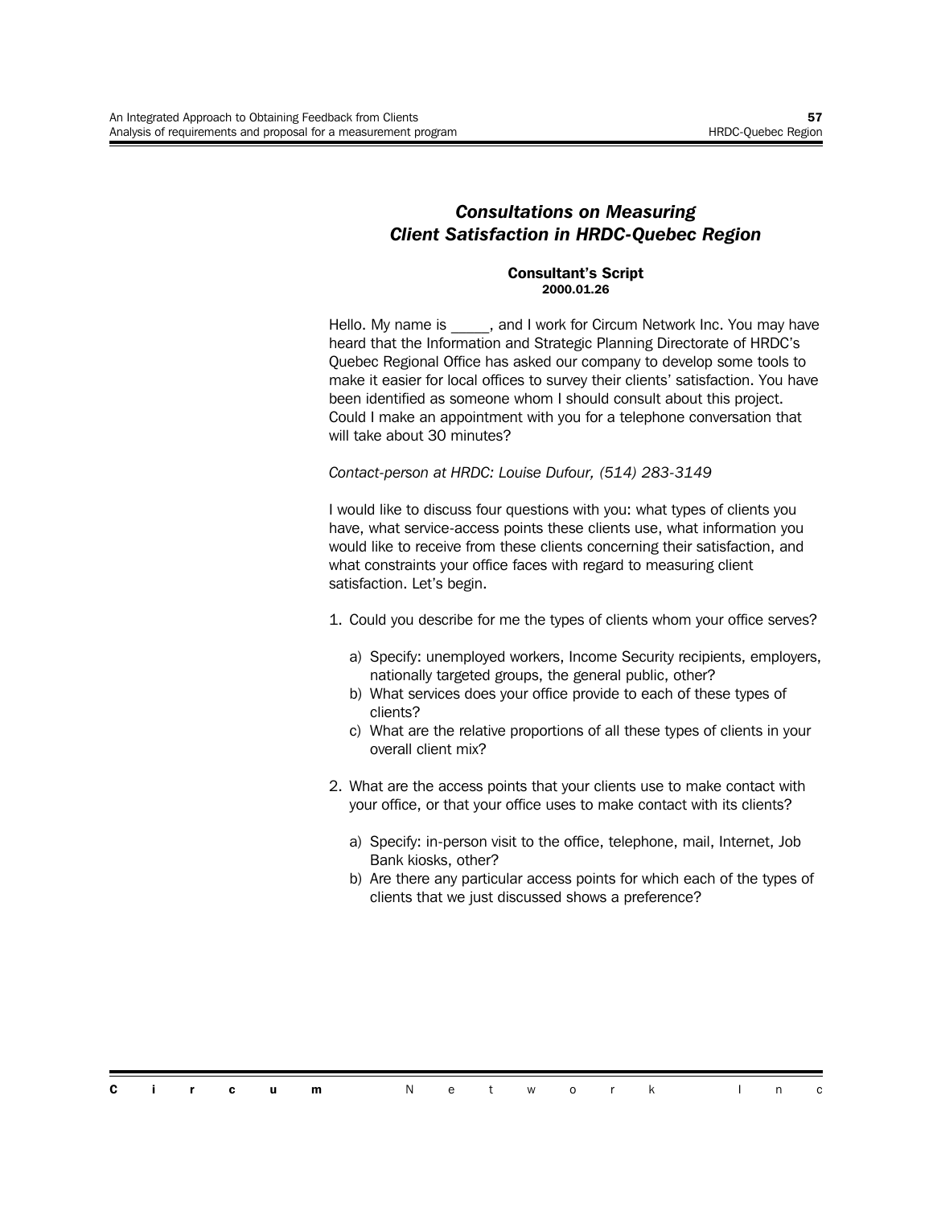## *Consultations on Measuring Client Satisfaction in HRDC-Quebec Region*

**Consultant's Script**
**2000.01.26**

Hello. My name is _____, and I work for Circum Network Inc. You may have heard that the Information and Strategic Planning Directorate of HRDC's Quebec Regional Office has asked our company to develop some tools to make it easier for local offices to survey their clients' satisfaction. You have been identified as someone whom I should consult about this project. Could I make an appointment with you for a telephone conversation that will take about 30 minutes?

*Contact-person at HRDC: Louise Dufour, (514) 283-3149*

I would like to discuss four questions with you: what types of clients you have, what service-access points these clients use, what information you would like to receive from these clients concerning their satisfaction, and what constraints your office faces with regard to measuring client satisfaction. Let's begin.

1. Could you describe for me the types of clients whom your office serves?

   a) Specify: unemployed workers, Income Security recipients, employers, nationally targeted groups, the general public, other?
   b) What services does your office provide to each of these types of clients?
   c) What are the relative proportions of all these types of clients in your overall client mix?

2. What are the access points that your clients use to make contact with your office, or that your office uses to make contact with its clients?

   a) Specify: in-person visit to the office, telephone, mail, Internet, Job Bank kiosks, other?
   b) Are there any particular access points for which each of the types of clients that we just discussed shows a preference?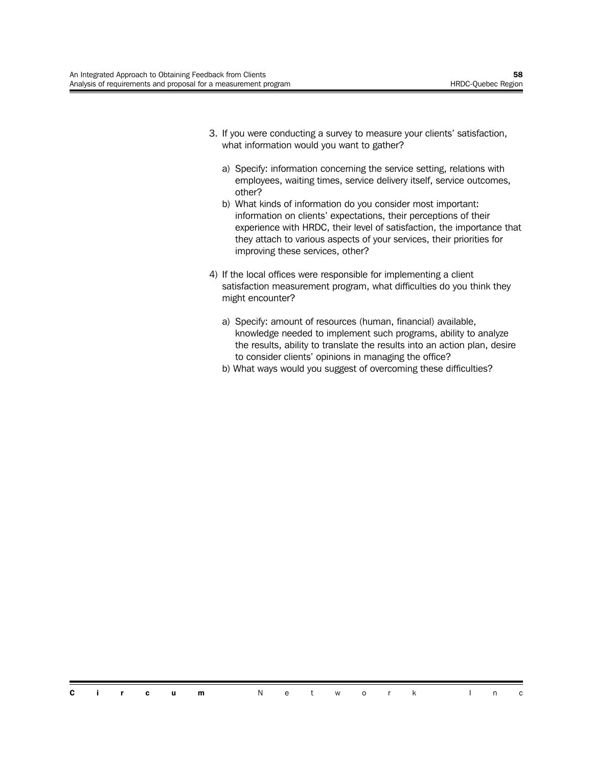3. If you were conducting a survey to measure your clients' satisfaction, what information would you want to gather?

   a) Specify: information concerning the service setting, relations with employees, waiting times, service delivery itself, service outcomes, other?
   b) What kinds of information do you consider most important: information on clients' expectations, their perceptions of their experience with HRDC, their level of satisfaction, the importance that they attach to various aspects of your services, their priorities for improving these services, other?

4) If the local offices were responsible for implementing a client satisfaction measurement program, what difficulties do you think they might encounter?

   a) Specify: amount of resources (human, financial) available, knowledge needed to implement such programs, ability to analyze the results, ability to translate the results into an action plan, desire to consider clients' opinions in managing the office?
   b) What ways would you suggest of overcoming these difficulties?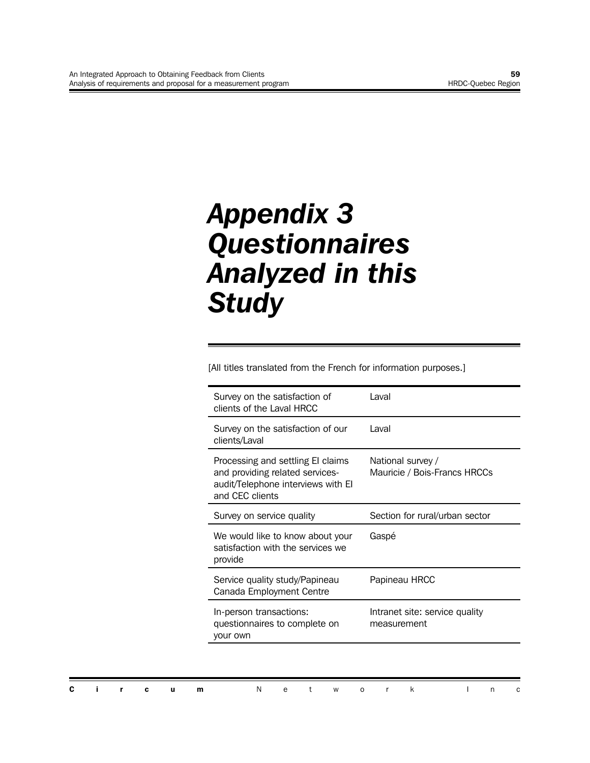# Appendix 3 Questionnaires Analyzed in this Study

[All titles translated from the French for information purposes.]

| | |
|---|---|
| Survey on the satisfaction of clients of the Laval HRCC | Laval |
| Survey on the satisfaction of our clients/Laval | Laval |
| Processing and settling EI claims and providing related services-audit/Telephone interviews with EI and CEC clients | National survey / Mauricie / Bois-Francs HRCCs |
| Survey on service quality | Section for rural/urban sector |
| We would like to know about your satisfaction with the services we provide | Gaspé |
| Service quality study/Papineau Canada Employment Centre | Papineau HRCC |
| In-person transactions: questionnaires to complete on your own | Intranet site: service quality measurement |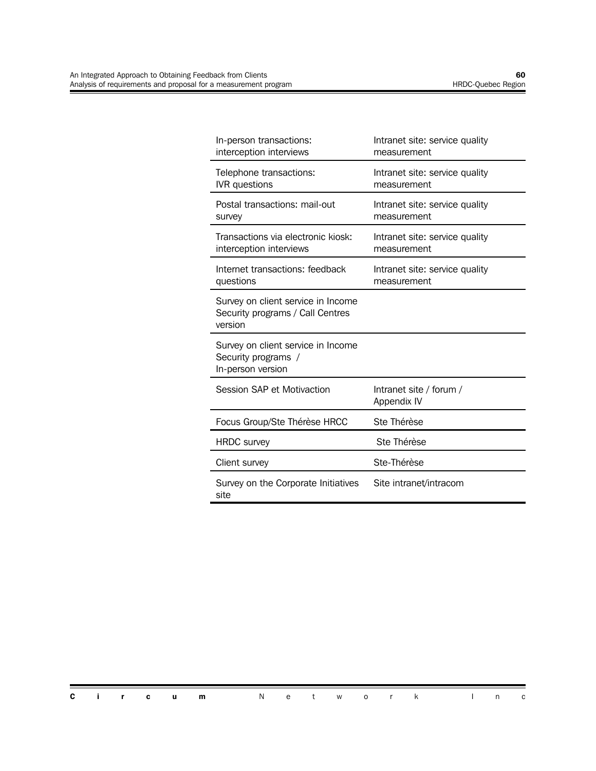| | |
|---|---|
| In-person transactions: interception interviews | Intranet site: service quality measurement |
| Telephone transactions: IVR questions | Intranet site: service quality measurement |
| Postal transactions: mail-out survey | Intranet site: service quality measurement |
| Transactions via electronic kiosk: interception interviews | Intranet site: service quality measurement |
| Internet transactions: feedback questions | Intranet site: service quality measurement |
| Survey on client service in Income Security programs / Call Centres version | |
| Survey on client service in Income Security programs / In-person version | |
| Session SAP et Motivaction | Intranet site / forum / Appendix IV |
| Focus Group/Ste Thérèse HRCC | Ste Thérèse |
| HRDC survey | Ste Thérèse |
| Client survey | Ste-Thérèse |
| Survey on the Corporate Initiatives site | Site intranet/intracom |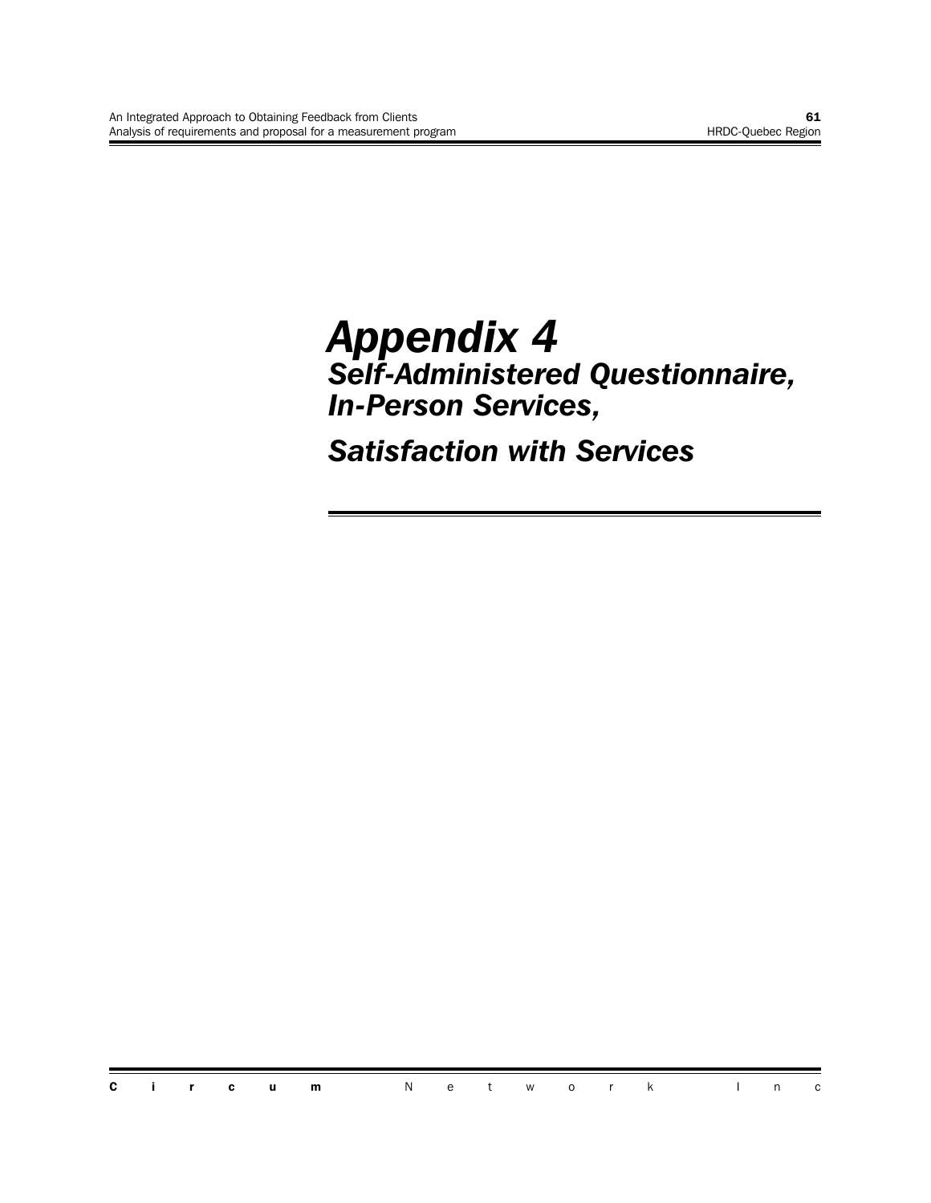# *Appendix 4*
## *Self-Administered Questionnaire, In-Person Services,*
## *Satisfaction with Services*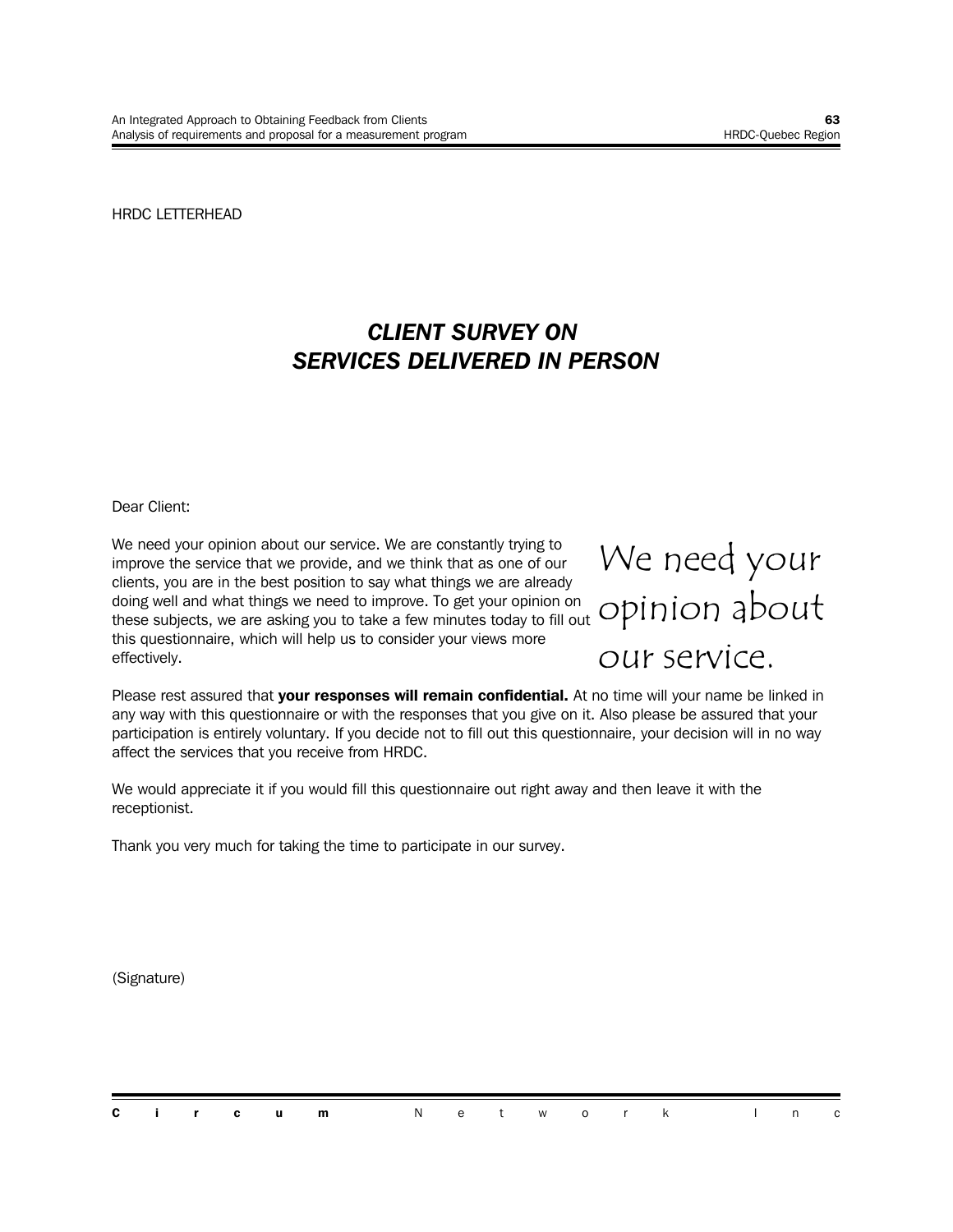HRDC LETTERHEAD

# *CLIENT SURVEY ON SERVICES DELIVERED IN PERSON*

Dear Client:

We need your opinion about our service. We are constantly trying to improve the service that we provide, and we think that as one of our clients, you are in the best position to say what things we are already doing well and what things we need to improve. To get your opinion on these subjects, we are asking you to take a few minutes today to fill out this questionnaire, which will help us to consider your views more effectively.

We need your opinion about our service.

Please rest assured that **your responses will remain confidential.** At no time will your name be linked in any way with this questionnaire or with the responses that you give on it. Also please be assured that your participation is entirely voluntary. If you decide not to fill out this questionnaire, your decision will in no way affect the services that you receive from HRDC.

We would appreciate it if you would fill this questionnaire out right away and then leave it with the receptionist.

Thank you very much for taking the time to participate in our survey.

(Signature)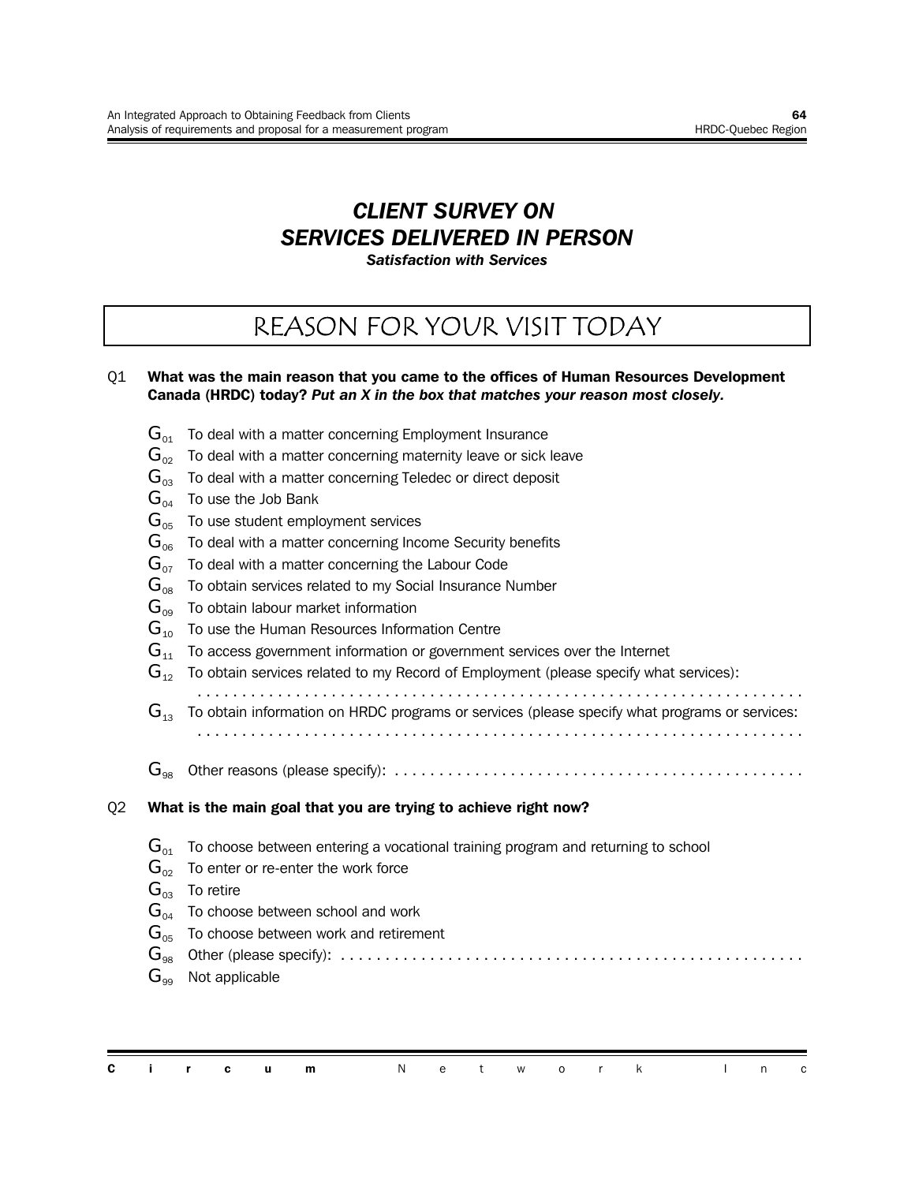# *CLIENT SURVEY ON SERVICES DELIVERED IN PERSON*

***Satisfaction with Services***

## REASON FOR YOUR VISIT TODAY

Q1 **What was the main reason that you came to the offices of Human Resources Development Canada (HRDC) today?** ***Put an X in the box that matches your reason most closely.***

- $G_{01}$ To deal with a matter concerning Employment Insurance
- $G_{02}$ To deal with a matter concerning maternity leave or sick leave
- $G_{03}$ To deal with a matter concerning Teledec or direct deposit
- $G_{04}$ To use the Job Bank
- $G_{05}$ To use student employment services
- $G_{06}$ To deal with a matter concerning Income Security benefits
- $G_{07}$ To deal with a matter concerning the Labour Code
- $G_{08}$ To obtain services related to my Social Insurance Number
- $G_{09}$ To obtain labour market information
- $G_{10}$ To use the Human Resources Information Centre
- $G_{11}$ To access government information or government services over the Internet
- $G_{12}$ To obtain services related to my Record of Employment (please specify what services): ....................................................................
- $G_{13}$ To obtain information on HRDC programs or services (please specify what programs or services: ....................................................................
- $G_{98}$ Other reasons (please specify): ..............................................

Q2 **What is the main goal that you are trying to achieve right now?**

- $G_{01}$ To choose between entering a vocational training program and returning to school
- $G_{02}$ To enter or re-enter the work force
- $G_{03}$ To retire
- $G_{04}$ To choose between school and work
- $G_{05}$ To choose between work and retirement
- $G_{98}$ Other (please specify): ...................................................
- $G_{99}$ Not applicable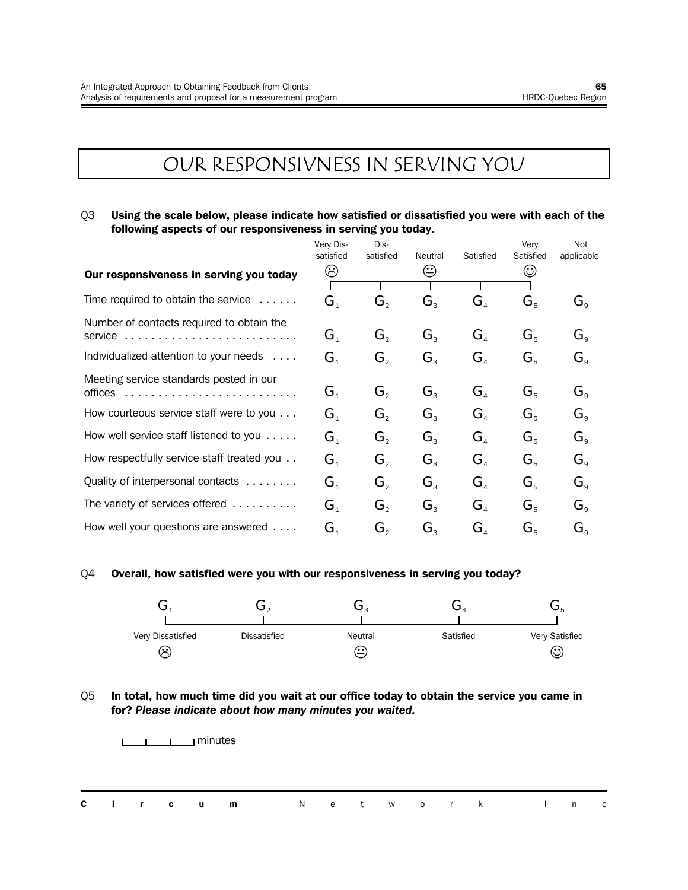# OUR RESPONSIVNESS IN SERVING YOU

Q3 **Using the scale below, please indicate how satisfied or dissatisfied you were with each of the following aspects of our responsiveness in serving you today.**

| **Our responsiveness in serving you today** | Very Dis-satisfied ☹ | Dis-satisfied | Neutral 😐 | Satisfied | Very Satisfied ☺ | Not applicable |
|---|---|---|---|---|---|---|
| Time required to obtain the service | $G_1$ | $G_2$ | $G_3$ | $G_4$ | $G_5$ | $G_9$ |
| Number of contacts required to obtain the service | $G_1$ | $G_2$ | $G_3$ | $G_4$ | $G_5$ | $G_9$ |
| Individualized attention to your needs | $G_1$ | $G_2$ | $G_3$ | $G_4$ | $G_5$ | $G_9$ |
| Meeting service standards posted in our offices | $G_1$ | $G_2$ | $G_3$ | $G_4$ | $G_5$ | $G_9$ |
| How courteous service staff were to you | $G_1$ | $G_2$ | $G_3$ | $G_4$ | $G_5$ | $G_9$ |
| How well service staff listened to you | $G_1$ | $G_2$ | $G_3$ | $G_4$ | $G_5$ | $G_9$ |
| How respectfully service staff treated you | $G_1$ | $G_2$ | $G_3$ | $G_4$ | $G_5$ | $G_9$ |
| Quality of interpersonal contacts | $G_1$ | $G_2$ | $G_3$ | $G_4$ | $G_5$ | $G_9$ |
| The variety of services offered | $G_1$ | $G_2$ | $G_3$ | $G_4$ | $G_5$ | $G_9$ |
| How well your questions are answered | $G_1$ | $G_2$ | $G_3$ | $G_4$ | $G_5$ | $G_9$ |

Q4 **Overall, how satisfied were you with our responsiveness in serving you today?**

| $G_1$ | $G_2$ | $G_3$ | $G_4$ | $G_5$ |
|---|---|---|---|---|
| Very Dissatisfied ☹ | Dissatisfied | Neutral 😐 | Satisfied | Very Satisfied ☺ |

Q5 **In total, how much time did you wait at our office today to obtain the service you came in for?** ***Please indicate about how many minutes you waited.***

|\_\_|\_\_|\_\_| minutes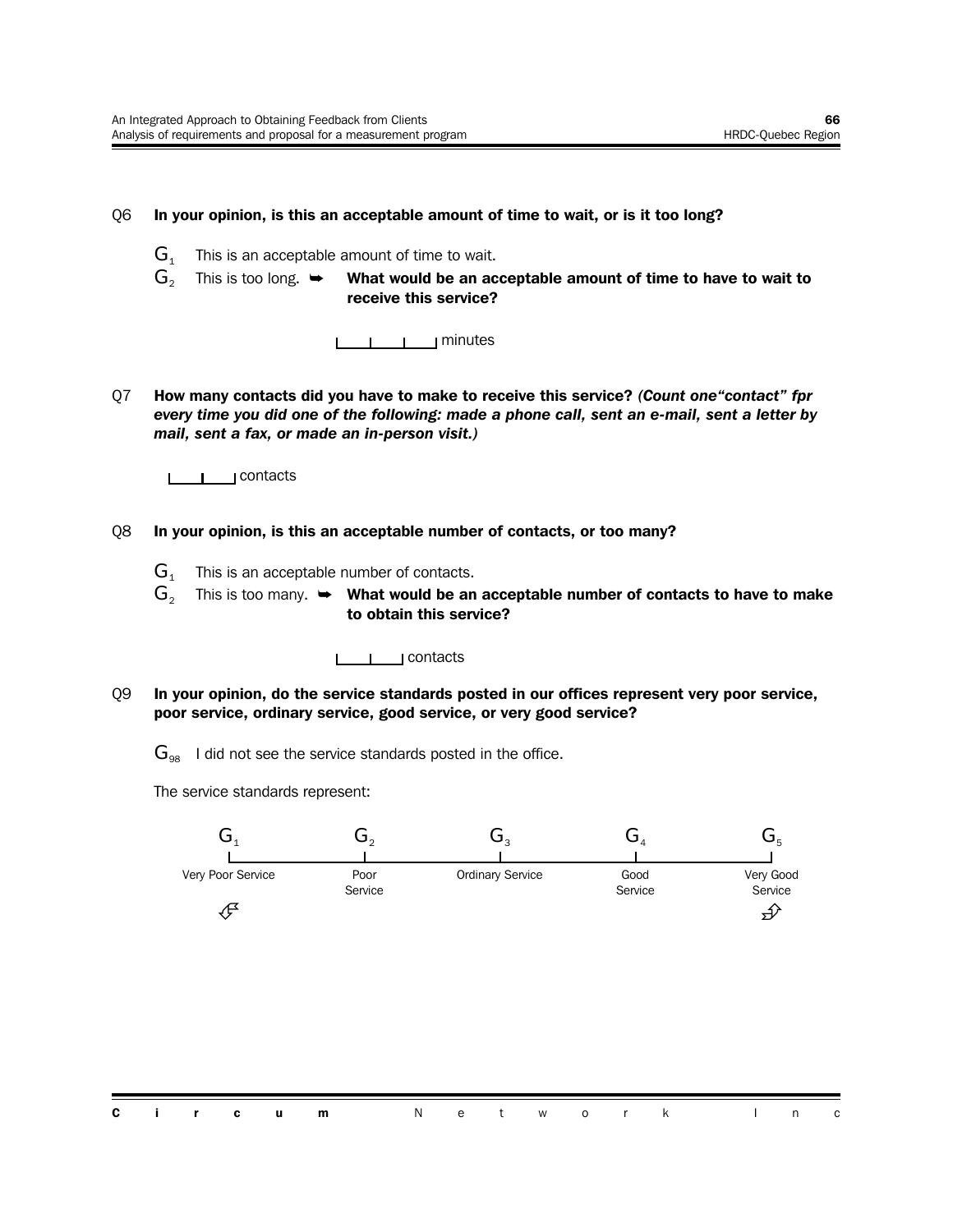Q6 **In your opinion, is this an acceptable amount of time to wait, or is it too long?**

- G1 This is an acceptable amount of time to wait.
- G2 This is too long. ➥ **What would be an acceptable amount of time to have to wait to receive this service?**

  |___|___|___| minutes

Q7 **How many contacts did you have to make to receive this service?** ***(Count one"contact" fpr every time you did one of the following: made a phone call, sent an e-mail, sent a letter by mail, sent a fax, or made an in-person visit.)***

|___|___| contacts

Q8 **In your opinion, is this an acceptable number of contacts, or too many?**

- G1 This is an acceptable number of contacts.
- G2 This is too many. ➥ **What would be an acceptable number of contacts to have to make to obtain this service?**

  |___|___| contacts

Q9 **In your opinion, do the service standards posted in our offices represent very poor service, poor service, ordinary service, good service, or very good service?**

G98 I did not see the service standards posted in the office.

The service standards represent:

| G1 | G2 | G3 | G4 | G5 |
|---|---|---|---|---|
| Very Poor Service | Poor Service | Ordinary Service | Good Service | Very Good Service |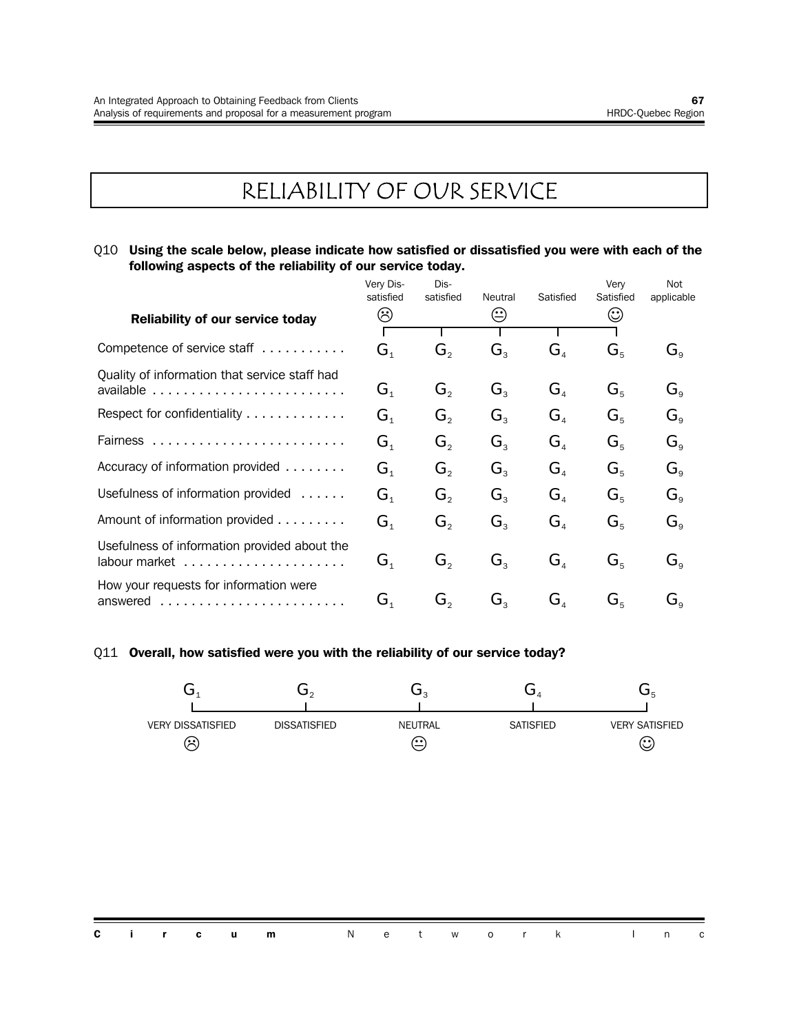# RELIABILITY OF OUR SERVICE

Q10 **Using the scale below, please indicate how satisfied or dissatisfied you were with each of the following aspects of the reliability of our service today.**

| **Reliability of our service today** | Very Dis-satisfied ☹ | Dis-satisfied | Neutral 😐 | Satisfied | Very Satisfied ☺ | Not applicable |
|---|---|---|---|---|---|---|
| Competence of service staff | $G_1$ | $G_2$ | $G_3$ | $G_4$ | $G_5$ | $G_9$ |
| Quality of information that service staff had available | $G_1$ | $G_2$ | $G_3$ | $G_4$ | $G_5$ | $G_9$ |
| Respect for confidentiality | $G_1$ | $G_2$ | $G_3$ | $G_4$ | $G_5$ | $G_9$ |
| Fairness | $G_1$ | $G_2$ | $G_3$ | $G_4$ | $G_5$ | $G_9$ |
| Accuracy of information provided | $G_1$ | $G_2$ | $G_3$ | $G_4$ | $G_5$ | $G_9$ |
| Usefulness of information provided | $G_1$ | $G_2$ | $G_3$ | $G_4$ | $G_5$ | $G_9$ |
| Amount of information provided | $G_1$ | $G_2$ | $G_3$ | $G_4$ | $G_5$ | $G_9$ |
| Usefulness of information provided about the labour market | $G_1$ | $G_2$ | $G_3$ | $G_4$ | $G_5$ | $G_9$ |
| How your requests for information were answered | $G_1$ | $G_2$ | $G_3$ | $G_4$ | $G_5$ | $G_9$ |

Q11 **Overall, how satisfied were you with the reliability of our service today?**

| $G_1$ | $G_2$ | $G_3$ | $G_4$ | $G_5$ |
|---|---|---|---|---|
| VERY DISSATISFIED ☹ | DISSATISFIED | NEUTRAL 😐 | SATISFIED | VERY SATISFIED ☺ |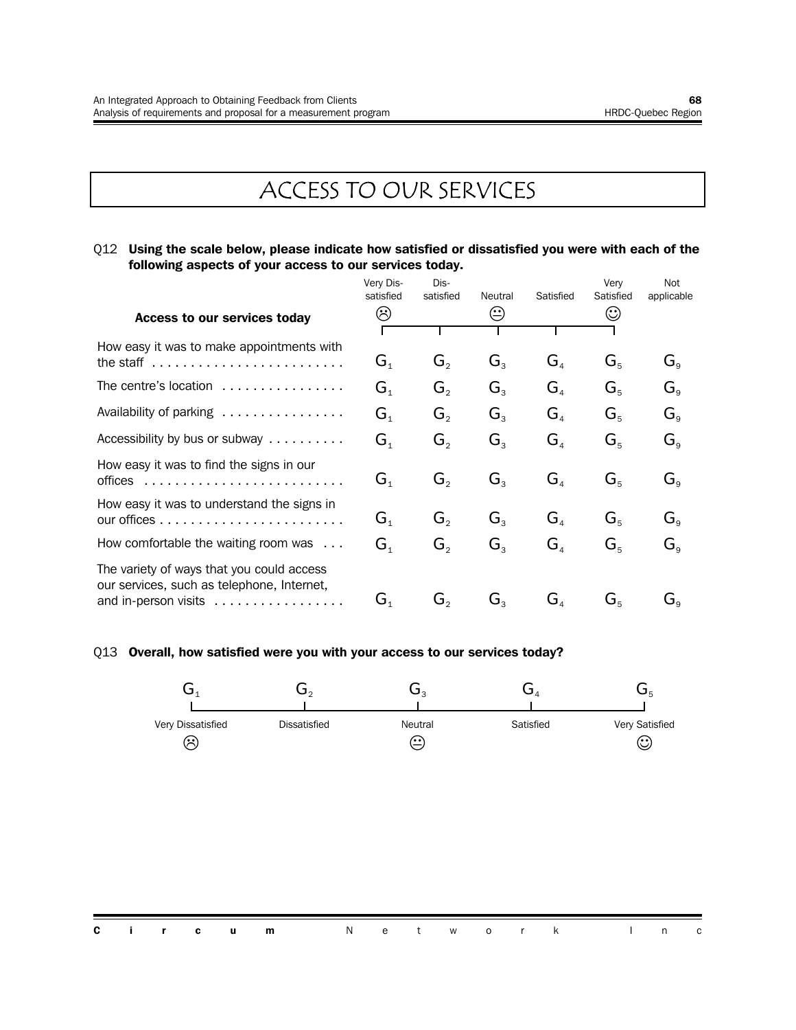# ACCESS TO OUR SERVICES

Q12 **Using the scale below, please indicate how satisfied or dissatisfied you were with each of the following aspects of your access to our services today.**

| **Access to our services today** | Very Dissatisfied ☹ | Dissatisfied | Neutral 😐 | Satisfied | Very Satisfied ☺ | Not applicable |
|---|---|---|---|---|---|---|
| How easy it was to make appointments with the staff | $G_1$ | $G_2$ | $G_3$ | $G_4$ | $G_5$ | $G_9$ |
| The centre's location | $G_1$ | $G_2$ | $G_3$ | $G_4$ | $G_5$ | $G_9$ |
| Availability of parking | $G_1$ | $G_2$ | $G_3$ | $G_4$ | $G_5$ | $G_9$ |
| Accessibility by bus or subway | $G_1$ | $G_2$ | $G_3$ | $G_4$ | $G_5$ | $G_9$ |
| How easy it was to find the signs in our offices | $G_1$ | $G_2$ | $G_3$ | $G_4$ | $G_5$ | $G_9$ |
| How easy it was to understand the signs in our offices | $G_1$ | $G_2$ | $G_3$ | $G_4$ | $G_5$ | $G_9$ |
| How comfortable the waiting room was | $G_1$ | $G_2$ | $G_3$ | $G_4$ | $G_5$ | $G_9$ |
| The variety of ways that you could access our services, such as telephone, Internet, and in-person visits | $G_1$ | $G_2$ | $G_3$ | $G_4$ | $G_5$ | $G_9$ |

Q13 **Overall, how satisfied were you with your access to our services today?**

| $G_1$ | $G_2$ | $G_3$ | $G_4$ | $G_5$ |
|---|---|---|---|---|
| Very Dissatisfied ☹ | Dissatisfied | Neutral 😐 | Satisfied | Very Satisfied ☺ |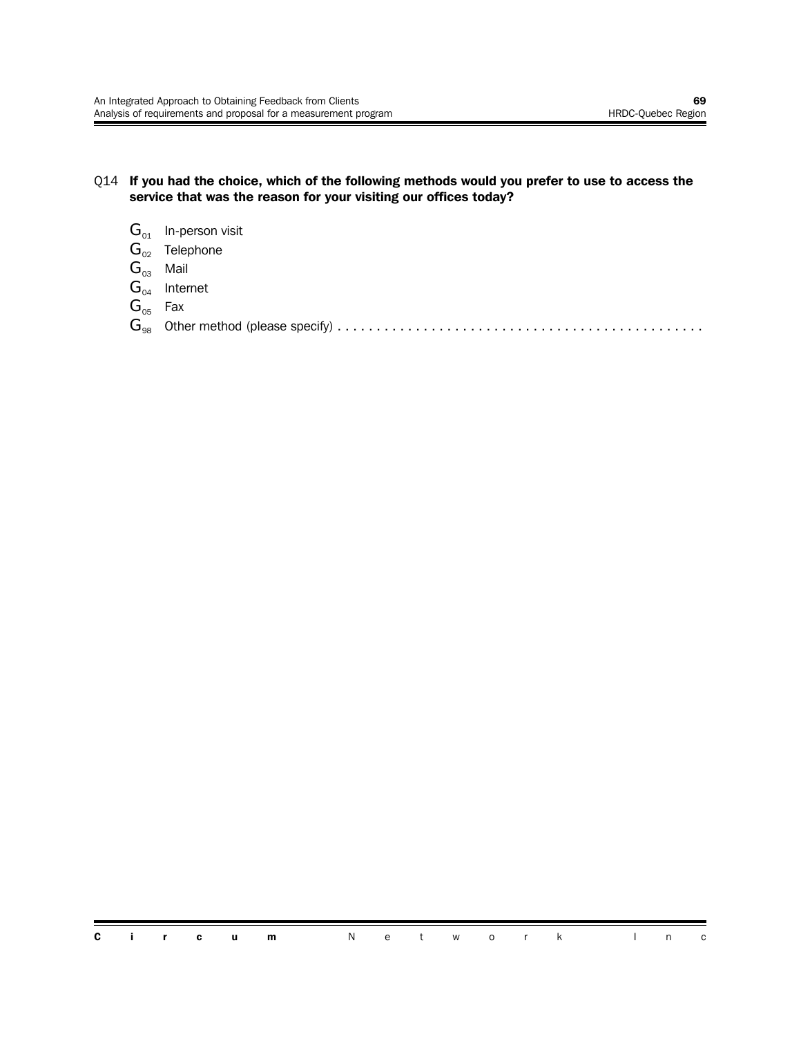Q14 **If you had the choice, which of the following methods would you prefer to use to access the service that was the reason for your visiting our offices today?**

- $G_{01}$ In-person visit
- $G_{02}$ Telephone
- $G_{03}$ Mail
- $G_{04}$ Internet
- $G_{05}$ Fax
- $G_{98}$ Other method (please specify) . . . . . . . . . . . . . . . . . . . . . . . . . . . . . . . . . . . . . . . . . . . . . .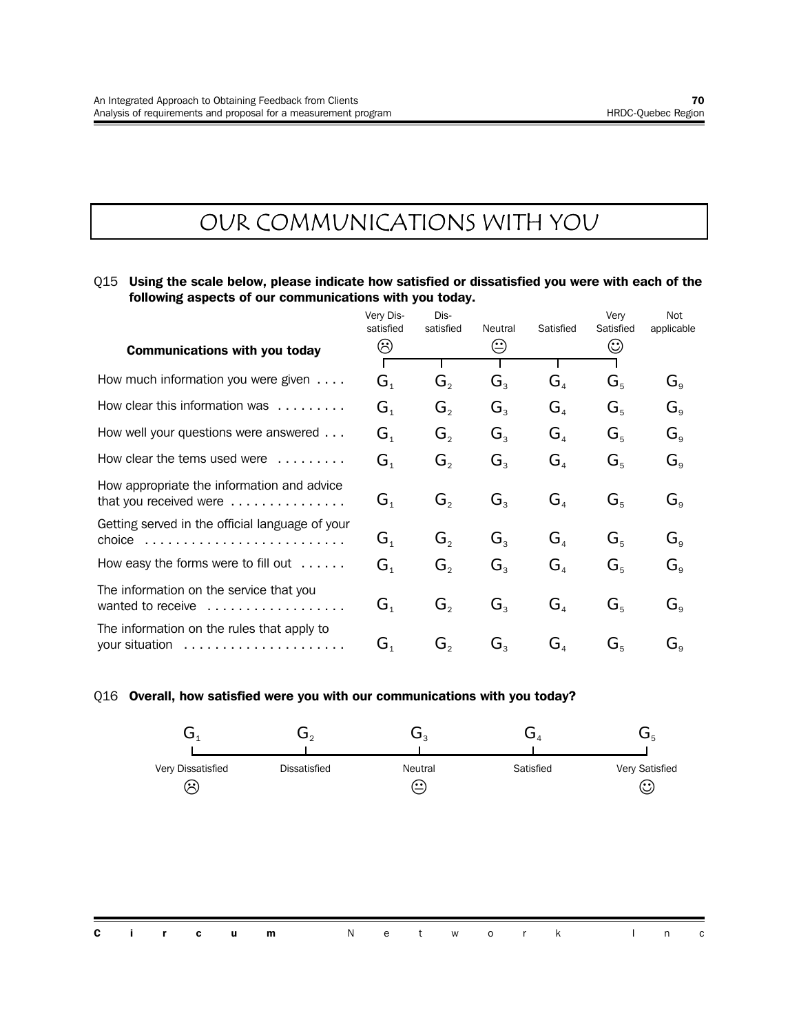# OUR COMMUNICATIONS WITH YOU

Q15 **Using the scale below, please indicate how satisfied or dissatisfied you were with each of the following aspects of our communications with you today.**

| **Communications with you today** | Very Dis-satisfied ☹ | Dis-satisfied | Neutral 😐 | Satisfied | Very Satisfied ☺ | Not applicable |
|---|---|---|---|---|---|---|
| How much information you were given . . . . | G1 | G2 | G3 | G4 | G5 | G9 |
| How clear this information was . . . . . . . . . | G1 | G2 | G3 | G4 | G5 | G9 |
| How well your questions were answered . . . | G1 | G2 | G3 | G4 | G5 | G9 |
| How clear the tems used were . . . . . . . . . | G1 | G2 | G3 | G4 | G5 | G9 |
| How appropriate the information and advice that you received were . . . . . . . . . . . . . . . | G1 | G2 | G3 | G4 | G5 | G9 |
| Getting served in the official language of your choice . . . . . . . . . . . . . . . . . . . . . . . . . . | G1 | G2 | G3 | G4 | G5 | G9 |
| How easy the forms were to fill out . . . . . . | G1 | G2 | G3 | G4 | G5 | G9 |
| The information on the service that you wanted to receive . . . . . . . . . . . . . . . . . . | G1 | G2 | G3 | G4 | G5 | G9 |
| The information on the rules that apply to your situation . . . . . . . . . . . . . . . . . . . . . | G1 | G2 | G3 | G4 | G5 | G9 |

Q16 **Overall, how satisfied were you with our communications with you today?**

| G1 | G2 | G3 | G4 | G5 |
|---|---|---|---|---|
| Very Dissatisfied ☹ | Dissatisfied | Neutral 😐 | Satisfied | Very Satisfied ☺ |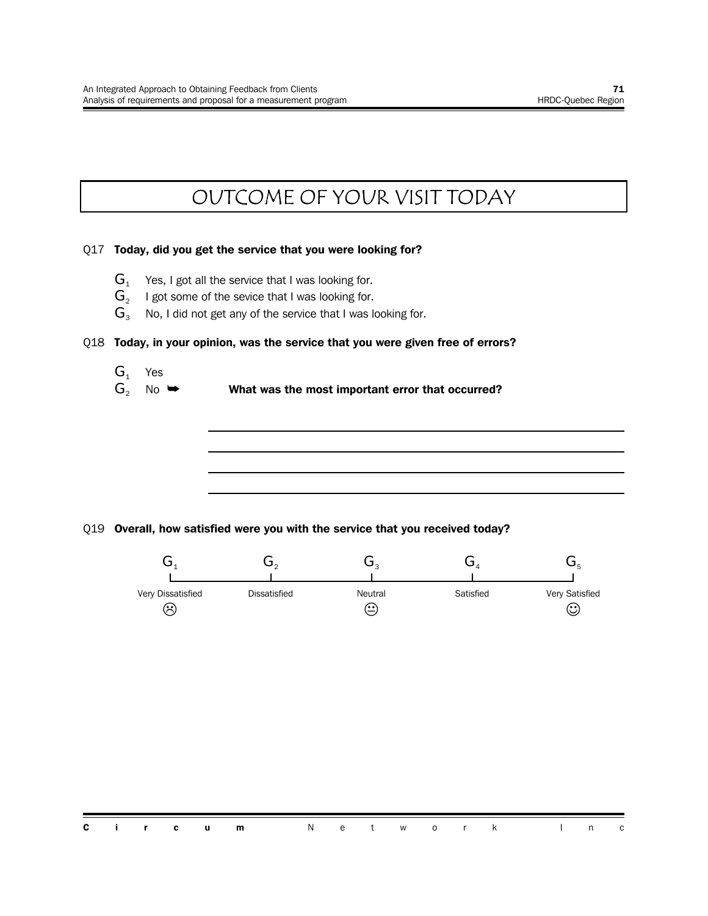# OUTCOME OF YOUR VISIT TODAY

Q17 **Today, did you get the service that you were looking for?**

- $G_1$ Yes, I got all the service that I was looking for.
- $G_2$ I got some of the sevice that I was looking for.
- $G_3$ No, I did not get any of the service that I was looking for.

Q18 **Today, in your opinion, was the service that you were given free of errors?**

- $G_1$ Yes
- $G_2$ No ➥ **What was the most important error that occurred?**

\_\_\_\_\_\_\_\_\_\_\_\_\_\_\_\_\_\_\_\_\_\_\_\_\_\_\_\_\_\_\_\_\_\_\_\_\_\_\_\_\_\_\_\_\_\_\_\_

\_\_\_\_\_\_\_\_\_\_\_\_\_\_\_\_\_\_\_\_\_\_\_\_\_\_\_\_\_\_\_\_\_\_\_\_\_\_\_\_\_\_\_\_\_\_\_\_

\_\_\_\_\_\_\_\_\_\_\_\_\_\_\_\_\_\_\_\_\_\_\_\_\_\_\_\_\_\_\_\_\_\_\_\_\_\_\_\_\_\_\_\_\_\_\_\_

\_\_\_\_\_\_\_\_\_\_\_\_\_\_\_\_\_\_\_\_\_\_\_\_\_\_\_\_\_\_\_\_\_\_\_\_\_\_\_\_\_\_\_\_\_\_\_\_

Q19 **Overall, how satisfied were you with the service that you received today?**

| $G_1$ | $G_2$ | $G_3$ | $G_4$ | $G_5$ |
|---|---|---|---|---|
| Very Dissatisfied ☹ | Dissatisfied | Neutral 😐 | Satisfied | Very Satisfied ☺ |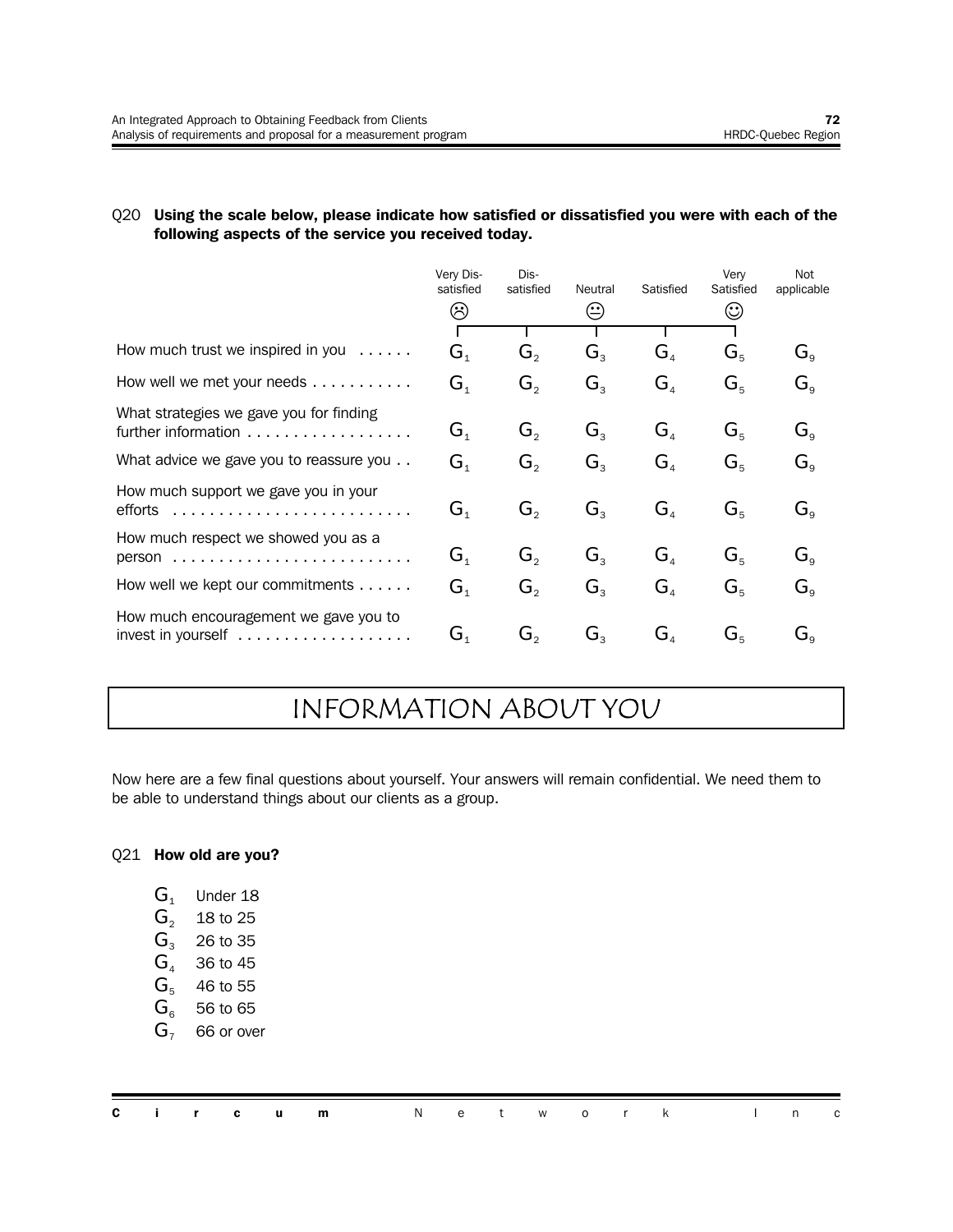Q20 **Using the scale below, please indicate how satisfied or dissatisfied you were with each of the following aspects of the service you received today.**

| | Very Dissatisfied ☹ | Dissatisfied | Neutral 😐 | Satisfied | Very Satisfied ☺ | Not applicable |
|---|---|---|---|---|---|---|
| How much trust we inspired in you | $G_1$ | $G_2$ | $G_3$ | $G_4$ | $G_5$ | $G_9$ |
| How well we met your needs | $G_1$ | $G_2$ | $G_3$ | $G_4$ | $G_5$ | $G_9$ |
| What strategies we gave you for finding further information | $G_1$ | $G_2$ | $G_3$ | $G_4$ | $G_5$ | $G_9$ |
| What advice we gave you to reassure you | $G_1$ | $G_2$ | $G_3$ | $G_4$ | $G_5$ | $G_9$ |
| How much support we gave you in your efforts | $G_1$ | $G_2$ | $G_3$ | $G_4$ | $G_5$ | $G_9$ |
| How much respect we showed you as a person | $G_1$ | $G_2$ | $G_3$ | $G_4$ | $G_5$ | $G_9$ |
| How well we kept our commitments | $G_1$ | $G_2$ | $G_3$ | $G_4$ | $G_5$ | $G_9$ |
| How much encouragement we gave you to invest in yourself | $G_1$ | $G_2$ | $G_3$ | $G_4$ | $G_5$ | $G_9$ |

# INFORMATION ABOUT YOU

Now here are a few final questions about yourself. Your answers will remain confidential. We need them to be able to understand things about our clients as a group.

Q21 **How old are you?**

- $G_1$ Under 18
- $G_2$ 18 to 25
- $G_3$ 26 to 35
- $G_4$ 36 to 45
- $G_5$ 46 to 55
- $G_6$ 56 to 65
- $G_7$ 66 or over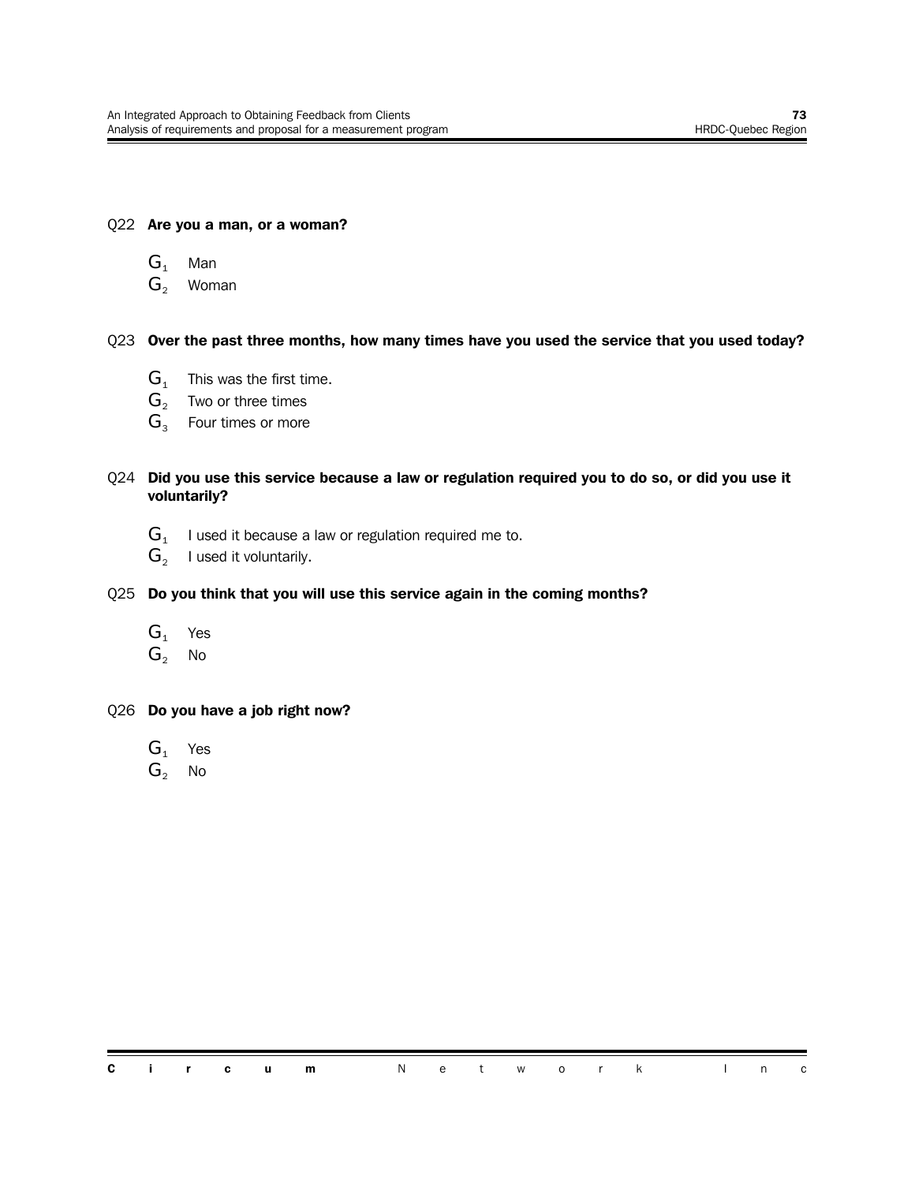Q22 **Are you a man, or a woman?**

- $G_1$ Man
- $G_2$ Woman

Q23 **Over the past three months, how many times have you used the service that you used today?**

- $G_1$ This was the first time.
- $G_2$ Two or three times
- $G_3$ Four times or more

Q24 **Did you use this service because a law or regulation required you to do so, or did you use it voluntarily?**

- $G_1$ I used it because a law or regulation required me to.
- $G_2$ I used it voluntarily.

Q25 **Do you think that you will use this service again in the coming months?**

- $G_1$ Yes
- $G_2$ No

Q26 **Do you have a job right now?**

- $G_1$ Yes
- $G_2$ No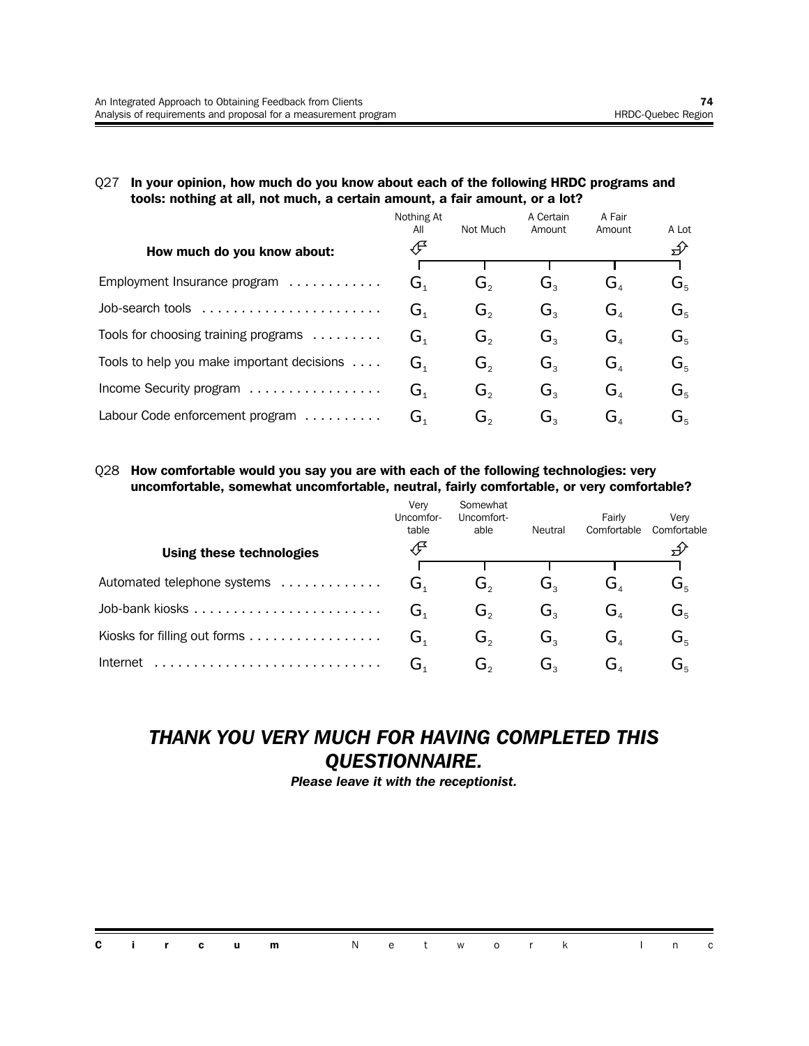Q27 **In your opinion, how much do you know about each of the following HRDC programs and tools: nothing at all, not much, a certain amount, a fair amount, or a lot?**

| How much do you know about: | Nothing At All | Not Much | A Certain Amount | A Fair Amount | A Lot |
|---|---|---|---|---|---|
| Employment Insurance program | $G_1$ | $G_2$ | $G_3$ | $G_4$ | $G_5$ |
| Job-search tools | $G_1$ | $G_2$ | $G_3$ | $G_4$ | $G_5$ |
| Tools for choosing training programs | $G_1$ | $G_2$ | $G_3$ | $G_4$ | $G_5$ |
| Tools to help you make important decisions | $G_1$ | $G_2$ | $G_3$ | $G_4$ | $G_5$ |
| Income Security program | $G_1$ | $G_2$ | $G_3$ | $G_4$ | $G_5$ |
| Labour Code enforcement program | $G_1$ | $G_2$ | $G_3$ | $G_4$ | $G_5$ |

Q28 **How comfortable would you say you are with each of the following technologies: very uncomfortable, somewhat uncomfortable, neutral, fairly comfortable, or very comfortable?**

| Using these technologies | Very Uncomfortable | Somewhat Uncomfortable | Neutral | Fairly Comfortable | Very Comfortable |
|---|---|---|---|---|---|
| Automated telephone systems | $G_1$ | $G_2$ | $G_3$ | $G_4$ | $G_5$ |
| Job-bank kiosks | $G_1$ | $G_2$ | $G_3$ | $G_4$ | $G_5$ |
| Kiosks for filling out forms | $G_1$ | $G_2$ | $G_3$ | $G_4$ | $G_5$ |
| Internet | $G_1$ | $G_2$ | $G_3$ | $G_4$ | $G_5$ |

## *THANK YOU VERY MUCH FOR HAVING COMPLETED THIS QUESTIONNAIRE.*

***Please leave it with the receptionist.***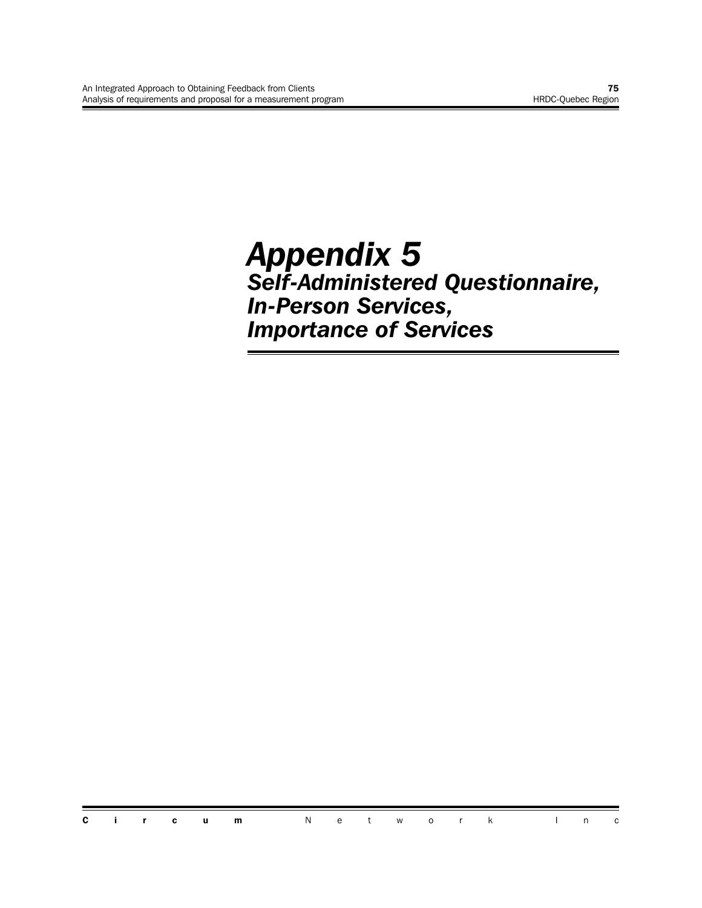# Appendix 5

## Self-Administered Questionnaire, In-Person Services, Importance of Services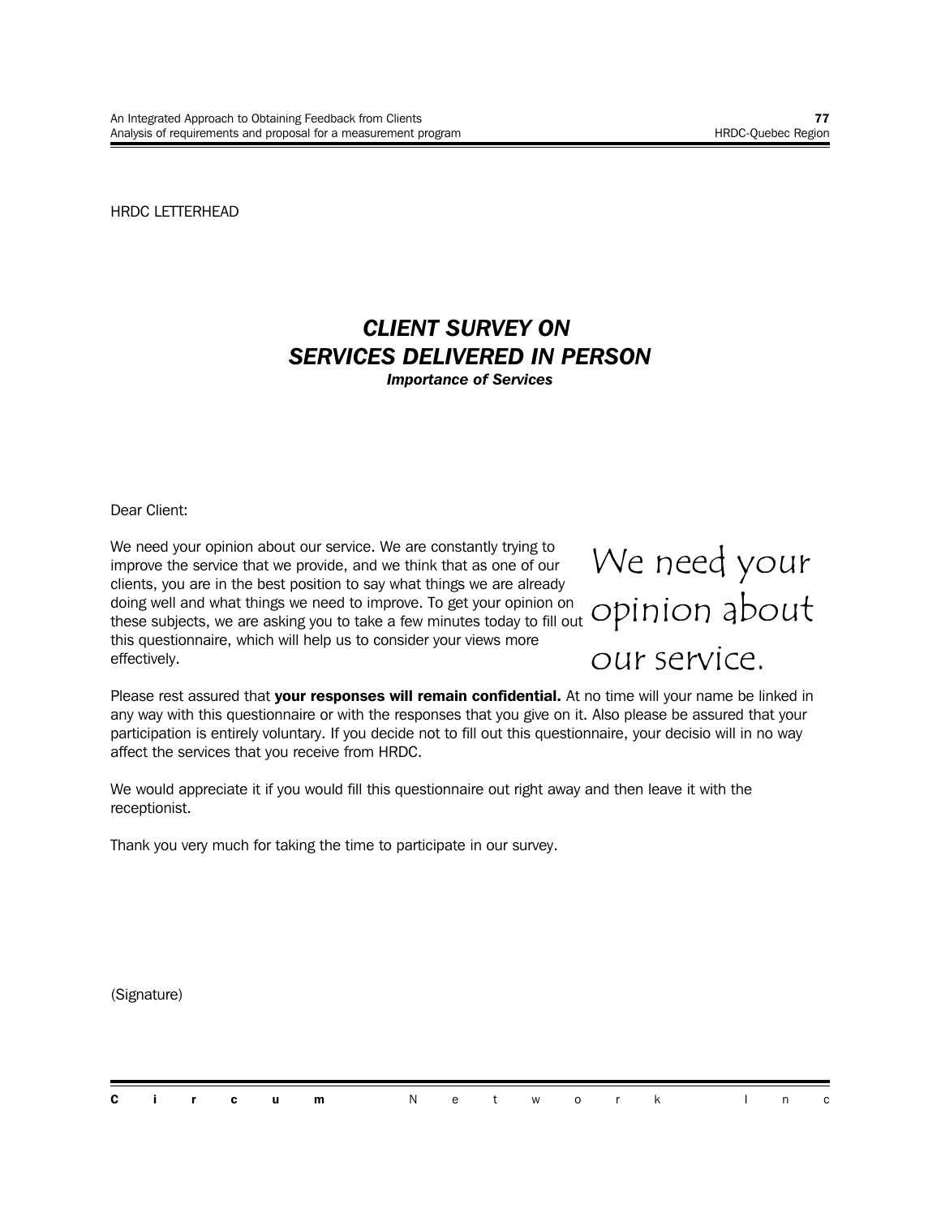HRDC LETTERHEAD

## *CLIENT SURVEY ON SERVICES DELIVERED IN PERSON*

***Importance of Services***

Dear Client:

We need your opinion about our service. We are constantly trying to improve the service that we provide, and we think that as one of our clients, you are in the best position to say what things we are already doing well and what things we need to improve. To get your opinion on these subjects, we are asking you to take a few minutes today to fill out this questionnaire, which will help us to consider your views more effectively.

We need your opinion about our service.

Please rest assured that **your responses will remain confidential.** At no time will your name be linked in any way with this questionnaire or with the responses that you give on it. Also please be assured that your participation is entirely voluntary. If you decide not to fill out this questionnaire, your decisio will in no way affect the services that you receive from HRDC.

We would appreciate it if you would fill this questionnaire out right away and then leave it with the receptionist.

Thank you very much for taking the time to participate in our survey.

(Signature)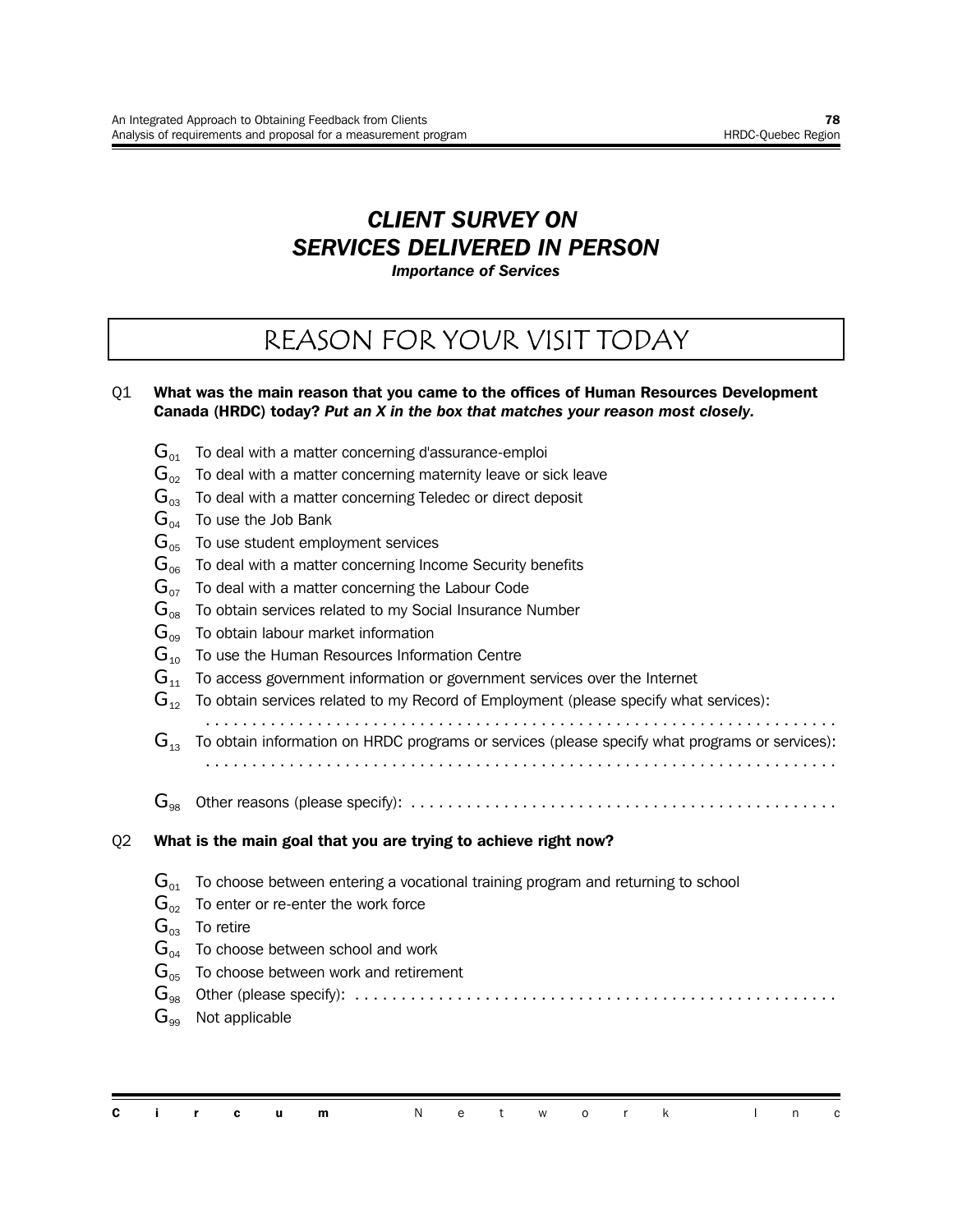# *CLIENT SURVEY ON SERVICES DELIVERED IN PERSON*

***Importance of Services***

## REASON FOR YOUR VISIT TODAY

Q1 **What was the main reason that you came to the offices of Human Resources Development Canada (HRDC) today?** ***Put an X in the box that matches your reason most closely.***

- G01 To deal with a matter concerning d'assurance-emploi
- G02 To deal with a matter concerning maternity leave or sick leave
- G03 To deal with a matter concerning Teledec or direct deposit
- G04 To use the Job Bank
- G05 To use student employment services
- G06 To deal with a matter concerning Income Security benefits
- G07 To deal with a matter concerning the Labour Code
- G08 To obtain services related to my Social Insurance Number
- G09 To obtain labour market information
- G10 To use the Human Resources Information Centre
- G11 To access government information or government services over the Internet
- G12 To obtain services related to my Record of Employment (please specify what services): ....................................................................
- G13 To obtain information on HRDC programs or services (please specify what programs or services): ....................................................................
- G98 Other reasons (please specify): ..............................................

Q2 **What is the main goal that you are trying to achieve right now?**

- G01 To choose between entering a vocational training program and returning to school
- G02 To enter or re-enter the work force
- G03 To retire
- G04 To choose between school and work
- G05 To choose between work and retirement
- G98 Other (please specify): ...................................................
- G99 Not applicable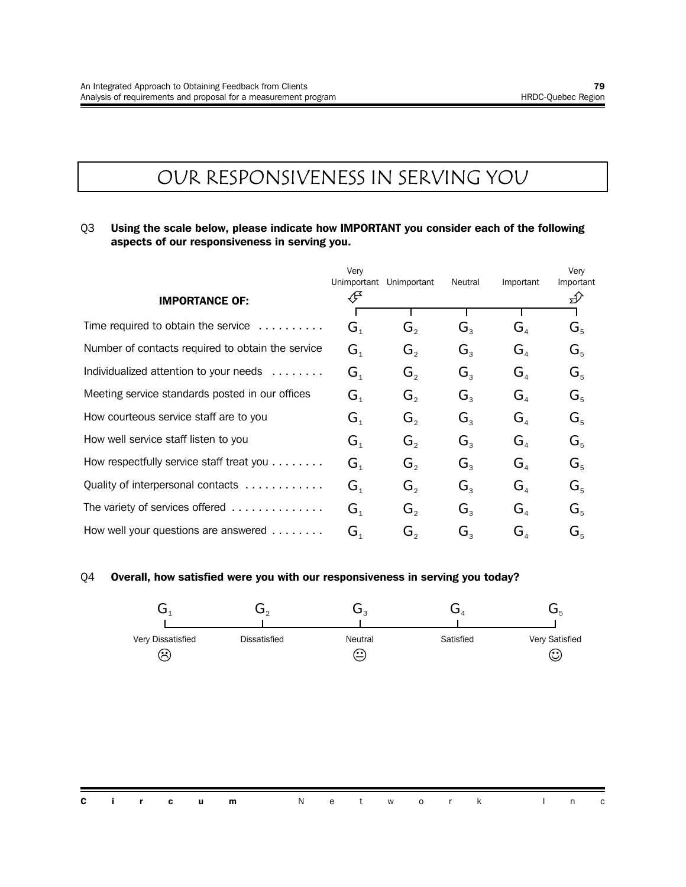# OUR RESPONSIVENESS IN SERVING YOU

Q3 **Using the scale below, please indicate how IMPORTANT you consider each of the following aspects of our responsiveness in serving you.**

| **IMPORTANCE OF:** | Very Unimportant | Unimportant | Neutral | Important | Very Important |
|---|---|---|---|---|---|
| Time required to obtain the service | $G_1$ | $G_2$ | $G_3$ | $G_4$ | $G_5$ |
| Number of contacts required to obtain the service | $G_1$ | $G_2$ | $G_3$ | $G_4$ | $G_5$ |
| Individualized attention to your needs | $G_1$ | $G_2$ | $G_3$ | $G_4$ | $G_5$ |
| Meeting service standards posted in our offices | $G_1$ | $G_2$ | $G_3$ | $G_4$ | $G_5$ |
| How courteous service staff are to you | $G_1$ | $G_2$ | $G_3$ | $G_4$ | $G_5$ |
| How well service staff listen to you | $G_1$ | $G_2$ | $G_3$ | $G_4$ | $G_5$ |
| How respectfully service staff treat you | $G_1$ | $G_2$ | $G_3$ | $G_4$ | $G_5$ |
| Quality of interpersonal contacts | $G_1$ | $G_2$ | $G_3$ | $G_4$ | $G_5$ |
| The variety of services offered | $G_1$ | $G_2$ | $G_3$ | $G_4$ | $G_5$ |
| How well your questions are answered | $G_1$ | $G_2$ | $G_3$ | $G_4$ | $G_5$ |

Q4 **Overall, how satisfied were you with our responsiveness in serving you today?**

| $G_1$ | $G_2$ | $G_3$ | $G_4$ | $G_5$ |
|---|---|---|---|---|
| Very Dissatisfied ☹ | Dissatisfied | Neutral 😐 | Satisfied | Very Satisfied ☺ |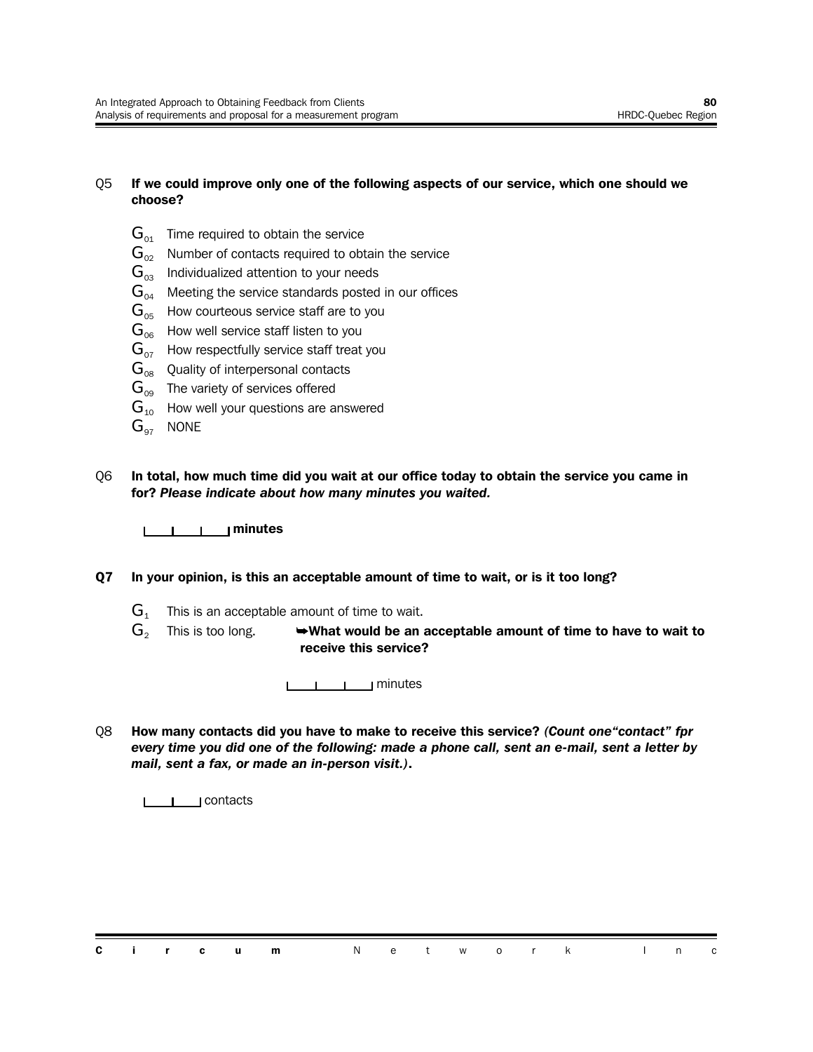Q5 **If we could improve only one of the following aspects of our service, which one should we choose?**

- $G_{01}$ Time required to obtain the service
- $G_{02}$ Number of contacts required to obtain the service
- $G_{03}$ Individualized attention to your needs
- $G_{04}$ Meeting the service standards posted in our offices
- $G_{05}$ How courteous service staff are to you
- $G_{06}$ How well service staff listen to you
- $G_{07}$ How respectfully service staff treat you
- $G_{08}$ Quality of interpersonal contacts
- $G_{09}$ The variety of services offered
- $G_{10}$ How well your questions are answered
- $G_{97}$ NONE

Q6 **In total, how much time did you wait at our office today to obtain the service you came in for?** ***Please indicate about how many minutes you waited.***

|\_\_|\_\_|\_\_| **minutes**

**Q7 In your opinion, is this an acceptable amount of time to wait, or is it too long?**

- $G_1$ This is an acceptable amount of time to wait.
- $G_2$ This is too long. ➥**What would be an acceptable amount of time to have to wait to receive this service?**

|\_\_|\_\_|\_\_| minutes

Q8 **How many contacts did you have to make to receive this service?** ***(Count one"contact" fpr every time you did one of the following: made a phone call, sent an e-mail, sent a letter by mail, sent a fax, or made an in-person visit.)*****.**

|\_\_|\_\_| contacts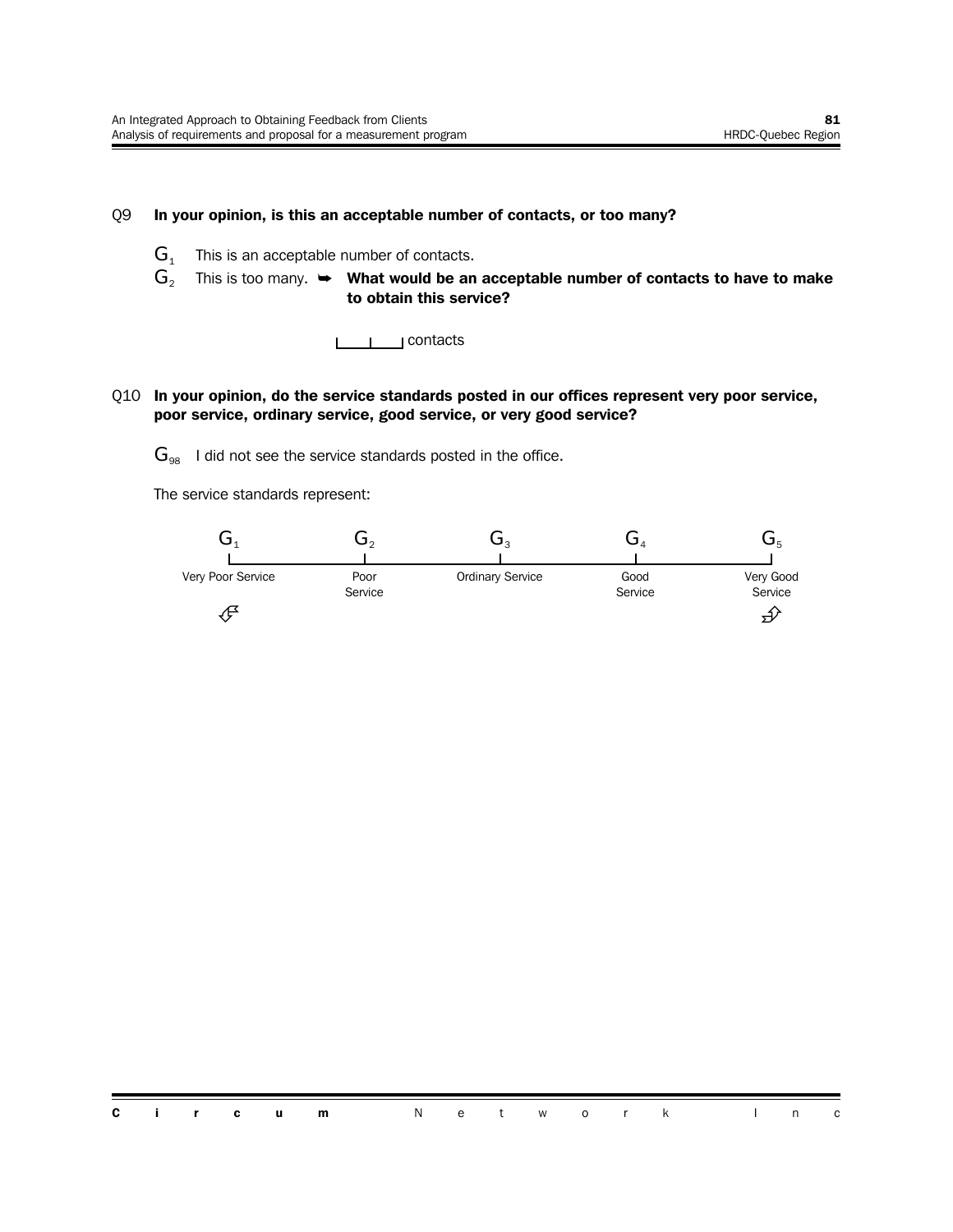Q9 **In your opinion, is this an acceptable number of contacts, or too many?**

- G1 This is an acceptable number of contacts.
- G2 This is too many. ➥ **What would be an acceptable number of contacts to have to make to obtain this service?**

  |___|___| contacts

Q10 **In your opinion, do the service standards posted in our offices represent very poor service, poor service, ordinary service, good service, or very good service?**

G98 I did not see the service standards posted in the office.

The service standards represent:

| G1 | G2 | G3 | G4 | G5 |
|---|---|---|---|---|
| Very Poor Service | Poor Service | Ordinary Service | Good Service | Very Good Service |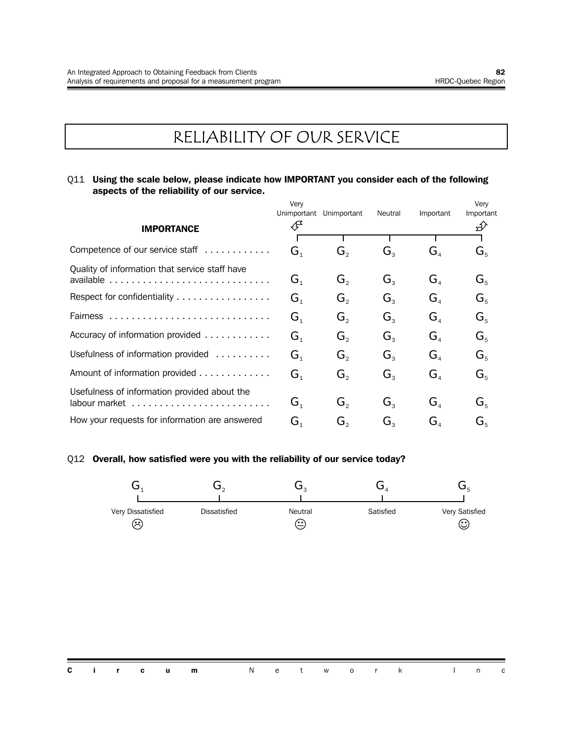# RELIABILITY OF OUR SERVICE

Q11 **Using the scale below, please indicate how IMPORTANT you consider each of the following aspects of the reliability of our service.**

| **IMPORTANCE** | Very Unimportant | Unimportant | Neutral | Important | Very Important |
|---|---|---|---|---|---|
| Competence of our service staff | $G_1$ | $G_2$ | $G_3$ | $G_4$ | $G_5$ |
| Quality of information that service staff have available | $G_1$ | $G_2$ | $G_3$ | $G_4$ | $G_5$ |
| Respect for confidentiality | $G_1$ | $G_2$ | $G_3$ | $G_4$ | $G_5$ |
| Fairness | $G_1$ | $G_2$ | $G_3$ | $G_4$ | $G_5$ |
| Accuracy of information provided | $G_1$ | $G_2$ | $G_3$ | $G_4$ | $G_5$ |
| Usefulness of information provided | $G_1$ | $G_2$ | $G_3$ | $G_4$ | $G_5$ |
| Amount of information provided | $G_1$ | $G_2$ | $G_3$ | $G_4$ | $G_5$ |
| Usefulness of information provided about the labour market | $G_1$ | $G_2$ | $G_3$ | $G_4$ | $G_5$ |
| How your requests for information are answered | $G_1$ | $G_2$ | $G_3$ | $G_4$ | $G_5$ |

Q12 **Overall, how satisfied were you with the reliability of our service today?**

| $G_1$ | $G_2$ | $G_3$ | $G_4$ | $G_5$ |
|---|---|---|---|---|
| Very Dissatisfied ☹ | Dissatisfied | Neutral 😐 | Satisfied | Very Satisfied ☺ |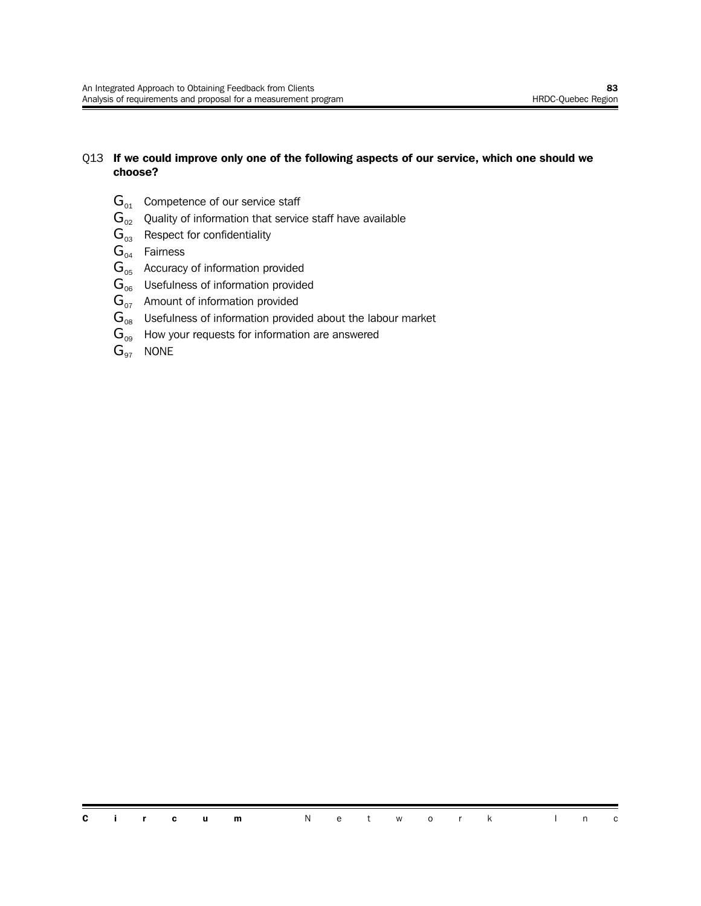Q13 **If we could improve only one of the following aspects of our service, which one should we choose?**

- $G_{01}$ Competence of our service staff
- $G_{02}$ Quality of information that service staff have available
- $G_{03}$ Respect for confidentiality
- $G_{04}$ Fairness
- $G_{05}$ Accuracy of information provided
- $G_{06}$ Usefulness of information provided
- $G_{07}$ Amount of information provided
- $G_{08}$ Usefulness of information provided about the labour market
- $G_{09}$ How your requests for information are answered
- $G_{97}$ NONE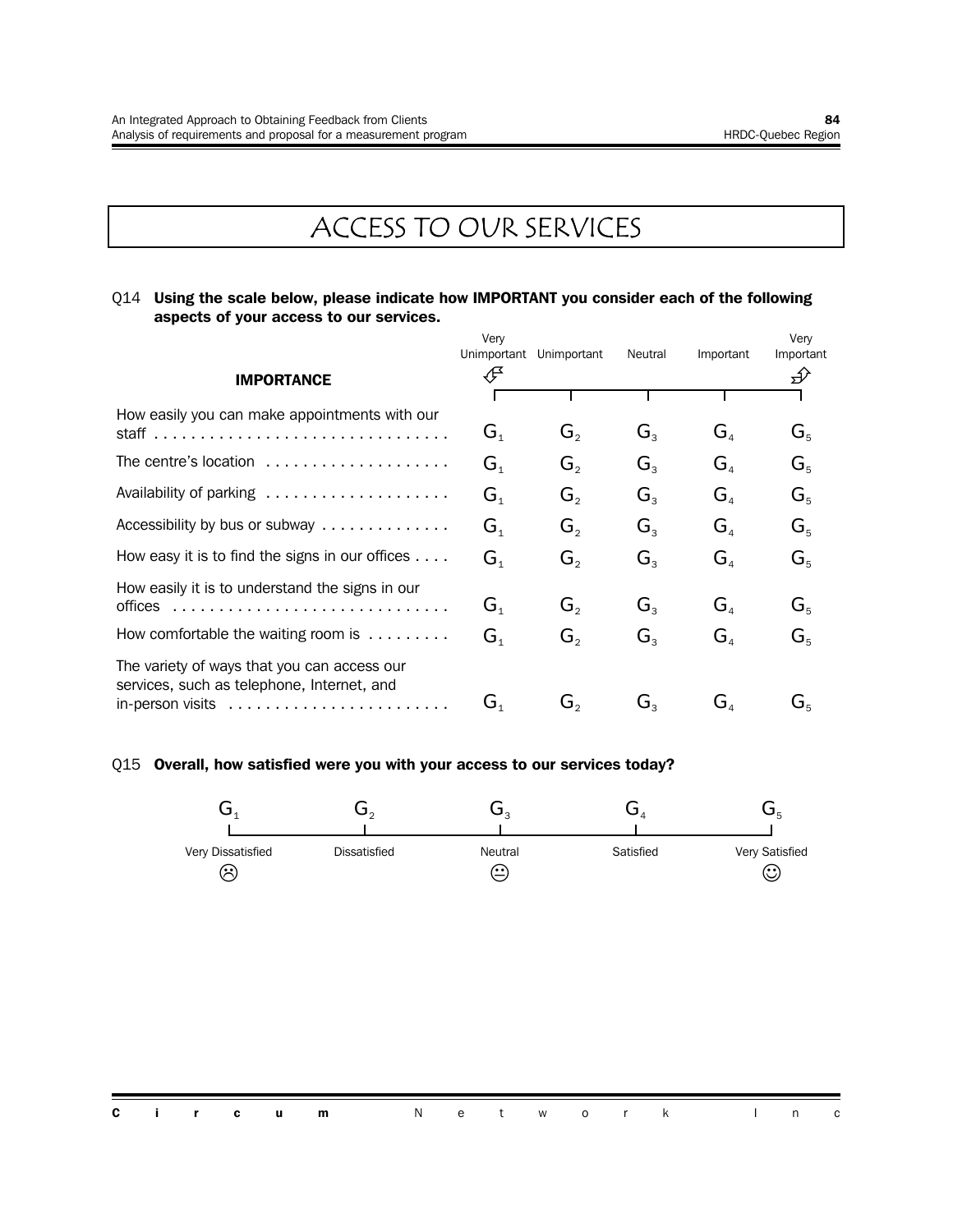# ACCESS TO OUR SERVICES

Q14 **Using the scale below, please indicate how IMPORTANT you consider each of the following aspects of your access to our services.**

| **IMPORTANCE** | Very Unimportant | Unimportant | Neutral | Important | Very Important |
|---|---|---|---|---|---|
| How easily you can make appointments with our staff | $G_1$ | $G_2$ | $G_3$ | $G_4$ | $G_5$ |
| The centre's location | $G_1$ | $G_2$ | $G_3$ | $G_4$ | $G_5$ |
| Availability of parking | $G_1$ | $G_2$ | $G_3$ | $G_4$ | $G_5$ |
| Accessibility by bus or subway | $G_1$ | $G_2$ | $G_3$ | $G_4$ | $G_5$ |
| How easy it is to find the signs in our offices | $G_1$ | $G_2$ | $G_3$ | $G_4$ | $G_5$ |
| How easily it is to understand the signs in our offices | $G_1$ | $G_2$ | $G_3$ | $G_4$ | $G_5$ |
| How comfortable the waiting room is | $G_1$ | $G_2$ | $G_3$ | $G_4$ | $G_5$ |
| The variety of ways that you can access our services, such as telephone, Internet, and in-person visits | $G_1$ | $G_2$ | $G_3$ | $G_4$ | $G_5$ |

Q15 **Overall, how satisfied were you with your access to our services today?**

| $G_1$ | $G_2$ | $G_3$ | $G_4$ | $G_5$ |
|---|---|---|---|---|
| Very Dissatisfied ☹ | Dissatisfied | Neutral 😐 | Satisfied | Very Satisfied ☺ |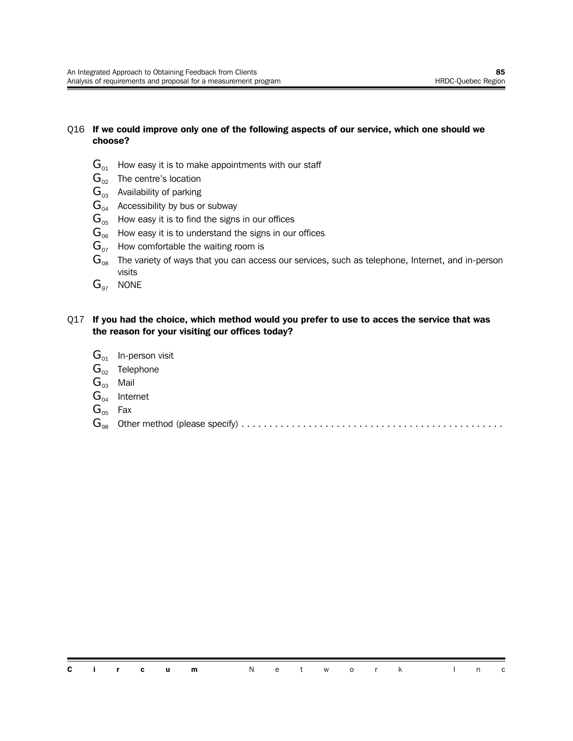Q16 **If we could improve only one of the following aspects of our service, which one should we choose?**

- $G_{01}$ How easy it is to make appointments with our staff
- $G_{02}$ The centre's location
- $G_{03}$ Availability of parking
- $G_{04}$ Accessibility by bus or subway
- $G_{05}$ How easy it is to find the signs in our offices
- $G_{06}$ How easy it is to understand the signs in our offices
- $G_{07}$ How comfortable the waiting room is
- $G_{08}$ The variety of ways that you can access our services, such as telephone, Internet, and in-person visits
- $G_{97}$ NONE

Q17 **If you had the choice, which method would you prefer to use to acces the service that was the reason for your visiting our offices today?**

- $G_{01}$ In-person visit
- $G_{02}$ Telephone
- $G_{03}$ Mail
- $G_{04}$ Internet
- $G_{05}$ Fax
- $G_{98}$ Other method (please specify) . . . . . . . . . . . . . . . . . . . . . . . . . . . . . . . . . . . . . . . . . . . . . .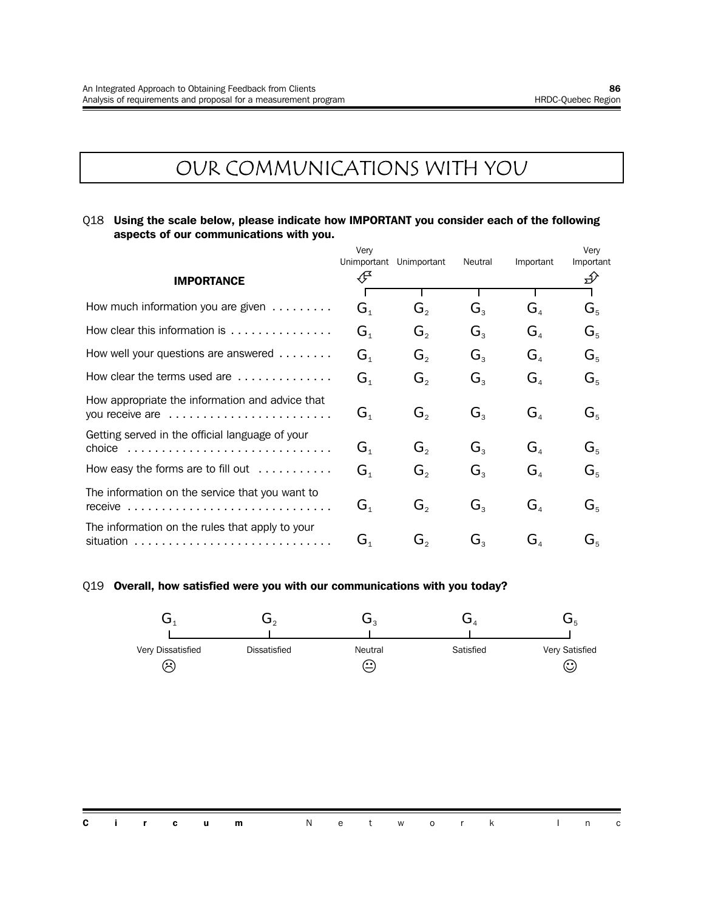# OUR COMMUNICATIONS WITH YOU

Q18 **Using the scale below, please indicate how IMPORTANT you consider each of the following aspects of our communications with you.**

| **IMPORTANCE** | Very Unimportant | Unimportant | Neutral | Important | Very Important |
|---|---|---|---|---|---|
| How much information you are given | $G_1$ | $G_2$ | $G_3$ | $G_4$ | $G_5$ |
| How clear this information is | $G_1$ | $G_2$ | $G_3$ | $G_4$ | $G_5$ |
| How well your questions are answered | $G_1$ | $G_2$ | $G_3$ | $G_4$ | $G_5$ |
| How clear the terms used are | $G_1$ | $G_2$ | $G_3$ | $G_4$ | $G_5$ |
| How appropriate the information and advice that you receive are | $G_1$ | $G_2$ | $G_3$ | $G_4$ | $G_5$ |
| Getting served in the official language of your choice | $G_1$ | $G_2$ | $G_3$ | $G_4$ | $G_5$ |
| How easy the forms are to fill out | $G_1$ | $G_2$ | $G_3$ | $G_4$ | $G_5$ |
| The information on the service that you want to receive | $G_1$ | $G_2$ | $G_3$ | $G_4$ | $G_5$ |
| The information on the rules that apply to your situation | $G_1$ | $G_2$ | $G_3$ | $G_4$ | $G_5$ |

Q19 **Overall, how satisfied were you with our communications with you today?**

| $G_1$ | $G_2$ | $G_3$ | $G_4$ | $G_5$ |
|---|---|---|---|---|
| Very Dissatisfied ☹ | Dissatisfied | Neutral 😐 | Satisfied | Very Satisfied ☺ |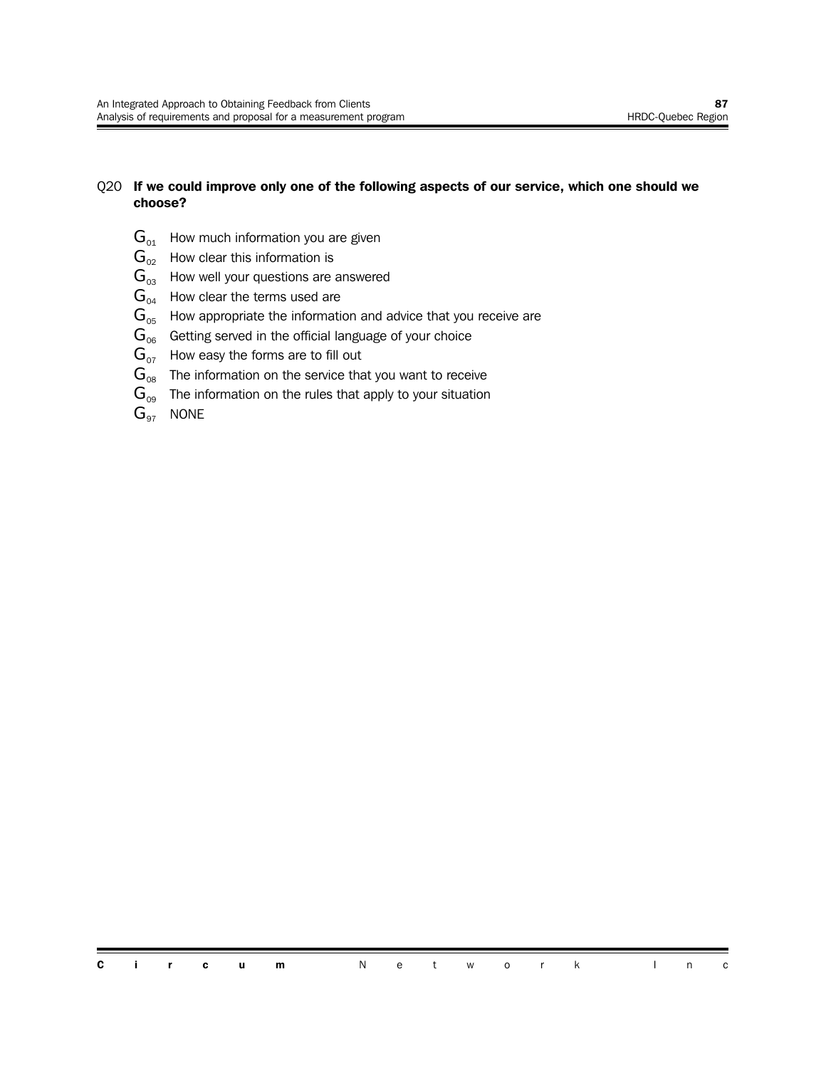Q20 **If we could improve only one of the following aspects of our service, which one should we choose?**

- $G_{01}$ How much information you are given
- $G_{02}$ How clear this information is
- $G_{03}$ How well your questions are answered
- $G_{04}$ How clear the terms used are
- $G_{05}$ How appropriate the information and advice that you receive are
- $G_{06}$ Getting served in the official language of your choice
- $G_{07}$ How easy the forms are to fill out
- $G_{08}$ The information on the service that you want to receive
- $G_{09}$ The information on the rules that apply to your situation
- $G_{97}$ NONE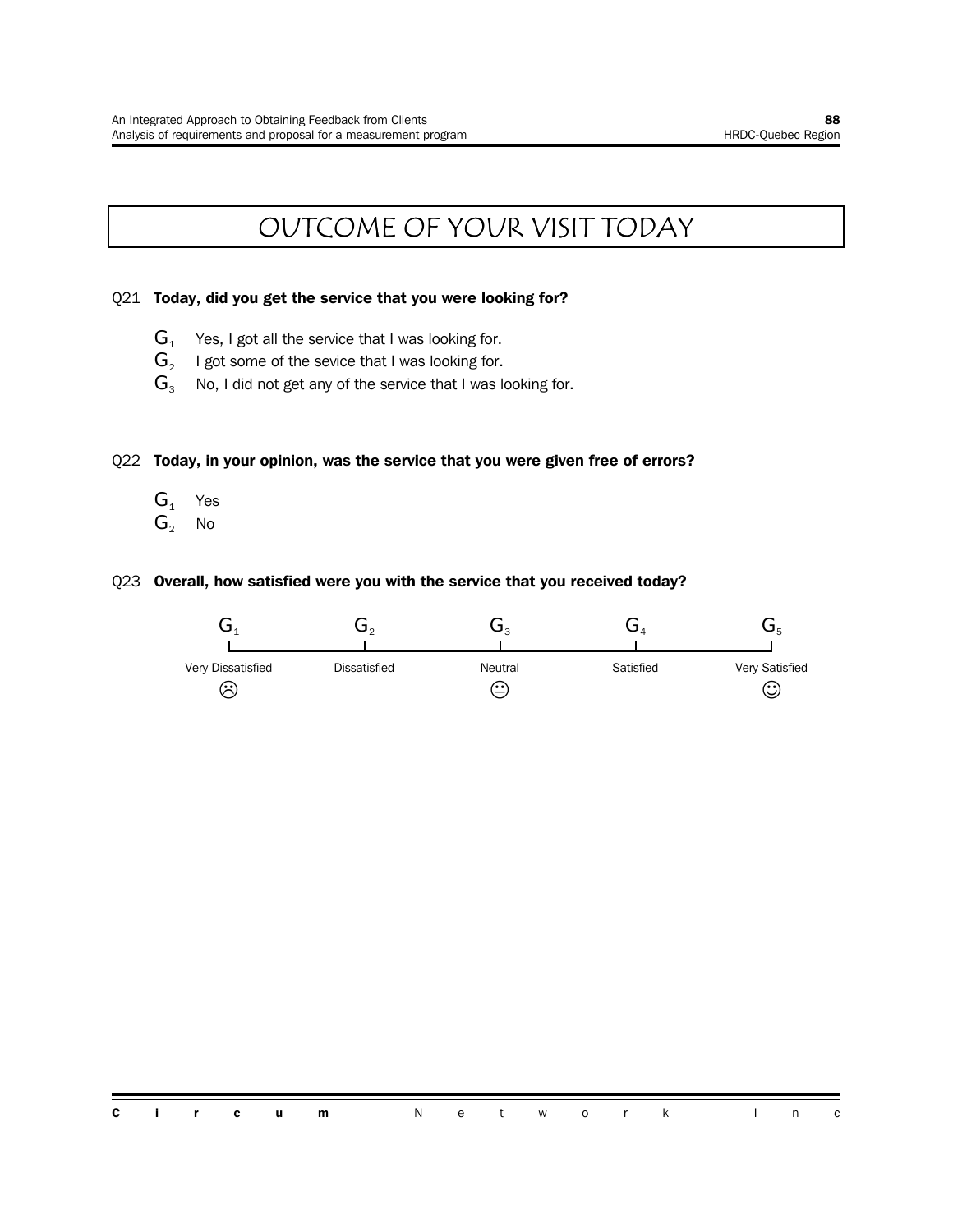# OUTCOME OF YOUR VISIT TODAY

Q21 **Today, did you get the service that you were looking for?**

- $G_1$ Yes, I got all the service that I was looking for.
- $G_2$ I got some of the sevice that I was looking for.
- $G_3$ No, I did not get any of the service that I was looking for.

Q22 **Today, in your opinion, was the service that you were given free of errors?**

- $G_1$ Yes
- $G_2$ No

Q23 **Overall, how satisfied were you with the service that you received today?**

| $G_1$ | $G_2$ | $G_3$ | $G_4$ | $G_5$ |
|---|---|---|---|---|
| Very Dissatisfied ☹ | Dissatisfied | Neutral 😐 | Satisfied | Very Satisfied ☺ |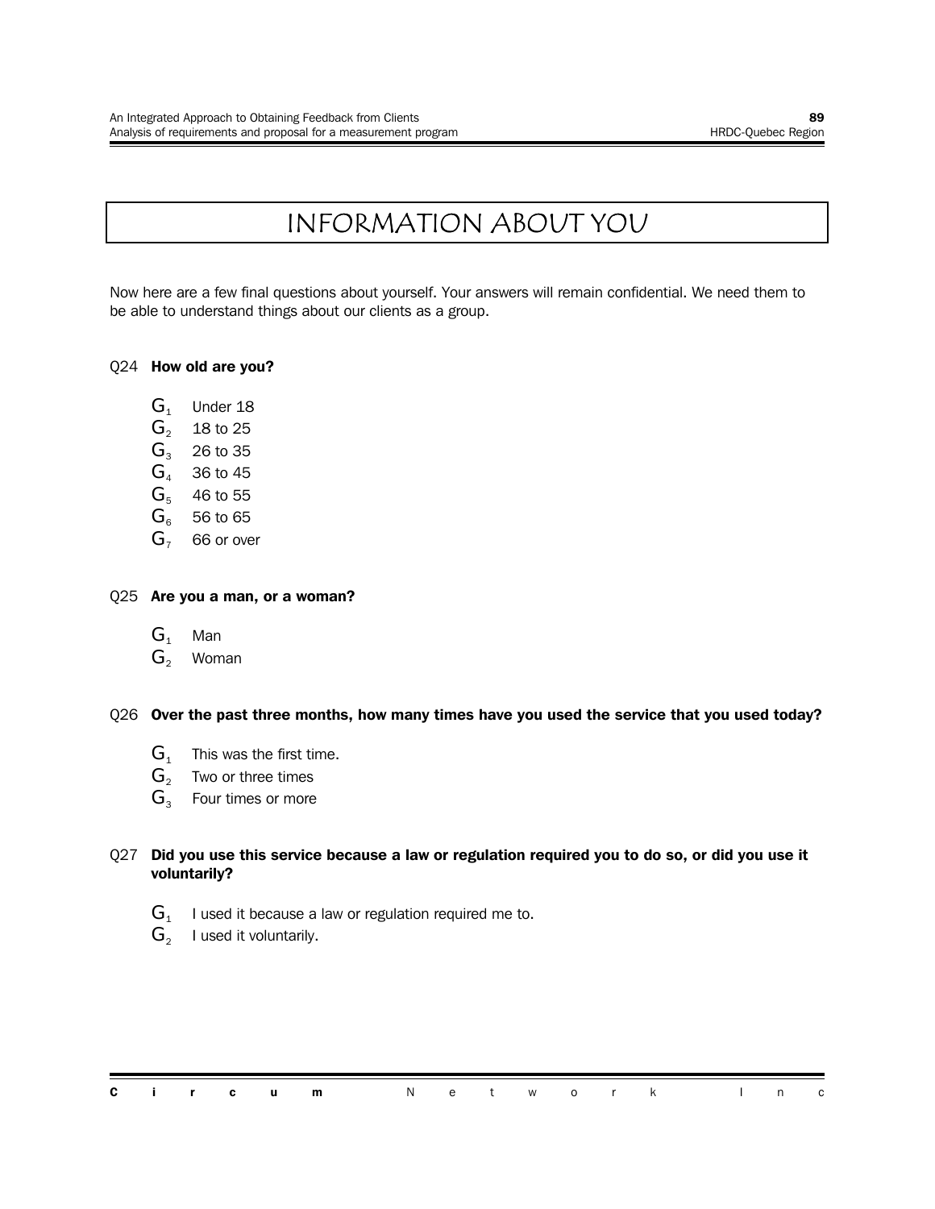# INFORMATION ABOUT YOU

Now here are a few final questions about yourself. Your answers will remain confidential. We need them to be able to understand things about our clients as a group.

Q24 **How old are you?**

- $G_1$ Under 18
- $G_2$ 18 to 25
- $G_3$ 26 to 35
- $G_4$ 36 to 45
- $G_5$ 46 to 55
- $G_6$ 56 to 65
- $G_7$ 66 or over

Q25 **Are you a man, or a woman?**

- $G_1$ Man
- $G_2$ Woman

Q26 **Over the past three months, how many times have you used the service that you used today?**

- $G_1$ This was the first time.
- $G_2$ Two or three times
- $G_3$ Four times or more

Q27 **Did you use this service because a law or regulation required you to do so, or did you use it voluntarily?**

- $G_1$ I used it because a law or regulation required me to.
- $G_2$ I used it voluntarily.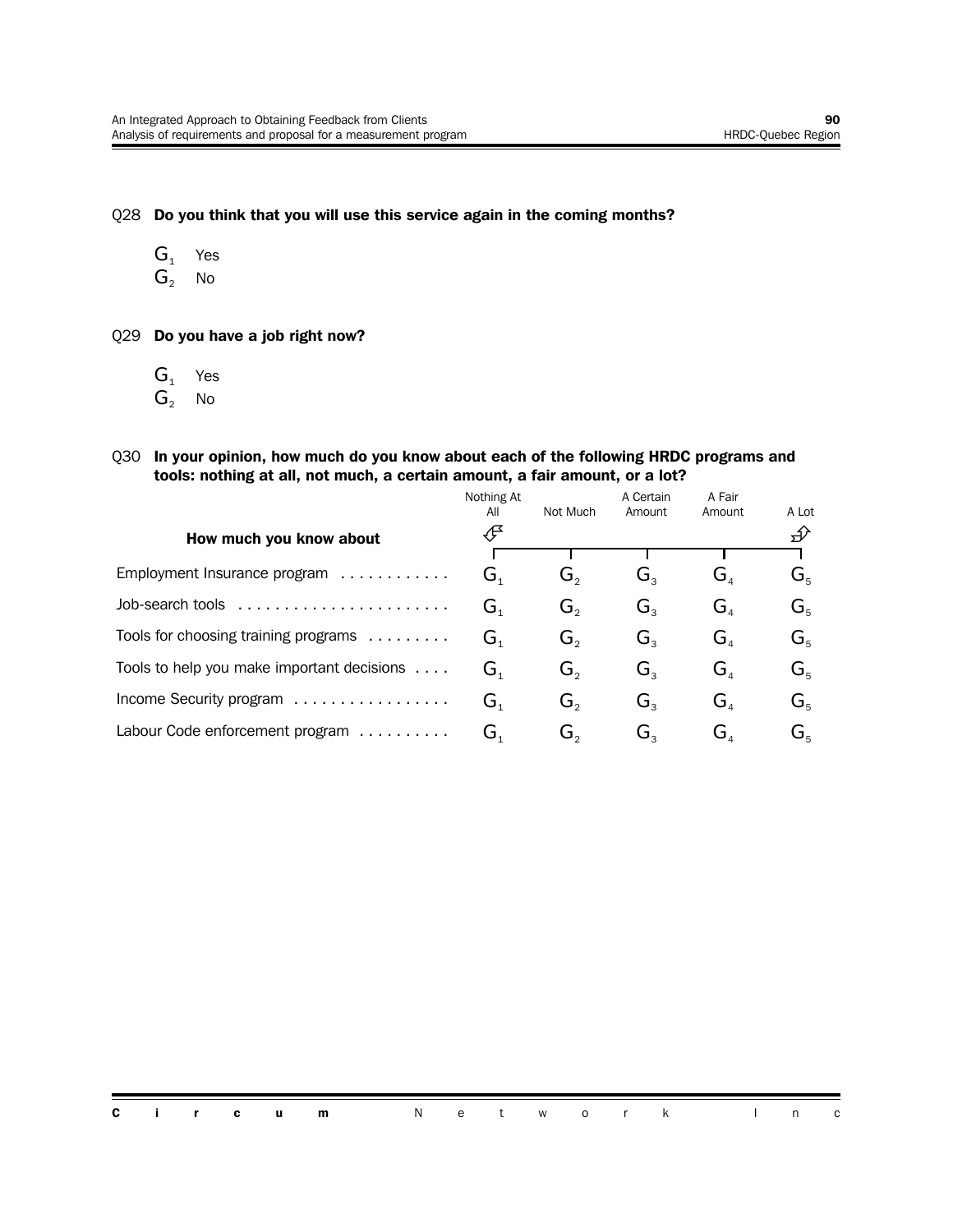Q28 **Do you think that you will use this service again in the coming months?**

$G_1$ Yes
$G_2$ No

Q29 **Do you have a job right now?**

$G_1$ Yes
$G_2$ No

Q30 **In your opinion, how much do you know about each of the following HRDC programs and tools: nothing at all, not much, a certain amount, a fair amount, or a lot?**

| How much you know about | Nothing At All | Not Much | A Certain Amount | A Fair Amount | A Lot |
|---|---|---|---|---|---|
| Employment Insurance program | $G_1$ | $G_2$ | $G_3$ | $G_4$ | $G_5$ |
| Job-search tools | $G_1$ | $G_2$ | $G_3$ | $G_4$ | $G_5$ |
| Tools for choosing training programs | $G_1$ | $G_2$ | $G_3$ | $G_4$ | $G_5$ |
| Tools to help you make important decisions | $G_1$ | $G_2$ | $G_3$ | $G_4$ | $G_5$ |
| Income Security program | $G_1$ | $G_2$ | $G_3$ | $G_4$ | $G_5$ |
| Labour Code enforcement program | $G_1$ | $G_2$ | $G_3$ | $G_4$ | $G_5$ |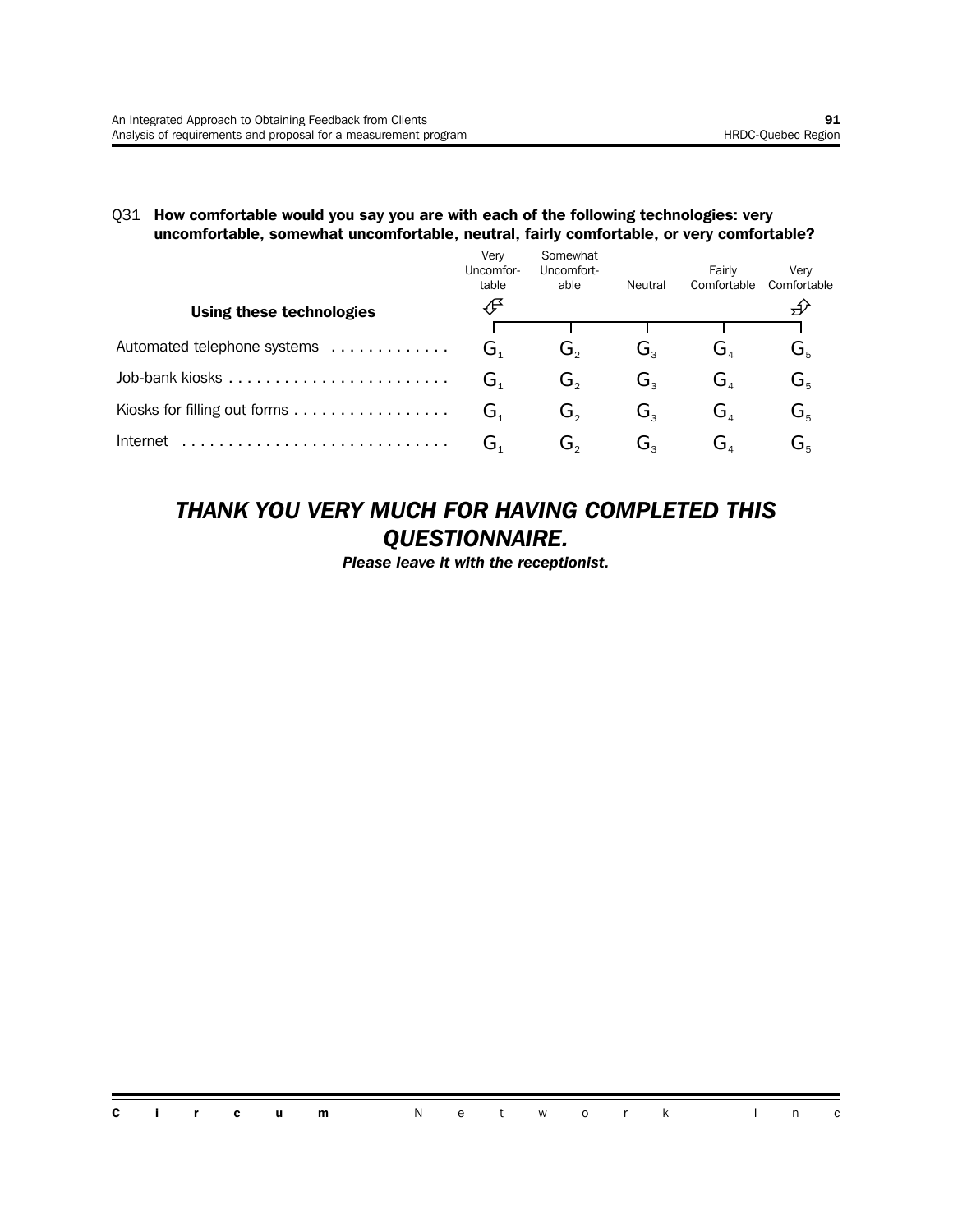Q31 **How comfortable would you say you are with each of the following technologies: very uncomfortable, somewhat uncomfortable, neutral, fairly comfortable, or very comfortable?**

| Using these technologies | Very Uncomfortable | Somewhat Uncomfortable | Neutral | Fairly Comfortable | Very Comfortable |
|---|---|---|---|---|---|
| Automated telephone systems | G1 | G2 | G3 | G4 | G5 |
| Job-bank kiosks | G1 | G2 | G3 | G4 | G5 |
| Kiosks for filling out forms | G1 | G2 | G3 | G4 | G5 |
| Internet | G1 | G2 | G3 | G4 | G5 |

***THANK YOU VERY MUCH FOR HAVING COMPLETED THIS QUESTIONNAIRE.***

***Please leave it with the receptionist.***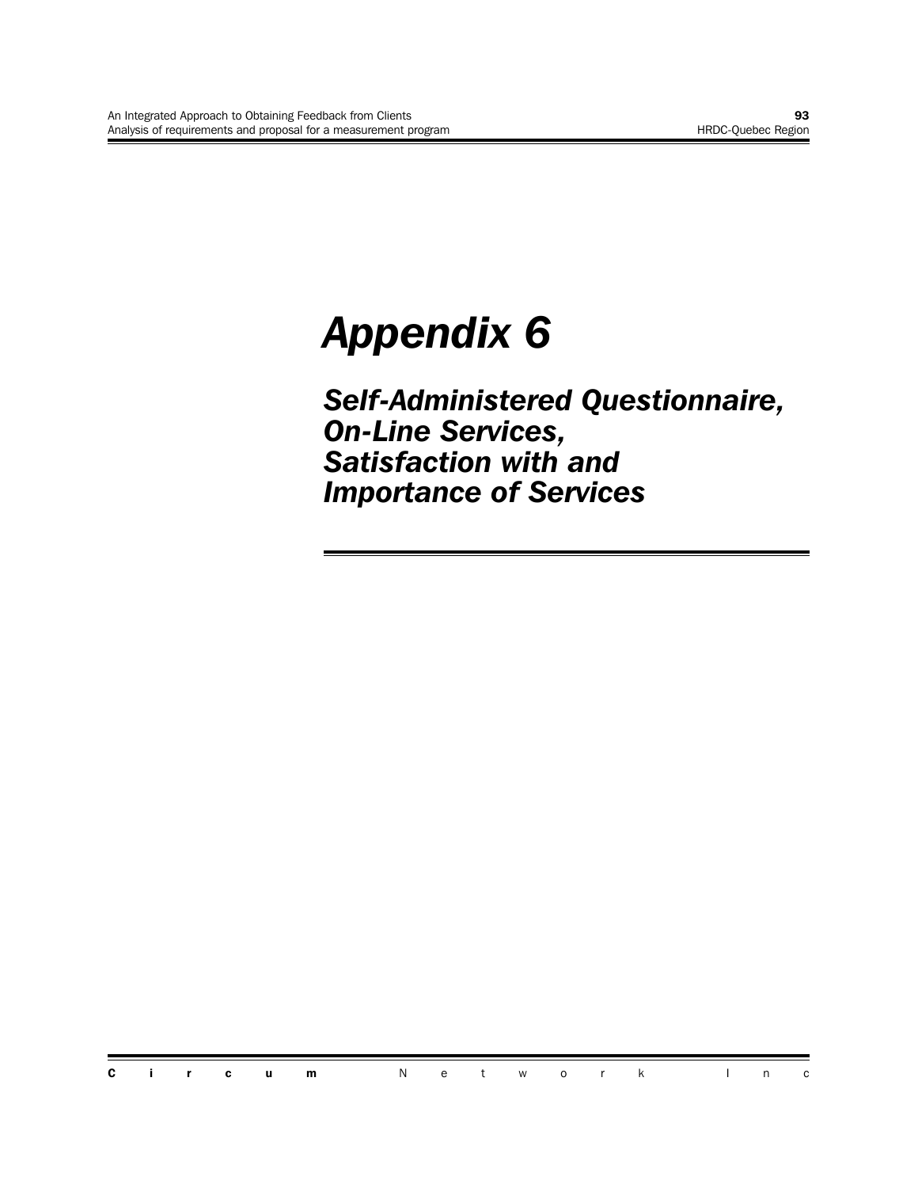# Appendix 6

## Self-Administered Questionnaire, On-Line Services, Satisfaction with and Importance of Services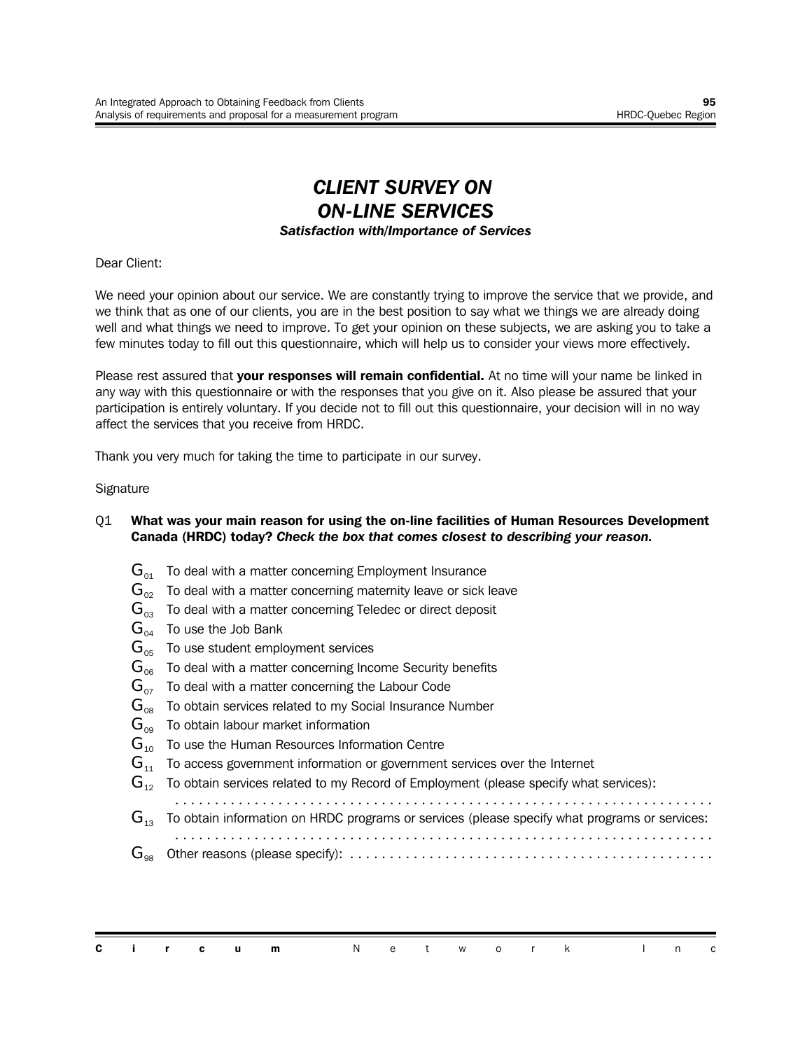# *CLIENT SURVEY ON ON-LINE SERVICES*

***Satisfaction with/Importance of Services***

Dear Client:

We need your opinion about our service. We are constantly trying to improve the service that we provide, and we think that as one of our clients, you are in the best position to say what we things we are already doing well and what things we need to improve. To get your opinion on these subjects, we are asking you to take a few minutes today to fill out this questionnaire, which will help us to consider your views more effectively.

Please rest assured that **your responses will remain confidential.** At no time will your name be linked in any way with this questionnaire or with the responses that you give on it. Also please be assured that your participation is entirely voluntary. If you decide not to fill out this questionnaire, your decision will in no way affect the services that you receive from HRDC.

Thank you very much for taking the time to participate in our survey.

Signature

Q1 **What was your main reason for using the on-line facilities of Human Resources Development Canada (HRDC) today?** ***Check the box that comes closest to describing your reason.***

- $G_{01}$ To deal with a matter concerning Employment Insurance
- $G_{02}$ To deal with a matter concerning maternity leave or sick leave
- $G_{03}$ To deal with a matter concerning Teledec or direct deposit
- $G_{04}$ To use the Job Bank
- $G_{05}$ To use student employment services
- $G_{06}$ To deal with a matter concerning Income Security benefits
- $G_{07}$ To deal with a matter concerning the Labour Code
- $G_{08}$ To obtain services related to my Social Insurance Number
- $G_{09}$ To obtain labour market information
- $G_{10}$ To use the Human Resources Information Centre
- $G_{11}$ To access government information or government services over the Internet
- $G_{12}$ To obtain services related to my Record of Employment (please specify what services): ...................................................................
- $G_{13}$ To obtain information on HRDC programs or services (please specify what programs or services: ...................................................................
- $G_{98}$ Other reasons (please specify): .............................................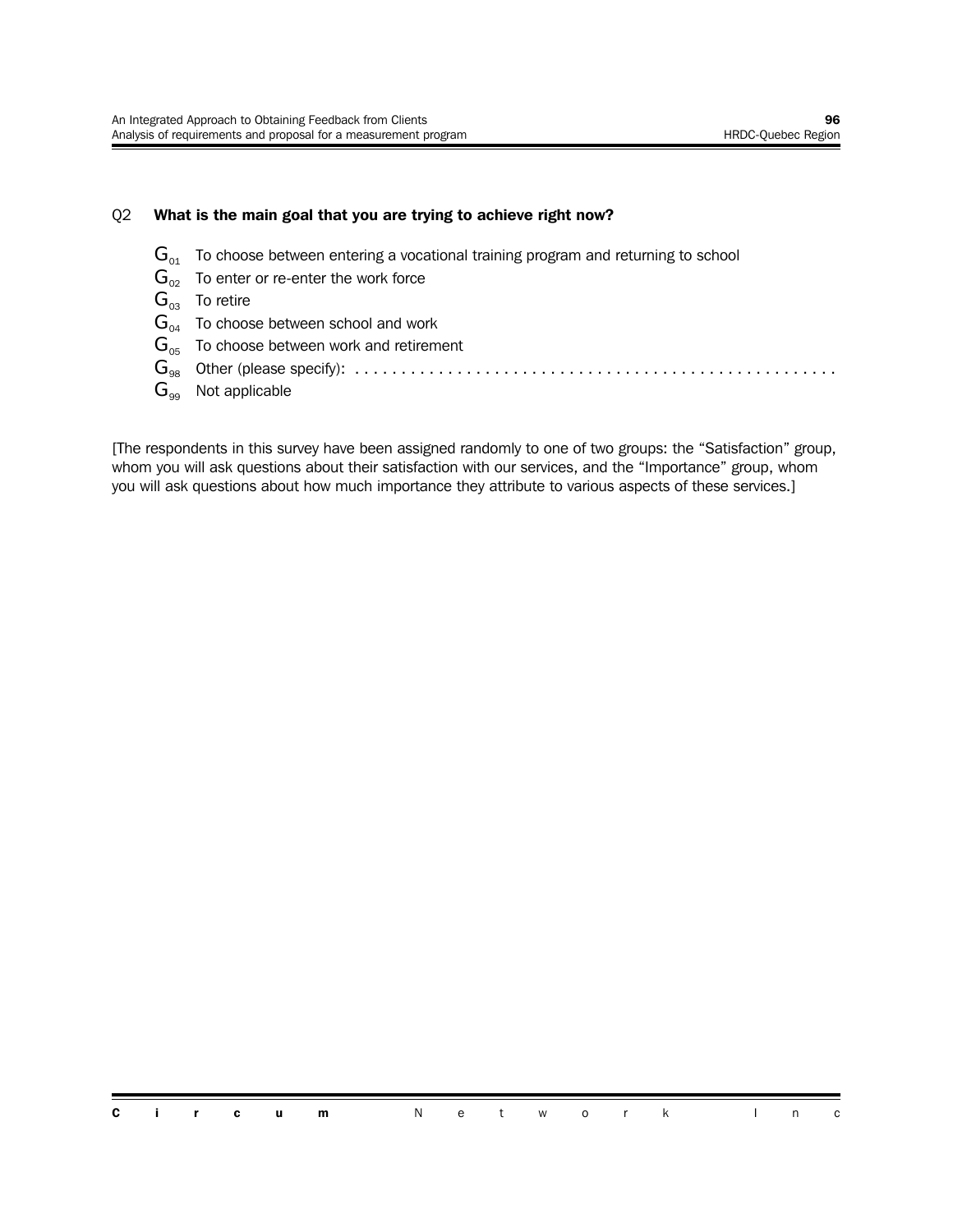Q2 **What is the main goal that you are trying to achieve right now?**

- $G_{01}$ To choose between entering a vocational training program and returning to school
- $G_{02}$ To enter or re-enter the work force
- $G_{03}$ To retire
- $G_{04}$ To choose between school and work
- $G_{05}$ To choose between work and retirement
- $G_{98}$ Other (please specify): . . . . . . . . . . . . . . . . . . . . . . . . . . . . . . . . . . . . . . . . . . . . . . . . . .
- $G_{99}$ Not applicable

[The respondents in this survey have been assigned randomly to one of two groups: the "Satisfaction" group, whom you will ask questions about their satisfaction with our services, and the "Importance" group, whom you will ask questions about how much importance they attribute to various aspects of these services.]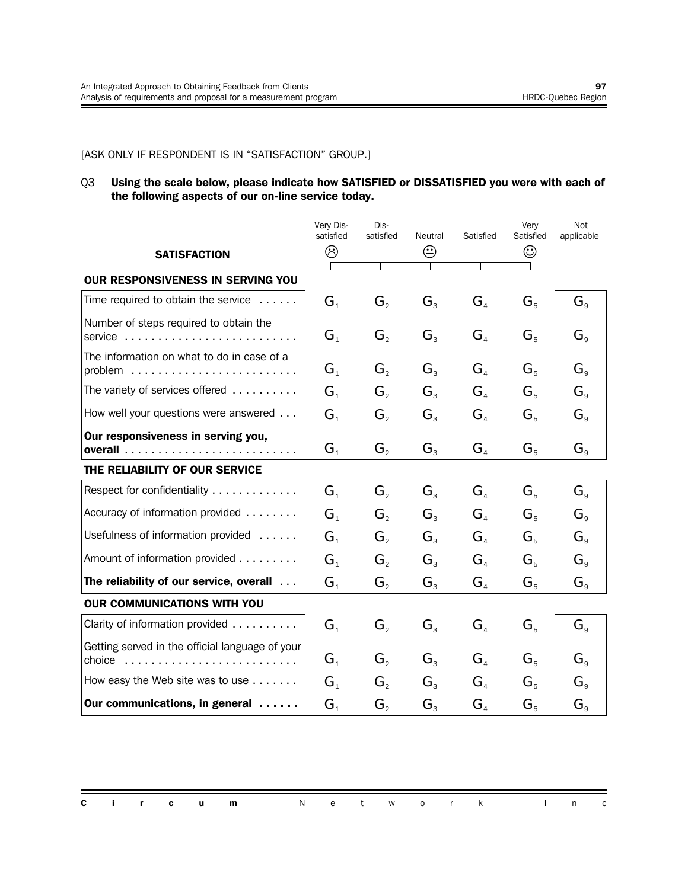[ASK ONLY IF RESPONDENT IS IN "SATISFACTION" GROUP.]

Q3 **Using the scale below, please indicate how SATISFIED or DISSATISFIED you were with each of the following aspects of our on-line service today.**

| **SATISFACTION** | Very Dis-satisfied ☹ | Dis-satisfied | Neutral 😐 | Satisfied | Very Satisfied ☺ | Not applicable |
|---|---|---|---|---|---|---|
| **OUR RESPONSIVENESS IN SERVING YOU** | | | | | | |
| Time required to obtain the service | $G_1$ | $G_2$ | $G_3$ | $G_4$ | $G_5$ | $G_9$ |
| Number of steps required to obtain the service | $G_1$ | $G_2$ | $G_3$ | $G_4$ | $G_5$ | $G_9$ |
| The information on what to do in case of a problem | $G_1$ | $G_2$ | $G_3$ | $G_4$ | $G_5$ | $G_9$ |
| The variety of services offered | $G_1$ | $G_2$ | $G_3$ | $G_4$ | $G_5$ | $G_9$ |
| How well your questions were answered | $G_1$ | $G_2$ | $G_3$ | $G_4$ | $G_5$ | $G_9$ |
| **Our responsiveness in serving you, overall** | $G_1$ | $G_2$ | $G_3$ | $G_4$ | $G_5$ | $G_9$ |
| **THE RELIABILITY OF OUR SERVICE** | | | | | | |
| Respect for confidentiality | $G_1$ | $G_2$ | $G_3$ | $G_4$ | $G_5$ | $G_9$ |
| Accuracy of information provided | $G_1$ | $G_2$ | $G_3$ | $G_4$ | $G_5$ | $G_9$ |
| Usefulness of information provided | $G_1$ | $G_2$ | $G_3$ | $G_4$ | $G_5$ | $G_9$ |
| Amount of information provided | $G_1$ | $G_2$ | $G_3$ | $G_4$ | $G_5$ | $G_9$ |
| **The reliability of our service, overall** | $G_1$ | $G_2$ | $G_3$ | $G_4$ | $G_5$ | $G_9$ |
| **OUR COMMUNICATIONS WITH YOU** | | | | | | |
| Clarity of information provided | $G_1$ | $G_2$ | $G_3$ | $G_4$ | $G_5$ | $G_9$ |
| Getting served in the official language of your choice | $G_1$ | $G_2$ | $G_3$ | $G_4$ | $G_5$ | $G_9$ |
| How easy the Web site was to use | $G_1$ | $G_2$ | $G_3$ | $G_4$ | $G_5$ | $G_9$ |
| **Our communications, in general** | $G_1$ | $G_2$ | $G_3$ | $G_4$ | $G_5$ | $G_9$ |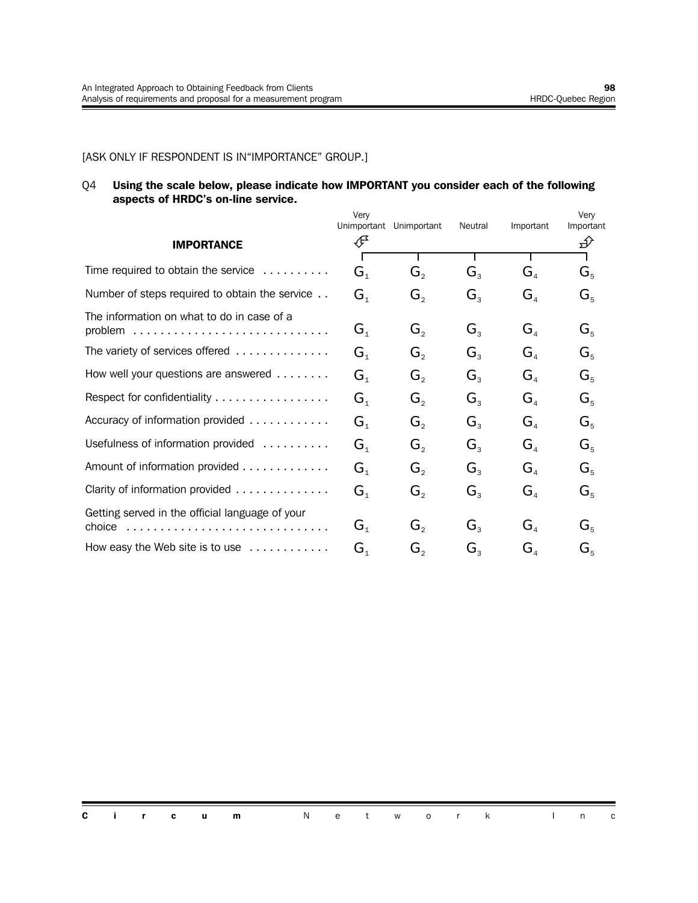[ASK ONLY IF RESPONDENT IS IN“IMPORTANCE” GROUP.]

Q4 **Using the scale below, please indicate how IMPORTANT you consider each of the following aspects of HRDC’s on-line service.**

| **IMPORTANCE** | Very Unimportant | Unimportant | Neutral | Important | Very Important |
|---|---|---|---|---|---|
| Time required to obtain the service | $G_1$ | $G_2$ | $G_3$ | $G_4$ | $G_5$ |
| Number of steps required to obtain the service | $G_1$ | $G_2$ | $G_3$ | $G_4$ | $G_5$ |
| The information on what to do in case of a problem | $G_1$ | $G_2$ | $G_3$ | $G_4$ | $G_5$ |
| The variety of services offered | $G_1$ | $G_2$ | $G_3$ | $G_4$ | $G_5$ |
| How well your questions are answered | $G_1$ | $G_2$ | $G_3$ | $G_4$ | $G_5$ |
| Respect for confidentiality | $G_1$ | $G_2$ | $G_3$ | $G_4$ | $G_5$ |
| Accuracy of information provided | $G_1$ | $G_2$ | $G_3$ | $G_4$ | $G_5$ |
| Usefulness of information provided | $G_1$ | $G_2$ | $G_3$ | $G_4$ | $G_5$ |
| Amount of information provided | $G_1$ | $G_2$ | $G_3$ | $G_4$ | $G_5$ |
| Clarity of information provided | $G_1$ | $G_2$ | $G_3$ | $G_4$ | $G_5$ |
| Getting served in the official language of your choice | $G_1$ | $G_2$ | $G_3$ | $G_4$ | $G_5$ |
| How easy the Web site is to use | $G_1$ | $G_2$ | $G_3$ | $G_4$ | $G_5$ |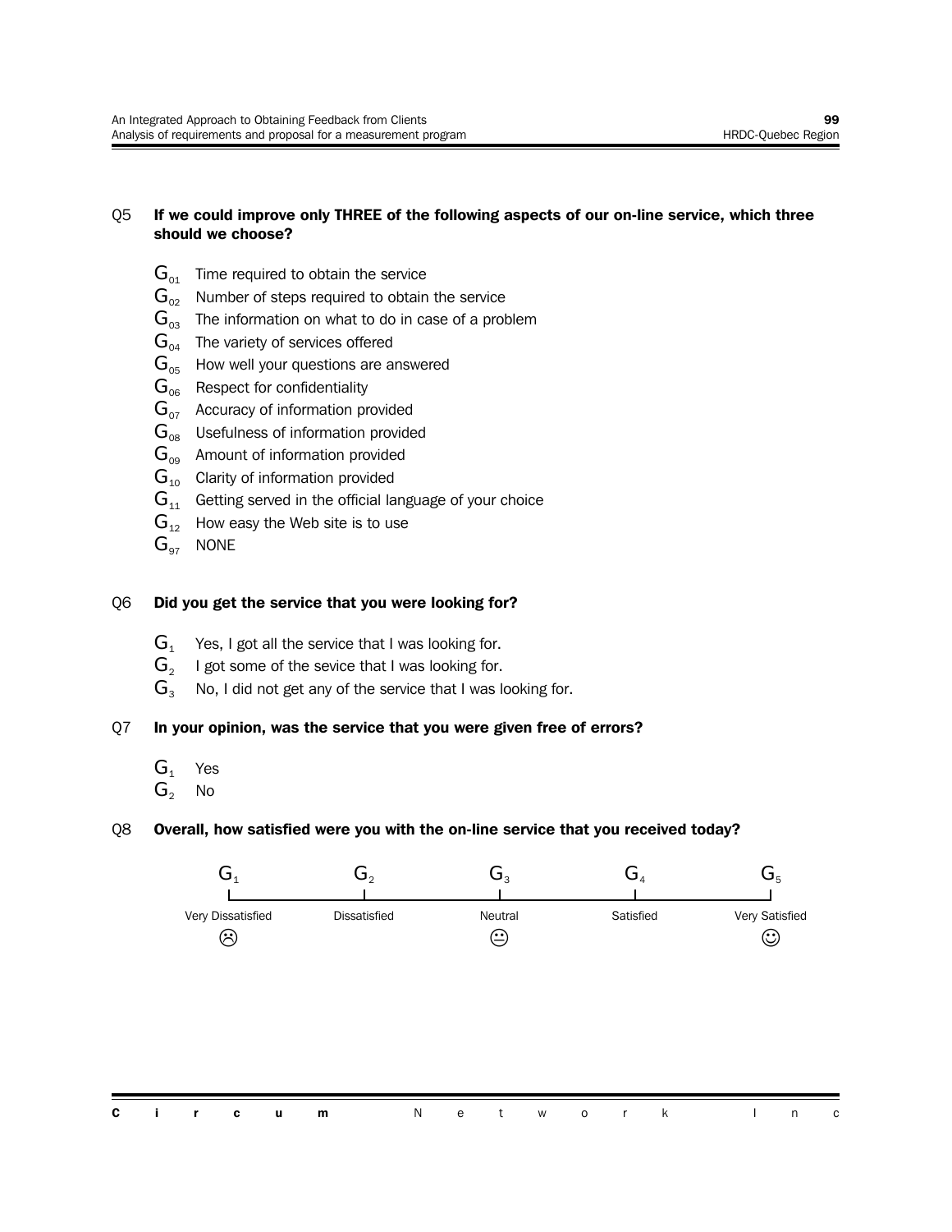Q5 **If we could improve only THREE of the following aspects of our on-line service, which three should we choose?**

- $G_{01}$ Time required to obtain the service
- $G_{02}$ Number of steps required to obtain the service
- $G_{03}$ The information on what to do in case of a problem
- $G_{04}$ The variety of services offered
- $G_{05}$ How well your questions are answered
- $G_{06}$ Respect for confidentiality
- $G_{07}$ Accuracy of information provided
- $G_{08}$ Usefulness of information provided
- $G_{09}$ Amount of information provided
- $G_{10}$ Clarity of information provided
- $G_{11}$ Getting served in the official language of your choice
- $G_{12}$ How easy the Web site is to use
- $G_{97}$ NONE

Q6 **Did you get the service that you were looking for?**

- $G_1$ Yes, I got all the service that I was looking for.
- $G_2$ I got some of the sevice that I was looking for.
- $G_3$ No, I did not get any of the service that I was looking for.

Q7 **In your opinion, was the service that you were given free of errors?**

- $G_1$ Yes
- $G_2$ No

Q8 **Overall, how satisfied were you with the on-line service that you received today?**

| $G_1$ | $G_2$ | $G_3$ | $G_4$ | $G_5$ |
|---|---|---|---|---|
| Very Dissatisfied ☹ | Dissatisfied | Neutral 😐 | Satisfied | Very Satisfied ☺ |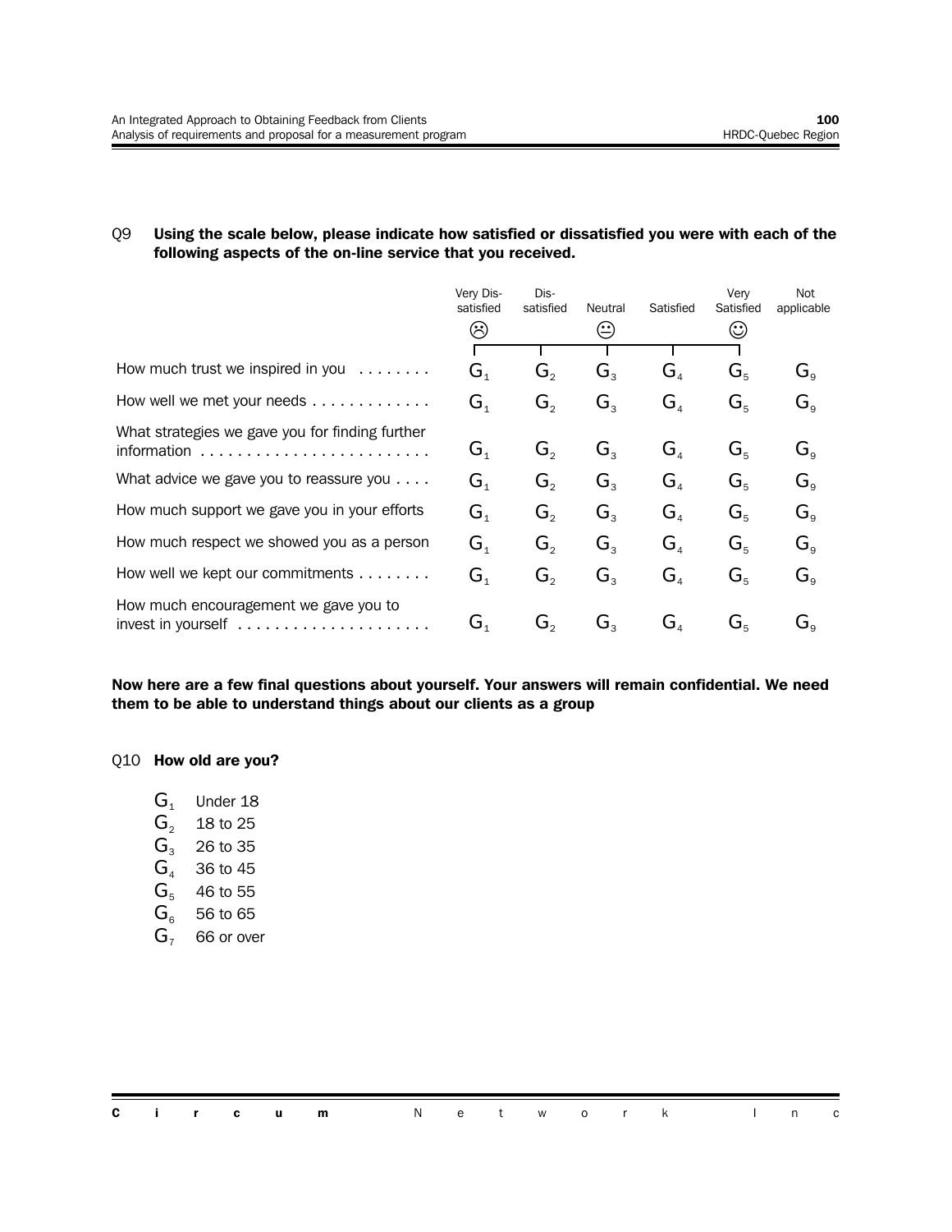Q9 **Using the scale below, please indicate how satisfied or dissatisfied you were with each of the following aspects of the on-line service that you received.**

| | Very Dis-satisfied ☹ | Dis-satisfied | Neutral 😐 | Satisfied | Very Satisfied ☺ | Not applicable |
|---|---|---|---|---|---|---|
| How much trust we inspired in you | $G_1$ | $G_2$ | $G_3$ | $G_4$ | $G_5$ | $G_9$ |
| How well we met your needs | $G_1$ | $G_2$ | $G_3$ | $G_4$ | $G_5$ | $G_9$ |
| What strategies we gave you for finding further information | $G_1$ | $G_2$ | $G_3$ | $G_4$ | $G_5$ | $G_9$ |
| What advice we gave you to reassure you | $G_1$ | $G_2$ | $G_3$ | $G_4$ | $G_5$ | $G_9$ |
| How much support we gave you in your efforts | $G_1$ | $G_2$ | $G_3$ | $G_4$ | $G_5$ | $G_9$ |
| How much respect we showed you as a person | $G_1$ | $G_2$ | $G_3$ | $G_4$ | $G_5$ | $G_9$ |
| How well we kept our commitments | $G_1$ | $G_2$ | $G_3$ | $G_4$ | $G_5$ | $G_9$ |
| How much encouragement we gave you to invest in yourself | $G_1$ | $G_2$ | $G_3$ | $G_4$ | $G_5$ | $G_9$ |

**Now here are a few final questions about yourself. Your answers will remain confidential. We need them to be able to understand things about our clients as a group**

Q10 **How old are you?**

- $G_1$ Under 18
- $G_2$ 18 to 25
- $G_3$ 26 to 35
- $G_4$ 36 to 45
- $G_5$ 46 to 55
- $G_6$ 56 to 65
- $G_7$ 66 or over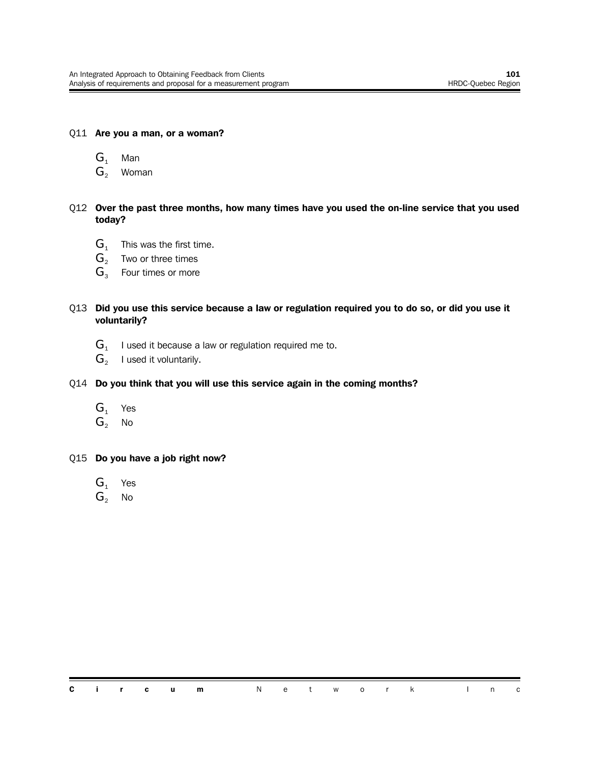Q11 **Are you a man, or a woman?**

- $G_1$ Man
- $G_2$ Woman

Q12 **Over the past three months, how many times have you used the on-line service that you used today?**

- $G_1$ This was the first time.
- $G_2$ Two or three times
- $G_3$ Four times or more

Q13 **Did you use this service because a law or regulation required you to do so, or did you use it voluntarily?**

- $G_1$ I used it because a law or regulation required me to.
- $G_2$ I used it voluntarily.

Q14 **Do you think that you will use this service again in the coming months?**

- $G_1$ Yes
- $G_2$ No

Q15 **Do you have a job right now?**

- $G_1$ Yes
- $G_2$ No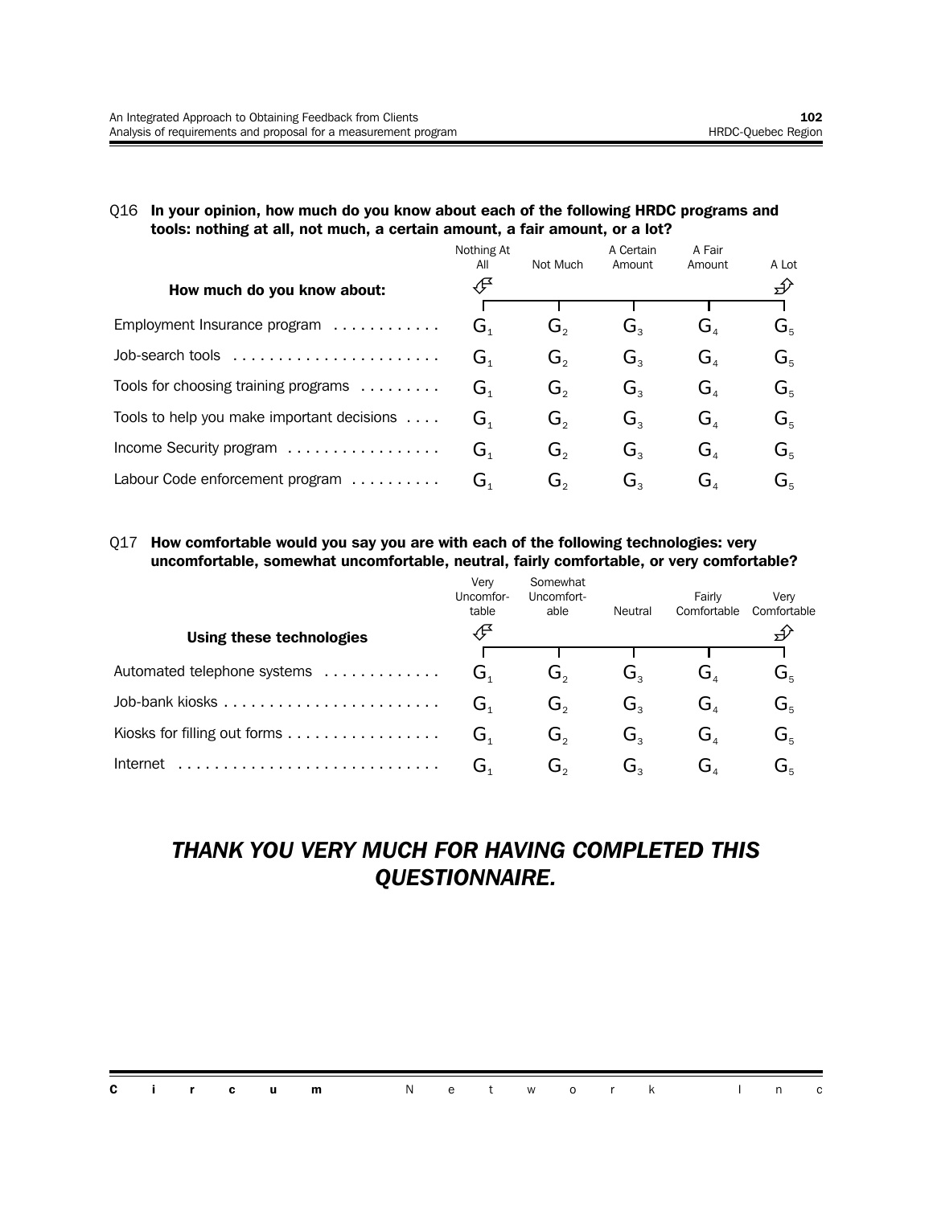Q16 **In your opinion, how much do you know about each of the following HRDC programs and tools: nothing at all, not much, a certain amount, a fair amount, or a lot?**

| How much do you know about: | Nothing At All | Not Much | A Certain Amount | A Fair Amount | A Lot |
|---|---|---|---|---|---|
| Employment Insurance program | $G_1$ | $G_2$ | $G_3$ | $G_4$ | $G_5$ |
| Job-search tools | $G_1$ | $G_2$ | $G_3$ | $G_4$ | $G_5$ |
| Tools for choosing training programs | $G_1$ | $G_2$ | $G_3$ | $G_4$ | $G_5$ |
| Tools to help you make important decisions | $G_1$ | $G_2$ | $G_3$ | $G_4$ | $G_5$ |
| Income Security program | $G_1$ | $G_2$ | $G_3$ | $G_4$ | $G_5$ |
| Labour Code enforcement program | $G_1$ | $G_2$ | $G_3$ | $G_4$ | $G_5$ |

Q17 **How comfortable would you say you are with each of the following technologies: very uncomfortable, somewhat uncomfortable, neutral, fairly comfortable, or very comfortable?**

| Using these technologies | Very Uncomfortable | Somewhat Uncomfortable | Neutral | Fairly Comfortable | Very Comfortable |
|---|---|---|---|---|---|
| Automated telephone systems | $G_1$ | $G_2$ | $G_3$ | $G_4$ | $G_5$ |
| Job-bank kiosks | $G_1$ | $G_2$ | $G_3$ | $G_4$ | $G_5$ |
| Kiosks for filling out forms | $G_1$ | $G_2$ | $G_3$ | $G_4$ | $G_5$ |
| Internet | $G_1$ | $G_2$ | $G_3$ | $G_4$ | $G_5$ |

## *THANK YOU VERY MUCH FOR HAVING COMPLETED THIS QUESTIONNAIRE.*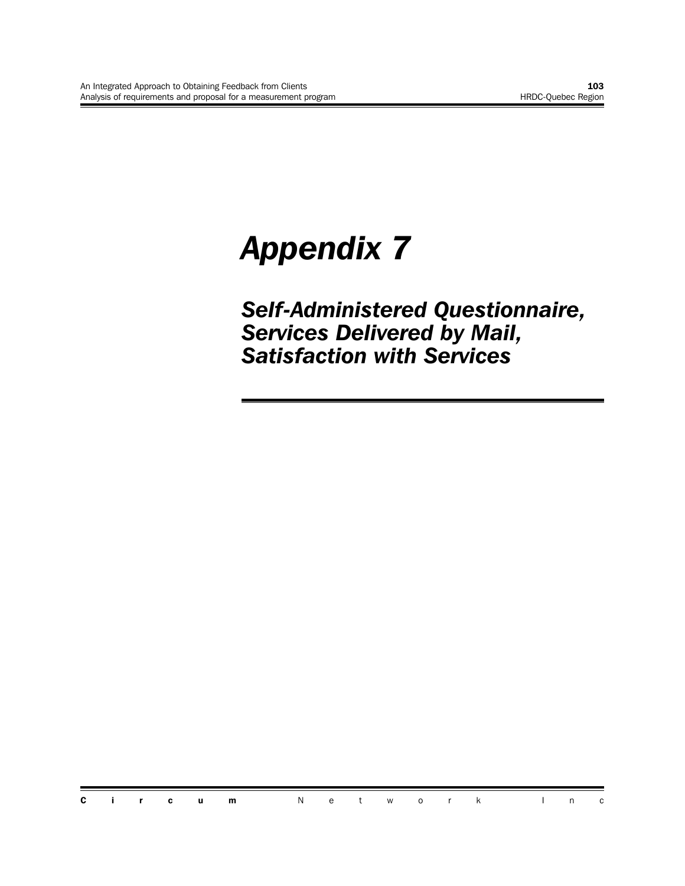# *Appendix 7*

## *Self-Administered Questionnaire, Services Delivered by Mail, Satisfaction with Services*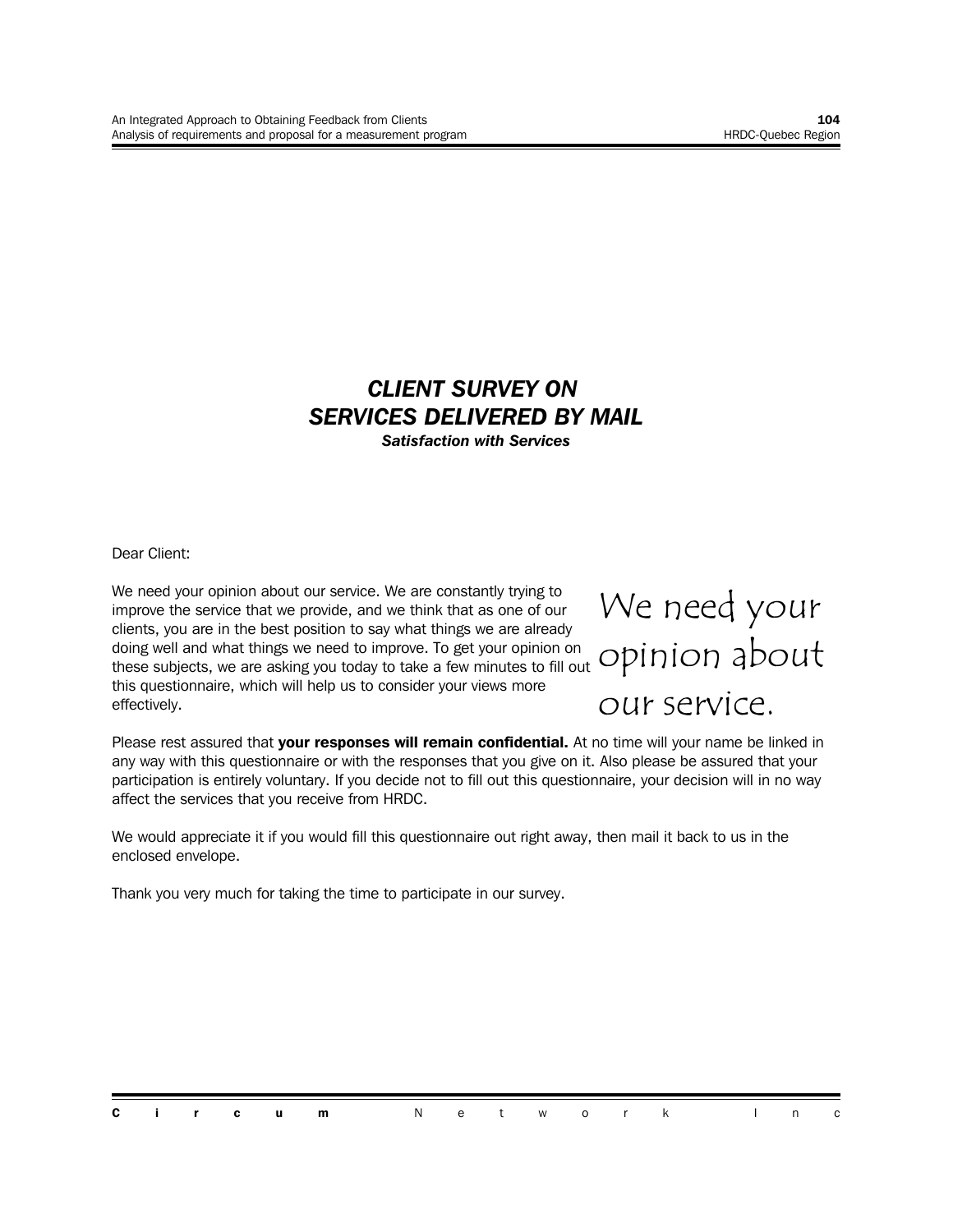# *CLIENT SURVEY ON SERVICES DELIVERED BY MAIL*

***Satisfaction with Services***

Dear Client:

We need your opinion about our service. We are constantly trying to improve the service that we provide, and we think that as one of our clients, you are in the best position to say what things we are already doing well and what things we need to improve. To get your opinion on these subjects, we are asking you today to take a few minutes to fill out this questionnaire, which will help us to consider your views more effectively.

We need your opinion about our service.

Please rest assured that **your responses will remain confidential.** At no time will your name be linked in any way with this questionnaire or with the responses that you give on it. Also please be assured that your participation is entirely voluntary. If you decide not to fill out this questionnaire, your decision will in no way affect the services that you receive from HRDC.

We would appreciate it if you would fill this questionnaire out right away, then mail it back to us in the enclosed envelope.

Thank you very much for taking the time to participate in our survey.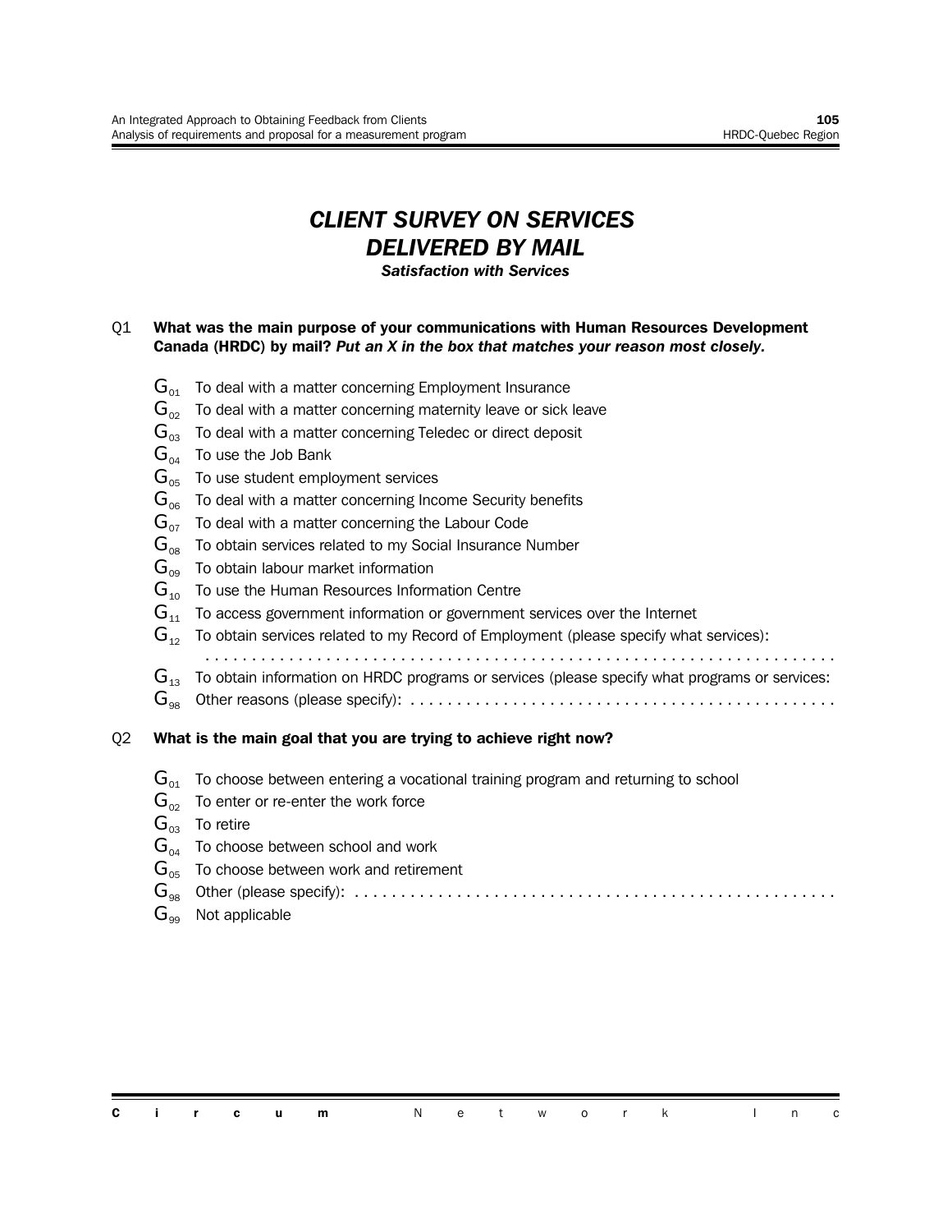# *CLIENT SURVEY ON SERVICES DELIVERED BY MAIL*

### *Satisfaction with Services*

Q1 **What was the main purpose of your communications with Human Resources Development Canada (HRDC) by mail? *Put an X in the box that matches your reason most closely.***

- $G_{01}$ To deal with a matter concerning Employment Insurance
- $G_{02}$ To deal with a matter concerning maternity leave or sick leave
- $G_{03}$ To deal with a matter concerning Teledec or direct deposit
- $G_{04}$ To use the Job Bank
- $G_{05}$ To use student employment services
- $G_{06}$ To deal with a matter concerning Income Security benefits
- $G_{07}$ To deal with a matter concerning the Labour Code
- $G_{08}$ To obtain services related to my Social Insurance Number
- $G_{09}$ To obtain labour market information
- $G_{10}$ To use the Human Resources Information Centre
- $G_{11}$ To access government information or government services over the Internet
- $G_{12}$ To obtain services related to my Record of Employment (please specify what services): ....................................................................
- $G_{13}$ To obtain information on HRDC programs or services (please specify what programs or services:
- $G_{98}$ Other reasons (please specify): ..............................................

Q2 **What is the main goal that you are trying to achieve right now?**

- $G_{01}$ To choose between entering a vocational training program and returning to school
- $G_{02}$ To enter or re-enter the work force
- $G_{03}$ To retire
- $G_{04}$ To choose between school and work
- $G_{05}$ To choose between work and retirement
- $G_{98}$ Other (please specify): ....................................................
- $G_{99}$ Not applicable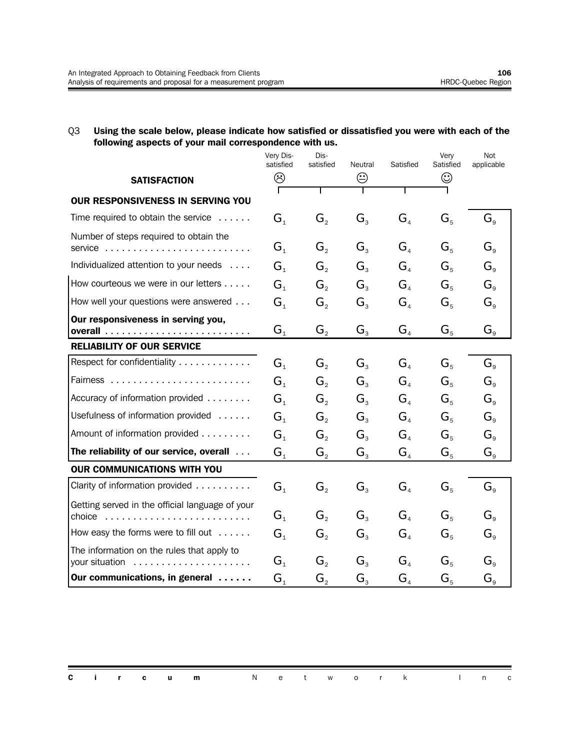Q3 **Using the scale below, please indicate how satisfied or dissatisfied you were with each of the following aspects of your mail correspondence with us.**

| **SATISFACTION** | Very Dis-satisfied ☹ | Dis-satisfied | Neutral 😐 | Satisfied | Very Satisfied ☺ | Not applicable |
|---|---|---|---|---|---|---|
| **OUR RESPONSIVENESS IN SERVING YOU** | | | | | | |
| Time required to obtain the service | $G_1$ | $G_2$ | $G_3$ | $G_4$ | $G_5$ | $G_9$ |
| Number of steps required to obtain the service | $G_1$ | $G_2$ | $G_3$ | $G_4$ | $G_5$ | $G_9$ |
| Individualized attention to your needs | $G_1$ | $G_2$ | $G_3$ | $G_4$ | $G_5$ | $G_9$ |
| How courteous we were in our letters | $G_1$ | $G_2$ | $G_3$ | $G_4$ | $G_5$ | $G_9$ |
| How well your questions were answered | $G_1$ | $G_2$ | $G_3$ | $G_4$ | $G_5$ | $G_9$ |
| **Our responsiveness in serving you, overall** | $G_1$ | $G_2$ | $G_3$ | $G_4$ | $G_5$ | $G_9$ |
| **RELIABILITY OF OUR SERVICE** | | | | | | |
| Respect for confidentiality | $G_1$ | $G_2$ | $G_3$ | $G_4$ | $G_5$ | $G_9$ |
| Fairness | $G_1$ | $G_2$ | $G_3$ | $G_4$ | $G_5$ | $G_9$ |
| Accuracy of information provided | $G_1$ | $G_2$ | $G_3$ | $G_4$ | $G_5$ | $G_9$ |
| Usefulness of information provided | $G_1$ | $G_2$ | $G_3$ | $G_4$ | $G_5$ | $G_9$ |
| Amount of information provided | $G_1$ | $G_2$ | $G_3$ | $G_4$ | $G_5$ | $G_9$ |
| **The reliability of our service, overall** | $G_1$ | $G_2$ | $G_3$ | $G_4$ | $G_5$ | $G_9$ |
| **OUR COMMUNICATIONS WITH YOU** | | | | | | |
| Clarity of information provided | $G_1$ | $G_2$ | $G_3$ | $G_4$ | $G_5$ | $G_9$ |
| Getting served in the official language of your choice | $G_1$ | $G_2$ | $G_3$ | $G_4$ | $G_5$ | $G_9$ |
| How easy the forms were to fill out | $G_1$ | $G_2$ | $G_3$ | $G_4$ | $G_5$ | $G_9$ |
| The information on the rules that apply to your situation | $G_1$ | $G_2$ | $G_3$ | $G_4$ | $G_5$ | $G_9$ |
| **Our communications, in general** | $G_1$ | $G_2$ | $G_3$ | $G_4$ | $G_5$ | $G_9$ |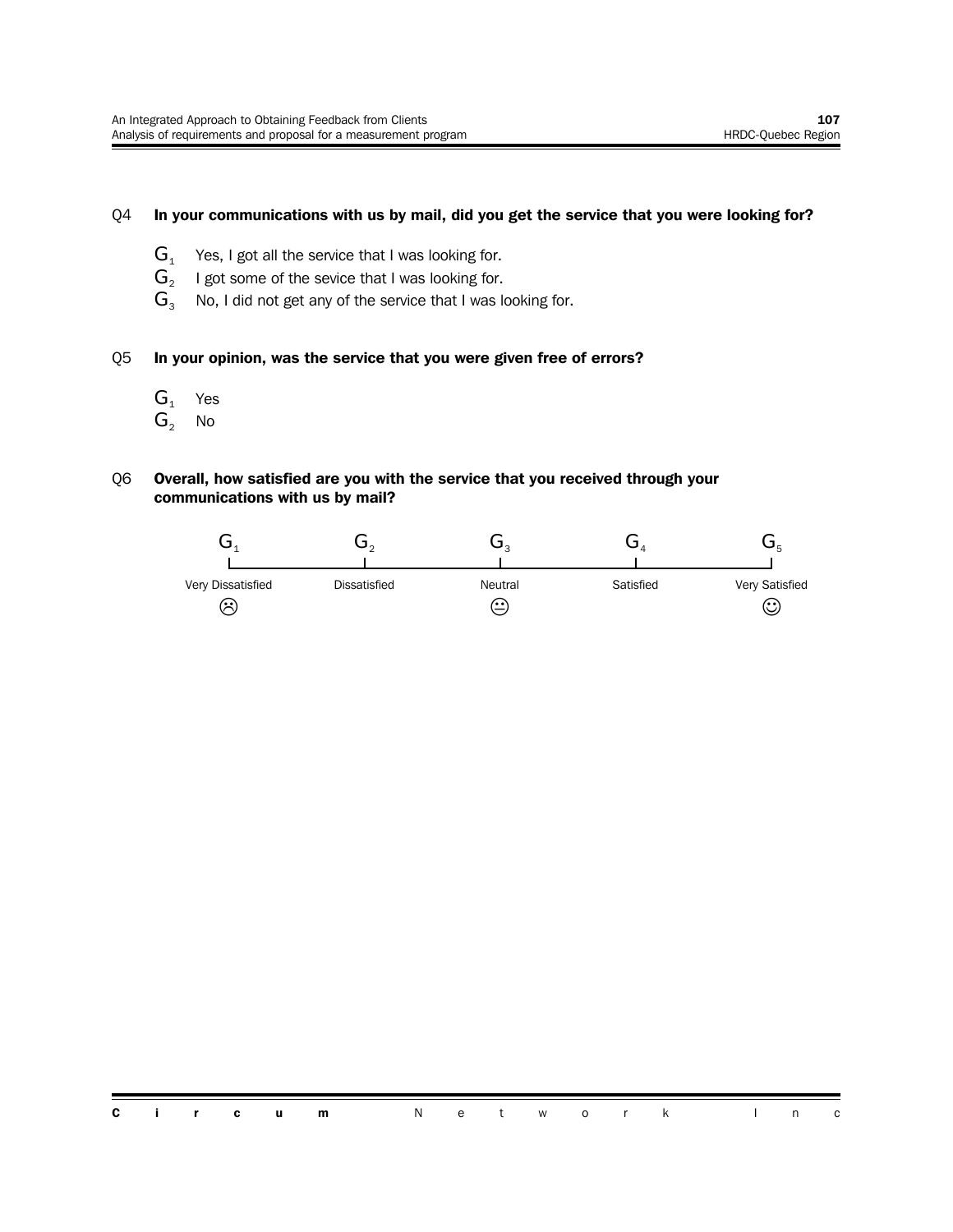Q4 **In your communications with us by mail, did you get the service that you were looking for?**

- $G_1$ Yes, I got all the service that I was looking for.
- $G_2$ I got some of the sevice that I was looking for.
- $G_3$ No, I did not get any of the service that I was looking for.

Q5 **In your opinion, was the service that you were given free of errors?**

- $G_1$ Yes
- $G_2$ No

Q6 **Overall, how satisfied are you with the service that you received through your communications with us by mail?**

| $G_1$ | $G_2$ | $G_3$ | $G_4$ | $G_5$ |
|---|---|---|---|---|
| Very Dissatisfied ☹ | Dissatisfied | Neutral 😐 | Satisfied | Very Satisfied ☺ |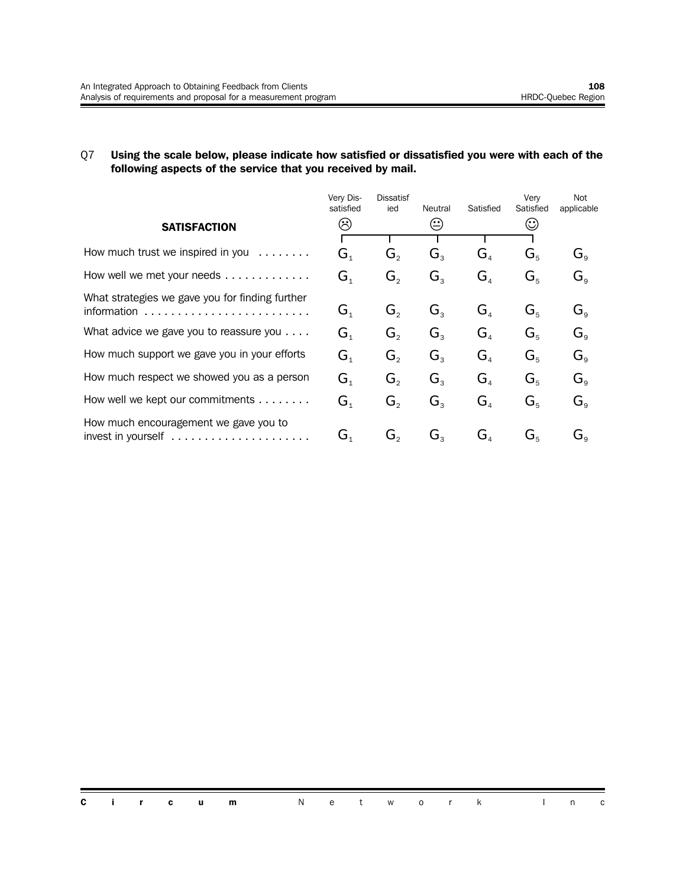Q7 **Using the scale below, please indicate how satisfied or dissatisfied you were with each of the following aspects of the service that you received by mail.**

| **SATISFACTION** | Very Dis-satisfied ☹ | Dissatisfied | Neutral 😐 | Satisfied | Very Satisfied ☺ | Not applicable |
|---|---|---|---|---|---|---|
| How much trust we inspired in you . . . . . . . . | G₁ | G₂ | G₃ | G₄ | G₅ | G₉ |
| How well we met your needs . . . . . . . . . . . . . | G₁ | G₂ | G₃ | G₄ | G₅ | G₉ |
| What strategies we gave you for finding further information . . . . . . . . . . . . . . . . . . . . . . . . . | G₁ | G₂ | G₃ | G₄ | G₅ | G₉ |
| What advice we gave you to reassure you . . . . | G₁ | G₂ | G₃ | G₄ | G₅ | G₉ |
| How much support we gave you in your efforts | G₁ | G₂ | G₃ | G₄ | G₅ | G₉ |
| How much respect we showed you as a person | G₁ | G₂ | G₃ | G₄ | G₅ | G₉ |
| How well we kept our commitments . . . . . . . . | G₁ | G₂ | G₃ | G₄ | G₅ | G₉ |
| How much encouragement we gave you to invest in yourself . . . . . . . . . . . . . . . . . . . . . | G₁ | G₂ | G₃ | G₄ | G₅ | G₉ |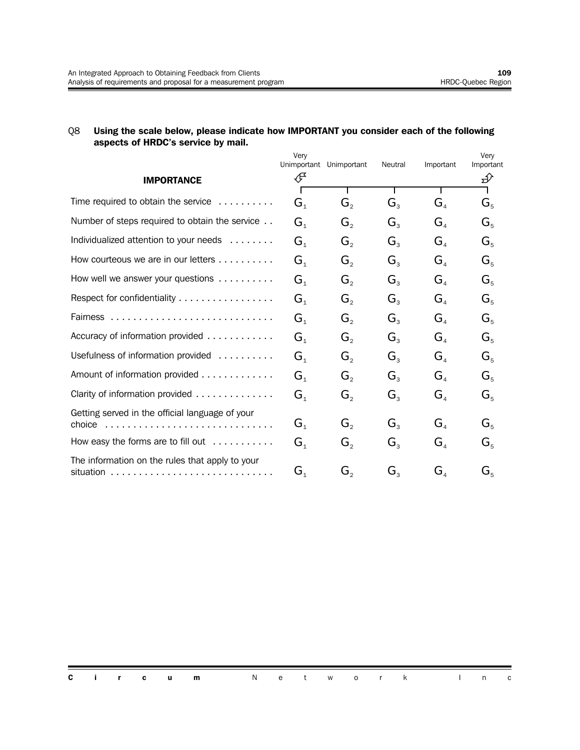Q8 **Using the scale below, please indicate how IMPORTANT you consider each of the following aspects of HRDC's service by mail.**

| **IMPORTANCE** | Very Unimportant | Unimportant | Neutral | Important | Very Important |
|---|---|---|---|---|---|
| Time required to obtain the service | $G_1$ | $G_2$ | $G_3$ | $G_4$ | $G_5$ |
| Number of steps required to obtain the service | $G_1$ | $G_2$ | $G_3$ | $G_4$ | $G_5$ |
| Individualized attention to your needs | $G_1$ | $G_2$ | $G_3$ | $G_4$ | $G_5$ |
| How courteous we are in our letters | $G_1$ | $G_2$ | $G_3$ | $G_4$ | $G_5$ |
| How well we answer your questions | $G_1$ | $G_2$ | $G_3$ | $G_4$ | $G_5$ |
| Respect for confidentiality | $G_1$ | $G_2$ | $G_3$ | $G_4$ | $G_5$ |
| Fairness | $G_1$ | $G_2$ | $G_3$ | $G_4$ | $G_5$ |
| Accuracy of information provided | $G_1$ | $G_2$ | $G_3$ | $G_4$ | $G_5$ |
| Usefulness of information provided | $G_1$ | $G_2$ | $G_3$ | $G_4$ | $G_5$ |
| Amount of information provided | $G_1$ | $G_2$ | $G_3$ | $G_4$ | $G_5$ |
| Clarity of information provided | $G_1$ | $G_2$ | $G_3$ | $G_4$ | $G_5$ |
| Getting served in the official language of your choice | $G_1$ | $G_2$ | $G_3$ | $G_4$ | $G_5$ |
| How easy the forms are to fill out | $G_1$ | $G_2$ | $G_3$ | $G_4$ | $G_5$ |
| The information on the rules that apply to your situation | $G_1$ | $G_2$ | $G_3$ | $G_4$ | $G_5$ |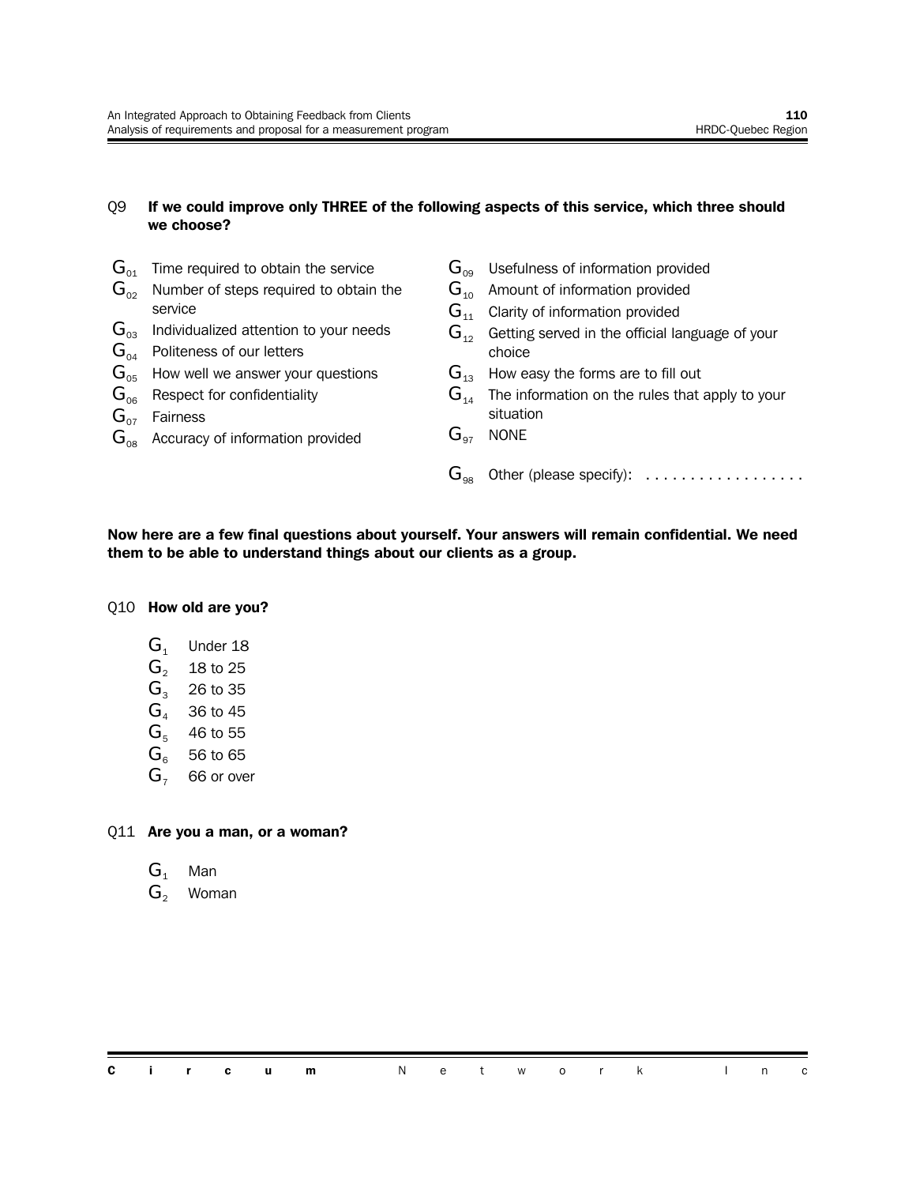Q9 **If we could improve only THREE of the following aspects of this service, which three should we choose?**

- $G_{01}$ Time required to obtain the service
- $G_{02}$ Number of steps required to obtain the service
- $G_{03}$ Individualized attention to your needs
- $G_{04}$ Politeness of our letters
- $G_{05}$ How well we answer your questions
- $G_{06}$ Respect for confidentiality
- $G_{07}$ Fairness
- $G_{08}$ Accuracy of information provided
- $G_{09}$ Usefulness of information provided
- $G_{10}$ Amount of information provided
- $G_{11}$ Clarity of information provided
- $G_{12}$ Getting served in the official language of your choice
- $G_{13}$ How easy the forms are to fill out
- $G_{14}$ The information on the rules that apply to your situation
- $G_{97}$ NONE
- $G_{98}$ Other (please specify): . . . . . . . . . . . . . . . . . .

**Now here are a few final questions about yourself. Your answers will remain confidential. We need them to be able to understand things about our clients as a group.**

Q10 **How old are you?**

- $G_1$ Under 18
- $G_2$ 18 to 25
- $G_3$ 26 to 35
- $G_4$ 36 to 45
- $G_5$ 46 to 55
- $G_6$ 56 to 65
- $G_7$ 66 or over

Q11 **Are you a man, or a woman?**

- $G_1$ Man
- $G_2$ Woman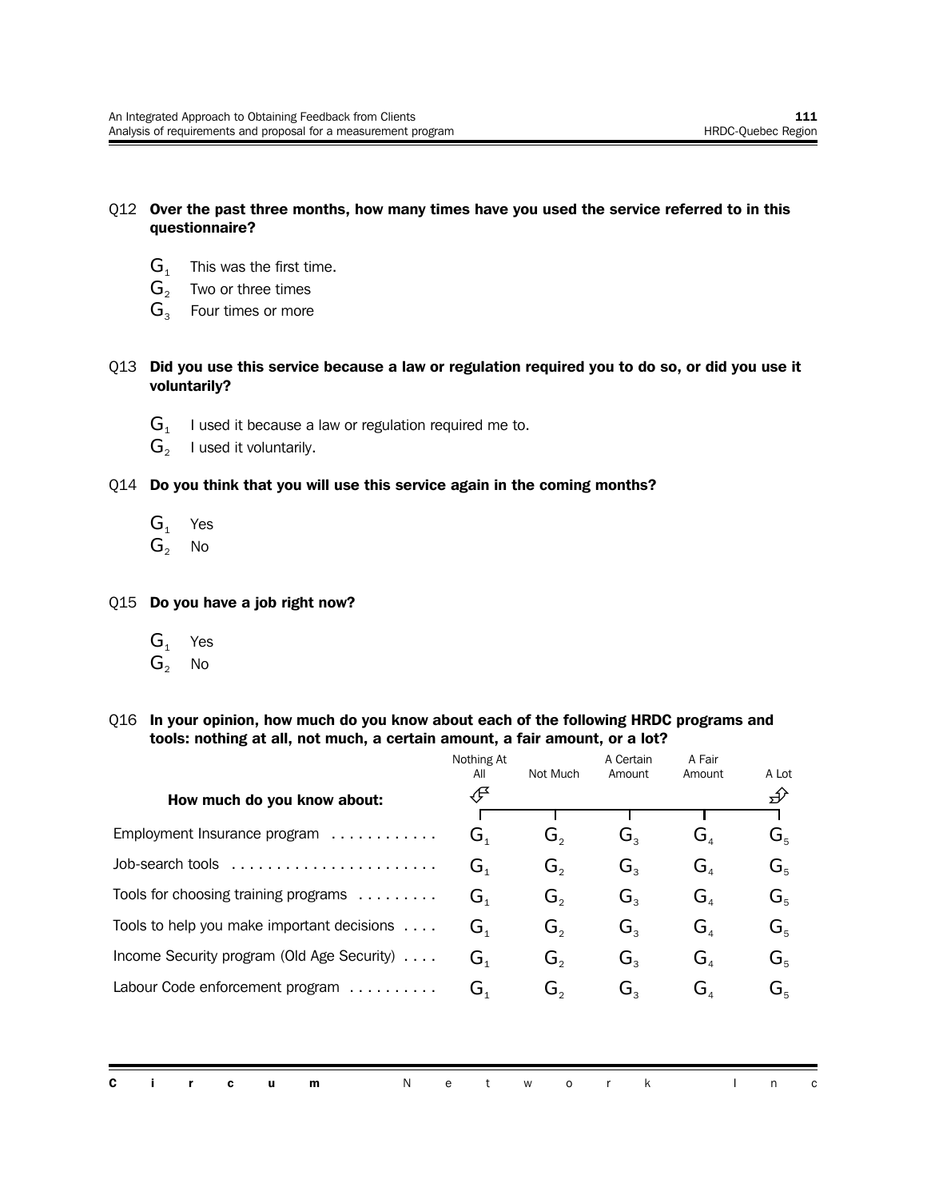Q12 **Over the past three months, how many times have you used the service referred to in this questionnaire?**

- $G_1$ This was the first time.
- $G_2$ Two or three times
- $G_3$ Four times or more

Q13 **Did you use this service because a law or regulation required you to do so, or did you use it voluntarily?**

- $G_1$ I used it because a law or regulation required me to.
- $G_2$ I used it voluntarily.

Q14 **Do you think that you will use this service again in the coming months?**

- $G_1$ Yes
- $G_2$ No

Q15 **Do you have a job right now?**

- $G_1$ Yes
- $G_2$ No

Q16 **In your opinion, how much do you know about each of the following HRDC programs and tools: nothing at all, not much, a certain amount, a fair amount, or a lot?**

| How much do you know about: | Nothing At All | Not Much | A Certain Amount | A Fair Amount | A Lot |
|---|---|---|---|---|---|
| Employment Insurance program | $G_1$ | $G_2$ | $G_3$ | $G_4$ | $G_5$ |
| Job-search tools | $G_1$ | $G_2$ | $G_3$ | $G_4$ | $G_5$ |
| Tools for choosing training programs | $G_1$ | $G_2$ | $G_3$ | $G_4$ | $G_5$ |
| Tools to help you make important decisions | $G_1$ | $G_2$ | $G_3$ | $G_4$ | $G_5$ |
| Income Security program (Old Age Security) | $G_1$ | $G_2$ | $G_3$ | $G_4$ | $G_5$ |
| Labour Code enforcement program | $G_1$ | $G_2$ | $G_3$ | $G_4$ | $G_5$ |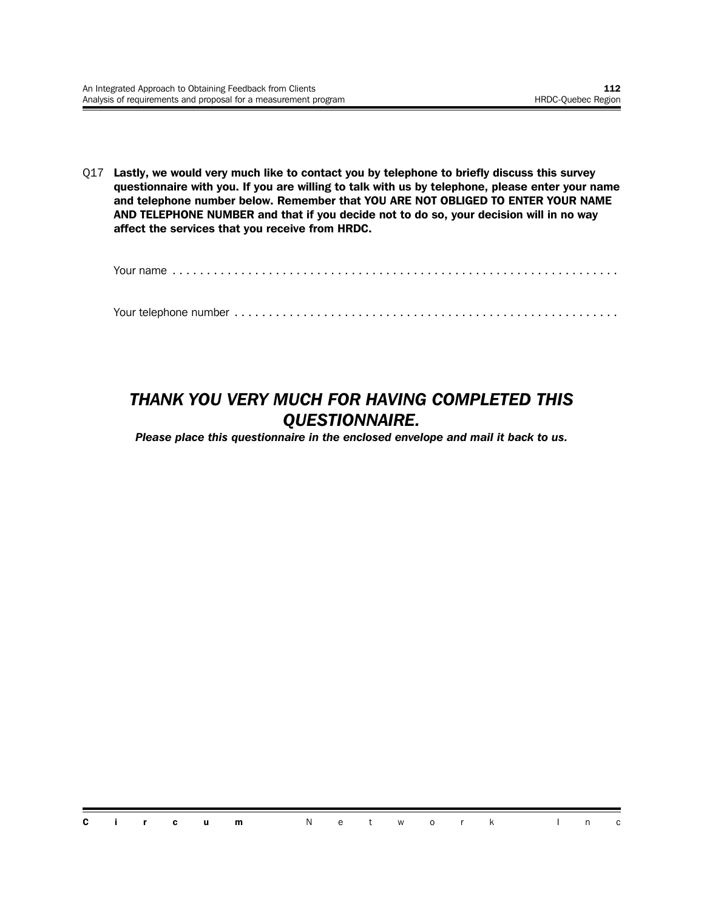Q17 **Lastly, we would very much like to contact you by telephone to briefly discuss this survey questionnaire with you. If you are willing to talk with us by telephone, please enter your name and telephone number below. Remember that YOU ARE NOT OBLIGED TO ENTER YOUR NAME AND TELEPHONE NUMBER and that if you decide not to do so, your decision will in no way affect the services that you receive from HRDC.**

Your name . . . . . . . . . . . . . . . . . . . . . . . . . . . . . . . . . . . . . . . . . . . . . . . . . . . . . . . . . . . . . . . .

Your telephone number . . . . . . . . . . . . . . . . . . . . . . . . . . . . . . . . . . . . . . . . . . . . . . . . . . . . . . . .

***THANK YOU VERY MUCH FOR HAVING COMPLETED THIS QUESTIONNAIRE.***

***Please place this questionnaire in the enclosed envelope and mail it back to us.***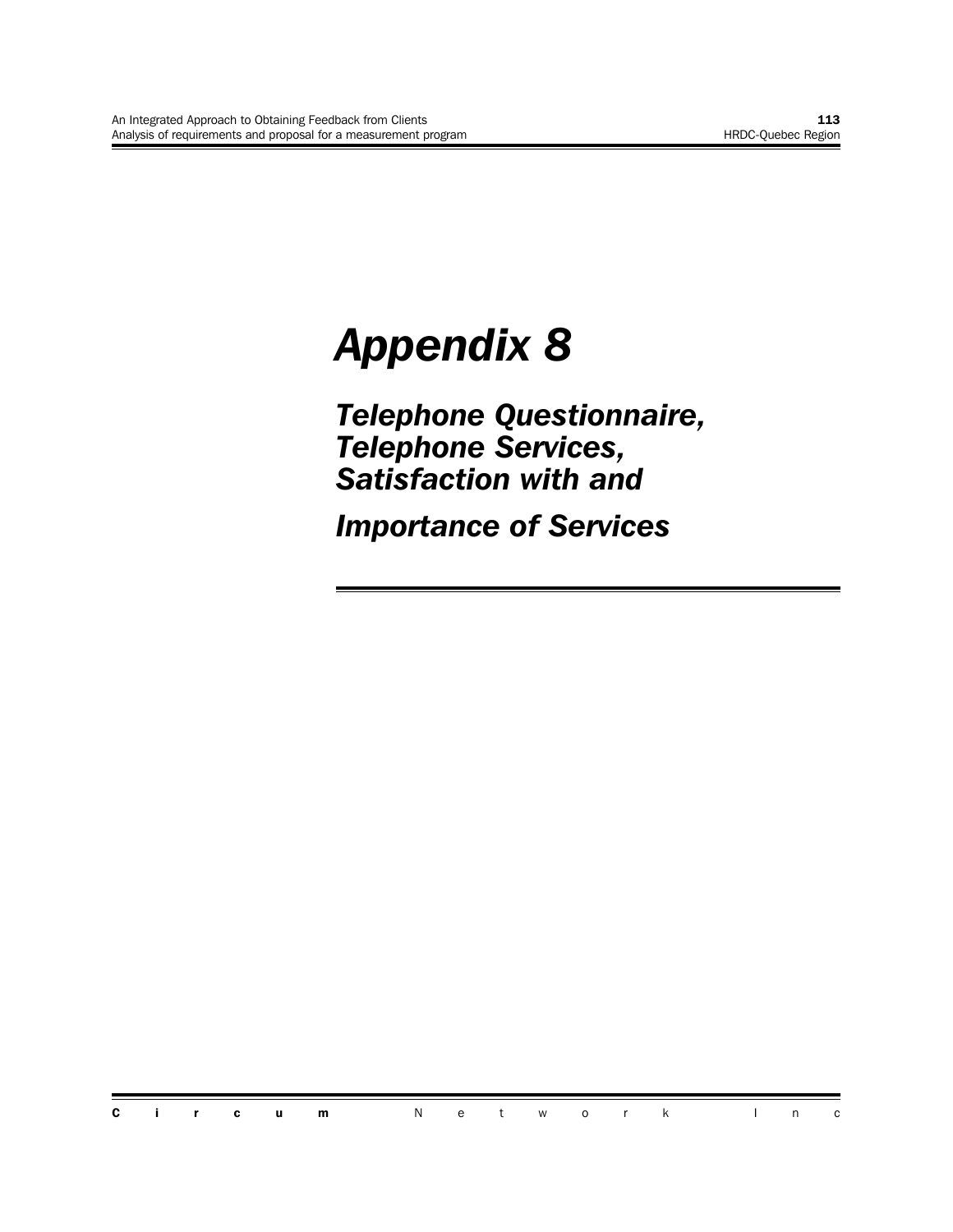# Appendix 8

## Telephone Questionnaire, Telephone Services, Satisfaction with and Importance of Services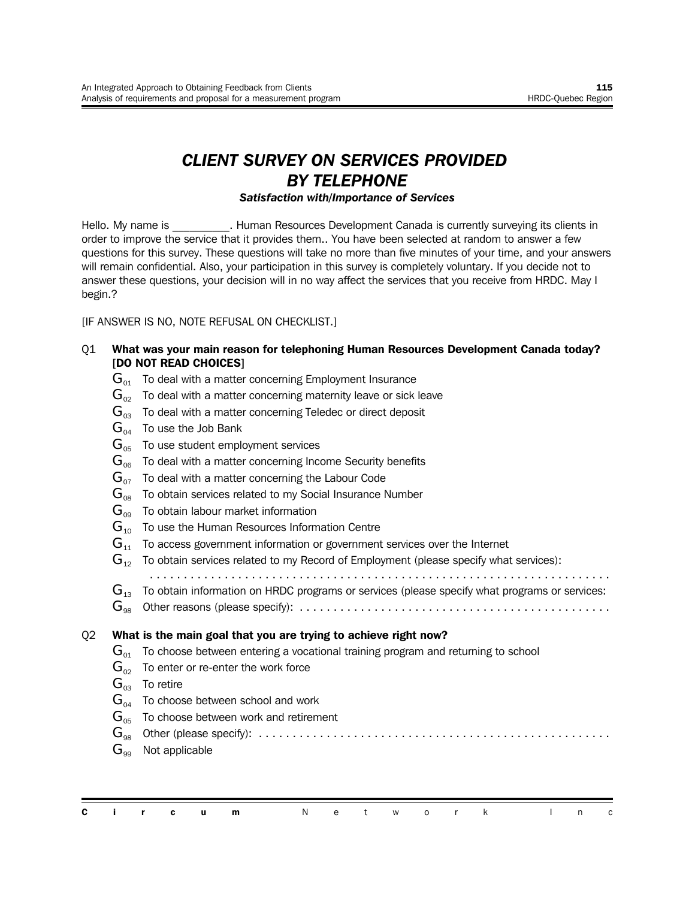# *CLIENT SURVEY ON SERVICES PROVIDED BY TELEPHONE*

### *Satisfaction with/Importance of Services*

Hello. My name is _________. Human Resources Development Canada is currently surveying its clients in order to improve the service that it provides them.. You have been selected at random to answer a few questions for this survey. These questions will take no more than five minutes of your time, and your answers will remain confidential. Also, your participation in this survey is completely voluntary. If you decide not to answer these questions, your decision will in no way affect the services that you receive from HRDC. May I begin.?

[IF ANSWER IS NO, NOTE REFUSAL ON CHECKLIST.]

Q1 **What was your main reason for telephoning Human Resources Development Canada today? [DO NOT READ CHOICES]**

- $G_{01}$ To deal with a matter concerning Employment Insurance
- $G_{02}$ To deal with a matter concerning maternity leave or sick leave
- $G_{03}$ To deal with a matter concerning Teledec or direct deposit
- $G_{04}$ To use the Job Bank
- $G_{05}$ To use student employment services
- $G_{06}$ To deal with a matter concerning Income Security benefits
- $G_{07}$ To deal with a matter concerning the Labour Code
- $G_{08}$ To obtain services related to my Social Insurance Number
- $G_{09}$ To obtain labour market information
- $G_{10}$ To use the Human Resources Information Centre
- $G_{11}$ To access government information or government services over the Internet
- $G_{12}$ To obtain services related to my Record of Employment (please specify what services): . . . . . . . . . . . . . . . . . . . . . . . . . . . . . . . . . . . . . . . . . . . . . . . . . . . . . . . . . . . . . . . .
- $G_{13}$ To obtain information on HRDC programs or services (please specify what programs or services:
- $G_{98}$ Other reasons (please specify): . . . . . . . . . . . . . . . . . . . . . . . . . . . . . . . . . . . . . . . . . . . . .

Q2 **What is the main goal that you are trying to achieve right now?**

- $G_{01}$ To choose between entering a vocational training program and returning to school
- $G_{02}$ To enter or re-enter the work force
- $G_{03}$ To retire
- $G_{04}$ To choose between school and work
- $G_{05}$ To choose between work and retirement
- $G_{98}$ Other (please specify): . . . . . . . . . . . . . . . . . . . . . . . . . . . . . . . . . . . . . . . . . . . . . . . . . . . .
- $G_{99}$ Not applicable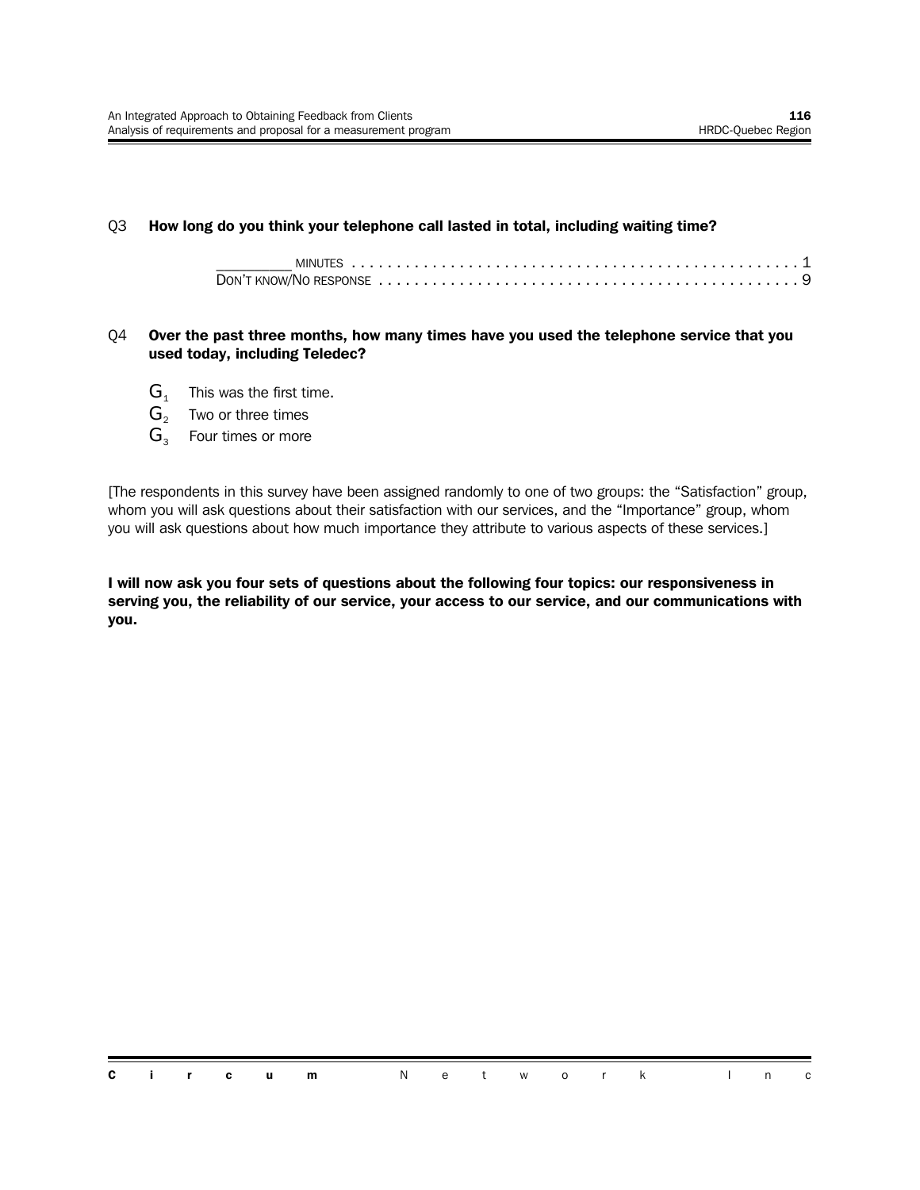Q3 **How long do you think your telephone call lasted in total, including waiting time?**

_________ MINUTES . . . . . . . . . . . . . . . . . . . . . . . . . . . . . . . . . . . . . . . . . . . . . . . . 1
DON'T KNOW/NO RESPONSE . . . . . . . . . . . . . . . . . . . . . . . . . . . . . . . . . . . . . . . . . . . . 9

Q4 **Over the past three months, how many times have you used the telephone service that you used today, including Teledec?**

$G_1$ This was the first time.
$G_2$ Two or three times
$G_3$ Four times or more

[The respondents in this survey have been assigned randomly to one of two groups: the "Satisfaction" group, whom you will ask questions about their satisfaction with our services, and the "Importance" group, whom you will ask questions about how much importance they attribute to various aspects of these services.]

**I will now ask you four sets of questions about the following four topics: our responsiveness in serving you, the reliability of our service, your access to our service, and our communications with you.**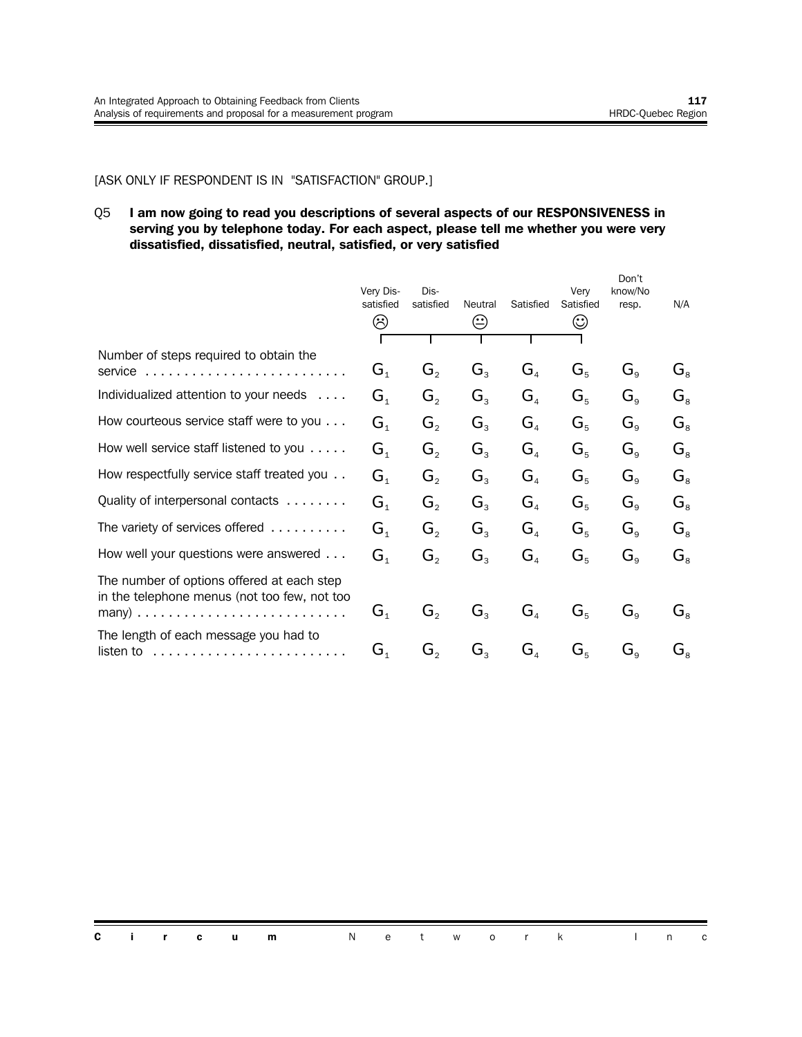[ASK ONLY IF RESPONDENT IS IN "SATISFACTION" GROUP.]

Q5 **I am now going to read you descriptions of several aspects of our RESPONSIVENESS in serving you by telephone today. For each aspect, please tell me whether you were very dissatisfied, dissatisfied, neutral, satisfied, or very satisfied**

| | Very Dis-satisfied ☹ | Dis-satisfied | Neutral 😐 | Satisfied | Very Satisfied ☺ | Don't know/No resp. | N/A |
|---|---|---|---|---|---|---|---|
| Number of steps required to obtain the service | $G_1$ | $G_2$ | $G_3$ | $G_4$ | $G_5$ | $G_9$ | $G_8$ |
| Individualized attention to your needs | $G_1$ | $G_2$ | $G_3$ | $G_4$ | $G_5$ | $G_9$ | $G_8$ |
| How courteous service staff were to you | $G_1$ | $G_2$ | $G_3$ | $G_4$ | $G_5$ | $G_9$ | $G_8$ |
| How well service staff listened to you | $G_1$ | $G_2$ | $G_3$ | $G_4$ | $G_5$ | $G_9$ | $G_8$ |
| How respectfully service staff treated you | $G_1$ | $G_2$ | $G_3$ | $G_4$ | $G_5$ | $G_9$ | $G_8$ |
| Quality of interpersonal contacts | $G_1$ | $G_2$ | $G_3$ | $G_4$ | $G_5$ | $G_9$ | $G_8$ |
| The variety of services offered | $G_1$ | $G_2$ | $G_3$ | $G_4$ | $G_5$ | $G_9$ | $G_8$ |
| How well your questions were answered | $G_1$ | $G_2$ | $G_3$ | $G_4$ | $G_5$ | $G_9$ | $G_8$ |
| The number of options offered at each step in the telephone menus (not too few, not too many) | $G_1$ | $G_2$ | $G_3$ | $G_4$ | $G_5$ | $G_9$ | $G_8$ |
| The length of each message you had to listen to | $G_1$ | $G_2$ | $G_3$ | $G_4$ | $G_5$ | $G_9$ | $G_8$ |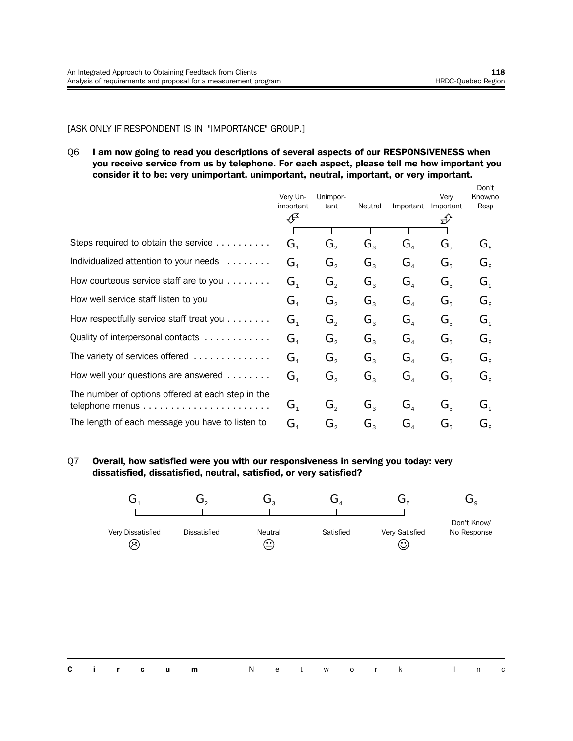[ASK ONLY IF RESPONDENT IS IN "IMPORTANCE" GROUP.]

Q6 **I am now going to read you descriptions of several aspects of our RESPONSIVENESS when you receive service from us by telephone. For each aspect, please tell me how important you consider it to be: very unimportant, unimportant, neutral, important, or very important.**

| | Very Unimportant | Unimportant | Neutral | Important | Very Important | Don't Know/no Resp |
|---|---|---|---|---|---|---|
| Steps required to obtain the service | $G_1$ | $G_2$ | $G_3$ | $G_4$ | $G_5$ | $G_9$ |
| Individualized attention to your needs | $G_1$ | $G_2$ | $G_3$ | $G_4$ | $G_5$ | $G_9$ |
| How courteous service staff are to you | $G_1$ | $G_2$ | $G_3$ | $G_4$ | $G_5$ | $G_9$ |
| How well service staff listen to you | $G_1$ | $G_2$ | $G_3$ | $G_4$ | $G_5$ | $G_9$ |
| How respectfully service staff treat you | $G_1$ | $G_2$ | $G_3$ | $G_4$ | $G_5$ | $G_9$ |
| Quality of interpersonal contacts | $G_1$ | $G_2$ | $G_3$ | $G_4$ | $G_5$ | $G_9$ |
| The variety of services offered | $G_1$ | $G_2$ | $G_3$ | $G_4$ | $G_5$ | $G_9$ |
| How well your questions are answered | $G_1$ | $G_2$ | $G_3$ | $G_4$ | $G_5$ | $G_9$ |
| The number of options offered at each step in the telephone menus | $G_1$ | $G_2$ | $G_3$ | $G_4$ | $G_5$ | $G_9$ |
| The length of each message you have to listen to | $G_1$ | $G_2$ | $G_3$ | $G_4$ | $G_5$ | $G_9$ |

Q7 **Overall, how satisfied were you with our responsiveness in serving you today: very dissatisfied, dissatisfied, neutral, satisfied, or very satisfied?**

| $G_1$ | $G_2$ | $G_3$ | $G_4$ | $G_5$ | $G_9$ |
|---|---|---|---|---|---|
| Very Dissatisfied ☹ | Dissatisfied | Neutral 😐 | Satisfied | Very Satisfied ☺ | Don't Know/ No Response |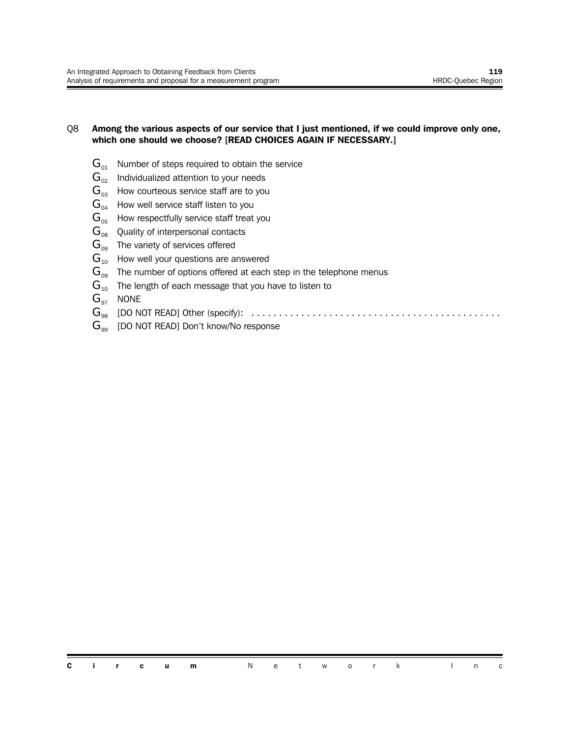Q8 **Among the various aspects of our service that I just mentioned, if we could improve only one, which one should we choose? [READ CHOICES AGAIN IF NECESSARY.]**

- $G_{01}$ Number of steps required to obtain the service
- $G_{02}$ Individualized attention to your needs
- $G_{03}$ How courteous service staff are to you
- $G_{04}$ How well service staff listen to you
- $G_{05}$ How respectfully service staff treat you
- $G_{08}$ Quality of interpersonal contacts
- $G_{09}$ The variety of services offered
- $G_{10}$ How well your questions are answered
- $G_{09}$ The number of options offered at each step in the telephone menus
- $G_{10}$ The length of each message that you have to listen to
- $G_{97}$ NONE
- $G_{98}$ [DO NOT READ] Other (specify): . . . . . . . . . . . . . . . . . . . . . . . . . . . . . . . . . . . . . . . . . . . .
- $G_{99}$ [DO NOT READ] Don't know/No response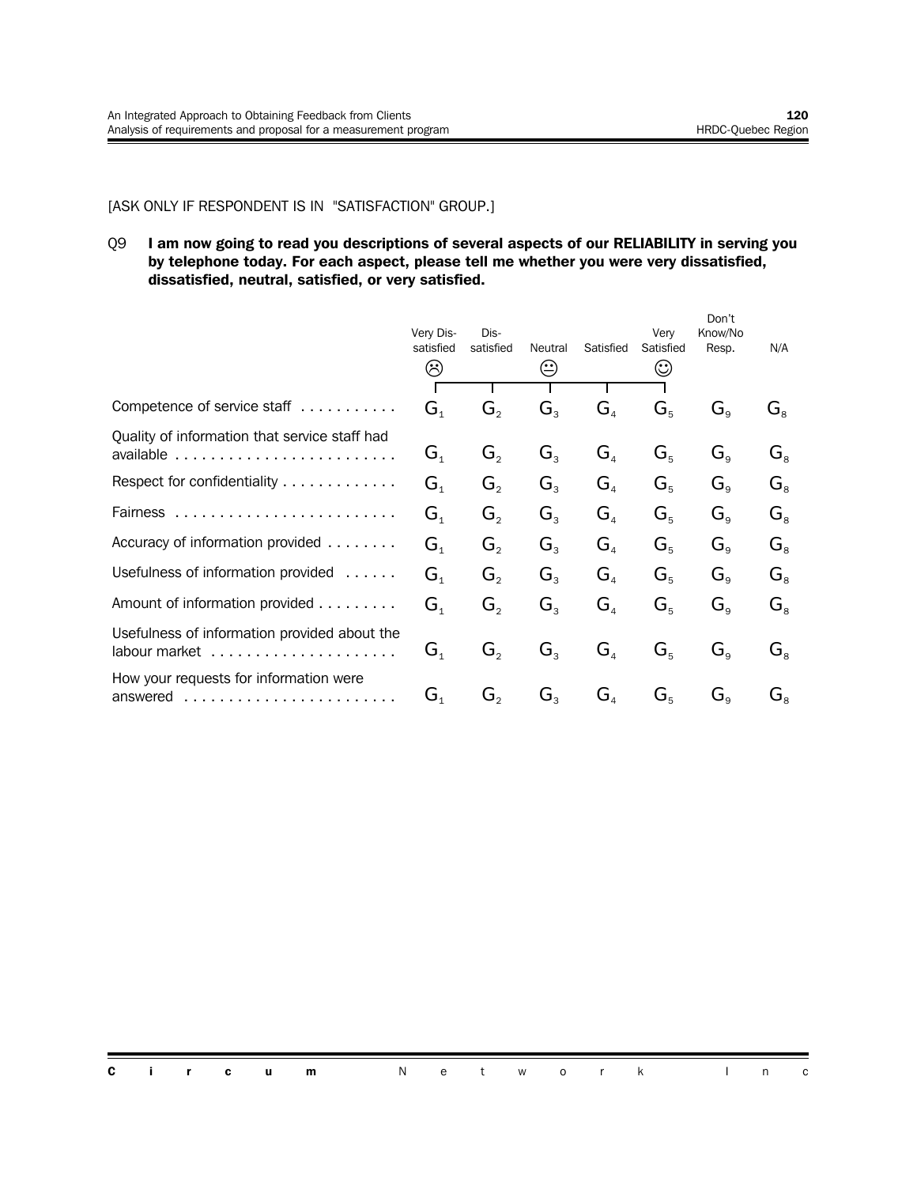[ASK ONLY IF RESPONDENT IS IN "SATISFACTION" GROUP.]

Q9 **I am now going to read you descriptions of several aspects of our RELIABILITY in serving you by telephone today. For each aspect, please tell me whether you were very dissatisfied, dissatisfied, neutral, satisfied, or very satisfied.**

| | Very Dis-satisfied ☹ | Dis-satisfied | Neutral 😐 | Satisfied | Very Satisfied ☺ | Don't Know/No Resp. | N/A |
|---|---|---|---|---|---|---|---|
| Competence of service staff | $G_1$ | $G_2$ | $G_3$ | $G_4$ | $G_5$ | $G_9$ | $G_8$ |
| Quality of information that service staff had available | $G_1$ | $G_2$ | $G_3$ | $G_4$ | $G_5$ | $G_9$ | $G_8$ |
| Respect for confidentiality | $G_1$ | $G_2$ | $G_3$ | $G_4$ | $G_5$ | $G_9$ | $G_8$ |
| Fairness | $G_1$ | $G_2$ | $G_3$ | $G_4$ | $G_5$ | $G_9$ | $G_8$ |
| Accuracy of information provided | $G_1$ | $G_2$ | $G_3$ | $G_4$ | $G_5$ | $G_9$ | $G_8$ |
| Usefulness of information provided | $G_1$ | $G_2$ | $G_3$ | $G_4$ | $G_5$ | $G_9$ | $G_8$ |
| Amount of information provided | $G_1$ | $G_2$ | $G_3$ | $G_4$ | $G_5$ | $G_9$ | $G_8$ |
| Usefulness of information provided about the labour market | $G_1$ | $G_2$ | $G_3$ | $G_4$ | $G_5$ | $G_9$ | $G_8$ |
| How your requests for information were answered | $G_1$ | $G_2$ | $G_3$ | $G_4$ | $G_5$ | $G_9$ | $G_8$ |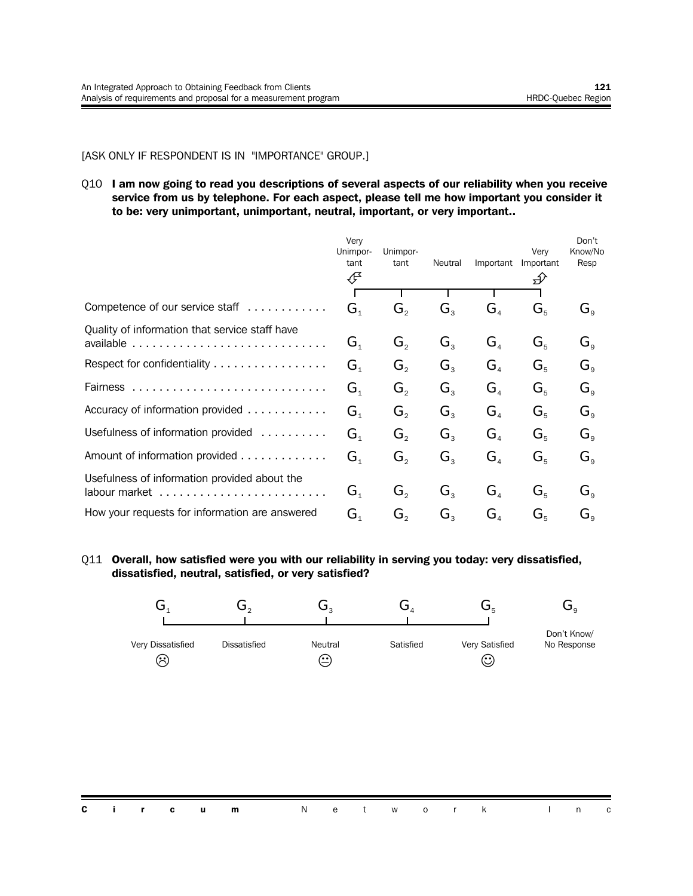[ASK ONLY IF RESPONDENT IS IN "IMPORTANCE" GROUP.]

Q10 **I am now going to read you descriptions of several aspects of our reliability when you receive service from us by telephone. For each aspect, please tell me how important you consider it to be: very unimportant, unimportant, neutral, important, or very important..**

| | Very Unimportant | Unimportant | Neutral | Important | Very Important | Don't Know/No Resp |
|---|---|---|---|---|---|---|
| Competence of our service staff | $G_1$ | $G_2$ | $G_3$ | $G_4$ | $G_5$ | $G_9$ |
| Quality of information that service staff have available | $G_1$ | $G_2$ | $G_3$ | $G_4$ | $G_5$ | $G_9$ |
| Respect for confidentiality | $G_1$ | $G_2$ | $G_3$ | $G_4$ | $G_5$ | $G_9$ |
| Fairness | $G_1$ | $G_2$ | $G_3$ | $G_4$ | $G_5$ | $G_9$ |
| Accuracy of information provided | $G_1$ | $G_2$ | $G_3$ | $G_4$ | $G_5$ | $G_9$ |
| Usefulness of information provided | $G_1$ | $G_2$ | $G_3$ | $G_4$ | $G_5$ | $G_9$ |
| Amount of information provided | $G_1$ | $G_2$ | $G_3$ | $G_4$ | $G_5$ | $G_9$ |
| Usefulness of information provided about the labour market | $G_1$ | $G_2$ | $G_3$ | $G_4$ | $G_5$ | $G_9$ |
| How your requests for information are answered | $G_1$ | $G_2$ | $G_3$ | $G_4$ | $G_5$ | $G_9$ |

Q11 **Overall, how satisfied were you with our reliability in serving you today: very dissatisfied, dissatisfied, neutral, satisfied, or very satisfied?**

| $G_1$ | $G_2$ | $G_3$ | $G_4$ | $G_5$ | $G_9$ |
|---|---|---|---|---|---|
| Very Dissatisfied ☹ | Dissatisfied | Neutral 😐 | Satisfied | Very Satisfied ☺ | Don't Know/ No Response |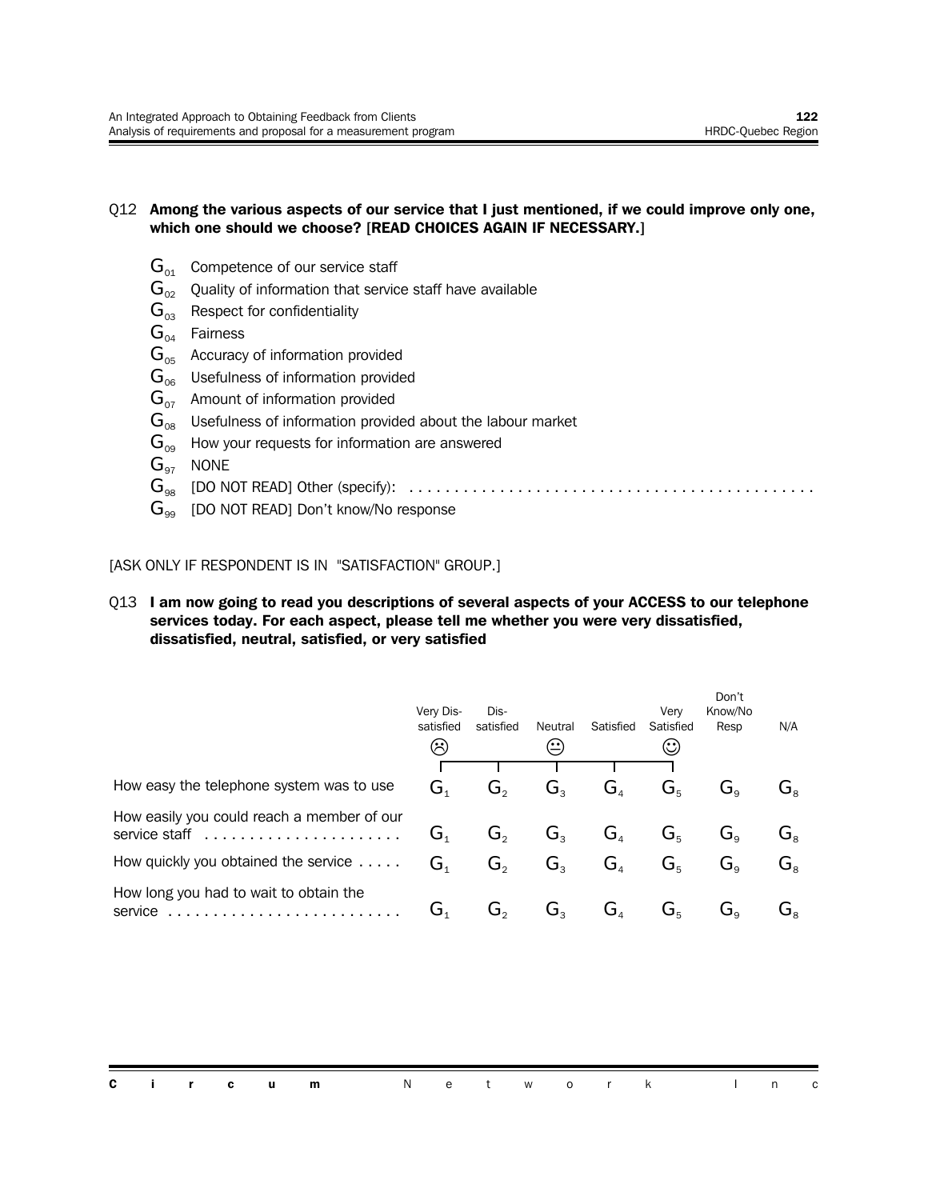Q12 **Among the various aspects of our service that I just mentioned, if we could improve only one, which one should we choose? [READ CHOICES AGAIN IF NECESSARY.]**

- $G_{01}$ Competence of our service staff
- $G_{02}$ Quality of information that service staff have available
- $G_{03}$ Respect for confidentiality
- $G_{04}$ Fairness
- $G_{05}$ Accuracy of information provided
- $G_{06}$ Usefulness of information provided
- $G_{07}$ Amount of information provided
- $G_{08}$ Usefulness of information provided about the labour market
- $G_{09}$ How your requests for information are answered
- $G_{97}$ NONE
- $G_{98}$ [DO NOT READ] Other (specify): . . . . . . . . . . . . . . . . . . . . . . . . . . . . . . . . . . . . . . . . . . . . .
- $G_{99}$ [DO NOT READ] Don't know/No response

[ASK ONLY IF RESPONDENT IS IN "SATISFACTION" GROUP.]

Q13 **I am now going to read you descriptions of several aspects of your ACCESS to our telephone services today. For each aspect, please tell me whether you were very dissatisfied, dissatisfied, neutral, satisfied, or very satisfied**

| | Very Dis-satisfied ☹ | Dis-satisfied | Neutral 😐 | Satisfied | Very Satisfied ☺ | Don't Know/No Resp | N/A |
|---|---|---|---|---|---|---|---|
| How easy the telephone system was to use | $G_1$ | $G_2$ | $G_3$ | $G_4$ | $G_5$ | $G_9$ | $G_8$ |
| How easily you could reach a member of our service staff . . . . . . . . . . . . . . . . . . . . . . | $G_1$ | $G_2$ | $G_3$ | $G_4$ | $G_5$ | $G_9$ | $G_8$ |
| How quickly you obtained the service . . . . . | $G_1$ | $G_2$ | $G_3$ | $G_4$ | $G_5$ | $G_9$ | $G_8$ |
| How long you had to wait to obtain the service . . . . . . . . . . . . . . . . . . . . . . . . . | $G_1$ | $G_2$ | $G_3$ | $G_4$ | $G_5$ | $G_9$ | $G_8$ |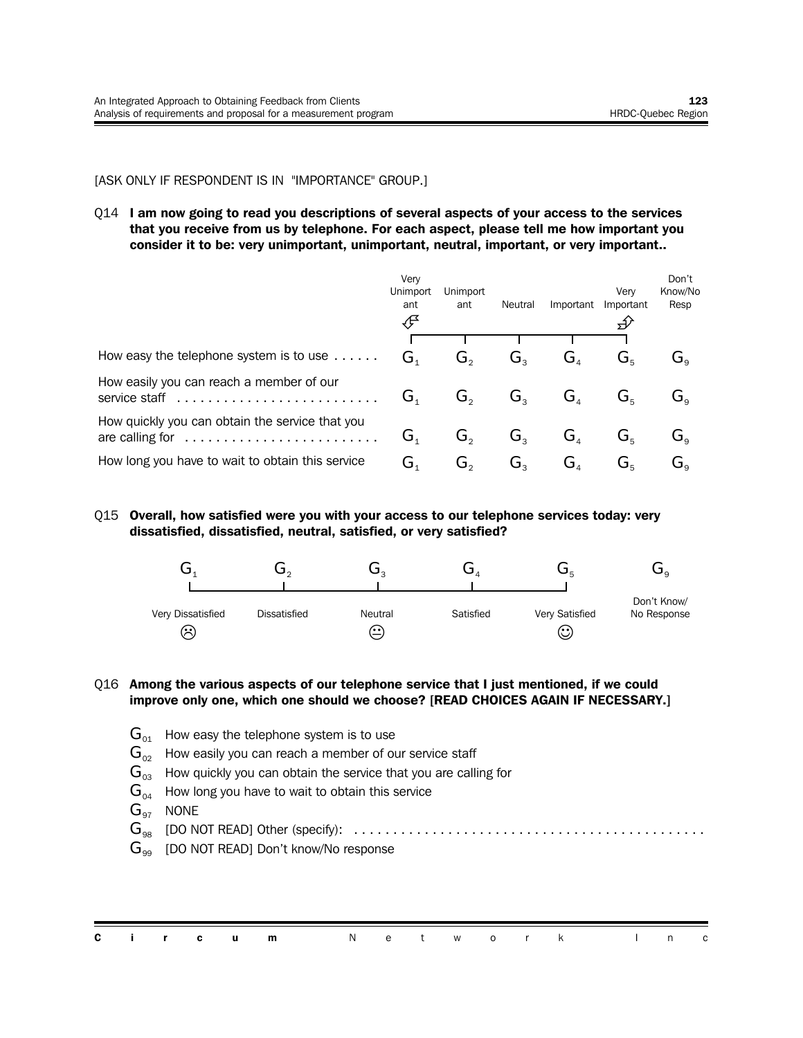[ASK ONLY IF RESPONDENT IS IN "IMPORTANCE" GROUP.]

Q14 **I am now going to read you descriptions of several aspects of your access to the services that you receive from us by telephone. For each aspect, please tell me how important you consider it to be: very unimportant, unimportant, neutral, important, or very important..**

| | Very Unimportant | Unimportant | Neutral | Important | Very Important | Don't Know/No Resp |
|---|---|---|---|---|---|---|
| How easy the telephone system is to use | $G_1$ | $G_2$ | $G_3$ | $G_4$ | $G_5$ | $G_9$ |
| How easily you can reach a member of our service staff | $G_1$ | $G_2$ | $G_3$ | $G_4$ | $G_5$ | $G_9$ |
| How quickly you can obtain the service that you are calling for | $G_1$ | $G_2$ | $G_3$ | $G_4$ | $G_5$ | $G_9$ |
| How long you have to wait to obtain this service | $G_1$ | $G_2$ | $G_3$ | $G_4$ | $G_5$ | $G_9$ |

Q15 **Overall, how satisfied were you with your access to our telephone services today: very dissatisfied, dissatisfied, neutral, satisfied, or very satisfied?**

| $G_1$ | $G_2$ | $G_3$ | $G_4$ | $G_5$ | $G_9$ |
|---|---|---|---|---|---|
| Very Dissatisfied ☹ | Dissatisfied | Neutral 😐 | Satisfied | Very Satisfied ☺ | Don't Know/ No Response |

Q16 **Among the various aspects of our telephone service that I just mentioned, if we could improve only one, which one should we choose? [READ CHOICES AGAIN IF NECESSARY.]**

- $G_{01}$ How easy the telephone system is to use
- $G_{02}$ How easily you can reach a member of our service staff
- $G_{03}$ How quickly you can obtain the service that you are calling for
- $G_{04}$ How long you have to wait to obtain this service
- $G_{97}$ NONE
- $G_{98}$ [DO NOT READ] Other (specify): . . . . . . . . . . . . . . . . . . . . . . . . . . . . . . . . . . . . . . . . . . . . .
- $G_{99}$ [DO NOT READ] Don't know/No response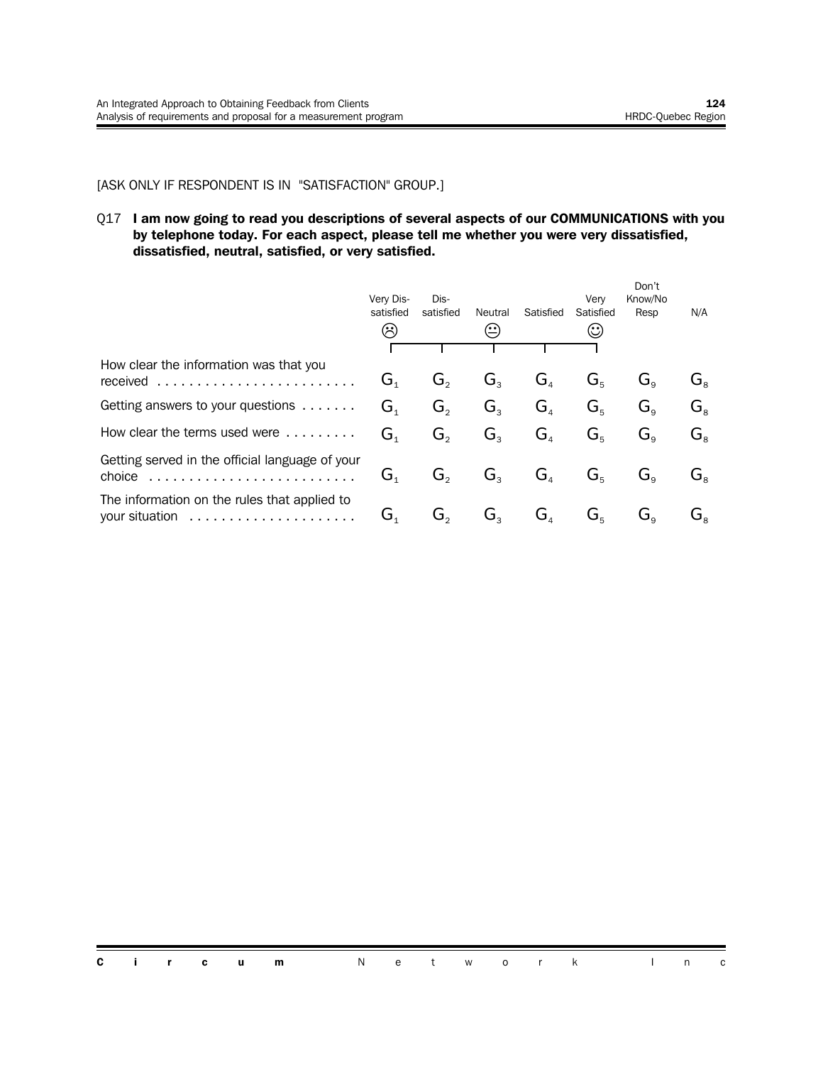[ASK ONLY IF RESPONDENT IS IN "SATISFACTION" GROUP.]

Q17 **I am now going to read you descriptions of several aspects of our COMMUNICATIONS with you by telephone today. For each aspect, please tell me whether you were very dissatisfied, dissatisfied, neutral, satisfied, or very satisfied.**

| | Very Dis-satisfied ☹ | Dis-satisfied | Neutral 😐 | Satisfied | Very Satisfied ☺ | Don't Know/No Resp | N/A |
|---|---|---|---|---|---|---|---|
| How clear the information was that you received | $G_1$ | $G_2$ | $G_3$ | $G_4$ | $G_5$ | $G_9$ | $G_8$ |
| Getting answers to your questions | $G_1$ | $G_2$ | $G_3$ | $G_4$ | $G_5$ | $G_9$ | $G_8$ |
| How clear the terms used were | $G_1$ | $G_2$ | $G_3$ | $G_4$ | $G_5$ | $G_9$ | $G_8$ |
| Getting served in the official language of your choice | $G_1$ | $G_2$ | $G_3$ | $G_4$ | $G_5$ | $G_9$ | $G_8$ |
| The information on the rules that applied to your situation | $G_1$ | $G_2$ | $G_3$ | $G_4$ | $G_5$ | $G_9$ | $G_8$ |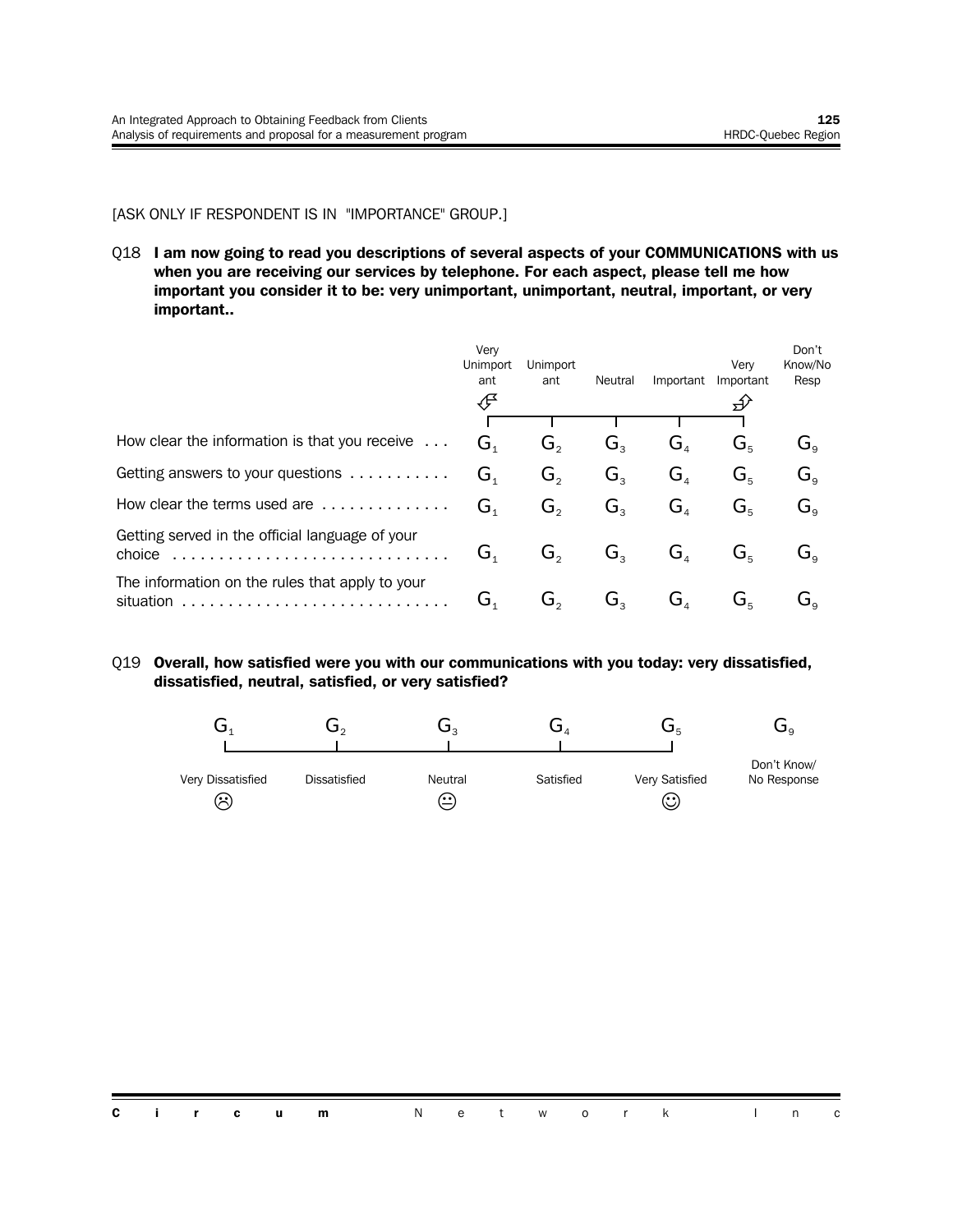[ASK ONLY IF RESPONDENT IS IN "IMPORTANCE" GROUP.]

Q18 **I am now going to read you descriptions of several aspects of your COMMUNICATIONS with us when you are receiving our services by telephone. For each aspect, please tell me how important you consider it to be: very unimportant, unimportant, neutral, important, or very important..**

| | Very Unimportant | Unimportant | Neutral | Important | Very Important | Don't Know/No Resp |
|---|---|---|---|---|---|---|
| How clear the information is that you receive | $G_1$ | $G_2$ | $G_3$ | $G_4$ | $G_5$ | $G_9$ |
| Getting answers to your questions | $G_1$ | $G_2$ | $G_3$ | $G_4$ | $G_5$ | $G_9$ |
| How clear the terms used are | $G_1$ | $G_2$ | $G_3$ | $G_4$ | $G_5$ | $G_9$ |
| Getting served in the official language of your choice | $G_1$ | $G_2$ | $G_3$ | $G_4$ | $G_5$ | $G_9$ |
| The information on the rules that apply to your situation | $G_1$ | $G_2$ | $G_3$ | $G_4$ | $G_5$ | $G_9$ |

Q19 **Overall, how satisfied were you with our communications with you today: very dissatisfied, dissatisfied, neutral, satisfied, or very satisfied?**

| Very Dissatisfied ☹ | Dissatisfied | Neutral 😐 | Satisfied | Very Satisfied ☺ | Don't Know/ No Response |
|---|---|---|---|---|---|
| $G_1$ | $G_2$ | $G_3$ | $G_4$ | $G_5$ | $G_9$ |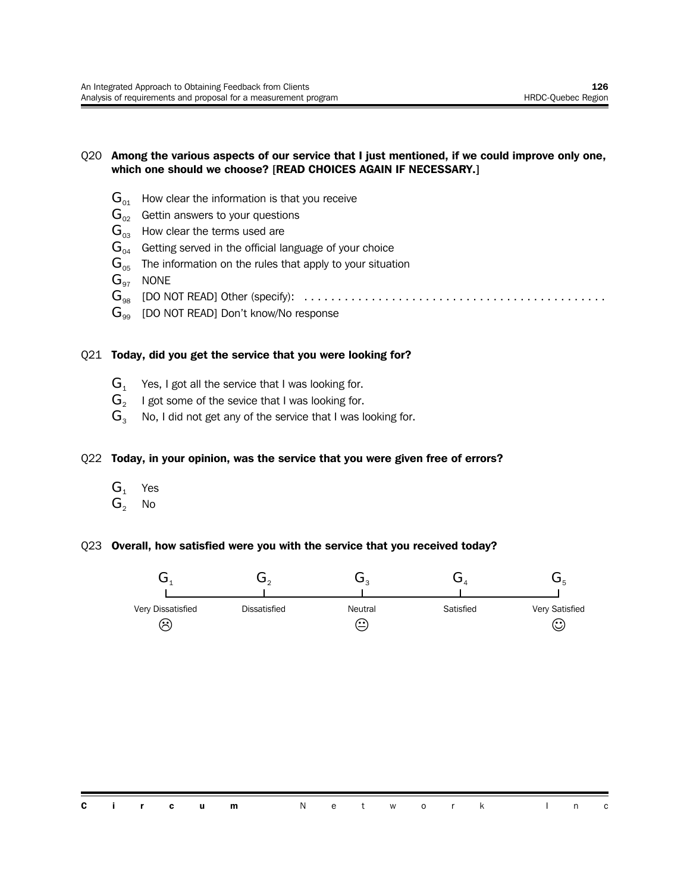Q20 **Among the various aspects of our service that I just mentioned, if we could improve only one, which one should we choose? [READ CHOICES AGAIN IF NECESSARY.]**

- $G_{01}$ How clear the information is that you receive
- $G_{02}$ Gettin answers to your questions
- $G_{03}$ How clear the terms used are
- $G_{04}$ Getting served in the official language of your choice
- $G_{05}$ The information on the rules that apply to your situation
- $G_{97}$ NONE
- $G_{98}$ [DO NOT READ] Other (specify): . . . . . . . . . . . . . . . . . . . . . . . . . . . . . . . . . . . . . . . . . . . . .
- $G_{99}$ [DO NOT READ] Don't know/No response

Q21 **Today, did you get the service that you were looking for?**

- $G_1$ Yes, I got all the service that I was looking for.
- $G_2$ I got some of the sevice that I was looking for.
- $G_3$ No, I did not get any of the service that I was looking for.

Q22 **Today, in your opinion, was the service that you were given free of errors?**

- $G_1$ Yes
- $G_2$ No

Q23 **Overall, how satisfied were you with the service that you received today?**

| $G_1$ | $G_2$ | $G_3$ | $G_4$ | $G_5$ |
|---|---|---|---|---|
| Very Dissatisfied ☹ | Dissatisfied | Neutral 😐 | Satisfied | Very Satisfied ☺ |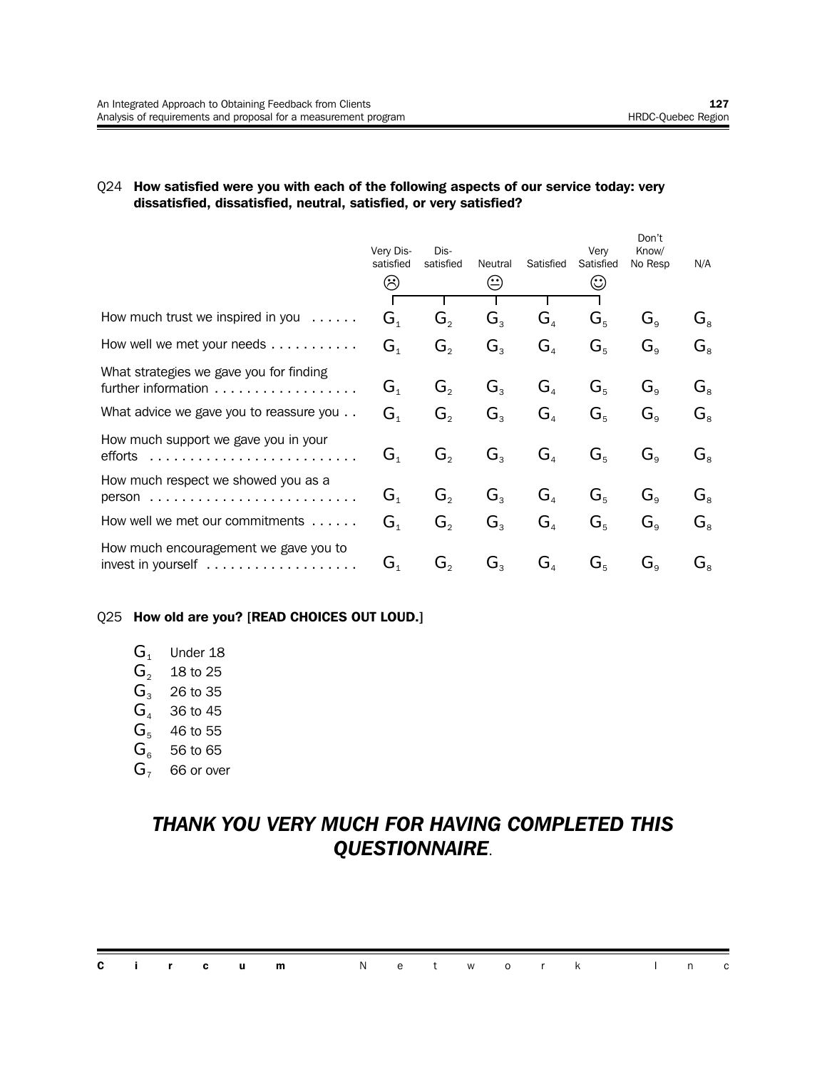Q24 **How satisfied were you with each of the following aspects of our service today: very dissatisfied, dissatisfied, neutral, satisfied, or very satisfied?**

| | Very Dis-satisfied ☹ | Dis-satisfied | Neutral 😐 | Satisfied | Very Satisfied ☺ | Don't Know/ No Resp | N/A |
|---|---|---|---|---|---|---|---|
| How much trust we inspired in you . . . . . . | $G_1$ | $G_2$ | $G_3$ | $G_4$ | $G_5$ | $G_9$ | $G_8$ |
| How well we met your needs . . . . . . . . . . . | $G_1$ | $G_2$ | $G_3$ | $G_4$ | $G_5$ | $G_9$ | $G_8$ |
| What strategies we gave you for finding further information . . . . . . . . . . . . . . . . . . | $G_1$ | $G_2$ | $G_3$ | $G_4$ | $G_5$ | $G_9$ | $G_8$ |
| What advice we gave you to reassure you . . | $G_1$ | $G_2$ | $G_3$ | $G_4$ | $G_5$ | $G_9$ | $G_8$ |
| How much support we gave you in your efforts . . . . . . . . . . . . . . . . . . . . . . . . . . | $G_1$ | $G_2$ | $G_3$ | $G_4$ | $G_5$ | $G_9$ | $G_8$ |
| How much respect we showed you as a person . . . . . . . . . . . . . . . . . . . . . . . . . . | $G_1$ | $G_2$ | $G_3$ | $G_4$ | $G_5$ | $G_9$ | $G_8$ |
| How well we met our commitments . . . . . . | $G_1$ | $G_2$ | $G_3$ | $G_4$ | $G_5$ | $G_9$ | $G_8$ |
| How much encouragement we gave you to invest in yourself . . . . . . . . . . . . . . . . . . . | $G_1$ | $G_2$ | $G_3$ | $G_4$ | $G_5$ | $G_9$ | $G_8$ |

Q25 **How old are you? [READ CHOICES OUT LOUD.]**

- $G_1$ Under 18
- $G_2$ 18 to 25
- $G_3$ 26 to 35
- $G_4$ 36 to 45
- $G_5$ 46 to 55
- $G_6$ 56 to 65
- $G_7$ 66 or over

***THANK YOU VERY MUCH FOR HAVING COMPLETED THIS QUESTIONNAIRE.***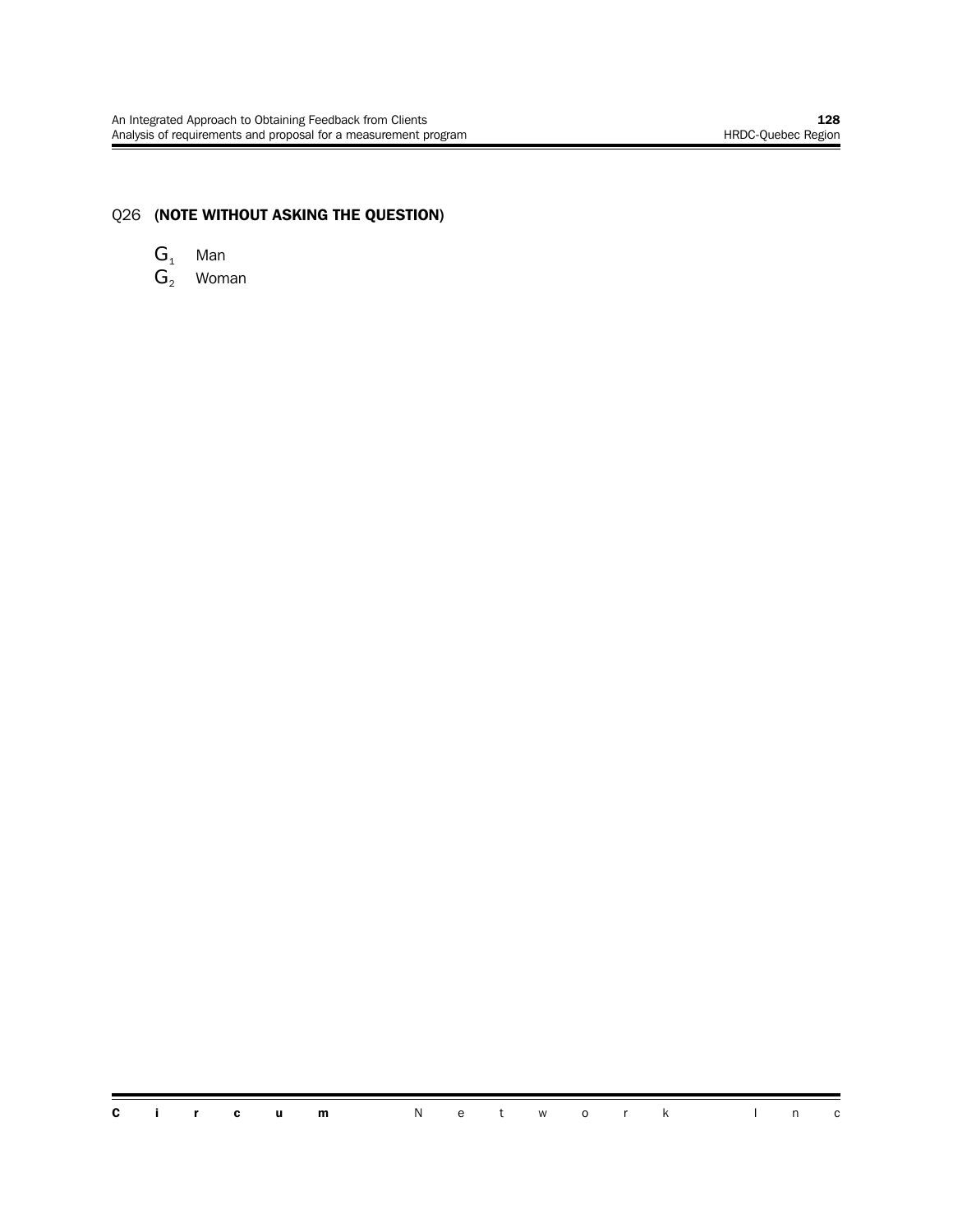Q26 **(NOTE WITHOUT ASKING THE QUESTION)**

- $G_1$ Man
- $G_2$ Woman